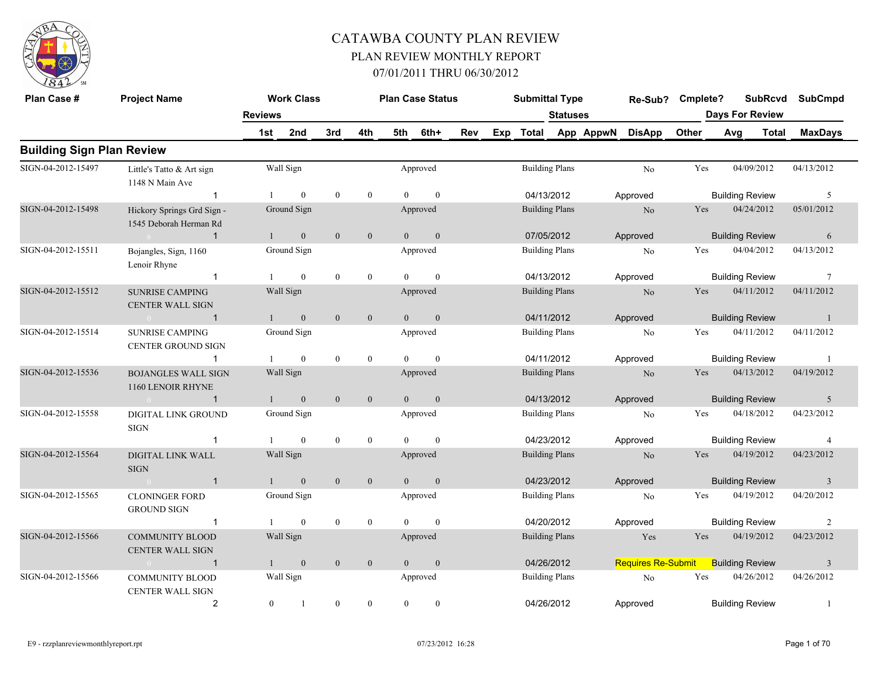# CATAWBA COUNTY PLAN REVIEW

## PLAN REVIEW MONTHLY REPORT

### 07/01/2011 THRU 06/30/2012

| Plan Case # | Project Name | Reviews | Work Class | | | Plan Case Status | | | | Submittal Type | Statuses | Re-Sub? | Cmplete? | SubRcvd | SubCmpd |
|---|---|---|---|---|---|---|---|---|---|---|---|---|---|---|---|
| | | 1st | 2nd | 3rd | 4th | 5th | 6th+ | Rev | Exp | Total | App AppwN | DisApp | Other | Days For Review Avg | Total MaxDays |

## Building Sign Plan Review

| Plan Case # | Project Name | Reviews | 1st | 2nd | 3rd | 4th | 5th | 6th+ | Work Class | Plan Case Status | Submittal Type | Total | Status | Re-Sub? | Cmplete? | SubRcvd | SubCmpd | Review | MaxDays |
|---|---|---|---|---|---|---|---|---|---|---|---|---|---|---|---|---|---|---|---|
| SIGN-04-2012-15497 | Little's Tatto & Art sign 1148 N Main Ave | 1 | 1 | 0 | 0 | 0 | 0 | 0 | Wall Sign | Approved | Building Plans | 04/13/2012 | Approved | No | Yes | 04/09/2012 | 04/13/2012 | Building Review | 5 |
| SIGN-04-2012-15498 | Hickory Springs Grd Sign - 1545 Deborah Herman Rd | 1 | 1 | 0 | 0 | 0 | 0 | 0 | Ground Sign | Approved | Building Plans | 07/05/2012 | Approved | No | Yes | 04/24/2012 | 05/01/2012 | Building Review | 6 |
| SIGN-04-2012-15511 | Bojangles, Sign, 1160 Lenoir Rhyne | 1 | 1 | 0 | 0 | 0 | 0 | 0 | Ground Sign | Approved | Building Plans | 04/13/2012 | Approved | No | Yes | 04/04/2012 | 04/13/2012 | Building Review | 7 |
| SIGN-04-2012-15512 | SUNRISE CAMPING CENTER WALL SIGN | 1 | 1 | 0 | 0 | 0 | 0 | 0 | Wall Sign | Approved | Building Plans | 04/11/2012 | Approved | No | Yes | 04/11/2012 | 04/11/2012 | Building Review | 1 |
| SIGN-04-2012-15514 | SUNRISE CAMPING CENTER GROUND SIGN | 1 | 1 | 0 | 0 | 0 | 0 | 0 | Ground Sign | Approved | Building Plans | 04/11/2012 | Approved | No | Yes | 04/11/2012 | 04/11/2012 | Building Review | 1 |
| SIGN-04-2012-15536 | BOJANGLES WALL SIGN 1160 LENOIR RHYNE | 1 | 1 | 0 | 0 | 0 | 0 | 0 | Wall Sign | Approved | Building Plans | 04/13/2012 | Approved | No | Yes | 04/13/2012 | 04/19/2012 | Building Review | 5 |
| SIGN-04-2012-15558 | DIGITAL LINK GROUND SIGN | 1 | 1 | 0 | 0 | 0 | 0 | 0 | Ground Sign | Approved | Building Plans | 04/23/2012 | Approved | No | Yes | 04/18/2012 | 04/23/2012 | Building Review | 4 |
| SIGN-04-2012-15564 | DIGITAL LINK WALL SIGN | 1 | 1 | 0 | 0 | 0 | 0 | 0 | Wall Sign | Approved | Building Plans | 04/23/2012 | Approved | No | Yes | 04/19/2012 | 04/23/2012 | Building Review | 3 |
| SIGN-04-2012-15565 | CLONINGER FORD GROUND SIGN | 1 | 1 | 0 | 0 | 0 | 0 | 0 | Ground Sign | Approved | Building Plans | 04/20/2012 | Approved | No | Yes | 04/19/2012 | 04/20/2012 | Building Review | 2 |
| SIGN-04-2012-15566 | COMMUNITY BLOOD CENTER WALL SIGN | 1 | 1 | 0 | 0 | 0 | 0 | 0 | Wall Sign | Approved | Building Plans | 04/26/2012 | Requires Re-Submit | Yes | Yes | 04/19/2012 | 04/23/2012 | Building Review | 3 |
| SIGN-04-2012-15566 | COMMUNITY BLOOD CENTER WALL SIGN | 2 | 0 | 1 | 0 | 0 | 0 | 0 | Wall Sign | Approved | Building Plans | 04/26/2012 | Approved | No | Yes | 04/26/2012 | 04/26/2012 | Building Review | 1 |

E9 - rzzplanreviewmonthlyreport.rpt 07/23/2012 16:28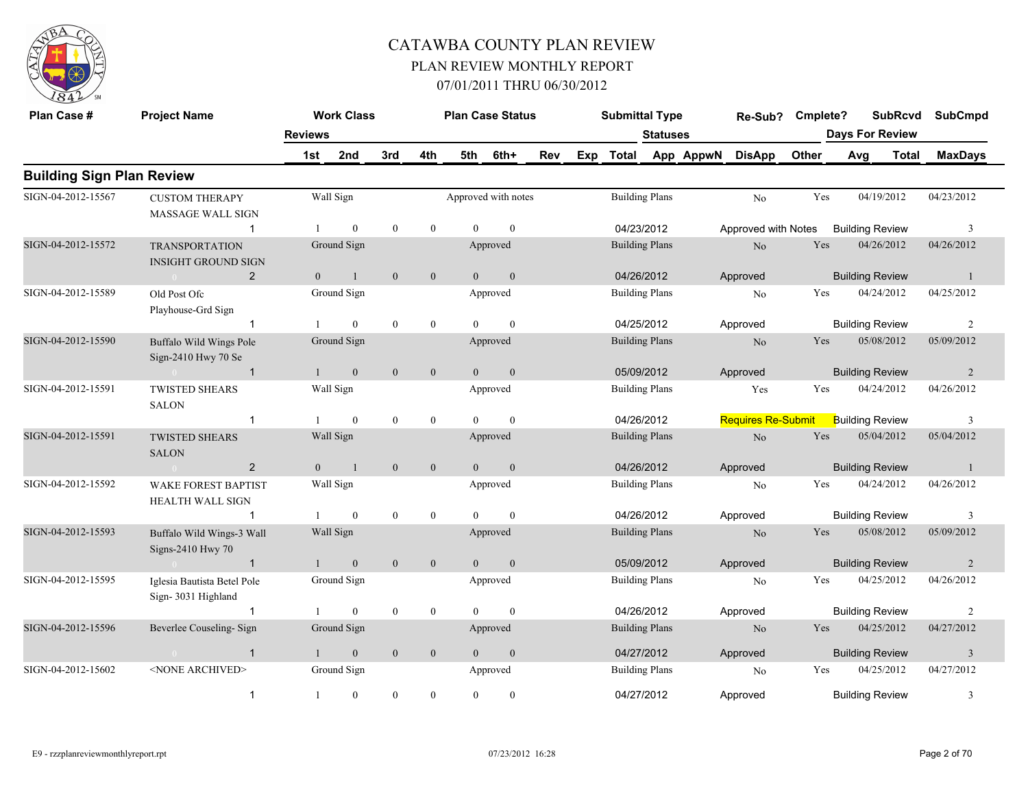# CATAWBA COUNTY PLAN REVIEW

## PLAN REVIEW MONTHLY REPORT

### 07/01/2011 THRU 06/30/2012

| Plan Case # | Project Name | Work Class | | | | Plan Case Status | | | Submittal Type | | Re-Sub? | Cmplete? | SubRcvd | SubCmpd |
|---|---|---|---|---|---|---|---|---|---|---|---|---|---|---|
| | | Reviews | | | | | | | Statuses | | | | Days For Review | |
| | | 1st | 2nd | 3rd | 4th | 5th | 6th+ | Rev | Exp Total | App AppwN | DisApp | Other | Avg Total | MaxDays |

## Building Sign Plan Review

| Plan Case # | Project Name | Work Class / Reviews | | | | | | Plan Case Status | Submittal Type | Re-Sub? | Cmplete? | SubRcvd | SubCmpd |
|---|---|---|---|---|---|---|---|---|---|---|---|---|---|
| SIGN-04-2012-15567 | CUSTOM THERAPY MASSAGE WALL SIGN | Wall Sign | | | | | | Approved with notes | Building Plans | No | Yes | 04/19/2012 | 04/23/2012 |
| | 1 | 1 | 0 | 0 | 0 | 0 | 0 | | 04/23/2012 | Approved with Notes | | Building Review | 3 |
| SIGN-04-2012-15572 | TRANSPORTATION INSIGHT GROUND SIGN | Ground Sign | | | | | | Approved | Building Plans | No | Yes | 04/26/2012 | 04/26/2012 |
| | 0 2 | 0 | 1 | 0 | 0 | 0 | 0 | | 04/26/2012 | Approved | | Building Review | 1 |
| SIGN-04-2012-15589 | Old Post Ofc Playhouse-Grd Sign | Ground Sign | | | | | | Approved | Building Plans | No | Yes | 04/24/2012 | 04/25/2012 |
| | 1 | 1 | 0 | 0 | 0 | 0 | 0 | | 04/25/2012 | Approved | | Building Review | 2 |
| SIGN-04-2012-15590 | Buffalo Wild Wings Pole Sign-2410 Hwy 70 Se | Ground Sign | | | | | | Approved | Building Plans | No | Yes | 05/08/2012 | 05/09/2012 |
| | 0 1 | 1 | 0 | 0 | 0 | 0 | 0 | | 05/09/2012 | Approved | | Building Review | 2 |
| SIGN-04-2012-15591 | TWISTED SHEARS SALON | Wall Sign | | | | | | Approved | Building Plans | Yes | Yes | 04/24/2012 | 04/26/2012 |
| | 1 | 1 | 0 | 0 | 0 | 0 | 0 | | 04/26/2012 | Requires Re-Submit | | Building Review | 3 |
| SIGN-04-2012-15591 | TWISTED SHEARS SALON | Wall Sign | | | | | | Approved | Building Plans | No | Yes | 05/04/2012 | 05/04/2012 |
| | 0 2 | 0 | 1 | 0 | 0 | 0 | 0 | | 04/26/2012 | Approved | | Building Review | 1 |
| SIGN-04-2012-15592 | WAKE FOREST BAPTIST HEALTH WALL SIGN | Wall Sign | | | | | | Approved | Building Plans | No | Yes | 04/24/2012 | 04/26/2012 |
| | 1 | 1 | 0 | 0 | 0 | 0 | 0 | | 04/26/2012 | Approved | | Building Review | 3 |
| SIGN-04-2012-15593 | Buffalo Wild Wings-3 Wall Signs-2410 Hwy 70 | Wall Sign | | | | | | Approved | Building Plans | No | Yes | 05/08/2012 | 05/09/2012 |
| | 0 1 | 1 | 0 | 0 | 0 | 0 | 0 | | 05/09/2012 | Approved | | Building Review | 2 |
| SIGN-04-2012-15595 | Iglesia Bautista Betel Pole Sign- 3031 Highland | Ground Sign | | | | | | Approved | Building Plans | No | Yes | 04/25/2012 | 04/26/2012 |
| | 1 | 1 | 0 | 0 | 0 | 0 | 0 | | 04/26/2012 | Approved | | Building Review | 2 |
| SIGN-04-2012-15596 | Beverlee Couseling- Sign | Ground Sign | | | | | | Approved | Building Plans | No | Yes | 04/25/2012 | 04/27/2012 |
| | 0 1 | 1 | 0 | 0 | 0 | 0 | 0 | | 04/27/2012 | Approved | | Building Review | 3 |
| SIGN-04-2012-15602 | <NONE ARCHIVED> | Ground Sign | | | | | | Approved | Building Plans | No | Yes | 04/25/2012 | 04/27/2012 |
| | 1 | 1 | 0 | 0 | 0 | 0 | 0 | | 04/27/2012 | Approved | | Building Review | 3 |

E9 - rzzplanreviewmonthlyreport.rpt 07/23/2012 16:28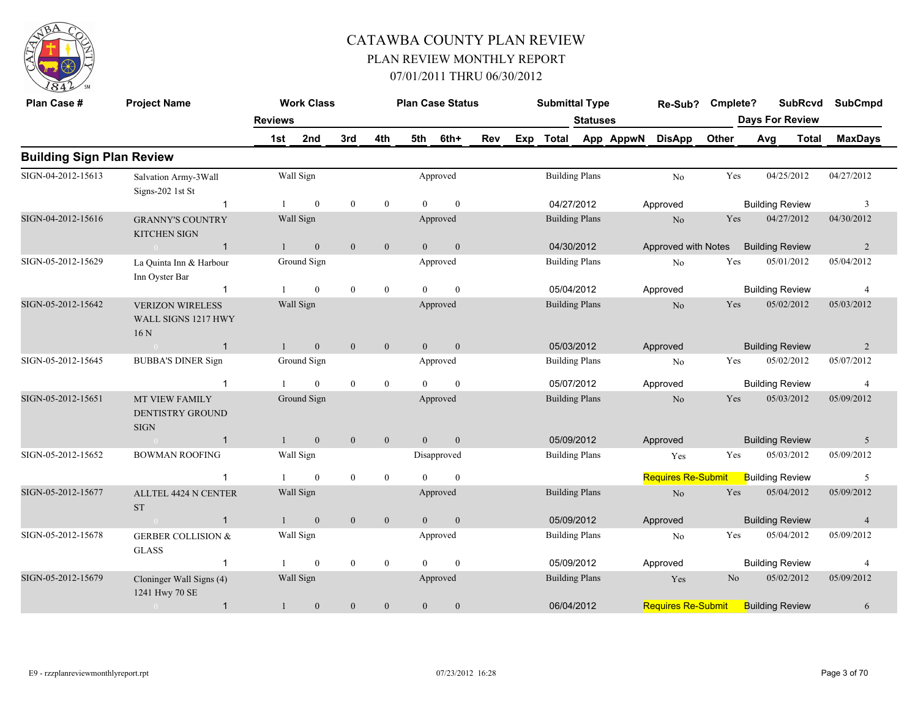# CATAWBA COUNTY PLAN REVIEW

## PLAN REVIEW MONTHLY REPORT

## 07/01/2011 THRU 06/30/2012

| Plan Case # | Project Name | Work Class | | | | | | | | Plan Case Status | Submittal Type | Re-Sub? | Cmplete? | SubRcvd | SubCmpd |
|---|---|---|---|---|---|---|---|---|---|---|---|---|---|---|---|
| | | Reviews | | | | | | | | | Statuses | | | Days For Review | |
| | | 1st | 2nd | 3rd | 4th | 5th | 6th+ | Rev | Exp | Total | App AppwN | DisApp | Other | Avg Total | MaxDays |

## Building Sign Plan Review

| Plan Case # | Project Name | Work Class | Plan Case Status | Submittal Type | Re-Sub? | Cmplete? | SubRcvd | SubCmpd |
|---|---|---|---|---|---|---|---|---|
| SIGN-04-2012-15613 | Salvation Army-3Wall Signs-202 1st St | Wall Sign | Approved | Building Plans | No | Yes | 04/25/2012 | 04/27/2012 |
| | 1 | 1 / 0 / 0 / 0 / 0 / 0 | | 04/27/2012 | Approved | | Building Review | 3 |
| SIGN-04-2012-15616 | GRANNY'S COUNTRY KITCHEN SIGN | Wall Sign | Approved | Building Plans | No | Yes | 04/27/2012 | 04/30/2012 |
| | 1 | 1 / 0 / 0 / 0 / 0 / 0 | | 04/30/2012 | Approved with Notes | | Building Review | 2 |
| SIGN-05-2012-15629 | La Quinta Inn & Harbour Inn Oyster Bar | Ground Sign | Approved | Building Plans | No | Yes | 05/01/2012 | 05/04/2012 |
| | 1 | 1 / 0 / 0 / 0 / 0 / 0 | | 05/04/2012 | Approved | | Building Review | 4 |
| SIGN-05-2012-15642 | VERIZON WIRELESS WALL SIGNS 1217 HWY 16 N | Wall Sign | Approved | Building Plans | No | Yes | 05/02/2012 | 05/03/2012 |
| | 1 | 1 / 0 / 0 / 0 / 0 / 0 | | 05/03/2012 | Approved | | Building Review | 2 |
| SIGN-05-2012-15645 | BUBBA'S DINER Sign | Ground Sign | Approved | Building Plans | No | Yes | 05/02/2012 | 05/07/2012 |
| | 1 | 1 / 0 / 0 / 0 / 0 / 0 | | 05/07/2012 | Approved | | Building Review | 4 |
| SIGN-05-2012-15651 | MT VIEW FAMILY DENTISTRY GROUND SIGN | Ground Sign | Approved | Building Plans | No | Yes | 05/03/2012 | 05/09/2012 |
| | 1 | 1 / 0 / 0 / 0 / 0 / 0 | | 05/09/2012 | Approved | | Building Review | 5 |
| SIGN-05-2012-15652 | BOWMAN ROOFING | Wall Sign | Disapproved | Building Plans | Yes | Yes | 05/03/2012 | 05/09/2012 |
| | 1 | 1 / 0 / 0 / 0 / 0 / 0 | | | Requires Re-Submit | | Building Review | 5 |
| SIGN-05-2012-15677 | ALLTEL 4424 N CENTER ST | Wall Sign | Approved | Building Plans | No | Yes | 05/04/2012 | 05/09/2012 |
| | 1 | 1 / 0 / 0 / 0 / 0 / 0 | | 05/09/2012 | Approved | | Building Review | 4 |
| SIGN-05-2012-15678 | GERBER COLLISION & GLASS | Wall Sign | Approved | Building Plans | No | Yes | 05/04/2012 | 05/09/2012 |
| | 1 | 1 / 0 / 0 / 0 / 0 / 0 | | 05/09/2012 | Approved | | Building Review | 4 |
| SIGN-05-2012-15679 | Cloninger Wall Signs (4) 1241 Hwy 70 SE | Wall Sign | Approved | Building Plans | Yes | No | 05/02/2012 | 05/09/2012 |
| | 1 | 1 / 0 / 0 / 0 / 0 / 0 | | 06/04/2012 | Requires Re-Submit | | Building Review | 6 |

E9 - rzzplanreviewmonthlyreport.rpt 07/23/2012 16:28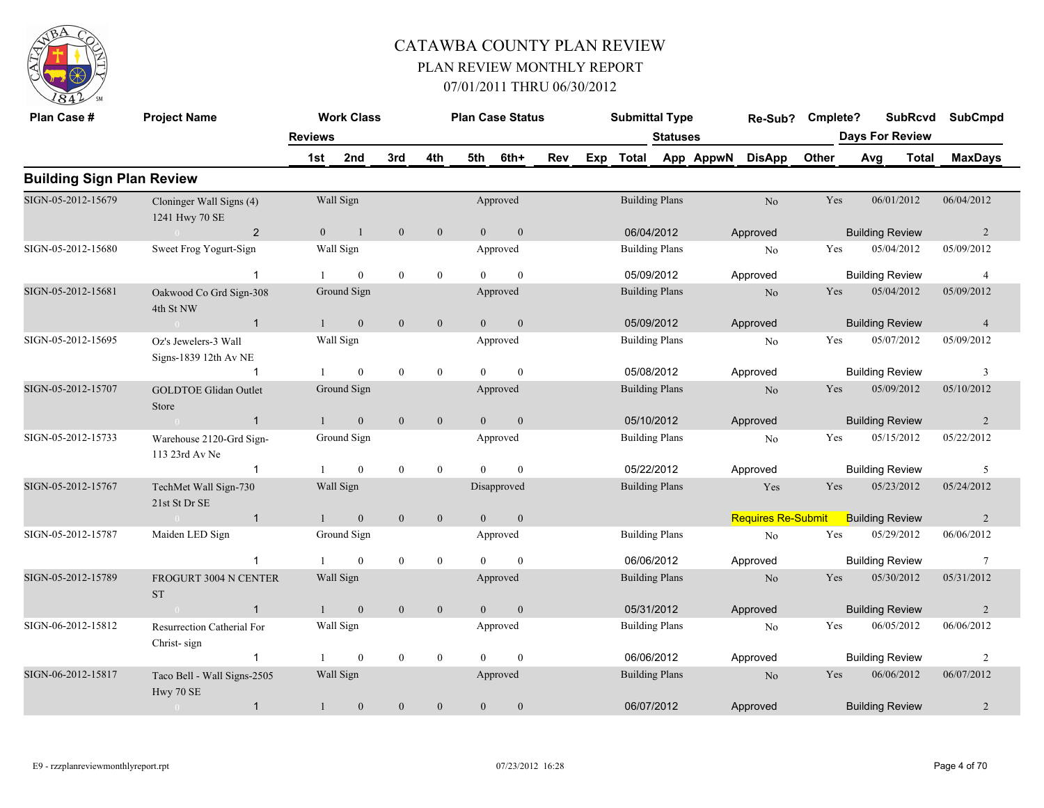# CATAWBA COUNTY PLAN REVIEW

## PLAN REVIEW MONTHLY REPORT

### 07/01/2011 THRU 06/30/2012

## Building Sign Plan Review

| Plan Case # | Project Name | Reviews | Work Class 1st | 2nd | 3rd | 4th | Plan Case Status 5th | 6th+ | Rev | Exp | Submittal Type Total | Statuses App | AppwN | Re-Sub? DisApp | Cmplete? Other | SubRcvd Days For Review Avg | Total | SubCmpd MaxDays |
|---|---|---|---|---|---|---|---|---|---|---|---|---|---|---|---|---|---|---|
| SIGN-05-2012-15679 | Cloninger Wall Signs (4) 1241 Hwy 70 SE | | Wall Sign | | | | Approved | | | | Building Plans | | | No | Yes | 06/01/2012 | | 06/04/2012 |
| | 0 | 2 | 0 | 1 | 0 | 0 | 0 | 0 | | | 06/04/2012 | | | Approved | | Building Review | | 2 |
| SIGN-05-2012-15680 | Sweet Frog Yogurt-Sign | | Wall Sign | | | | Approved | | | | Building Plans | | | No | Yes | 05/04/2012 | | 05/09/2012 |
| | | 1 | 1 | 0 | 0 | 0 | 0 | 0 | | | 05/09/2012 | | | Approved | | Building Review | | 4 |
| SIGN-05-2012-15681 | Oakwood Co Grd Sign-308 4th St NW | | Ground Sign | | | | Approved | | | | Building Plans | | | No | Yes | 05/04/2012 | | 05/09/2012 |
| | 0 | 1 | 1 | 0 | 0 | 0 | 0 | 0 | | | 05/09/2012 | | | Approved | | Building Review | | 4 |
| SIGN-05-2012-15695 | Oz's Jewelers-3 Wall Signs-1839 12th Av NE | | Wall Sign | | | | Approved | | | | Building Plans | | | No | Yes | 05/07/2012 | | 05/09/2012 |
| | | 1 | 1 | 0 | 0 | 0 | 0 | 0 | | | 05/08/2012 | | | Approved | | Building Review | | 3 |
| SIGN-05-2012-15707 | GOLDTOE Glidan Outlet Store | | Ground Sign | | | | Approved | | | | Building Plans | | | No | Yes | 05/09/2012 | | 05/10/2012 |
| | 0 | 1 | 1 | 0 | 0 | 0 | 0 | 0 | | | 05/10/2012 | | | Approved | | Building Review | | 2 |
| SIGN-05-2012-15733 | Warehouse 2120-Grd Sign-113 23rd Av Ne | | Ground Sign | | | | Approved | | | | Building Plans | | | No | Yes | 05/15/2012 | | 05/22/2012 |
| | | 1 | 1 | 0 | 0 | 0 | 0 | 0 | | | 05/22/2012 | | | Approved | | Building Review | | 5 |
| SIGN-05-2012-15767 | TechMet Wall Sign-730 21st St Dr SE | | Wall Sign | | | | Disapproved | | | | Building Plans | | | Yes | Yes | 05/23/2012 | | 05/24/2012 |
| | 0 | 1 | 1 | 0 | 0 | 0 | 0 | 0 | | | | | | Requires Re-Submit | | Building Review | | 2 |
| SIGN-05-2012-15787 | Maiden LED Sign | | Ground Sign | | | | Approved | | | | Building Plans | | | No | Yes | 05/29/2012 | | 06/06/2012 |
| | | 1 | 1 | 0 | 0 | 0 | 0 | 0 | | | 06/06/2012 | | | Approved | | Building Review | | 7 |
| SIGN-05-2012-15789 | FROGURT 3004 N CENTER ST | | Wall Sign | | | | Approved | | | | Building Plans | | | No | Yes | 05/30/2012 | | 05/31/2012 |
| | 0 | 1 | 1 | 0 | 0 | 0 | 0 | 0 | | | 05/31/2012 | | | Approved | | Building Review | | 2 |
| SIGN-06-2012-15812 | Resurrection Catherial For Christ- sign | | Wall Sign | | | | Approved | | | | Building Plans | | | No | Yes | 06/05/2012 | | 06/06/2012 |
| | | 1 | 1 | 0 | 0 | 0 | 0 | 0 | | | 06/06/2012 | | | Approved | | Building Review | | 2 |
| SIGN-06-2012-15817 | Taco Bell - Wall Signs-2505 Hwy 70 SE | | Wall Sign | | | | Approved | | | | Building Plans | | | No | Yes | 06/06/2012 | | 06/07/2012 |
| | 0 | 1 | 1 | 0 | 0 | 0 | 0 | 0 | | | 06/07/2012 | | | Approved | | Building Review | | 2 |

E9 - rzzplanreviewmonthlyreport.rpt    07/23/2012 16:28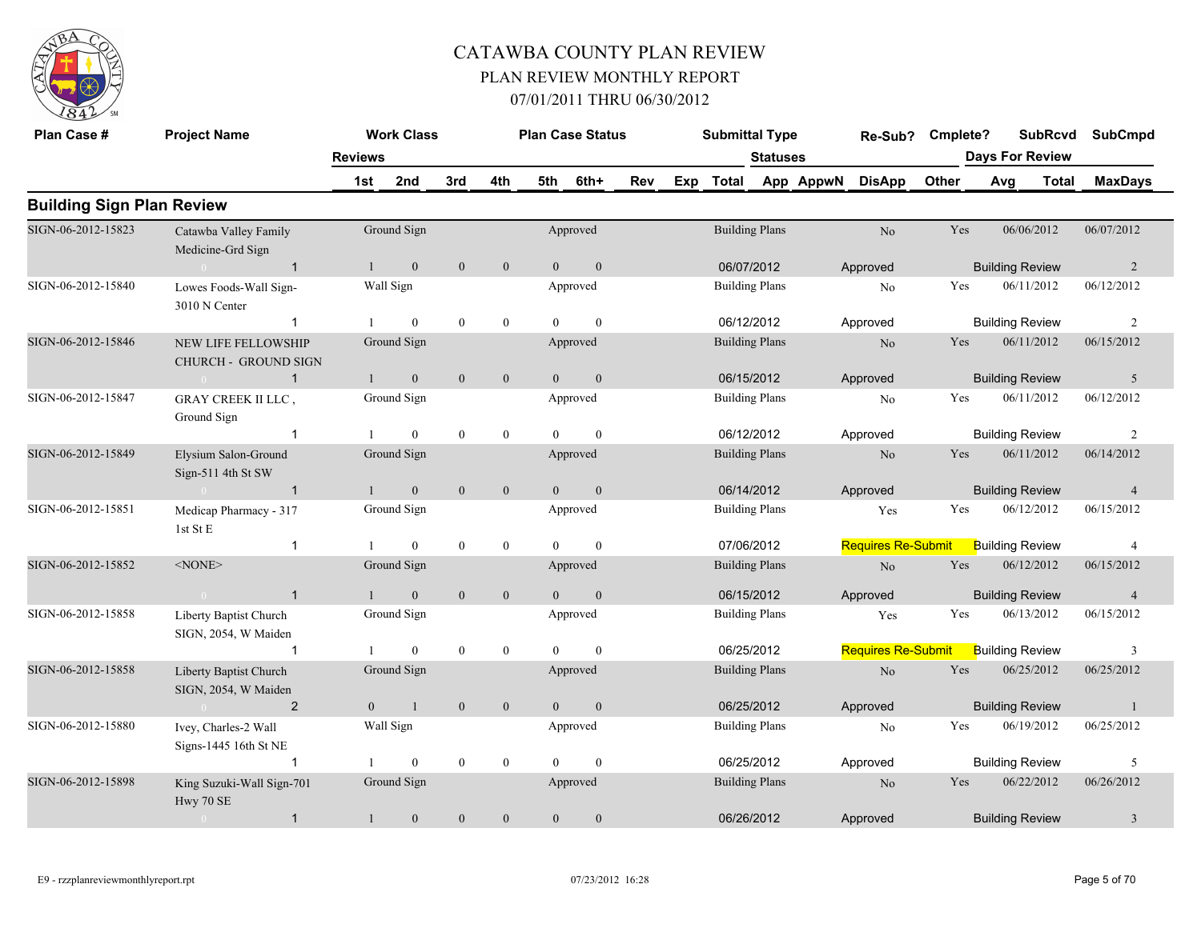# CATAWBA COUNTY PLAN REVIEW

## PLAN REVIEW MONTHLY REPORT

### 07/01/2011 THRU 06/30/2012

## Building Sign Plan Review

| Plan Case # | Project Name | Work Class | Plan Case Status | Submittal Type | Re-Sub? | Cmplete? | SubRcvd | SubCmpd |
|---|---|---|---|---|---|---|---|---|
| | Reviews | 1st / 2nd / 3rd / 4th / 5th / 6th+ | Rev / Exp | Total / Statuses App / AppwN / DisApp / Other | | | Days For Review Avg / Total | MaxDays |
| SIGN-06-2012-15823 | Catawba Valley Family Medicine-Grd Sign | Ground Sign | Approved | Building Plans | No | Yes | 06/06/2012 | 06/07/2012 |
| | 1 | 1 / 0 / 0 / 0 / 0 / 0 | | 06/07/2012 Approved | | | Building Review | 2 |
| SIGN-06-2012-15840 | Lowes Foods-Wall Sign-3010 N Center | Wall Sign | Approved | Building Plans | No | Yes | 06/11/2012 | 06/12/2012 |
| | 1 | 1 / 0 / 0 / 0 / 0 / 0 | | 06/12/2012 Approved | | | Building Review | 2 |
| SIGN-06-2012-15846 | NEW LIFE FELLOWSHIP CHURCH - GROUND SIGN | Ground Sign | Approved | Building Plans | No | Yes | 06/11/2012 | 06/15/2012 |
| | 1 | 1 / 0 / 0 / 0 / 0 / 0 | | 06/15/2012 Approved | | | Building Review | 5 |
| SIGN-06-2012-15847 | GRAY CREEK II LLC , Ground Sign | Ground Sign | Approved | Building Plans | No | Yes | 06/11/2012 | 06/12/2012 |
| | 1 | 1 / 0 / 0 / 0 / 0 / 0 | | 06/12/2012 Approved | | | Building Review | 2 |
| SIGN-06-2012-15849 | Elysium Salon-Ground Sign-511 4th St SW | Ground Sign | Approved | Building Plans | No | Yes | 06/11/2012 | 06/14/2012 |
| | 1 | 1 / 0 / 0 / 0 / 0 / 0 | | 06/14/2012 Approved | | | Building Review | 4 |
| SIGN-06-2012-15851 | Medicap Pharmacy - 317 1st St E | Ground Sign | Approved | Building Plans | Yes | Yes | 06/12/2012 | 06/15/2012 |
| | 1 | 1 / 0 / 0 / 0 / 0 / 0 | | 07/06/2012 Requires Re-Submit | | | Building Review | 4 |
| SIGN-06-2012-15852 | <NONE> | Ground Sign | Approved | Building Plans | No | Yes | 06/12/2012 | 06/15/2012 |
| | 1 | 1 / 0 / 0 / 0 / 0 / 0 | | 06/15/2012 Approved | | | Building Review | 4 |
| SIGN-06-2012-15858 | Liberty Baptist Church SIGN, 2054, W Maiden | Ground Sign | Approved | Building Plans | Yes | Yes | 06/13/2012 | 06/15/2012 |
| | 1 | 1 / 0 / 0 / 0 / 0 / 0 | | 06/25/2012 Requires Re-Submit | | | Building Review | 3 |
| SIGN-06-2012-15858 | Liberty Baptist Church SIGN, 2054, W Maiden | Ground Sign | Approved | Building Plans | No | Yes | 06/25/2012 | 06/25/2012 |
| | 2 | 0 / 1 / 0 / 0 / 0 / 0 | | 06/25/2012 Approved | | | Building Review | 1 |
| SIGN-06-2012-15880 | Ivey, Charles-2 Wall Signs-1445 16th St NE | Wall Sign | Approved | Building Plans | No | Yes | 06/19/2012 | 06/25/2012 |
| | 1 | 1 / 0 / 0 / 0 / 0 / 0 | | 06/25/2012 Approved | | | Building Review | 5 |
| SIGN-06-2012-15898 | King Suzuki-Wall Sign-701 Hwy 70 SE | Ground Sign | Approved | Building Plans | No | Yes | 06/22/2012 | 06/26/2012 |
| | 1 | 1 / 0 / 0 / 0 / 0 / 0 | | 06/26/2012 Approved | | | Building Review | 3 |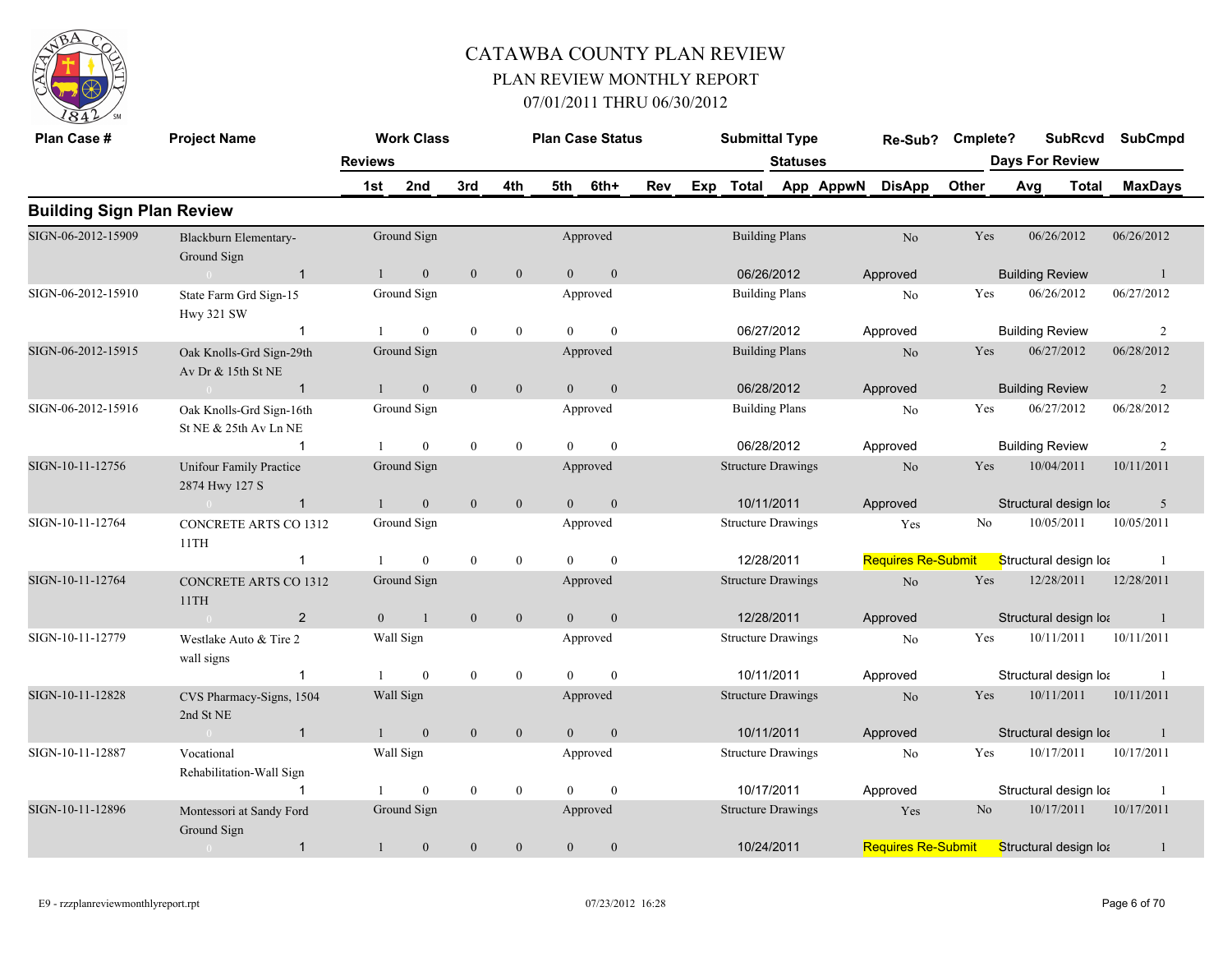# CATAWBA COUNTY PLAN REVIEW

## PLAN REVIEW MONTHLY REPORT

### 07/01/2011 THRU 06/30/2012

| Plan Case # | Project Name | Work Class | | | | | | Plan Case Status | Submittal Type | | | Re-Sub? | Cmplete? | SubRcvd | | SubCmpd |
|---|---|---|---|---|---|---|---|---|---|---|---|---|---|---|---|---|
| | | Reviews | | | | | | | | Statuses | | | | Days For Review | | |
| | | 1st | 2nd | 3rd | 4th | 5th | 6th+ | Rev | Exp Total | App | AppwN | DisApp | Other | Avg | Total | MaxDays |

## Building Sign Plan Review

| Plan Case # | Project Name | Work Class | Plan Case Status | Submittal Type | Re-Sub? | Cmplete? | SubRcvd | SubCmpd |
|---|---|---|---|---|---|---|---|---|
| SIGN-06-2012-15909 | Blackburn Elementary-Ground Sign | Ground Sign | Approved | Building Plans | No | Yes | 06/26/2012 | 06/26/2012 |
| | 1 | 1 / 0 / 0 / 0 / 0 / 0 | | 06/26/2012 | Approved | | Building Review | 1 |
| SIGN-06-2012-15910 | State Farm Grd Sign-15 Hwy 321 SW | Ground Sign | Approved | Building Plans | No | Yes | 06/26/2012 | 06/27/2012 |
| | 1 | 1 / 0 / 0 / 0 / 0 / 0 | | 06/27/2012 | Approved | | Building Review | 2 |
| SIGN-06-2012-15915 | Oak Knolls-Grd Sign-29th Av Dr & 15th St NE | Ground Sign | Approved | Building Plans | No | Yes | 06/27/2012 | 06/28/2012 |
| | 1 | 1 / 0 / 0 / 0 / 0 / 0 | | 06/28/2012 | Approved | | Building Review | 2 |
| SIGN-06-2012-15916 | Oak Knolls-Grd Sign-16th St NE & 25th Av Ln NE | Ground Sign | Approved | Building Plans | No | Yes | 06/27/2012 | 06/28/2012 |
| | 1 | 1 / 0 / 0 / 0 / 0 / 0 | | 06/28/2012 | Approved | | Building Review | 2 |
| SIGN-10-11-12756 | Unifour Family Practice 2874 Hwy 127 S | Ground Sign | Approved | Structure Drawings | No | Yes | 10/04/2011 | 10/11/2011 |
| | 1 | 1 / 0 / 0 / 0 / 0 / 0 | | 10/11/2011 | Approved | | Structural design loa | 5 |
| SIGN-10-11-12764 | CONCRETE ARTS CO 1312 11TH | Ground Sign | Approved | Structure Drawings | Yes | No | 10/05/2011 | 10/05/2011 |
| | 1 | 1 / 0 / 0 / 0 / 0 / 0 | | 12/28/2011 | Requires Re-Submit | | Structural design loa | 1 |
| SIGN-10-11-12764 | CONCRETE ARTS CO 1312 11TH | Ground Sign | Approved | Structure Drawings | No | Yes | 12/28/2011 | 12/28/2011 |
| | 2 | 0 / 1 / 0 / 0 / 0 / 0 | | 12/28/2011 | Approved | | Structural design loa | 1 |
| SIGN-10-11-12779 | Westlake Auto & Tire 2 wall signs | Wall Sign | Approved | Structure Drawings | No | Yes | 10/11/2011 | 10/11/2011 |
| | 1 | 1 / 0 / 0 / 0 / 0 / 0 | | 10/11/2011 | Approved | | Structural design loa | 1 |
| SIGN-10-11-12828 | CVS Pharmacy-Signs, 1504 2nd St NE | Wall Sign | Approved | Structure Drawings | No | Yes | 10/11/2011 | 10/11/2011 |
| | 1 | 1 / 0 / 0 / 0 / 0 / 0 | | 10/11/2011 | Approved | | Structural design loa | 1 |
| SIGN-10-11-12887 | Vocational Rehabilitation-Wall Sign | Wall Sign | Approved | Structure Drawings | No | Yes | 10/17/2011 | 10/17/2011 |
| | 1 | 1 / 0 / 0 / 0 / 0 / 0 | | 10/17/2011 | Approved | | Structural design loa | 1 |
| SIGN-10-11-12896 | Montessori at Sandy Ford Ground Sign | Ground Sign | Approved | Structure Drawings | Yes | No | 10/17/2011 | 10/17/2011 |
| | 1 | 1 / 0 / 0 / 0 / 0 / 0 | | 10/24/2011 | Requires Re-Submit | | Structural design loa | 1 |

E9 - rzzplanreviewmonthlyreport.rpt 07/23/2012 16:28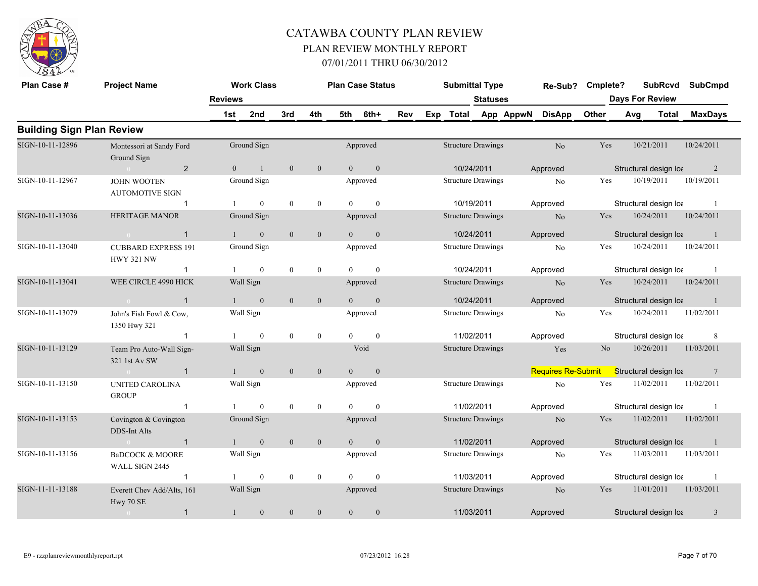# CATAWBA COUNTY PLAN REVIEW
## PLAN REVIEW MONTHLY REPORT
### 07/01/2011 THRU 06/30/2012

## Building Sign Plan Review

| Plan Case # | Project Name | Work Class | Reviews 1st | 2nd | 3rd | 4th | 5th | 6th+ | Plan Case Status | Submittal Type | Total | Statuses | Re-Sub? | Cmplete? | SubRcvd | SubCmpd | MaxDays |
|---|---|---|---|---|---|---|---|---|---|---|---|---|---|---|---|---|---|
| SIGN-10-11-12896 | Montessori at Sandy Ford Ground Sign | Ground Sign | 0 | 1 | 0 | 0 | 0 | 0 | Approved | Structure Drawings | 2 | 10/24/2011 Approved | No | Yes | 10/21/2011 | 10/24/2011 | 2 |
| SIGN-10-11-12967 | JOHN WOOTEN AUTOMOTIVE SIGN | Ground Sign | 1 | 0 | 0 | 0 | 0 | 0 | Approved | Structure Drawings | 1 | 10/19/2011 Approved | No | Yes | 10/19/2011 | 10/19/2011 | 1 |
| SIGN-10-11-13036 | HERITAGE MANOR | Ground Sign | 1 | 0 | 0 | 0 | 0 | 0 | Approved | Structure Drawings | 1 | 10/24/2011 Approved | No | Yes | 10/24/2011 | 10/24/2011 | 1 |
| SIGN-10-11-13040 | CUBBARD EXPRESS 191 HWY 321 NW | Ground Sign | 1 | 0 | 0 | 0 | 0 | 0 | Approved | Structure Drawings | 1 | 10/24/2011 Approved | No | Yes | 10/24/2011 | 10/24/2011 | 1 |
| SIGN-10-11-13041 | WEE CIRCLE 4990 HICK | Wall Sign | 1 | 0 | 0 | 0 | 0 | 0 | Approved | Structure Drawings | 1 | 10/24/2011 Approved | No | Yes | 10/24/2011 | 10/24/2011 | 1 |
| SIGN-10-11-13079 | John's Fish Fowl & Cow, 1350 Hwy 321 | Wall Sign | 1 | 0 | 0 | 0 | 0 | 0 | Approved | Structure Drawings | 1 | 11/02/2011 Approved | No | Yes | 10/24/2011 | 11/02/2011 | 8 |
| SIGN-10-11-13129 | Team Pro Auto-Wall Sign-321 1st Av SW | Wall Sign | 1 | 0 | 0 | 0 | 0 | 0 | Void | Structure Drawings | 1 | Requires Re-Submit | Yes | No | 10/26/2011 | 11/03/2011 | 7 |
| SIGN-10-11-13150 | UNITED CAROLINA GROUP | Wall Sign | 1 | 0 | 0 | 0 | 0 | 0 | Approved | Structure Drawings | 1 | 11/02/2011 Approved | No | Yes | 11/02/2011 | 11/02/2011 | 1 |
| SIGN-10-11-13153 | Covington & Covington DDS-Int Alts | Ground Sign | 1 | 0 | 0 | 0 | 0 | 0 | Approved | Structure Drawings | 1 | 11/02/2011 Approved | No | Yes | 11/02/2011 | 11/02/2011 | 1 |
| SIGN-10-11-13156 | BaDCOCK & MOORE WALL SIGN 2445 | Wall Sign | 1 | 0 | 0 | 0 | 0 | 0 | Approved | Structure Drawings | 1 | 11/03/2011 Approved | No | Yes | 11/03/2011 | 11/03/2011 | 1 |
| SIGN-11-11-13188 | Everett Chev Add/Alts, 161 Hwy 70 SE | Wall Sign | 1 | 0 | 0 | 0 | 0 | 0 | Approved | Structure Drawings | 1 | 11/03/2011 Approved | No | Yes | 11/01/2011 | 11/03/2011 | 3 |

Note: Each record's review type is listed as "Structural design loa" (truncated in source).

E9 - rzzplanreviewmonthlyreport.rpt 07/23/2012 16:28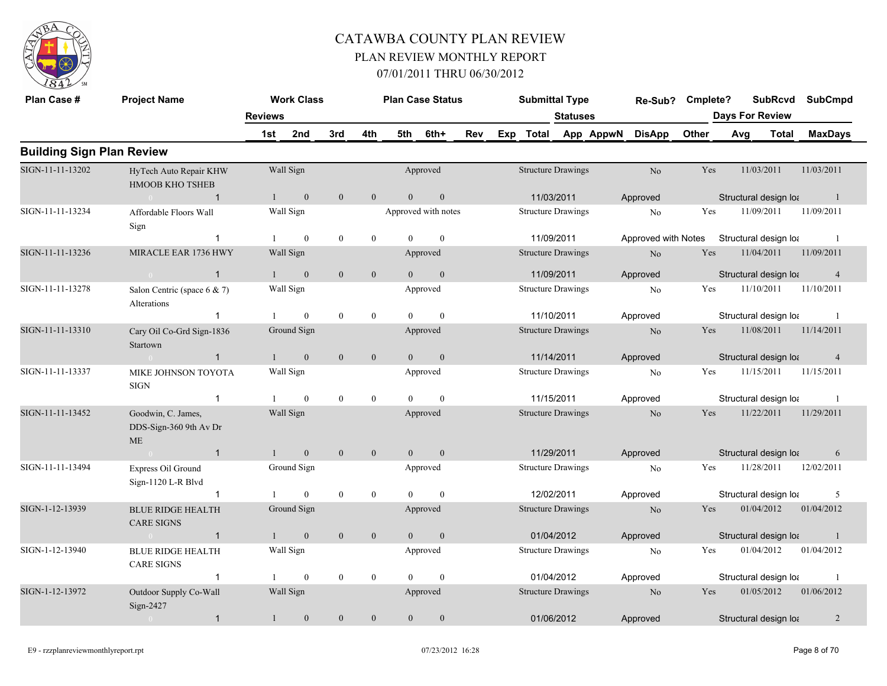# CATAWBA COUNTY PLAN REVIEW

## PLAN REVIEW MONTHLY REPORT

### 07/01/2011 THRU 06/30/2012

## Building Sign Plan Review

| Plan Case # | Project Name | Work Class | Plan Case Status | Submittal Type | Re-Sub? | Cmplete? | SubRcvd | SubCmpd |
|---|---|---|---|---|---|---|---|---|
| | | Reviews: 1st / 2nd / 3rd / 4th / 5th / 6th+ / Rev / Exp / Total | | Statuses: App / AppwN / DisApp / Other | | | Days For Review: Avg / Total | MaxDays |
| SIGN-11-11-13202 | HyTech Auto Repair KHW HMOOB KHO TSHEB | Wall Sign | Approved | Structure Drawings | No | Yes | 11/03/2011 | 11/03/2011 |
| | 0 | 1 / 1 / 0 / 0 / 0 / 0 / 0 | | 11/03/2011 | Approved | | Structural design loa | 1 |
| SIGN-11-11-13234 | Affordable Floors Wall Sign | Wall Sign | Approved with notes | Structure Drawings | No | Yes | 11/09/2011 | 11/09/2011 |
| | | 1 / 1 / 0 / 0 / 0 / 0 / 0 | | 11/09/2011 | Approved with Notes | | Structural design loa | 1 |
| SIGN-11-11-13236 | MIRACLE EAR 1736 HWY | Wall Sign | Approved | Structure Drawings | No | Yes | 11/04/2011 | 11/09/2011 |
| | 0 | 1 / 1 / 0 / 0 / 0 / 0 / 0 | | 11/09/2011 | Approved | | Structural design loa | 4 |
| SIGN-11-11-13278 | Salon Centric (space 6 & 7) Alterations | Wall Sign | Approved | Structure Drawings | No | Yes | 11/10/2011 | 11/10/2011 |
| | | 1 / 1 / 0 / 0 / 0 / 0 / 0 | | 11/10/2011 | Approved | | Structural design loa | 1 |
| SIGN-11-11-13310 | Cary Oil Co-Grd Sign-1836 Startown | Ground Sign | Approved | Structure Drawings | No | Yes | 11/08/2011 | 11/14/2011 |
| | 0 | 1 / 1 / 0 / 0 / 0 / 0 / 0 | | 11/14/2011 | Approved | | Structural design loa | 4 |
| SIGN-11-11-13337 | MIKE JOHNSON TOYOTA SIGN | Wall Sign | Approved | Structure Drawings | No | Yes | 11/15/2011 | 11/15/2011 |
| | | 1 / 1 / 0 / 0 / 0 / 0 / 0 | | 11/15/2011 | Approved | | Structural design loa | 1 |
| SIGN-11-11-13452 | Goodwin, C. James, DDS-Sign-360 9th Av Dr ME | Wall Sign | Approved | Structure Drawings | No | Yes | 11/22/2011 | 11/29/2011 |
| | 0 | 1 / 1 / 0 / 0 / 0 / 0 / 0 | | 11/29/2011 | Approved | | Structural design loa | 6 |
| SIGN-11-11-13494 | Express Oil Ground Sign-1120 L-R Blvd | Ground Sign | Approved | Structure Drawings | No | Yes | 11/28/2011 | 12/02/2011 |
| | | 1 / 1 / 0 / 0 / 0 / 0 / 0 | | 12/02/2011 | Approved | | Structural design loa | 5 |
| SIGN-1-12-13939 | BLUE RIDGE HEALTH CARE SIGNS | Ground Sign | Approved | Structure Drawings | No | Yes | 01/04/2012 | 01/04/2012 |
| | 0 | 1 / 1 / 0 / 0 / 0 / 0 / 0 | | 01/04/2012 | Approved | | Structural design loa | 1 |
| SIGN-1-12-13940 | BLUE RIDGE HEALTH CARE SIGNS | Wall Sign | Approved | Structure Drawings | No | Yes | 01/04/2012 | 01/04/2012 |
| | | 1 / 1 / 0 / 0 / 0 / 0 / 0 | | 01/04/2012 | Approved | | Structural design loa | 1 |
| SIGN-1-12-13972 | Outdoor Supply Co-Wall Sign-2427 | Wall Sign | Approved | Structure Drawings | No | Yes | 01/05/2012 | 01/06/2012 |
| | 0 | 1 / 1 / 0 / 0 / 0 / 0 / 0 | | 01/06/2012 | Approved | | Structural design loa | 2 |

E9 - rzzplanreviewmonthlyreport.rpt 07/23/2012 16:28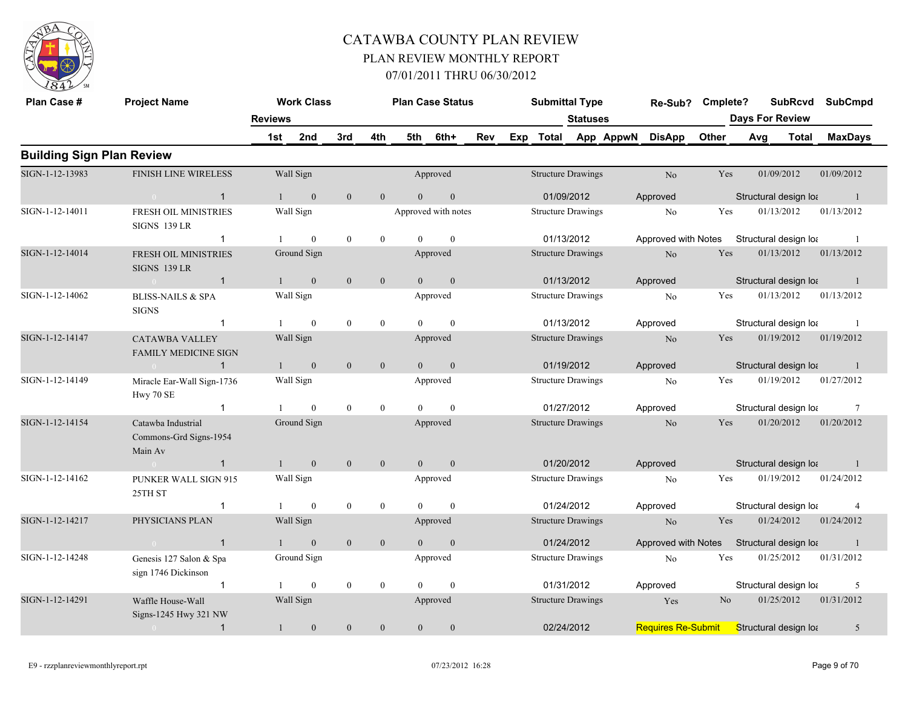# CATAWBA COUNTY PLAN REVIEW

## PLAN REVIEW MONTHLY REPORT

### 07/01/2011 THRU 06/30/2012

| Plan Case # | Project Name | Reviews | Work Class | | | Plan Case Status | | | | Submittal Type | Statuses | | Re-Sub? | Cmplete? | SubRcvd | SubCmpd |
|---|---|---|---|---|---|---|---|---|---|---|---|---|---|---|---|---|
| | | 1st | 2nd | 3rd | 4th | 5th | 6th+ | Rev | Exp | Total | App | AppwN | DisApp | Other | Days For Review Avg | Total / MaxDays |

## Building Sign Plan Review

| Plan Case # | Project Name | Work Class | Plan Case Status | Submittal Type | Re-Sub? | Cmplete? | SubRcvd | SubCmpd |
|---|---|---|---|---|---|---|---|---|
| SIGN-1-12-13983 | FINISH LINE WIRELESS | Wall Sign | Approved | Structure Drawings | No | Yes | 01/09/2012 | 01/09/2012 |
| | 0 1 | 1 0 0 0 0 0 | | 01/09/2012 | Approved | | Structural design loa | 1 |
| SIGN-1-12-14011 | FRESH OIL MINISTRIES SIGNS 139 LR | Wall Sign | Approved with notes | Structure Drawings | No | Yes | 01/13/2012 | 01/13/2012 |
| | 1 | 1 0 0 0 0 0 | | 01/13/2012 | Approved with Notes | | Structural design loa | 1 |
| SIGN-1-12-14014 | FRESH OIL MINISTRIES SIGNS 139 LR | Ground Sign | Approved | Structure Drawings | No | Yes | 01/13/2012 | 01/13/2012 |
| | 0 1 | 1 0 0 0 0 0 | | 01/13/2012 | Approved | | Structural design loa | 1 |
| SIGN-1-12-14062 | BLISS-NAILS & SPA SIGNS | Wall Sign | Approved | Structure Drawings | No | Yes | 01/13/2012 | 01/13/2012 |
| | 1 | 1 0 0 0 0 0 | | 01/13/2012 | Approved | | Structural design loa | 1 |
| SIGN-1-12-14147 | CATAWBA VALLEY FAMILY MEDICINE SIGN | Wall Sign | Approved | Structure Drawings | No | Yes | 01/19/2012 | 01/19/2012 |
| | 0 1 | 1 0 0 0 0 0 | | 01/19/2012 | Approved | | Structural design loa | 1 |
| SIGN-1-12-14149 | Miracle Ear-Wall Sign-1736 Hwy 70 SE | Wall Sign | Approved | Structure Drawings | No | Yes | 01/19/2012 | 01/27/2012 |
| | 1 | 1 0 0 0 0 0 | | 01/27/2012 | Approved | | Structural design loa | 7 |
| SIGN-1-12-14154 | Catawba Industrial Commons-Grd Signs-1954 Main Av | Ground Sign | Approved | Structure Drawings | No | Yes | 01/20/2012 | 01/20/2012 |
| | 0 1 | 1 0 0 0 0 0 | | 01/20/2012 | Approved | | Structural design loa | 1 |
| SIGN-1-12-14162 | PUNKER WALL SIGN 915 25TH ST | Wall Sign | Approved | Structure Drawings | No | Yes | 01/19/2012 | 01/24/2012 |
| | 1 | 1 0 0 0 0 0 | | 01/24/2012 | Approved | | Structural design loa | 4 |
| SIGN-1-12-14217 | PHYSICIANS PLAN | Wall Sign | Approved | Structure Drawings | No | Yes | 01/24/2012 | 01/24/2012 |
| | 0 1 | 1 0 0 0 0 0 | | 01/24/2012 | Approved with Notes | | Structural design loa | 1 |
| SIGN-1-12-14248 | Genesis 127 Salon & Spa sign 1746 Dickinson | Ground Sign | Approved | Structure Drawings | No | Yes | 01/25/2012 | 01/31/2012 |
| | 1 | 1 0 0 0 0 0 | | 01/31/2012 | Approved | | Structural design loa | 5 |
| SIGN-1-12-14291 | Waffle House-Wall Signs-1245 Hwy 321 NW | Wall Sign | Approved | Structure Drawings | Yes | No | 01/25/2012 | 01/31/2012 |
| | 0 1 | 1 0 0 0 0 0 | | 02/24/2012 | Requires Re-Submit | | Structural design loa | 5 |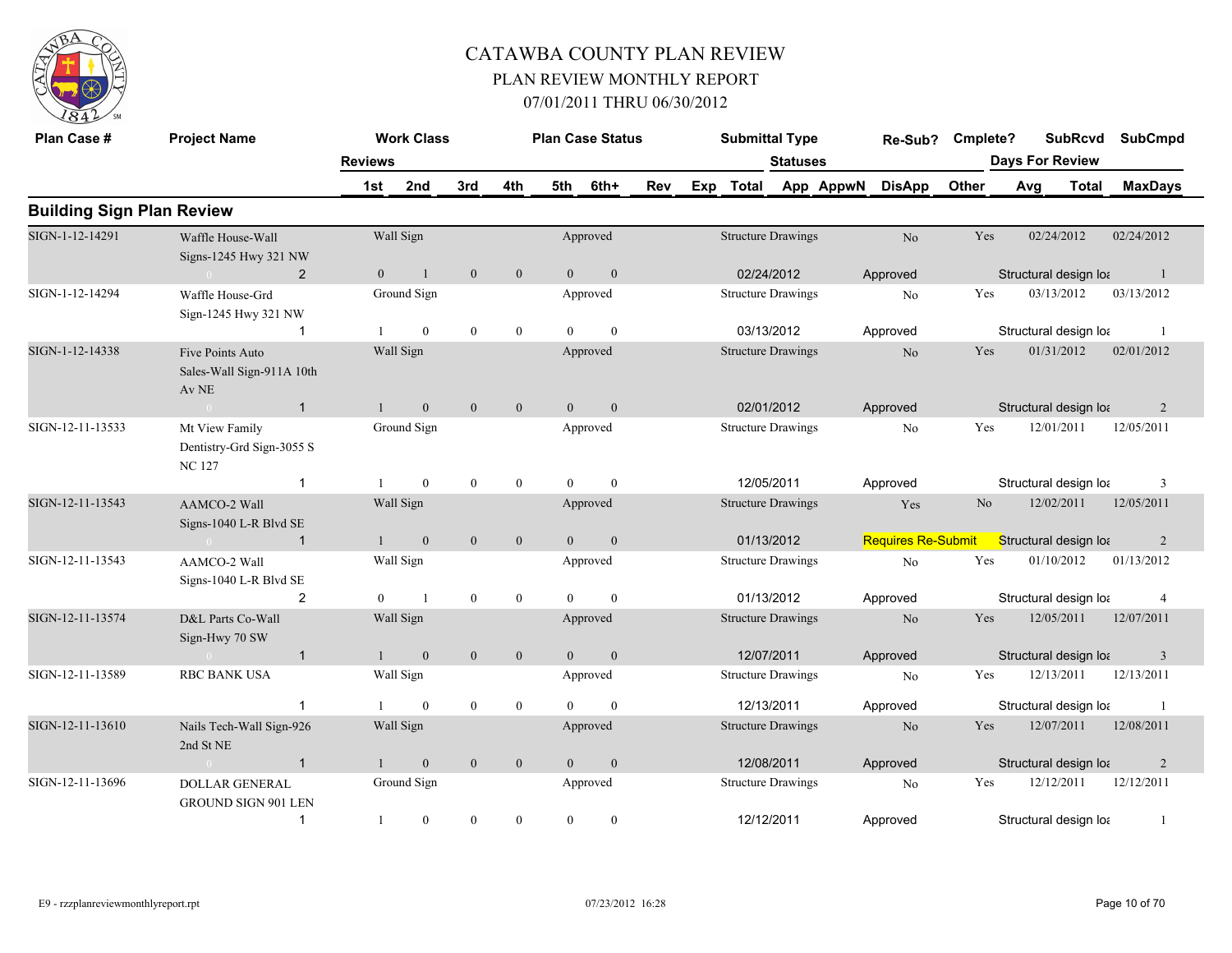# CATAWBA COUNTY PLAN REVIEW

## PLAN REVIEW MONTHLY REPORT

### 07/01/2011 THRU 06/30/2012

## Building Sign Plan Review

| Plan Case # | Project Name | Work Class | Plan Case Status | Submittal Type | Re-Sub? | Cmplete? | SubRcvd | SubCmpd |
|---|---|---|---|---|---|---|---|---|
| | Reviews | 1st | 2nd | 3rd | 4th | 5th | 6th+ | Rev | Exp | Total | Statuses App | AppwN | DisApp | Other | Days For Review Avg | Total | MaxDays |

| Plan Case # | Project Name | Reviews | 1st | 2nd | 3rd | 4th | 5th | 6th+ | Work Class / Plan Case Status | Submittal Type | Total / Status | Re-Sub? | Cmplete? | SubRcvd | SubCmpd | Other | MaxDays |
|---|---|---|---|---|---|---|---|---|---|---|---|---|---|---|---|---|---|
| SIGN-1-12-14291 | Waffle House-Wall Signs-1245 Hwy 321 NW | 2 | 0 | 1 | 0 | 0 | 0 | 0 | Wall Sign / Approved | Structure Drawings | 02/24/2012 Approved | No | Yes | 02/24/2012 | 02/24/2012 | Structural design loa | 1 |
| SIGN-1-12-14294 | Waffle House-Grd Sign-1245 Hwy 321 NW | 1 | 1 | 0 | 0 | 0 | 0 | 0 | Ground Sign / Approved | Structure Drawings | 03/13/2012 Approved | No | Yes | 03/13/2012 | 03/13/2012 | Structural design loa | 1 |
| SIGN-1-12-14338 | Five Points Auto Sales-Wall Sign-911A 10th Av NE | 1 | 1 | 0 | 0 | 0 | 0 | 0 | Wall Sign / Approved | Structure Drawings | 02/01/2012 Approved | No | Yes | 01/31/2012 | 02/01/2012 | Structural design loa | 2 |
| SIGN-12-11-13533 | Mt View Family Dentistry-Grd Sign-3055 S NC 127 | 1 | 1 | 0 | 0 | 0 | 0 | 0 | Ground Sign / Approved | Structure Drawings | 12/05/2011 Approved | No | Yes | 12/01/2011 | 12/05/2011 | Structural design loa | 3 |
| SIGN-12-11-13543 | AAMCO-2 Wall Signs-1040 L-R Blvd SE | 1 | 1 | 0 | 0 | 0 | 0 | 0 | Wall Sign / Approved | Structure Drawings | 01/13/2012 Requires Re-Submit | Yes | No | 12/02/2011 | 12/05/2011 | Structural design loa | 2 |
| SIGN-12-11-13543 | AAMCO-2 Wall Signs-1040 L-R Blvd SE | 2 | 0 | 1 | 0 | 0 | 0 | 0 | Wall Sign / Approved | Structure Drawings | 01/13/2012 Approved | No | Yes | 01/10/2012 | 01/13/2012 | Structural design loa | 4 |
| SIGN-12-11-13574 | D&L Parts Co-Wall Sign-Hwy 70 SW | 1 | 1 | 0 | 0 | 0 | 0 | 0 | Wall Sign / Approved | Structure Drawings | 12/07/2011 Approved | No | Yes | 12/05/2011 | 12/07/2011 | Structural design loa | 3 |
| SIGN-12-11-13589 | RBC BANK USA | 1 | 1 | 0 | 0 | 0 | 0 | 0 | Wall Sign / Approved | Structure Drawings | 12/13/2011 Approved | No | Yes | 12/13/2011 | 12/13/2011 | Structural design loa | 1 |
| SIGN-12-11-13610 | Nails Tech-Wall Sign-926 2nd St NE | 1 | 1 | 0 | 0 | 0 | 0 | 0 | Wall Sign / Approved | Structure Drawings | 12/08/2011 Approved | No | Yes | 12/07/2011 | 12/08/2011 | Structural design loa | 2 |
| SIGN-12-11-13696 | DOLLAR GENERAL GROUND SIGN 901 LEN | 1 | 1 | 0 | 0 | 0 | 0 | 0 | Ground Sign / Approved | Structure Drawings | 12/12/2011 Approved | No | Yes | 12/12/2011 | 12/12/2011 | Structural design loa | 1 |

E9 - rzzplanreviewmonthlyreport.rpt 07/23/2012 16:28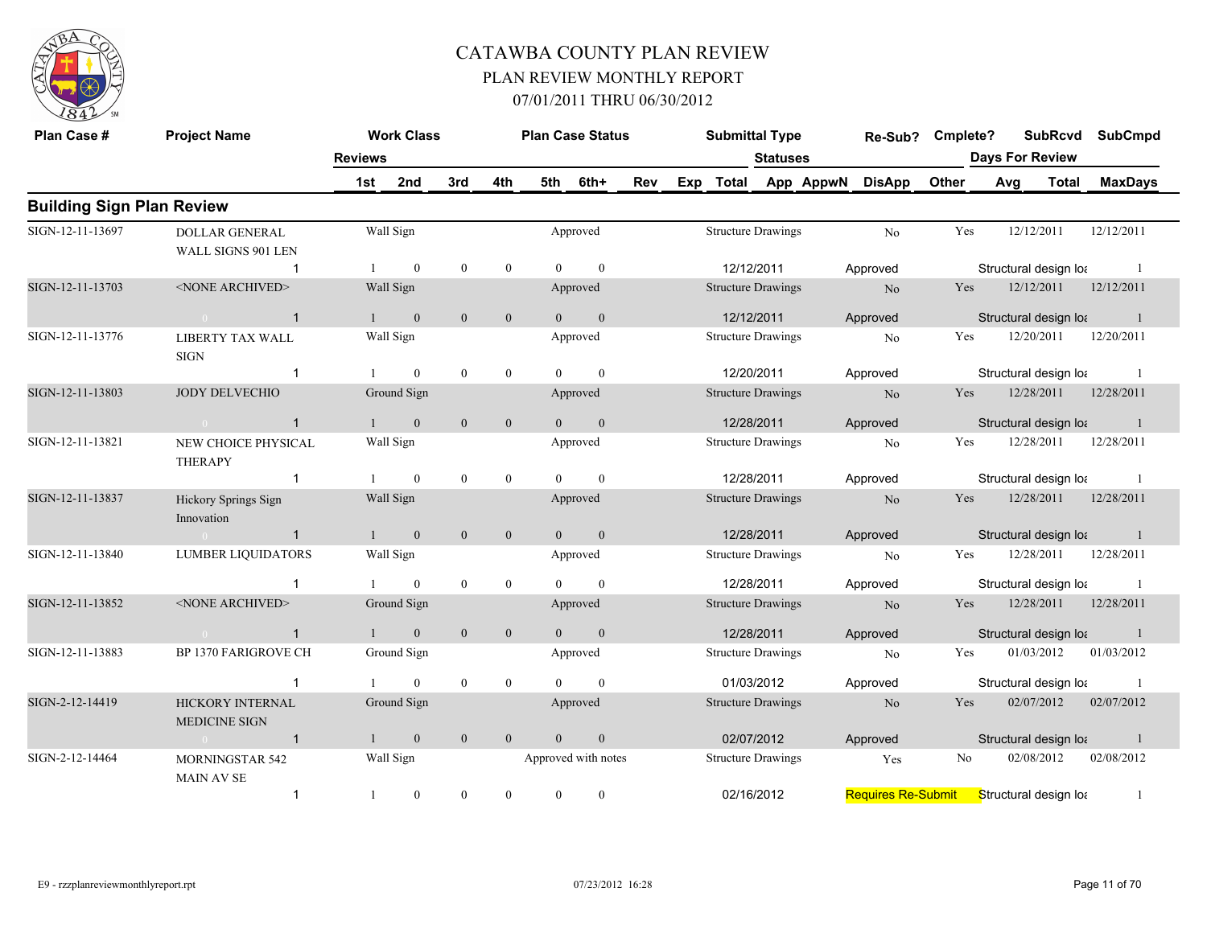# CATAWBA COUNTY PLAN REVIEW
## PLAN REVIEW MONTHLY REPORT
### 07/01/2011 THRU 06/30/2012

## Building Sign Plan Review

| Plan Case # | Project Name | Work Class | | | | Plan Case Status | | | Submittal Type | | Re-Sub? | Cmplete? | SubRcvd | SubCmpd |
|---|---|---|---|---|---|---|---|---|---|---|---|---|---|---|
| | | Reviews | | | | | | | Statuses | | | | Days For Review | |
| | | 1st | 2nd | 3rd | 4th | 5th | 6th+ | Rev | Exp Total | App AppwN | DisApp | Other | Avg Total | MaxDays |
| SIGN-12-11-13697 | DOLLAR GENERAL WALL SIGNS 901 LEN | Wall Sign | | | | Approved | | | Structure Drawings | | No | Yes | 12/12/2011 | 12/12/2011 |
| | 1 | 1 | 0 | 0 | 0 | 0 | 0 | | 12/12/2011 | | Approved | | Structural design loa | 1 |
| SIGN-12-11-13703 | <NONE ARCHIVED> | Wall Sign | | | | Approved | | | Structure Drawings | | No | Yes | 12/12/2011 | 12/12/2011 |
| | 0 1 | 1 | 0 | 0 | 0 | 0 | 0 | | 12/12/2011 | | Approved | | Structural design loa | 1 |
| SIGN-12-11-13776 | LIBERTY TAX WALL SIGN | Wall Sign | | | | Approved | | | Structure Drawings | | No | Yes | 12/20/2011 | 12/20/2011 |
| | 1 | 1 | 0 | 0 | 0 | 0 | 0 | | 12/20/2011 | | Approved | | Structural design loa | 1 |
| SIGN-12-11-13803 | JODY DELVECHIO | Ground Sign | | | | Approved | | | Structure Drawings | | No | Yes | 12/28/2011 | 12/28/2011 |
| | 0 1 | 1 | 0 | 0 | 0 | 0 | 0 | | 12/28/2011 | | Approved | | Structural design loa | 1 |
| SIGN-12-11-13821 | NEW CHOICE PHYSICAL THERAPY | Wall Sign | | | | Approved | | | Structure Drawings | | No | Yes | 12/28/2011 | 12/28/2011 |
| | 1 | 1 | 0 | 0 | 0 | 0 | 0 | | 12/28/2011 | | Approved | | Structural design loa | 1 |
| SIGN-12-11-13837 | Hickory Springs Sign Innovation | Wall Sign | | | | Approved | | | Structure Drawings | | No | Yes | 12/28/2011 | 12/28/2011 |
| | 0 1 | 1 | 0 | 0 | 0 | 0 | 0 | | 12/28/2011 | | Approved | | Structural design loa | 1 |
| SIGN-12-11-13840 | LUMBER LIQUIDATORS | Wall Sign | | | | Approved | | | Structure Drawings | | No | Yes | 12/28/2011 | 12/28/2011 |
| | 1 | 1 | 0 | 0 | 0 | 0 | 0 | | 12/28/2011 | | Approved | | Structural design loa | 1 |
| SIGN-12-11-13852 | <NONE ARCHIVED> | Ground Sign | | | | Approved | | | Structure Drawings | | No | Yes | 12/28/2011 | 12/28/2011 |
| | 0 1 | 1 | 0 | 0 | 0 | 0 | 0 | | 12/28/2011 | | Approved | | Structural design loa | 1 |
| SIGN-12-11-13883 | BP 1370 FARIGROVE CH | Ground Sign | | | | Approved | | | Structure Drawings | | No | Yes | 01/03/2012 | 01/03/2012 |
| | 1 | 1 | 0 | 0 | 0 | 0 | 0 | | 01/03/2012 | | Approved | | Structural design loa | 1 |
| SIGN-2-12-14419 | HICKORY INTERNAL MEDICINE SIGN | Ground Sign | | | | Approved | | | Structure Drawings | | No | Yes | 02/07/2012 | 02/07/2012 |
| | 0 1 | 1 | 0 | 0 | 0 | 0 | 0 | | 02/07/2012 | | Approved | | Structural design loa | 1 |
| SIGN-2-12-14464 | MORNINGSTAR 542 MAIN AV SE | Wall Sign | | | | Approved with notes | | | Structure Drawings | | Yes | No | 02/08/2012 | 02/08/2012 |
| | 1 | 1 | 0 | 0 | 0 | 0 | 0 | | 02/16/2012 | | Requires Re-Submit | | Structural design loa | 1 |

E9 - rzzplanreviewmonthlyreport.rpt 07/23/2012 16:28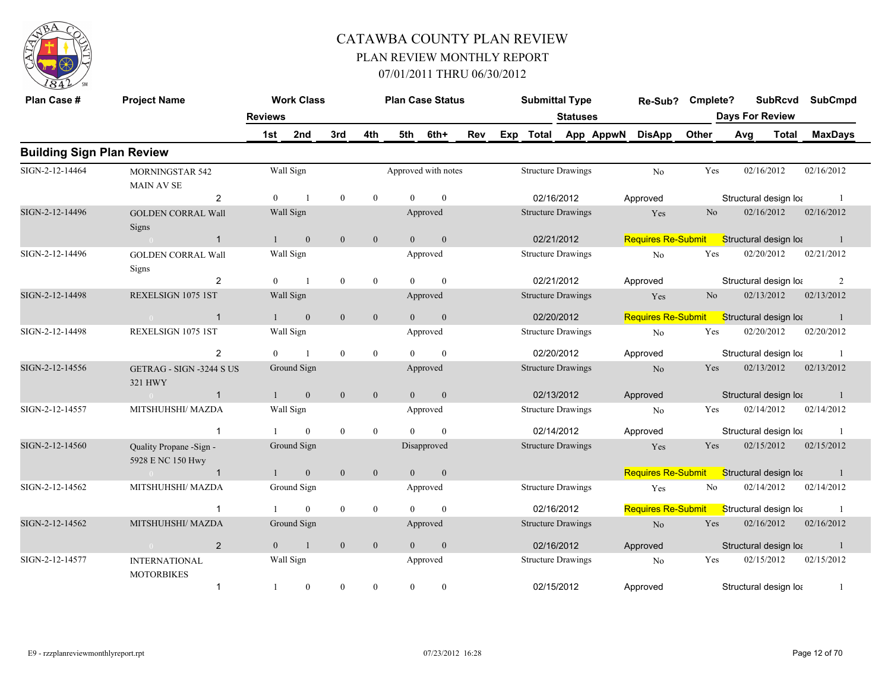# CATAWBA COUNTY PLAN REVIEW

## PLAN REVIEW MONTHLY REPORT

## 07/01/2011 THRU 06/30/2012

| Plan Case # | Project Name | Work Class / Reviews 1st | 2nd | 3rd | 4th | Plan Case Status / 5th | 6th+ | Rev | Exp | Submittal Type / Total | Statuses App | AppwN | Re-Sub? / DisApp | Cmplete? / Other | SubRcvd / Days For Review Avg | Total | SubCmpd / MaxDays |
|---|---|---|---|---|---|---|---|---|---|---|---|---|---|---|---|---|---|
| **Building Sign Plan Review** | | | | | | | | | | | | | | | | | |
| SIGN-2-12-14464 | MORNINGSTAR 542 MAIN AV SE | Wall Sign | | | | Approved with notes | | | | Structure Drawings | | | No | Yes | 02/16/2012 | | 02/16/2012 |
| | 2 | 0 | 1 | 0 | 0 | 0 | 0 | | | 02/16/2012 | | | Approved | | Structural design loa | | 1 |
| SIGN-2-12-14496 | GOLDEN CORRAL Wall Signs | Wall Sign | | | | Approved | | | | Structure Drawings | | | Yes | No | 02/16/2012 | | 02/16/2012 |
| | 0 1 | 1 | 0 | 0 | 0 | 0 | 0 | | | 02/21/2012 | | | Requires Re-Submit | | Structural design loa | | 1 |
| SIGN-2-12-14496 | GOLDEN CORRAL Wall Signs | Wall Sign | | | | Approved | | | | Structure Drawings | | | No | Yes | 02/20/2012 | | 02/21/2012 |
| | 2 | 0 | 1 | 0 | 0 | 0 | 0 | | | 02/21/2012 | | | Approved | | Structural design loa | | 2 |
| SIGN-2-12-14498 | REXELSIGN 1075 1ST | Wall Sign | | | | Approved | | | | Structure Drawings | | | Yes | No | 02/13/2012 | | 02/13/2012 |
| | 0 1 | 1 | 0 | 0 | 0 | 0 | 0 | | | 02/20/2012 | | | Requires Re-Submit | | Structural design loa | | 1 |
| SIGN-2-12-14498 | REXELSIGN 1075 1ST | Wall Sign | | | | Approved | | | | Structure Drawings | | | No | Yes | 02/20/2012 | | 02/20/2012 |
| | 2 | 0 | 1 | 0 | 0 | 0 | 0 | | | 02/20/2012 | | | Approved | | Structural design loa | | 1 |
| SIGN-2-12-14556 | GETRAG - SIGN -3244 S US 321 HWY | Ground Sign | | | | Approved | | | | Structure Drawings | | | No | Yes | 02/13/2012 | | 02/13/2012 |
| | 0 1 | 1 | 0 | 0 | 0 | 0 | 0 | | | 02/13/2012 | | | Approved | | Structural design loa | | 1 |
| SIGN-2-12-14557 | MITSHUHSHI/ MAZDA | Wall Sign | | | | Approved | | | | Structure Drawings | | | No | Yes | 02/14/2012 | | 02/14/2012 |
| | 1 | 1 | 0 | 0 | 0 | 0 | 0 | | | 02/14/2012 | | | Approved | | Structural design loa | | 1 |
| SIGN-2-12-14560 | Quality Propane -Sign - 5928 E NC 150 Hwy | Ground Sign | | | | Disapproved | | | | Structure Drawings | | | Yes | Yes | 02/15/2012 | | 02/15/2012 |
| | 0 1 | 1 | 0 | 0 | 0 | 0 | 0 | | | | | | Requires Re-Submit | | Structural design loa | | 1 |
| SIGN-2-12-14562 | MITSHUHSHI/ MAZDA | Ground Sign | | | | Approved | | | | Structure Drawings | | | Yes | No | 02/14/2012 | | 02/14/2012 |
| | 1 | 1 | 0 | 0 | 0 | 0 | 0 | | | 02/16/2012 | | | Requires Re-Submit | | Structural design loa | | 1 |
| SIGN-2-12-14562 | MITSHUHSHI/ MAZDA | Ground Sign | | | | Approved | | | | Structure Drawings | | | No | Yes | 02/16/2012 | | 02/16/2012 |
| | 0 2 | 0 | 1 | 0 | 0 | 0 | 0 | | | 02/16/2012 | | | Approved | | Structural design loa | | 1 |
| SIGN-2-12-14577 | INTERNATIONAL MOTORBIKES | Wall Sign | | | | Approved | | | | Structure Drawings | | | No | Yes | 02/15/2012 | | 02/15/2012 |
| | 1 | 1 | 0 | 0 | 0 | 0 | 0 | | | 02/15/2012 | | | Approved | | Structural design loa | | 1 |

E9 - rzzplanreviewmonthlyreport.rpt 07/23/2012 16:28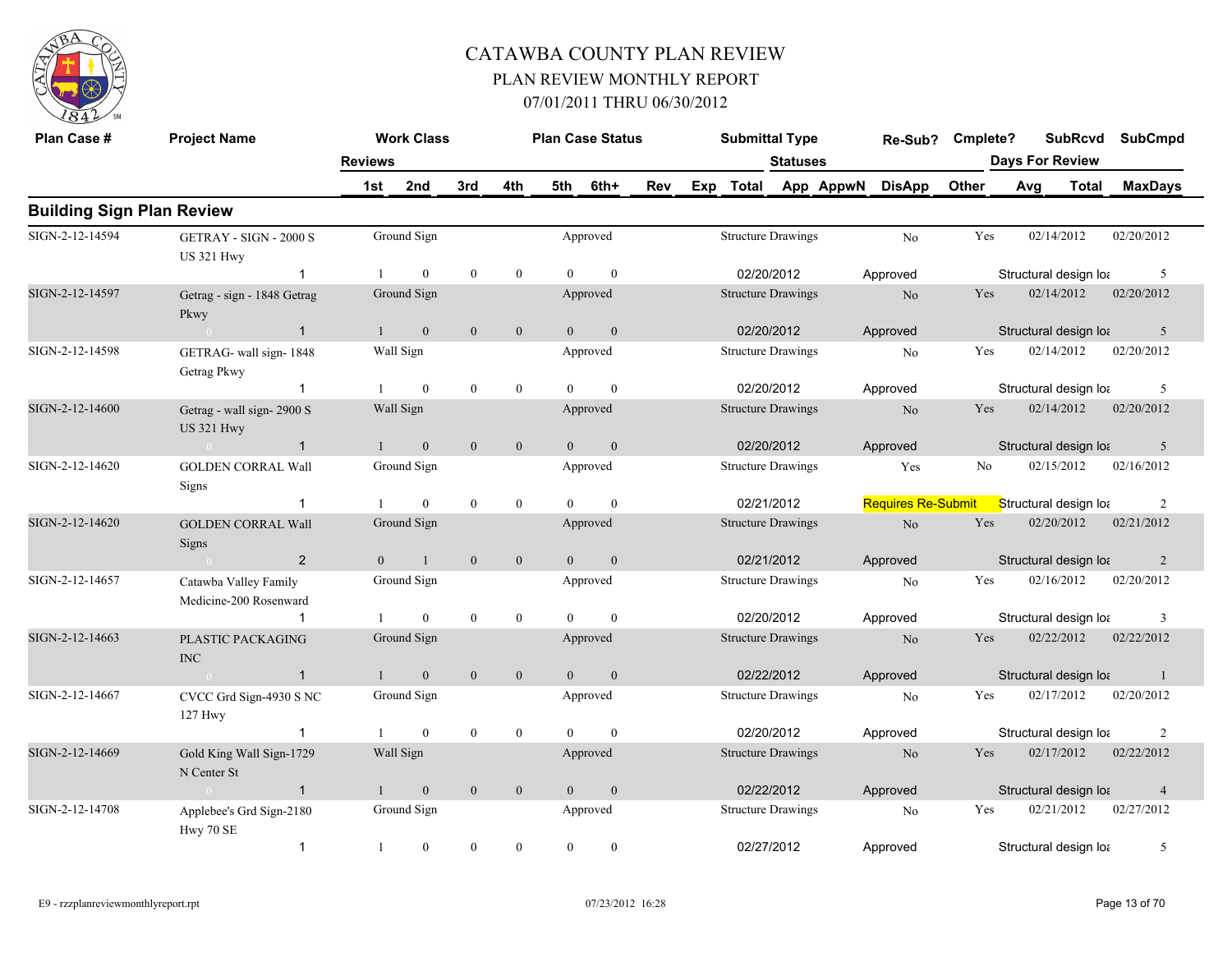# CATAWBA COUNTY PLAN REVIEW

## PLAN REVIEW MONTHLY REPORT

### 07/01/2011 THRU 06/30/2012

## Building Sign Plan Review

| Plan Case # | Project Name | Work Class | Plan Case Status | Submittal Type | Re-Sub? | Cmplete? | SubRcvd | SubCmpd |
|---|---|---|---|---|---|---|---|---|
| | Reviews | 1st | 2nd | 3rd | 4th | 5th | 6th+ | Rev | Exp | Total | Statuses App AppwN DisApp Other | Days For Review Avg | Total | MaxDays |
| SIGN-2-12-14594 | GETRAY - SIGN - 2000 S US 321 Hwy | Ground Sign | Approved | Structure Drawings | No | Yes | 02/14/2012 | 02/20/2012 |
| | 1 | 1 | 0 | 0 | 0 | 0 | 0 | | | 02/20/2012 | Approved | Structural design loa | | 5 |
| SIGN-2-12-14597 | Getrag - sign - 1848 Getrag Pkwy | Ground Sign | Approved | Structure Drawings | No | Yes | 02/14/2012 | 02/20/2012 |
| | 1 | 1 | 0 | 0 | 0 | 0 | 0 | | | 02/20/2012 | Approved | Structural design loa | | 5 |
| SIGN-2-12-14598 | GETRAG- wall sign- 1848 Getrag Pkwy | Wall Sign | Approved | Structure Drawings | No | Yes | 02/14/2012 | 02/20/2012 |
| | 1 | 1 | 0 | 0 | 0 | 0 | 0 | | | 02/20/2012 | Approved | Structural design loa | | 5 |
| SIGN-2-12-14600 | Getrag - wall sign- 2900 S US 321 Hwy | Wall Sign | Approved | Structure Drawings | No | Yes | 02/14/2012 | 02/20/2012 |
| | 1 | 1 | 0 | 0 | 0 | 0 | 0 | | | 02/20/2012 | Approved | Structural design loa | | 5 |
| SIGN-2-12-14620 | GOLDEN CORRAL Wall Signs | Ground Sign | Approved | Structure Drawings | Yes | No | 02/15/2012 | 02/16/2012 |
| | 1 | 1 | 0 | 0 | 0 | 0 | 0 | | | 02/21/2012 | Requires Re-Submit | Structural design loa | | 2 |
| SIGN-2-12-14620 | GOLDEN CORRAL Wall Signs | Ground Sign | Approved | Structure Drawings | No | Yes | 02/20/2012 | 02/21/2012 |
| | 2 | 0 | 1 | 0 | 0 | 0 | 0 | | | 02/21/2012 | Approved | Structural design loa | | 2 |
| SIGN-2-12-14657 | Catawba Valley Family Medicine-200 Rosenward | Ground Sign | Approved | Structure Drawings | No | Yes | 02/16/2012 | 02/20/2012 |
| | 1 | 1 | 0 | 0 | 0 | 0 | 0 | | | 02/20/2012 | Approved | Structural design loa | | 3 |
| SIGN-2-12-14663 | PLASTIC PACKAGING INC | Ground Sign | Approved | Structure Drawings | No | Yes | 02/22/2012 | 02/22/2012 |
| | 1 | 1 | 0 | 0 | 0 | 0 | 0 | | | 02/22/2012 | Approved | Structural design loa | | 1 |
| SIGN-2-12-14667 | CVCC Grd Sign-4930 S NC 127 Hwy | Ground Sign | Approved | Structure Drawings | No | Yes | 02/17/2012 | 02/20/2012 |
| | 1 | 1 | 0 | 0 | 0 | 0 | 0 | | | 02/20/2012 | Approved | Structural design loa | | 2 |
| SIGN-2-12-14669 | Gold King Wall Sign-1729 N Center St | Wall Sign | Approved | Structure Drawings | No | Yes | 02/17/2012 | 02/22/2012 |
| | 1 | 1 | 0 | 0 | 0 | 0 | 0 | | | 02/22/2012 | Approved | Structural design loa | | 4 |
| SIGN-2-12-14708 | Applebee's Grd Sign-2180 Hwy 70 SE | Ground Sign | Approved | Structure Drawings | No | Yes | 02/21/2012 | 02/27/2012 |
| | 1 | 1 | 0 | 0 | 0 | 0 | 0 | | | 02/27/2012 | Approved | Structural design loa | | 5 |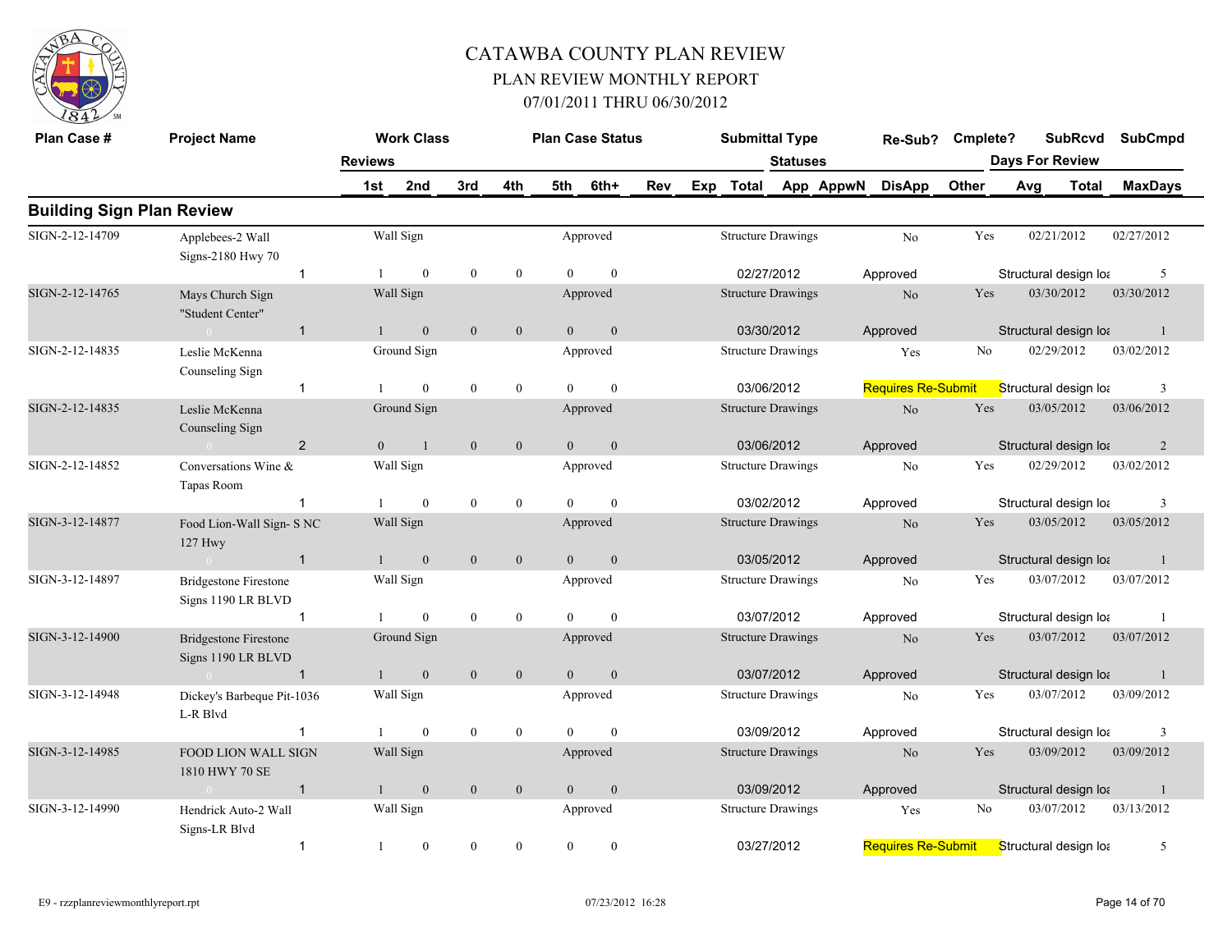# CATAWBA COUNTY PLAN REVIEW

## PLAN REVIEW MONTHLY REPORT

### 07/01/2011 THRU 06/30/2012

## Building Sign Plan Review

| Plan Case # | Project Name | Reviews | Work Class 1st | 2nd | 3rd | 4th | Plan Case Status 5th | 6th+ | Rev | Exp | Submittal Type Total | Statuses App | AppwN | Re-Sub? DisApp | Cmplete? Other | SubRcvd Days For Review Avg | Total | SubCmpd MaxDays |
|---|---|---|---|---|---|---|---|---|---|---|---|---|---|---|---|---|---|---|
| SIGN-2-12-14709 | Applebees-2 Wall Signs-2180 Hwy 70 | | Wall Sign | | | | Approved | | | | Structure Drawings | | | No | Yes | 02/21/2012 | | 02/27/2012 |
| | | 1 | 1 | 0 | 0 | 0 | 0 | 0 | | | 02/27/2012 | | | Approved | | Structural design loa | | 5 |
| SIGN-2-12-14765 | Mays Church Sign "Student Center" | | Wall Sign | | | | Approved | | | | Structure Drawings | | | No | Yes | 03/30/2012 | | 03/30/2012 |
| | | 1 | 1 | 0 | 0 | 0 | 0 | 0 | | | 03/30/2012 | | | Approved | | Structural design loa | | 1 |
| SIGN-2-12-14835 | Leslie McKenna Counseling Sign | | Ground Sign | | | | Approved | | | | Structure Drawings | | | Yes | No | 02/29/2012 | | 03/02/2012 |
| | | 1 | 1 | 0 | 0 | 0 | 0 | 0 | | | 03/06/2012 | | | Requires Re-Submit | | Structural design loa | | 3 |
| SIGN-2-12-14835 | Leslie McKenna Counseling Sign | | Ground Sign | | | | Approved | | | | Structure Drawings | | | No | Yes | 03/05/2012 | | 03/06/2012 |
| | | 2 | 0 | 1 | 0 | 0 | 0 | 0 | | | 03/06/2012 | | | Approved | | Structural design loa | | 2 |
| SIGN-2-12-14852 | Conversations Wine & Tapas Room | | Wall Sign | | | | Approved | | | | Structure Drawings | | | No | Yes | 02/29/2012 | | 03/02/2012 |
| | | 1 | 1 | 0 | 0 | 0 | 0 | 0 | | | 03/02/2012 | | | Approved | | Structural design loa | | 3 |
| SIGN-3-12-14877 | Food Lion-Wall Sign- S NC 127 Hwy | | Wall Sign | | | | Approved | | | | Structure Drawings | | | No | Yes | 03/05/2012 | | 03/05/2012 |
| | | 1 | 1 | 0 | 0 | 0 | 0 | 0 | | | 03/05/2012 | | | Approved | | Structural design loa | | 1 |
| SIGN-3-12-14897 | Bridgestone Firestone Signs 1190 LR BLVD | | Wall Sign | | | | Approved | | | | Structure Drawings | | | No | Yes | 03/07/2012 | | 03/07/2012 |
| | | 1 | 1 | 0 | 0 | 0 | 0 | 0 | | | 03/07/2012 | | | Approved | | Structural design loa | | 1 |
| SIGN-3-12-14900 | Bridgestone Firestone Signs 1190 LR BLVD | | Ground Sign | | | | Approved | | | | Structure Drawings | | | No | Yes | 03/07/2012 | | 03/07/2012 |
| | | 1 | 1 | 0 | 0 | 0 | 0 | 0 | | | 03/07/2012 | | | Approved | | Structural design loa | | 1 |
| SIGN-3-12-14948 | Dickey's Barbeque Pit-1036 L-R Blvd | | Wall Sign | | | | Approved | | | | Structure Drawings | | | No | Yes | 03/07/2012 | | 03/09/2012 |
| | | 1 | 1 | 0 | 0 | 0 | 0 | 0 | | | 03/09/2012 | | | Approved | | Structural design loa | | 3 |
| SIGN-3-12-14985 | FOOD LION WALL SIGN 1810 HWY 70 SE | | Wall Sign | | | | Approved | | | | Structure Drawings | | | No | Yes | 03/09/2012 | | 03/09/2012 |
| | | 1 | 1 | 0 | 0 | 0 | 0 | 0 | | | 03/09/2012 | | | Approved | | Structural design loa | | 1 |
| SIGN-3-12-14990 | Hendrick Auto-2 Wall Signs-LR Blvd | | Wall Sign | | | | Approved | | | | Structure Drawings | | | Yes | No | 03/07/2012 | | 03/13/2012 |
| | | 1 | 1 | 0 | 0 | 0 | 0 | 0 | | | 03/27/2012 | | | Requires Re-Submit | | Structural design loa | | 5 |

E9 - rzzplanreviewmonthlyreport.rpt 07/23/2012 16:28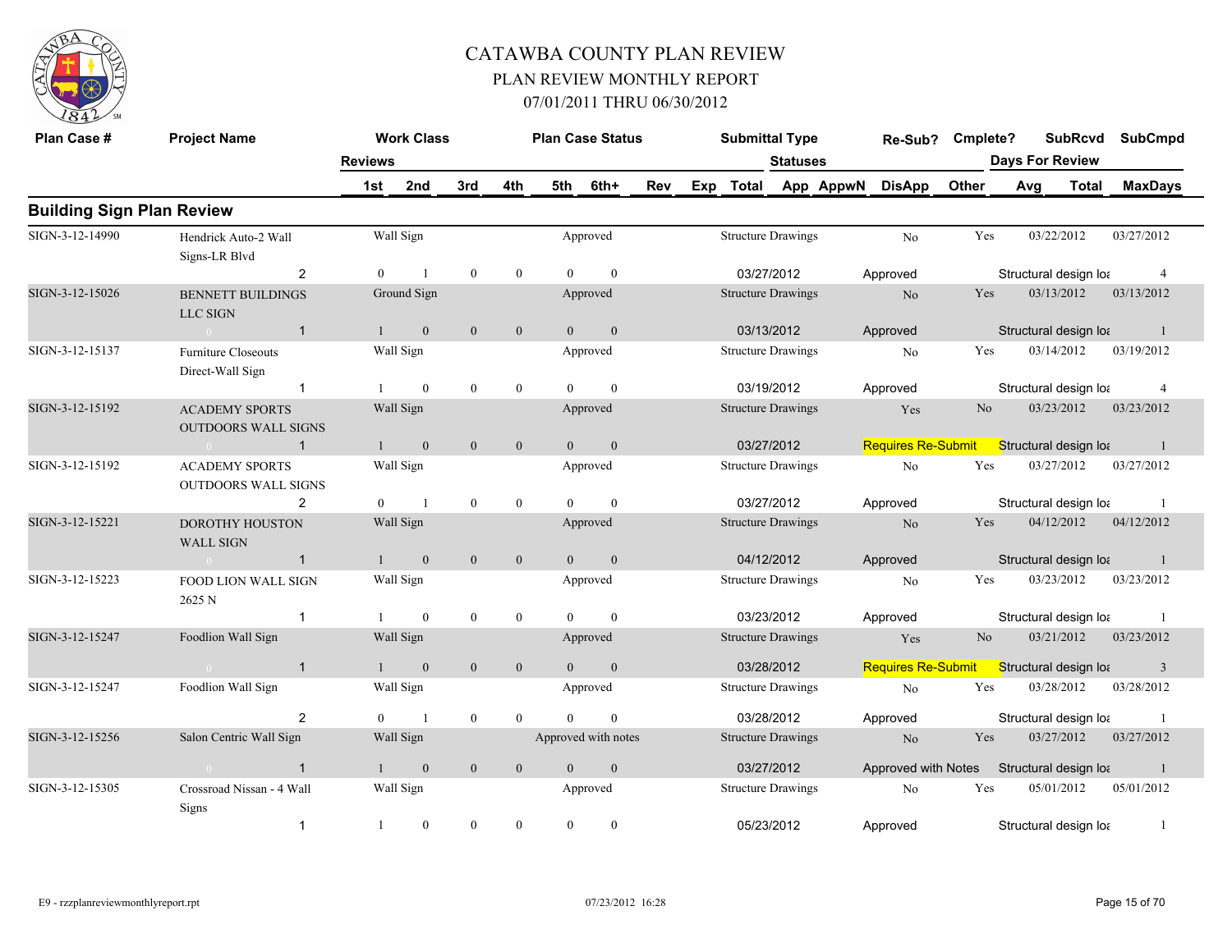# CATAWBA COUNTY PLAN REVIEW
## PLAN REVIEW MONTHLY REPORT
### 07/01/2011 THRU 06/30/2012

## Building Sign Plan Review

| Plan Case # | Project Name | Reviews | Work Class 1st | 2nd | 3rd | 4th | Plan Case Status 5th | 6th+ | Rev | Exp | Submittal Type Total | Statuses App | AppwN | Re-Sub? DisApp | Cmplete? Other | SubRcvd Avg | Days For Review Total | SubCmpd MaxDays |
|---|---|---|---|---|---|---|---|---|---|---|---|---|---|---|---|---|---|---|
| SIGN-3-12-14990 | Hendrick Auto-2 Wall Signs-LR Blvd | | Wall Sign | | | | Approved | | | | Structure Drawings | | | No | Yes | 03/22/2012 | | 03/27/2012 |
| | | 2 | 0 | 1 | 0 | 0 | 0 | 0 | | | 03/27/2012 | | | Approved | | Structural design loa | | 4 |
| SIGN-3-12-15026 | BENNETT BUILDINGS LLC SIGN | | Ground Sign | | | | Approved | | | | Structure Drawings | | | No | Yes | 03/13/2012 | | 03/13/2012 |
| | 0 | 1 | 1 | 0 | 0 | 0 | 0 | 0 | | | 03/13/2012 | | | Approved | | Structural design loa | | 1 |
| SIGN-3-12-15137 | Furniture Closeouts Direct-Wall Sign | | Wall Sign | | | | Approved | | | | Structure Drawings | | | No | Yes | 03/14/2012 | | 03/19/2012 |
| | | 1 | 1 | 0 | 0 | 0 | 0 | 0 | | | 03/19/2012 | | | Approved | | Structural design loa | | 4 |
| SIGN-3-12-15192 | ACADEMY SPORTS OUTDOORS WALL SIGNS | | Wall Sign | | | | Approved | | | | Structure Drawings | | | Yes | No | 03/23/2012 | | 03/23/2012 |
| | 0 | 1 | 1 | 0 | 0 | 0 | 0 | 0 | | | 03/27/2012 | | | Requires Re-Submit | | Structural design loa | | 1 |
| SIGN-3-12-15192 | ACADEMY SPORTS OUTDOORS WALL SIGNS | | Wall Sign | | | | Approved | | | | Structure Drawings | | | No | Yes | 03/27/2012 | | 03/27/2012 |
| | | 2 | 0 | 1 | 0 | 0 | 0 | 0 | | | 03/27/2012 | | | Approved | | Structural design loa | | 1 |
| SIGN-3-12-15221 | DOROTHY HOUSTON WALL SIGN | | Wall Sign | | | | Approved | | | | Structure Drawings | | | No | Yes | 04/12/2012 | | 04/12/2012 |
| | 0 | 1 | 1 | 0 | 0 | 0 | 0 | 0 | | | 04/12/2012 | | | Approved | | Structural design loa | | 1 |
| SIGN-3-12-15223 | FOOD LION WALL SIGN 2625 N | | Wall Sign | | | | Approved | | | | Structure Drawings | | | No | Yes | 03/23/2012 | | 03/23/2012 |
| | | 1 | 1 | 0 | 0 | 0 | 0 | 0 | | | 03/23/2012 | | | Approved | | Structural design loa | | 1 |
| SIGN-3-12-15247 | Foodlion Wall Sign | | Wall Sign | | | | Approved | | | | Structure Drawings | | | Yes | No | 03/21/2012 | | 03/23/2012 |
| | 0 | 1 | 1 | 0 | 0 | 0 | 0 | 0 | | | 03/28/2012 | | | Requires Re-Submit | | Structural design loa | | 3 |
| SIGN-3-12-15247 | Foodlion Wall Sign | | Wall Sign | | | | Approved | | | | Structure Drawings | | | No | Yes | 03/28/2012 | | 03/28/2012 |
| | | 2 | 0 | 1 | 0 | 0 | 0 | 0 | | | 03/28/2012 | | | Approved | | Structural design loa | | 1 |
| SIGN-3-12-15256 | Salon Centric Wall Sign | | Wall Sign | | | | Approved with notes | | | | Structure Drawings | | | No | Yes | 03/27/2012 | | 03/27/2012 |
| | 0 | 1 | 1 | 0 | 0 | 0 | 0 | 0 | | | 03/27/2012 | | | Approved with Notes | | Structural design loa | | 1 |
| SIGN-3-12-15305 | Crossroad Nissan - 4 Wall Signs | | Wall Sign | | | | Approved | | | | Structure Drawings | | | No | Yes | 05/01/2012 | | 05/01/2012 |
| | | 1 | 1 | 0 | 0 | 0 | 0 | 0 | | | 05/23/2012 | | | Approved | | Structural design loa | | 1 |

E9 - rzzplanreviewmonthlyreport.rpt 07/23/2012 16:28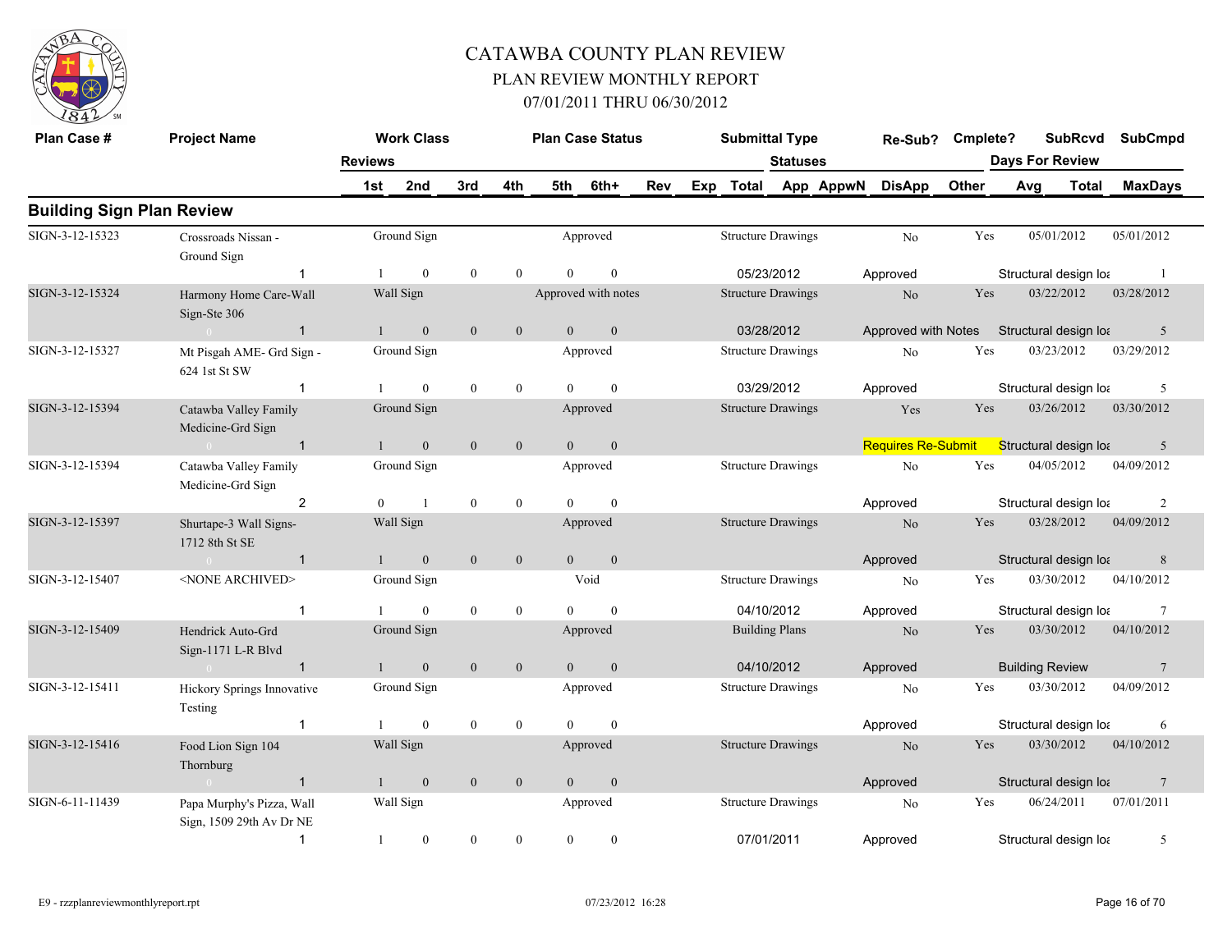# CATAWBA COUNTY PLAN REVIEW

## PLAN REVIEW MONTHLY REPORT

### 07/01/2011 THRU 06/30/2012

## Building Sign Plan Review

| Plan Case # | Project Name | Reviews | Work Class 1st | 2nd | 3rd | 4th | Plan Case Status 5th | 6th+ | Rev | Exp | Submittal Type Total | Statuses App | AppwN | Re-Sub? DisApp | Cmplete? Other | Days For Review Avg | SubRcvd Total | SubCmpd MaxDays |
|---|---|---|---|---|---|---|---|---|---|---|---|---|---|---|---|---|---|---|
| SIGN-3-12-15323 | Crossroads Nissan - Ground Sign | | Ground Sign | | | | Approved | | | | Structure Drawings | | | No | Yes | | 05/01/2012 | 05/01/2012 |
| | | 1 | 1 | 0 | 0 | 0 | 0 | 0 | | | 05/23/2012 | | | Approved | | Structural design loa | | 1 |
| SIGN-3-12-15324 | Harmony Home Care-Wall Sign-Ste 306 | | Wall Sign | | | | Approved with notes | | | | Structure Drawings | | | No | Yes | | 03/22/2012 | 03/28/2012 |
| | 0 | 1 | 1 | 0 | 0 | 0 | 0 | 0 | | | 03/28/2012 | | | Approved with Notes | | Structural design loa | | 5 |
| SIGN-3-12-15327 | Mt Pisgah AME- Grd Sign - 624 1st St SW | | Ground Sign | | | | Approved | | | | Structure Drawings | | | No | Yes | | 03/23/2012 | 03/29/2012 |
| | | 1 | 1 | 0 | 0 | 0 | 0 | 0 | | | 03/29/2012 | | | Approved | | Structural design loa | | 5 |
| SIGN-3-12-15394 | Catawba Valley Family Medicine-Grd Sign | | Ground Sign | | | | Approved | | | | Structure Drawings | | | Yes | Yes | | 03/26/2012 | 03/30/2012 |
| | 0 | 1 | 1 | 0 | 0 | 0 | 0 | 0 | | | | | | Requires Re-Submit | | Structural design loa | | 5 |
| SIGN-3-12-15394 | Catawba Valley Family Medicine-Grd Sign | | Ground Sign | | | | Approved | | | | Structure Drawings | | | No | Yes | | 04/05/2012 | 04/09/2012 |
| | | 2 | 0 | 1 | 0 | 0 | 0 | 0 | | | | | | Approved | | Structural design loa | | 2 |
| SIGN-3-12-15397 | Shurtape-3 Wall Signs-1712 8th St SE | | Wall Sign | | | | Approved | | | | Structure Drawings | | | No | Yes | | 03/28/2012 | 04/09/2012 |
| | 0 | 1 | 1 | 0 | 0 | 0 | 0 | 0 | | | | | | Approved | | Structural design loa | | 8 |
| SIGN-3-12-15407 | <NONE ARCHIVED> | | Ground Sign | | | | Void | | | | Structure Drawings | | | No | Yes | | 03/30/2012 | 04/10/2012 |
| | | 1 | 1 | 0 | 0 | 0 | 0 | 0 | | | 04/10/2012 | | | Approved | | Structural design loa | | 7 |
| SIGN-3-12-15409 | Hendrick Auto-Grd Sign-1171 L-R Blvd | | Ground Sign | | | | Approved | | | | Building Plans | | | No | Yes | | 03/30/2012 | 04/10/2012 |
| | 0 | 1 | 1 | 0 | 0 | 0 | 0 | 0 | | | 04/10/2012 | | | Approved | | Building Review | | 7 |
| SIGN-3-12-15411 | Hickory Springs Innovative Testing | | Ground Sign | | | | Approved | | | | Structure Drawings | | | No | Yes | | 03/30/2012 | 04/09/2012 |
| | | 1 | 1 | 0 | 0 | 0 | 0 | 0 | | | | | | Approved | | Structural design loa | | 6 |
| SIGN-3-12-15416 | Food Lion Sign 104 Thornburg | | Wall Sign | | | | Approved | | | | Structure Drawings | | | No | Yes | | 03/30/2012 | 04/10/2012 |
| | 0 | 1 | 1 | 0 | 0 | 0 | 0 | 0 | | | | | | Approved | | Structural design loa | | 7 |
| SIGN-6-11-11439 | Papa Murphy's Pizza, Wall Sign, 1509 29th Av Dr NE | | Wall Sign | | | | Approved | | | | Structure Drawings | | | No | Yes | | 06/24/2011 | 07/01/2011 |
| | | 1 | 1 | 0 | 0 | 0 | 0 | 0 | | | 07/01/2011 | | | Approved | | Structural design loa | | 5 |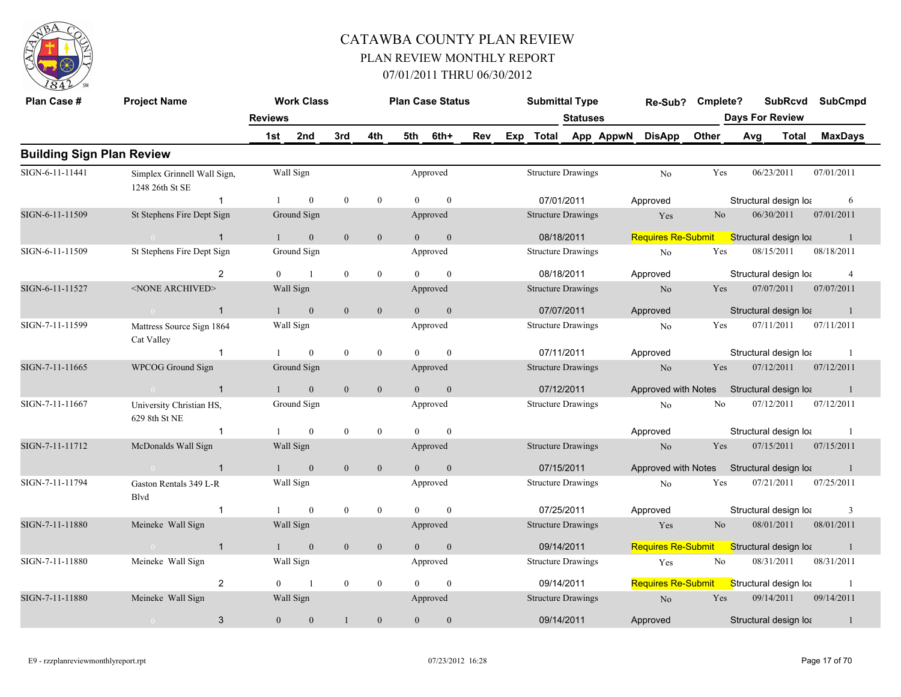# CATAWBA COUNTY PLAN REVIEW
## PLAN REVIEW MONTHLY REPORT
### 07/01/2011 THRU 06/30/2012

## Building Sign Plan Review

| Plan Case # | Project Name | Reviews | Work Class 1st | 2nd | 3rd | 4th | Plan Case Status 5th | 6th+ | Rev | Exp | Submittal Type Total | Statuses App | AppwN | Re-Sub? DisApp | Cmplete? Other | SubRcvd Days For Review Avg | Total | SubCmpd MaxDays |
|---|---|---|---|---|---|---|---|---|---|---|---|---|---|---|---|---|---|---|
| SIGN-6-11-11441 | Simplex Grinnell Wall Sign, 1248 26th St SE | | Wall Sign | | | | Approved | | | | Structure Drawings | | | No | Yes | 06/23/2011 | | 07/01/2011 |
| | | 1 | 1 | 0 | 0 | 0 | 0 | 0 | | | 07/01/2011 | | | Approved | | Structural design loa | | 6 |
| SIGN-6-11-11509 | St Stephens Fire Dept Sign | | Ground Sign | | | | Approved | | | | Structure Drawings | | | Yes | No | 06/30/2011 | | 07/01/2011 |
| | 0 | 1 | 1 | 0 | 0 | 0 | 0 | 0 | | | 08/18/2011 | | | Requires Re-Submit | | Structural design loa | | 1 |
| SIGN-6-11-11509 | St Stephens Fire Dept Sign | | Ground Sign | | | | Approved | | | | Structure Drawings | | | No | Yes | 08/15/2011 | | 08/18/2011 |
| | | 2 | 0 | 1 | 0 | 0 | 0 | 0 | | | 08/18/2011 | | | Approved | | Structural design loa | | 4 |
| SIGN-6-11-11527 | <NONE ARCHIVED> | | Wall Sign | | | | Approved | | | | Structure Drawings | | | No | Yes | 07/07/2011 | | 07/07/2011 |
| | 0 | 1 | 1 | 0 | 0 | 0 | 0 | 0 | | | 07/07/2011 | | | Approved | | Structural design loa | | 1 |
| SIGN-7-11-11599 | Mattress Source Sign 1864 Cat Valley | | Wall Sign | | | | Approved | | | | Structure Drawings | | | No | Yes | 07/11/2011 | | 07/11/2011 |
| | | 1 | 1 | 0 | 0 | 0 | 0 | 0 | | | 07/11/2011 | | | Approved | | Structural design loa | | 1 |
| SIGN-7-11-11665 | WPCOG Ground Sign | | Ground Sign | | | | Approved | | | | Structure Drawings | | | No | Yes | 07/12/2011 | | 07/12/2011 |
| | 0 | 1 | 1 | 0 | 0 | 0 | 0 | 0 | | | 07/12/2011 | | | Approved with Notes | | Structural design loa | | 1 |
| SIGN-7-11-11667 | University Christian HS, 629 8th St NE | | Ground Sign | | | | Approved | | | | Structure Drawings | | | No | No | 07/12/2011 | | 07/12/2011 |
| | | 1 | 1 | 0 | 0 | 0 | 0 | 0 | | | | | | Approved | | Structural design loa | | 1 |
| SIGN-7-11-11712 | McDonalds Wall Sign | | Wall Sign | | | | Approved | | | | Structure Drawings | | | No | Yes | 07/15/2011 | | 07/15/2011 |
| | 0 | 1 | 1 | 0 | 0 | 0 | 0 | 0 | | | 07/15/2011 | | | Approved with Notes | | Structural design loa | | 1 |
| SIGN-7-11-11794 | Gaston Rentals 349 L-R Blvd | | Wall Sign | | | | Approved | | | | Structure Drawings | | | No | Yes | 07/21/2011 | | 07/25/2011 |
| | | 1 | 1 | 0 | 0 | 0 | 0 | 0 | | | 07/25/2011 | | | Approved | | Structural design loa | | 3 |
| SIGN-7-11-11880 | Meineke Wall Sign | | Wall Sign | | | | Approved | | | | Structure Drawings | | | Yes | No | 08/01/2011 | | 08/01/2011 |
| | 0 | 1 | 1 | 0 | 0 | 0 | 0 | 0 | | | 09/14/2011 | | | Requires Re-Submit | | Structural design loa | | 1 |
| SIGN-7-11-11880 | Meineke Wall Sign | | Wall Sign | | | | Approved | | | | Structure Drawings | | | Yes | No | 08/31/2011 | | 08/31/2011 |
| | | 2 | 0 | 1 | 0 | 0 | 0 | 0 | | | 09/14/2011 | | | Requires Re-Submit | | Structural design loa | | 1 |
| SIGN-7-11-11880 | Meineke Wall Sign | | Wall Sign | | | | Approved | | | | Structure Drawings | | | No | Yes | 09/14/2011 | | 09/14/2011 |
| | 0 | 3 | 0 | 0 | 1 | 0 | 0 | 0 | | | 09/14/2011 | | | Approved | | Structural design loa | | 1 |

E9 - rzzplanreviewmonthlyreport.rpt    07/23/2012 16:28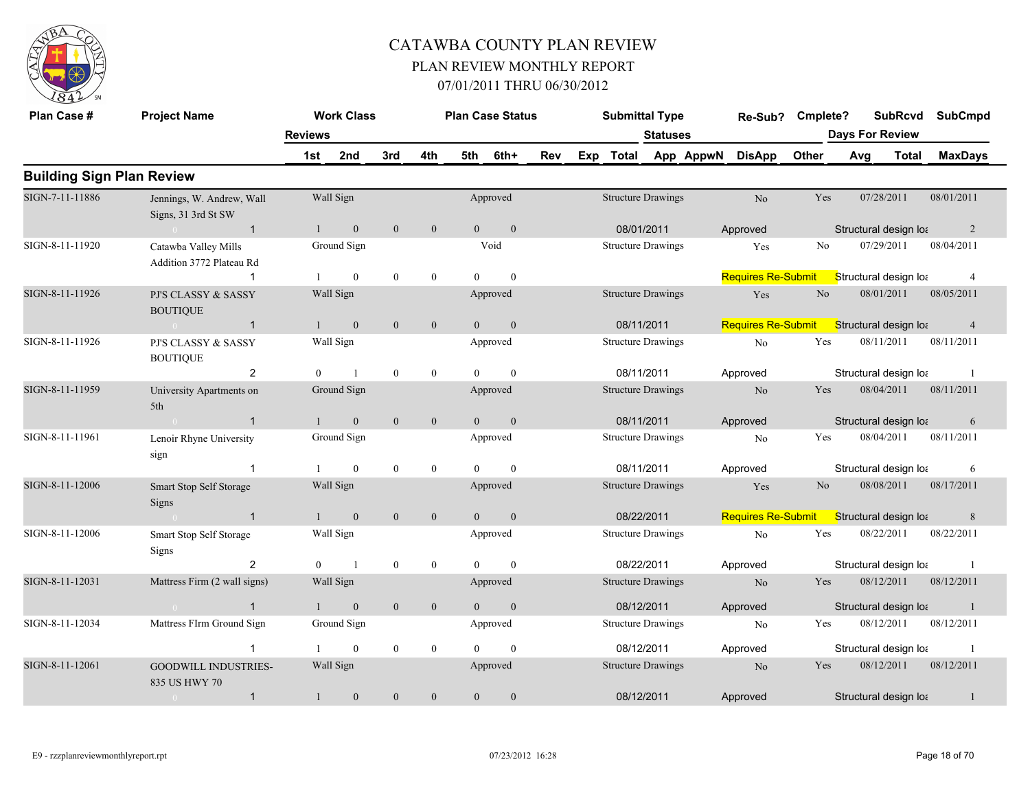# CATAWBA COUNTY PLAN REVIEW

## PLAN REVIEW MONTHLY REPORT

## 07/01/2011 THRU 06/30/2012

## Building Sign Plan Review

| Plan Case # | Project Name | Work Class | Plan Case Status | Submittal Type | Re-Sub? | Cmplete? | SubRcvd | SubCmpd |
|---|---|---|---|---|---|---|---|---|
| | Reviews | 1st / 2nd / 3rd / 4th / 5th / 6th+ | Rev | Exp / Total / Statuses: App / AppwN / DisApp | Other | Days For Review: Avg | Total | MaxDays |
| SIGN-7-11-11886 | Jennings, W. Andrew, Wall Signs, 31 3rd St SW | Wall Sign | Approved | Structure Drawings | No | Yes | 07/28/2011 | 08/01/2011 |
| | 0 / 1 | 1 / 0 / 0 / 0 / 0 / 0 | | 08/01/2011 | Approved | | Structural design loa | 2 |
| SIGN-8-11-11920 | Catawba Valley Mills Addition 3772 Plateau Rd | Ground Sign | Void | Structure Drawings | Yes | No | 07/29/2011 | 08/04/2011 |
| | 1 | 1 / 0 / 0 / 0 / 0 / 0 | | | Requires Re-Submit | | Structural design loa | 4 |
| SIGN-8-11-11926 | PJ'S CLASSY & SASSY BOUTIQUE | Wall Sign | Approved | Structure Drawings | Yes | No | 08/01/2011 | 08/05/2011 |
| | 0 / 1 | 1 / 0 / 0 / 0 / 0 / 0 | | 08/11/2011 | Requires Re-Submit | | Structural design loa | 4 |
| SIGN-8-11-11926 | PJ'S CLASSY & SASSY BOUTIQUE | Wall Sign | Approved | Structure Drawings | No | Yes | 08/11/2011 | 08/11/2011 |
| | 2 | 0 / 1 / 0 / 0 / 0 / 0 | | 08/11/2011 | Approved | | Structural design loa | 1 |
| SIGN-8-11-11959 | University Apartments on 5th | Ground Sign | Approved | Structure Drawings | No | Yes | 08/04/2011 | 08/11/2011 |
| | 0 / 1 | 1 / 0 / 0 / 0 / 0 / 0 | | 08/11/2011 | Approved | | Structural design loa | 6 |
| SIGN-8-11-11961 | Lenoir Rhyne University sign | Ground Sign | Approved | Structure Drawings | No | Yes | 08/04/2011 | 08/11/2011 |
| | 1 | 1 / 0 / 0 / 0 / 0 / 0 | | 08/11/2011 | Approved | | Structural design loa | 6 |
| SIGN-8-11-12006 | Smart Stop Self Storage Signs | Wall Sign | Approved | Structure Drawings | Yes | No | 08/08/2011 | 08/17/2011 |
| | 0 / 1 | 1 / 0 / 0 / 0 / 0 / 0 | | 08/22/2011 | Requires Re-Submit | | Structural design loa | 8 |
| SIGN-8-11-12006 | Smart Stop Self Storage Signs | Wall Sign | Approved | Structure Drawings | No | Yes | 08/22/2011 | 08/22/2011 |
| | 2 | 0 / 1 / 0 / 0 / 0 / 0 | | 08/22/2011 | Approved | | Structural design loa | 1 |
| SIGN-8-11-12031 | Mattress Firm (2 wall signs) | Wall Sign | Approved | Structure Drawings | No | Yes | 08/12/2011 | 08/12/2011 |
| | 0 / 1 | 1 / 0 / 0 / 0 / 0 / 0 | | 08/12/2011 | Approved | | Structural design loa | 1 |
| SIGN-8-11-12034 | Mattress FIrm Ground Sign | Ground Sign | Approved | Structure Drawings | No | Yes | 08/12/2011 | 08/12/2011 |
| | 1 | 1 / 0 / 0 / 0 / 0 / 0 | | 08/12/2011 | Approved | | Structural design loa | 1 |
| SIGN-8-11-12061 | GOODWILL INDUSTRIES-835 US HWY 70 | Wall Sign | Approved | Structure Drawings | No | Yes | 08/12/2011 | 08/12/2011 |
| | 0 / 1 | 1 / 0 / 0 / 0 / 0 / 0 | | 08/12/2011 | Approved | | Structural design loa | 1 |

E9 - rzzplanreviewmonthlyreport.rpt 07/23/2012 16:28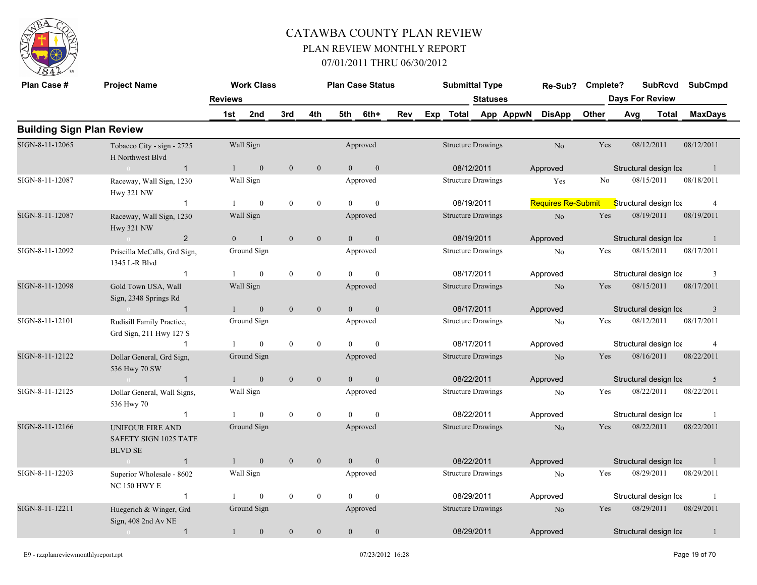# CATAWBA COUNTY PLAN REVIEW

## PLAN REVIEW MONTHLY REPORT

### 07/01/2011 THRU 06/30/2012

## Building Sign Plan Review

| Plan Case # | Project Name | Work Class | Plan Case Status | Submittal Type | Re-Sub? | Cmplete? | SubRcvd | SubCmpd |
|---|---|---|---|---|---|---|---|---|
| | | Reviews: 1st / 2nd / 3rd / 4th / 5th / 6th+ | Rev | Exp Total / Statuses: App / AppwN | DisApp | Other | Days For Review: Avg / Total | MaxDays |
| SIGN-8-11-12065 | Tobacco City - sign - 2725 H Northwest Blvd | Wall Sign | Approved | Structure Drawings | No | Yes | 08/12/2011 | 08/12/2011 |
| | 1 | 1 / 0 / 0 / 0 / 0 / 0 | | 08/12/2011 | Approved | | Structural design loa | 1 |
| SIGN-8-11-12087 | Raceway, Wall Sign, 1230 Hwy 321 NW | Wall Sign | Approved | Structure Drawings | Yes | No | 08/15/2011 | 08/18/2011 |
| | 1 | 1 / 0 / 0 / 0 / 0 / 0 | | 08/19/2011 | Requires Re-Submit | | Structural design loa | 4 |
| SIGN-8-11-12087 | Raceway, Wall Sign, 1230 Hwy 321 NW | Wall Sign | Approved | Structure Drawings | No | Yes | 08/19/2011 | 08/19/2011 |
| | 2 | 0 / 1 / 0 / 0 / 0 / 0 | | 08/19/2011 | Approved | | Structural design loa | 1 |
| SIGN-8-11-12092 | Priscilla McCalls, Grd Sign, 1345 L-R Blvd | Ground Sign | Approved | Structure Drawings | No | Yes | 08/15/2011 | 08/17/2011 |
| | 1 | 1 / 0 / 0 / 0 / 0 / 0 | | 08/17/2011 | Approved | | Structural design loa | 3 |
| SIGN-8-11-12098 | Gold Town USA, Wall Sign, 2348 Springs Rd | Wall Sign | Approved | Structure Drawings | No | Yes | 08/15/2011 | 08/17/2011 |
| | 1 | 1 / 0 / 0 / 0 / 0 / 0 | | 08/17/2011 | Approved | | Structural design loa | 3 |
| SIGN-8-11-12101 | Rudisill Family Practice, Grd Sign, 211 Hwy 127 S | Ground Sign | Approved | Structure Drawings | No | Yes | 08/12/2011 | 08/17/2011 |
| | 1 | 1 / 0 / 0 / 0 / 0 / 0 | | 08/17/2011 | Approved | | Structural design loa | 4 |
| SIGN-8-11-12122 | Dollar General, Grd Sign, 536 Hwy 70 SW | Ground Sign | Approved | Structure Drawings | No | Yes | 08/16/2011 | 08/22/2011 |
| | 1 | 1 / 0 / 0 / 0 / 0 / 0 | | 08/22/2011 | Approved | | Structural design loa | 5 |
| SIGN-8-11-12125 | Dollar General, Wall Signs, 536 Hwy 70 | Wall Sign | Approved | Structure Drawings | No | Yes | 08/22/2011 | 08/22/2011 |
| | 1 | 1 / 0 / 0 / 0 / 0 / 0 | | 08/22/2011 | Approved | | Structural design loa | 1 |
| SIGN-8-11-12166 | UNIFOUR FIRE AND SAFETY SIGN 1025 TATE BLVD SE | Ground Sign | Approved | Structure Drawings | No | Yes | 08/22/2011 | 08/22/2011 |
| | 1 | 1 / 0 / 0 / 0 / 0 / 0 | | 08/22/2011 | Approved | | Structural design loa | 1 |
| SIGN-8-11-12203 | Superior Wholesale - 8602 NC 150 HWY E | Wall Sign | Approved | Structure Drawings | No | Yes | 08/29/2011 | 08/29/2011 |
| | 1 | 1 / 0 / 0 / 0 / 0 / 0 | | 08/29/2011 | Approved | | Structural design loa | 1 |
| SIGN-8-11-12211 | Huegerich & Winger, Grd Sign, 408 2nd Av NE | Ground Sign | Approved | Structure Drawings | No | Yes | 08/29/2011 | 08/29/2011 |
| | 1 | 1 / 0 / 0 / 0 / 0 / 0 | | 08/29/2011 | Approved | | Structural design loa | 1 |

E9 - rzzplanreviewmonthlyreport.rpt 07/23/2012 16:28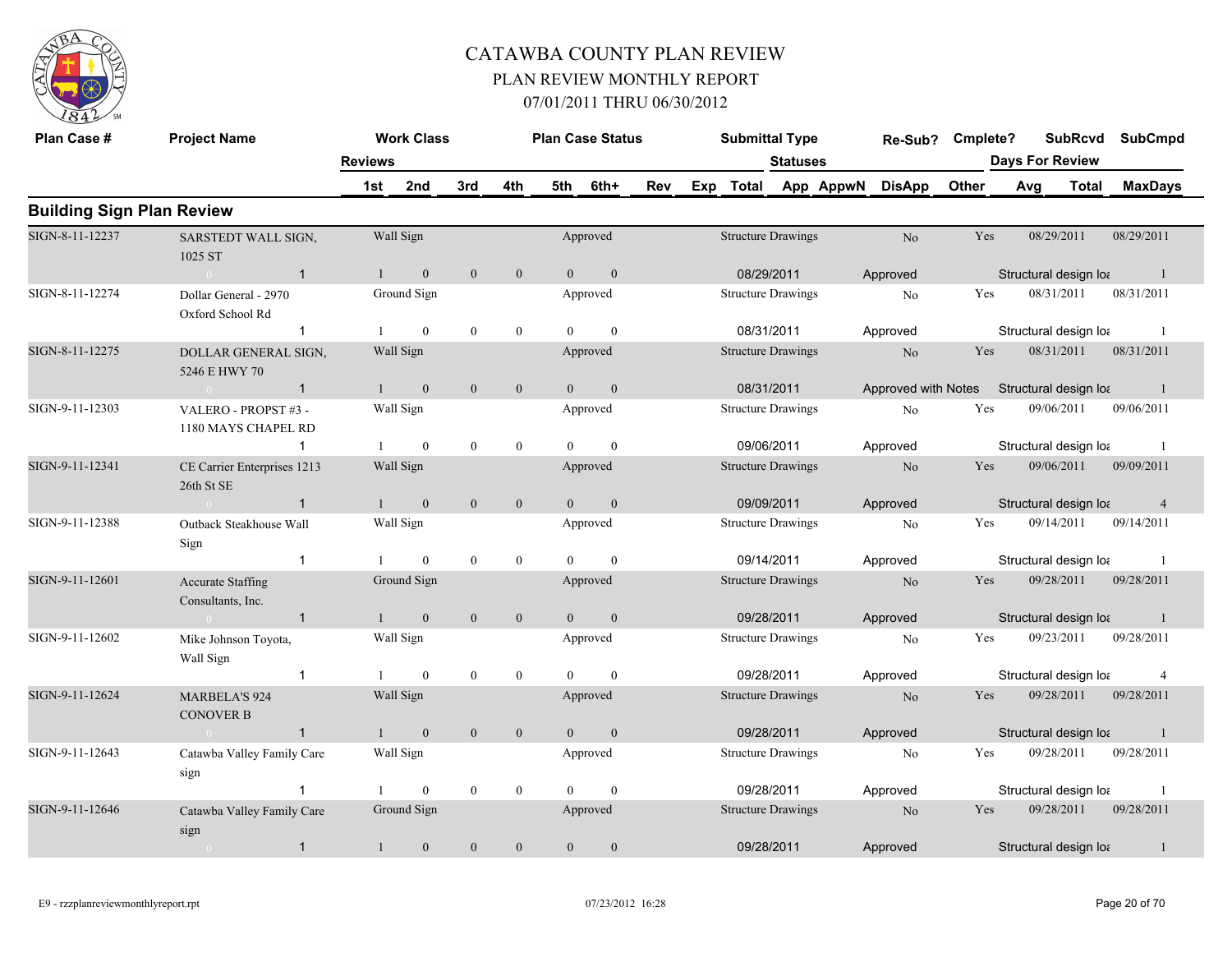# CATAWBA COUNTY PLAN REVIEW
## PLAN REVIEW MONTHLY REPORT
### 07/01/2011 THRU 06/30/2012

## Building Sign Plan Review

| Plan Case # | Project Name | Work Class | Plan Case Status | Submittal Type | Re-Sub? | Cmplete? | SubRcvd | SubCmpd |
|---|---|---|---|---|---|---|---|---|
| | Reviews | 1st / 2nd / 3rd / 4th / 5th / 6th+ | Rev / Exp / Total | Statuses: App / AppwN / DisApp / Other | | Days For Review: Avg | Total | MaxDays |
| SIGN-8-11-12237 | SARSTEDT WALL SIGN, 1025 ST | Wall Sign | Approved | Structure Drawings | No | Yes | 08/29/2011 | 08/29/2011 |
| | 0 / 1 | 1 / 0 / 0 / 0 / 0 / 0 | 08/29/2011 | Approved | | | Structural design loa | 1 |
| SIGN-8-11-12274 | Dollar General - 2970 Oxford School Rd | Ground Sign | Approved | Structure Drawings | No | Yes | 08/31/2011 | 08/31/2011 |
| | 1 | 1 / 0 / 0 / 0 / 0 / 0 | 08/31/2011 | Approved | | | Structural design loa | 1 |
| SIGN-8-11-12275 | DOLLAR GENERAL SIGN, 5246 E HWY 70 | Wall Sign | Approved | Structure Drawings | No | Yes | 08/31/2011 | 08/31/2011 |
| | 0 / 1 | 1 / 0 / 0 / 0 / 0 / 0 | 08/31/2011 | Approved with Notes | | | Structural design loa | 1 |
| SIGN-9-11-12303 | VALERO - PROPST #3 - 1180 MAYS CHAPEL RD | Wall Sign | Approved | Structure Drawings | No | Yes | 09/06/2011 | 09/06/2011 |
| | 1 | 1 / 0 / 0 / 0 / 0 / 0 | 09/06/2011 | Approved | | | Structural design loa | 1 |
| SIGN-9-11-12341 | CE Carrier Enterprises 1213 26th St SE | Wall Sign | Approved | Structure Drawings | No | Yes | 09/06/2011 | 09/09/2011 |
| | 0 / 1 | 1 / 0 / 0 / 0 / 0 / 0 | 09/09/2011 | Approved | | | Structural design loa | 4 |
| SIGN-9-11-12388 | Outback Steakhouse Wall Sign | Wall Sign | Approved | Structure Drawings | No | Yes | 09/14/2011 | 09/14/2011 |
| | 1 | 1 / 0 / 0 / 0 / 0 / 0 | 09/14/2011 | Approved | | | Structural design loa | 1 |
| SIGN-9-11-12601 | Accurate Staffing Consultants, Inc. | Ground Sign | Approved | Structure Drawings | No | Yes | 09/28/2011 | 09/28/2011 |
| | 0 / 1 | 1 / 0 / 0 / 0 / 0 / 0 | 09/28/2011 | Approved | | | Structural design loa | 1 |
| SIGN-9-11-12602 | Mike Johnson Toyota, Wall Sign | Wall Sign | Approved | Structure Drawings | No | Yes | 09/23/2011 | 09/28/2011 |
| | 1 | 1 / 0 / 0 / 0 / 0 / 0 | 09/28/2011 | Approved | | | Structural design loa | 4 |
| SIGN-9-11-12624 | MARBELA'S 924 CONOVER B | Wall Sign | Approved | Structure Drawings | No | Yes | 09/28/2011 | 09/28/2011 |
| | 0 / 1 | 1 / 0 / 0 / 0 / 0 / 0 | 09/28/2011 | Approved | | | Structural design loa | 1 |
| SIGN-9-11-12643 | Catawba Valley Family Care sign | Wall Sign | Approved | Structure Drawings | No | Yes | 09/28/2011 | 09/28/2011 |
| | 1 | 1 / 0 / 0 / 0 / 0 / 0 | 09/28/2011 | Approved | | | Structural design loa | 1 |
| SIGN-9-11-12646 | Catawba Valley Family Care sign | Ground Sign | Approved | Structure Drawings | No | Yes | 09/28/2011 | 09/28/2011 |
| | 0 / 1 | 1 / 0 / 0 / 0 / 0 / 0 | 09/28/2011 | Approved | | | Structural design loa | 1 |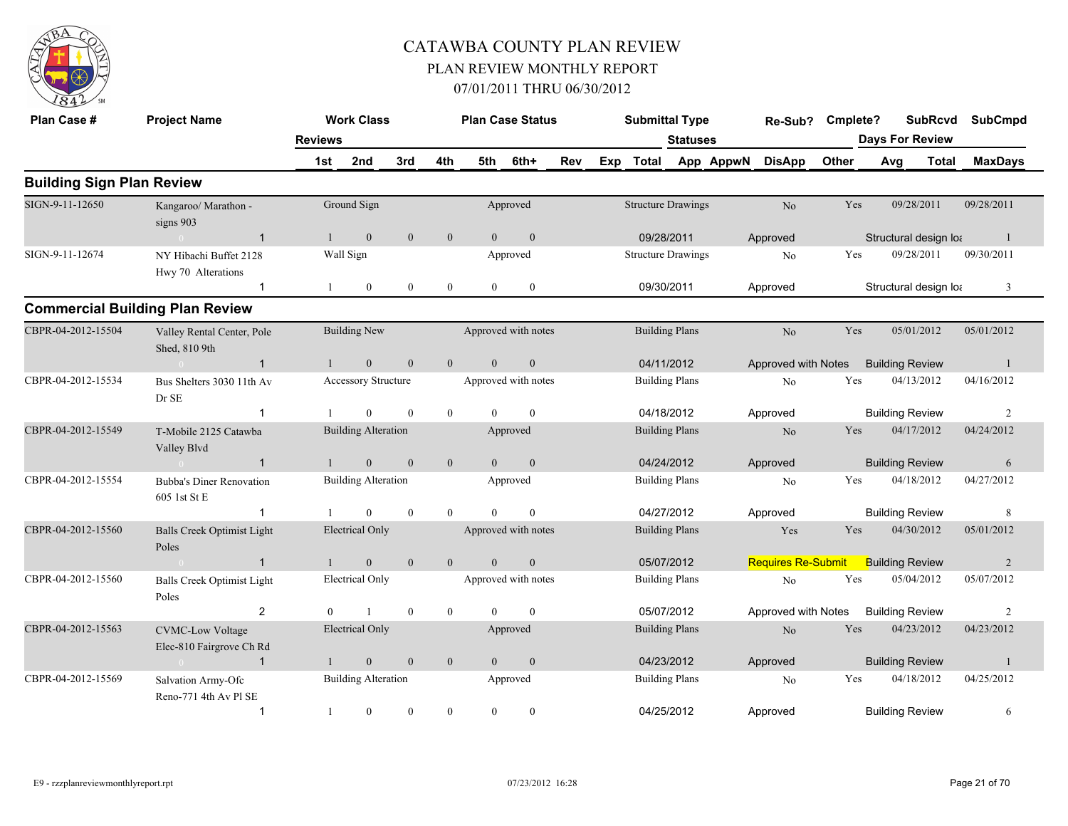# CATAWBA COUNTY PLAN REVIEW

## PLAN REVIEW MONTHLY REPORT

### 07/01/2011 THRU 06/30/2012

| Plan Case # | Project Name | Reviews | Work Class | | | Plan Case Status | | | | Submittal Type | Statuses | | Re-Sub? | Cmplete? | SubRcvd Days For Review | | SubCmpd |
|---|---|---|---|---|---|---|---|---|---|---|---|---|---|---|---|---|---|
| | | 1st | 2nd | 3rd | 4th | 5th | 6th+ | Rev | Exp | Total | App | AppwN | DisApp | Other | Avg | Total | MaxDays |
| **Building Sign Plan Review** | | | | | | | | | | | | | | | | | |
| SIGN-9-11-12650 | Kangaroo/ Marathon - signs 903 | | Ground Sign | | | Approved | | | | Structure Drawings | | | No | Yes | 09/28/2011 | | 09/28/2011 |
| | 0 1 | 1 | 0 | 0 | 0 | 0 | 0 | | | 09/28/2011 | | | Approved | | Structural design loa | | 1 |
| SIGN-9-11-12674 | NY Hibachi Buffet 2128 Hwy 70 Alterations | | Wall Sign | | | Approved | | | | Structure Drawings | | | No | Yes | 09/28/2011 | | 09/30/2011 |
| | 1 | 1 | 0 | 0 | 0 | 0 | 0 | | | 09/30/2011 | | | Approved | | Structural design loa | | 3 |
| **Commercial Building Plan Review** | | | | | | | | | | | | | | | | | |
| CBPR-04-2012-15504 | Valley Rental Center, Pole Shed, 810 9th | | Building New | | | Approved with notes | | | | Building Plans | | | No | Yes | 05/01/2012 | | 05/01/2012 |
| | 0 1 | 1 | 0 | 0 | 0 | 0 | 0 | | | 04/11/2012 | | | Approved with Notes | | Building Review | | 1 |
| CBPR-04-2012-15534 | Bus Shelters 3030 11th Av Dr SE | | Accessory Structure | | | Approved with notes | | | | Building Plans | | | No | Yes | 04/13/2012 | | 04/16/2012 |
| | 1 | 1 | 0 | 0 | 0 | 0 | 0 | | | 04/18/2012 | | | Approved | | Building Review | | 2 |
| CBPR-04-2012-15549 | T-Mobile 2125 Catawba Valley Blvd | | Building Alteration | | | Approved | | | | Building Plans | | | No | Yes | 04/17/2012 | | 04/24/2012 |
| | 0 1 | 1 | 0 | 0 | 0 | 0 | 0 | | | 04/24/2012 | | | Approved | | Building Review | | 6 |
| CBPR-04-2012-15554 | Bubba's Diner Renovation 605 1st St E | | Building Alteration | | | Approved | | | | Building Plans | | | No | Yes | 04/18/2012 | | 04/27/2012 |
| | 1 | 1 | 0 | 0 | 0 | 0 | 0 | | | 04/27/2012 | | | Approved | | Building Review | | 8 |
| CBPR-04-2012-15560 | Balls Creek Optimist Light Poles | | Electrical Only | | | Approved with notes | | | | Building Plans | | | Yes | Yes | 04/30/2012 | | 05/01/2012 |
| | 0 1 | 1 | 0 | 0 | 0 | 0 | 0 | | | 05/07/2012 | | | Requires Re-Submit | | Building Review | | 2 |
| CBPR-04-2012-15560 | Balls Creek Optimist Light Poles | | Electrical Only | | | Approved with notes | | | | Building Plans | | | No | Yes | 05/04/2012 | | 05/07/2012 |
| | 2 | 0 | 1 | 0 | 0 | 0 | 0 | | | 05/07/2012 | | | Approved with Notes | | Building Review | | 2 |
| CBPR-04-2012-15563 | CVMC-Low Voltage Elec-810 Fairgrove Ch Rd | | Electrical Only | | | Approved | | | | Building Plans | | | No | Yes | 04/23/2012 | | 04/23/2012 |
| | 0 1 | 1 | 0 | 0 | 0 | 0 | 0 | | | 04/23/2012 | | | Approved | | Building Review | | 1 |
| CBPR-04-2012-15569 | Salvation Army-Ofc Reno-771 4th Av Pl SE | | Building Alteration | | | Approved | | | | Building Plans | | | No | Yes | 04/18/2012 | | 04/25/2012 |
| | 1 | 1 | 0 | 0 | 0 | 0 | 0 | | | 04/25/2012 | | | Approved | | Building Review | | 6 |

E9 - rzzplanreviewmonthlyreport.rpt 07/23/2012 16:28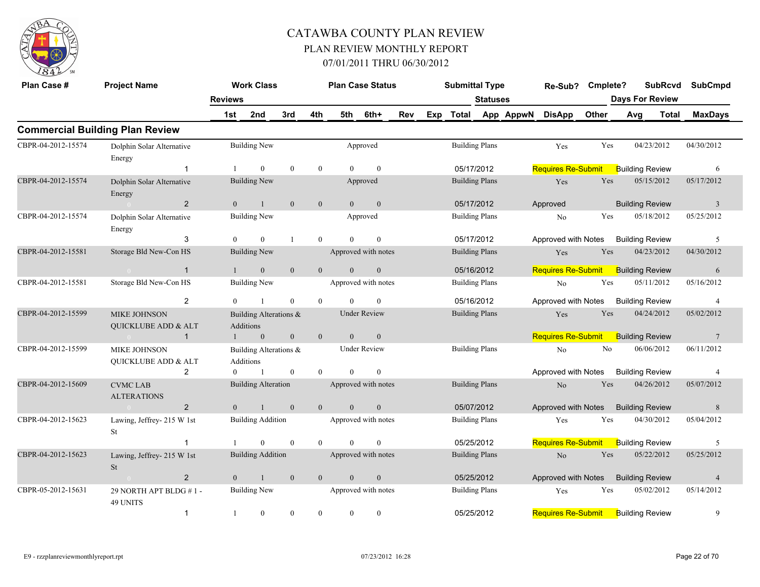# CATAWBA COUNTY PLAN REVIEW

## PLAN REVIEW MONTHLY REPORT

## 07/01/2011 THRU 06/30/2012

| Plan Case # | Project Name | Reviews | Work Class | | | Plan Case Status | | Submittal Type | Statuses | Re-Sub? | Cmplete? | SubRcvd | SubCmpd |
|---|---|---|---|---|---|---|---|---|---|---|---|---|---|
| | | 1st | 2nd | 3rd | 4th | 5th | 6th+ | Rev Exp Total | App AppwN DisApp Other | | Days For Review Avg | Total | MaxDays |

### Commercial Building Plan Review

| Plan Case # | Project Name | Review # | Work Class | Plan Case Status | Submittal Type | Re-Sub? | Cmplete? | SubRcvd | SubCmpd |
|---|---|---|---|---|---|---|---|---|---|
| CBPR-04-2012-15574 | Dolphin Solar Alternative Energy | 1 | Building New | Approved | Building Plans | Yes | Yes | 04/23/2012 | 04/30/2012 |
| | | | 1 0 0 0 0 0 | | 05/17/2012 | Requires Re-Submit | Building Review | | 6 |
| CBPR-04-2012-15574 | Dolphin Solar Alternative Energy | 2 | Building New | Approved | Building Plans | Yes | Yes | 05/15/2012 | 05/17/2012 |
| | | | 0 1 0 0 0 0 | | 05/17/2012 | Approved | Building Review | | 3 |
| CBPR-04-2012-15574 | Dolphin Solar Alternative Energy | 3 | Building New | Approved | Building Plans | No | Yes | 05/18/2012 | 05/25/2012 |
| | | | 0 0 1 0 0 0 | | 05/17/2012 | Approved with Notes | Building Review | | 5 |
| CBPR-04-2012-15581 | Storage Bld New-Con HS | 1 | Building New | Approved with notes | Building Plans | Yes | Yes | 04/23/2012 | 04/30/2012 |
| | | | 1 0 0 0 0 0 | | 05/16/2012 | Requires Re-Submit | Building Review | | 6 |
| CBPR-04-2012-15581 | Storage Bld New-Con HS | 2 | Building New | Approved with notes | Building Plans | No | Yes | 05/11/2012 | 05/16/2012 |
| | | | 0 1 0 0 0 0 | | 05/16/2012 | Approved with Notes | Building Review | | 4 |
| CBPR-04-2012-15599 | MIKE JOHNSON QUICKLUBE ADD & ALT | 1 | Building Alterations & Additions | Under Review | Building Plans | Yes | Yes | 04/24/2012 | 05/02/2012 |
| | | | 1 0 0 0 0 0 | | | Requires Re-Submit | Building Review | | 7 |
| CBPR-04-2012-15599 | MIKE JOHNSON QUICKLUBE ADD & ALT | 2 | Building Alterations & Additions | Under Review | Building Plans | No | No | 06/06/2012 | 06/11/2012 |
| | | | 0 1 0 0 0 0 | | | Approved with Notes | Building Review | | 4 |
| CBPR-04-2012-15609 | CVMC LAB ALTERATIONS | 2 | Building Alteration | Approved with notes | Building Plans | No | Yes | 04/26/2012 | 05/07/2012 |
| | | | 0 1 0 0 0 0 | | 05/07/2012 | Approved with Notes | Building Review | | 8 |
| CBPR-04-2012-15623 | Lawing, Jeffrey- 215 W 1st St | 1 | Building Addition | Approved with notes | Building Plans | Yes | Yes | 04/30/2012 | 05/04/2012 |
| | | | 1 0 0 0 0 0 | | 05/25/2012 | Requires Re-Submit | Building Review | | 5 |
| CBPR-04-2012-15623 | Lawing, Jeffrey- 215 W 1st St | 2 | Building Addition | Approved with notes | Building Plans | No | Yes | 05/22/2012 | 05/25/2012 |
| | | | 0 1 0 0 0 0 | | 05/25/2012 | Approved with Notes | Building Review | | 4 |
| CBPR-05-2012-15631 | 29 NORTH APT BLDG # 1 - 49 UNITS | 1 | Building New | Approved with notes | Building Plans | Yes | Yes | 05/02/2012 | 05/14/2012 |
| | | | 1 0 0 0 0 0 | | 05/25/2012 | Requires Re-Submit | Building Review | | 9 |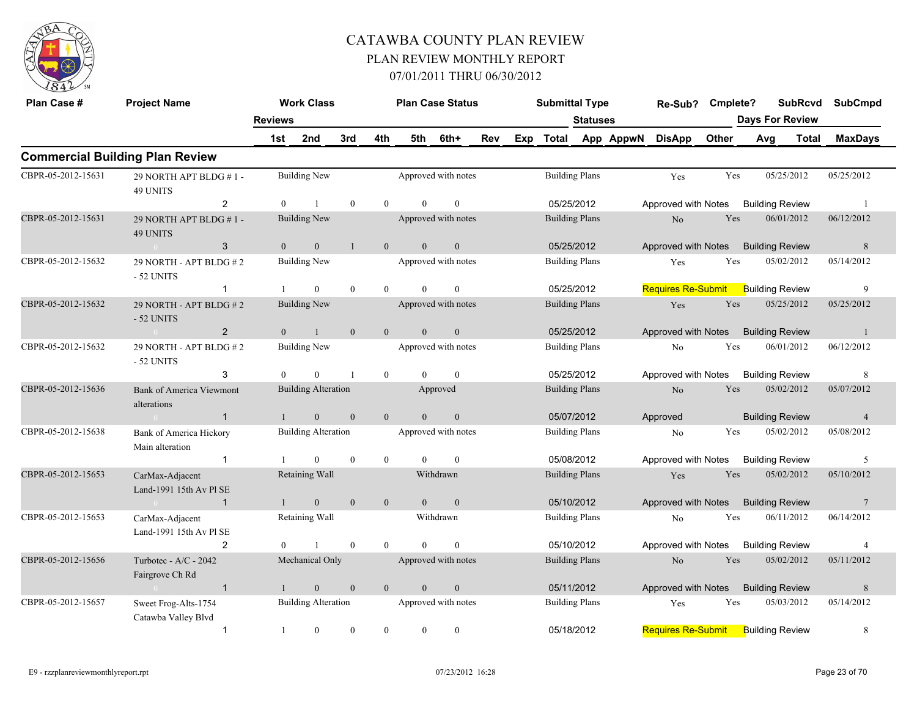# CATAWBA COUNTY PLAN REVIEW

## PLAN REVIEW MONTHLY REPORT

### 07/01/2011 THRU 06/30/2012

## Commercial Building Plan Review

| Plan Case # | Project Name | Work Class | Plan Case Status | Submittal Type | Re-Sub? | Cmplete? | SubRcvd | SubCmpd |
|---|---|---|---|---|---|---|---|---|
| Reviews | | 1st / 2nd / 3rd / 4th / 5th / 6th+ / Rev | Exp / Total | Statuses: App / AppwN / DisApp / Other | | | Days For Review: Avg / Total | MaxDays |
| CBPR-05-2012-15631 | 29 NORTH APT BLDG # 1 - 49 UNITS | Building New | Approved with notes | Building Plans | Yes | Yes | 05/25/2012 | 05/25/2012 |
| | 2 | 0 / 1 / 0 / 0 / 0 / 0 | | 05/25/2012 | Approved with Notes | | Building Review | 1 |
| CBPR-05-2012-15631 | 29 NORTH APT BLDG # 1 - 49 UNITS | Building New | Approved with notes | Building Plans | No | Yes | 06/01/2012 | 06/12/2012 |
| | 3 | 0 / 0 / 1 / 0 / 0 / 0 | | 05/25/2012 | Approved with Notes | | Building Review | 8 |
| CBPR-05-2012-15632 | 29 NORTH - APT BLDG # 2 - 52 UNITS | Building New | Approved with notes | Building Plans | Yes | Yes | 05/02/2012 | 05/14/2012 |
| | 1 | 1 / 0 / 0 / 0 / 0 / 0 | | 05/25/2012 | Requires Re-Submit | | Building Review | 9 |
| CBPR-05-2012-15632 | 29 NORTH - APT BLDG # 2 - 52 UNITS | Building New | Approved with notes | Building Plans | Yes | Yes | 05/25/2012 | 05/25/2012 |
| | 2 | 0 / 1 / 0 / 0 / 0 / 0 | | 05/25/2012 | Approved with Notes | | Building Review | 1 |
| CBPR-05-2012-15632 | 29 NORTH - APT BLDG # 2 - 52 UNITS | Building New | Approved with notes | Building Plans | No | Yes | 06/01/2012 | 06/12/2012 |
| | 3 | 0 / 0 / 1 / 0 / 0 / 0 | | 05/25/2012 | Approved with Notes | | Building Review | 8 |
| CBPR-05-2012-15636 | Bank of America Viewmont alterations | Building Alteration | Approved | Building Plans | No | Yes | 05/02/2012 | 05/07/2012 |
| | 1 | 1 / 0 / 0 / 0 / 0 / 0 | | 05/07/2012 | Approved | | Building Review | 4 |
| CBPR-05-2012-15638 | Bank of America Hickory Main alteration | Building Alteration | Approved with notes | Building Plans | No | Yes | 05/02/2012 | 05/08/2012 |
| | 1 | 1 / 0 / 0 / 0 / 0 / 0 | | 05/08/2012 | Approved with Notes | | Building Review | 5 |
| CBPR-05-2012-15653 | CarMax-Adjacent Land-1991 15th Av Pl SE | Retaining Wall | Withdrawn | Building Plans | Yes | Yes | 05/02/2012 | 05/10/2012 |
| | 1 | 1 / 0 / 0 / 0 / 0 / 0 | | 05/10/2012 | Approved with Notes | | Building Review | 7 |
| CBPR-05-2012-15653 | CarMax-Adjacent Land-1991 15th Av Pl SE | Retaining Wall | Withdrawn | Building Plans | No | Yes | 06/11/2012 | 06/14/2012 |
| | 2 | 0 / 1 / 0 / 0 / 0 / 0 | | 05/10/2012 | Approved with Notes | | Building Review | 4 |
| CBPR-05-2012-15656 | Turbotec - A/C - 2042 Fairgrove Ch Rd | Mechanical Only | Approved with notes | Building Plans | No | Yes | 05/02/2012 | 05/11/2012 |
| | 1 | 1 / 0 / 0 / 0 / 0 / 0 | | 05/11/2012 | Approved with Notes | | Building Review | 8 |
| CBPR-05-2012-15657 | Sweet Frog-Alts-1754 Catawba Valley Blvd | Building Alteration | Approved with notes | Building Plans | Yes | Yes | 05/03/2012 | 05/14/2012 |
| | 1 | 1 / 0 / 0 / 0 / 0 / 0 | | 05/18/2012 | Requires Re-Submit | | Building Review | 8 |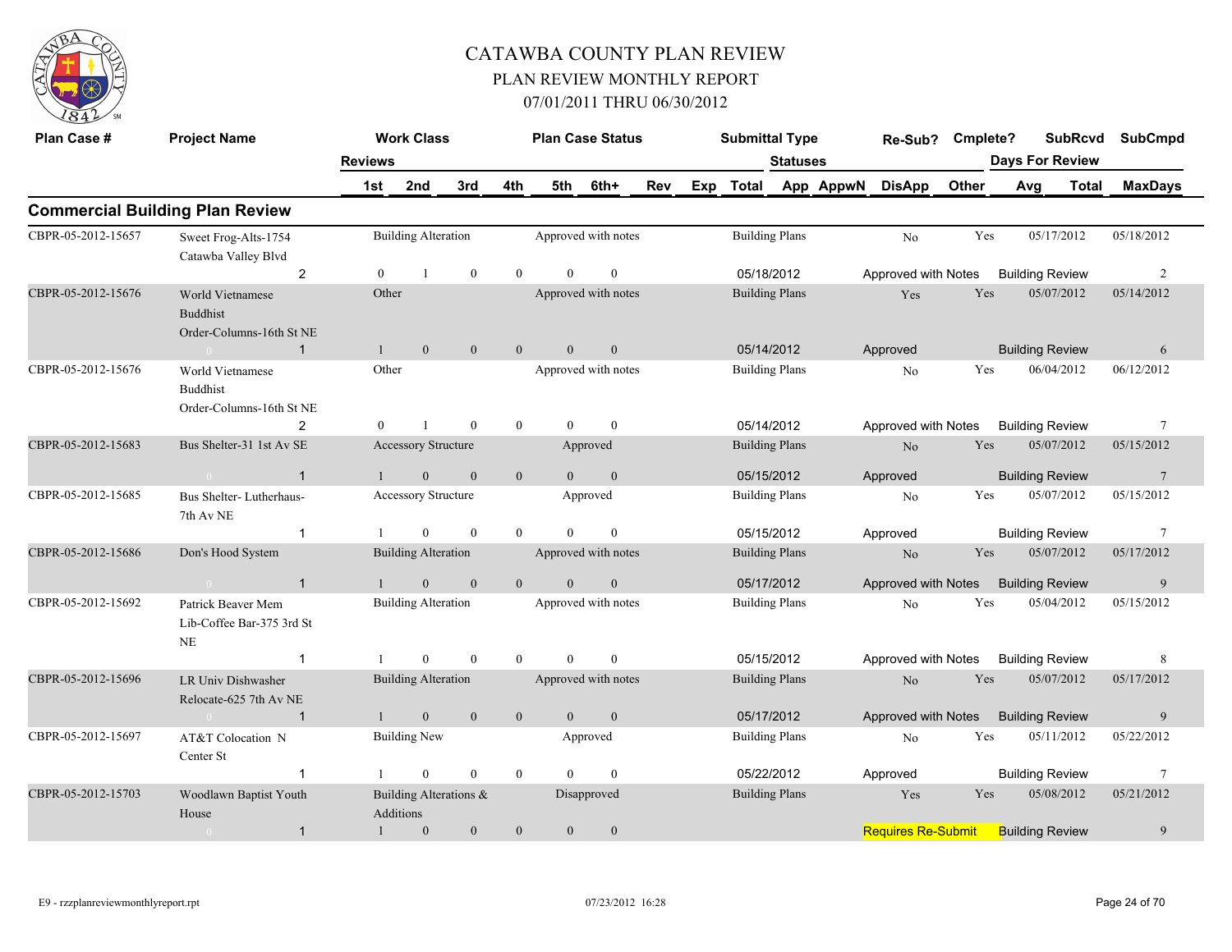# CATAWBA COUNTY PLAN REVIEW

## PLAN REVIEW MONTHLY REPORT

### 07/01/2011 THRU 06/30/2012

| Plan Case # | Project Name | Reviews | Work Class 1st | 2nd | 3rd | 4th | Plan Case Status 5th | 6th+ | Rev | Exp | Submittal Type Total | Statuses App | AppwN | Re-Sub? DisApp | Cmplete? Other | Days For Review Avg | SubRcvd Total | SubCmpd MaxDays |
|---|---|---|---|---|---|---|---|---|---|---|---|---|---|---|---|---|---|---|
| **Commercial Building Plan Review** | | | | | | | | | | | | | | | | | | |
| CBPR-05-2012-15657 | Sweet Frog-Alts-1754 Catawba Valley Blvd | 2 | Building Alteration 0 | 1 | 0 | 0 | Approved with notes 0 | 0 | | | Building Plans 05/18/2012 | | | No Approved with Notes | Yes | Building Review | 05/17/2012 | 05/18/2012 2 |
| CBPR-05-2012-15676 | World Vietnamese Buddhist Order-Columns-16th St NE | 1 | Other 1 | 0 | 0 | 0 | Approved with notes 0 | 0 | | | Building Plans 05/14/2012 | | | Yes Approved | Yes | Building Review | 05/07/2012 | 05/14/2012 6 |
| CBPR-05-2012-15676 | World Vietnamese Buddhist Order-Columns-16th St NE | 2 | Other 0 | 1 | 0 | 0 | Approved with notes 0 | 0 | | | Building Plans 05/14/2012 | | | No Approved with Notes | Yes | Building Review | 06/04/2012 | 06/12/2012 7 |
| CBPR-05-2012-15683 | Bus Shelter-31 1st Av SE | 1 | Accessory Structure 1 | 0 | 0 | 0 | Approved 0 | 0 | | | Building Plans 05/15/2012 | | | No Approved | Yes | Building Review | 05/07/2012 | 05/15/2012 7 |
| CBPR-05-2012-15685 | Bus Shelter- Lutherhaus-7th Av NE | 1 | Accessory Structure 1 | 0 | 0 | 0 | Approved 0 | 0 | | | Building Plans 05/15/2012 | | | No Approved | Yes | Building Review | 05/07/2012 | 05/15/2012 7 |
| CBPR-05-2012-15686 | Don's Hood System | 1 | Building Alteration 1 | 0 | 0 | 0 | Approved with notes 0 | 0 | | | Building Plans 05/17/2012 | | | No Approved with Notes | Yes | Building Review | 05/07/2012 | 05/17/2012 9 |
| CBPR-05-2012-15692 | Patrick Beaver Mem Lib-Coffee Bar-375 3rd St NE | 1 | Building Alteration 1 | 0 | 0 | 0 | Approved with notes 0 | 0 | | | Building Plans 05/15/2012 | | | No Approved with Notes | Yes | Building Review | 05/04/2012 | 05/15/2012 8 |
| CBPR-05-2012-15696 | LR Univ Dishwasher Relocate-625 7th Av NE | 1 | Building Alteration 1 | 0 | 0 | 0 | Approved with notes 0 | 0 | | | Building Plans 05/17/2012 | | | No Approved with Notes | Yes | Building Review | 05/07/2012 | 05/17/2012 9 |
| CBPR-05-2012-15697 | AT&T Colocation N Center St | 1 | Building New 1 | 0 | 0 | 0 | Approved 0 | 0 | | | Building Plans 05/22/2012 | | | No Approved | Yes | Building Review | 05/11/2012 | 05/22/2012 7 |
| CBPR-05-2012-15703 | Woodlawn Baptist Youth House | 1 | Building Alterations & Additions 1 | 0 | 0 | 0 | Disapproved 0 | 0 | | | Building Plans | | | Yes Requires Re-Submit | Yes | Building Review | 05/08/2012 | 05/21/2012 9 |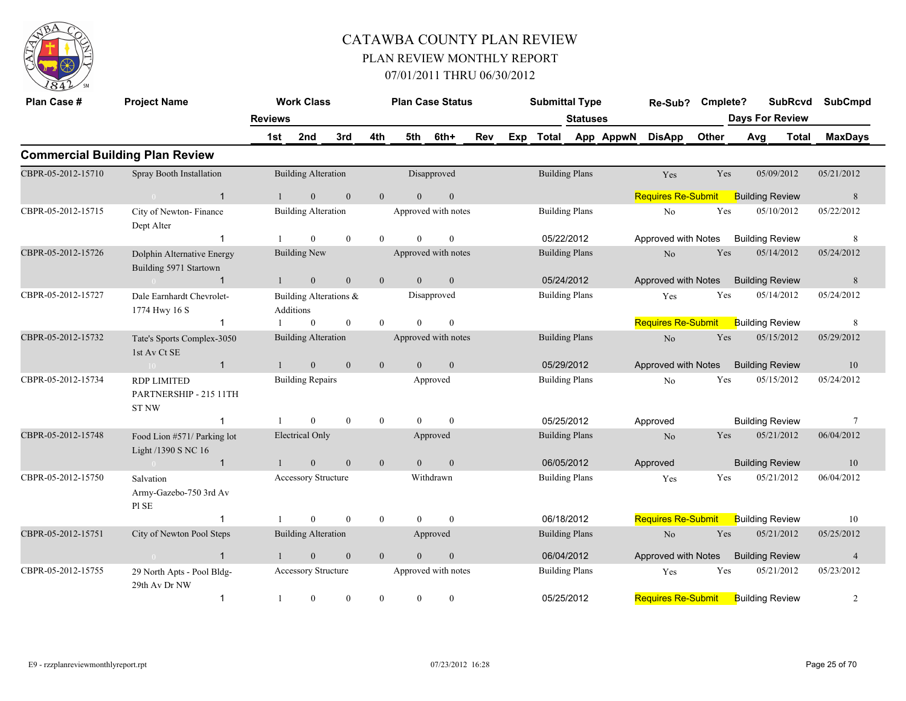# CATAWBA COUNTY PLAN REVIEW

## PLAN REVIEW MONTHLY REPORT

### 07/01/2011 THRU 06/30/2012

## Commercial Building Plan Review

| Plan Case # | Project Name | Work Class | | | | | | | Plan Case Status | Submittal Type | | | Re-Sub? | Cmplete? | SubRcvd | SubCmpd |
|---|---|---|---|---|---|---|---|---|---|---|---|---|---|---|---|---|
| | | Reviews | | | | | | | | Statuses | | | | | Days For Review | |
| | | 1st | 2nd | 3rd | 4th | 5th | 6th+ | Rev | Exp | Total | App | AppwN | DisApp | Other | Avg / Total | MaxDays |
| CBPR-05-2012-15710 | Spray Booth Installation | Building Alteration | | | | | | | Disapproved | Building Plans | | | Yes | Yes | 05/09/2012 | 05/21/2012 |
| | 0 / 1 | 1 | 0 | 0 | 0 | 0 | 0 | | | | | | Requires Re-Submit | | Building Review | 8 |
| CBPR-05-2012-15715 | City of Newton- Finance Dept Alter | Building Alteration | | | | | | | Approved with notes | Building Plans | | | No | Yes | 05/10/2012 | 05/22/2012 |
| | 1 | 1 | 0 | 0 | 0 | 0 | 0 | | | 05/22/2012 | | | Approved with Notes | | Building Review | 8 |
| CBPR-05-2012-15726 | Dolphin Alternative Energy Building 5971 Startown | Building New | | | | | | | Approved with notes | Building Plans | | | No | Yes | 05/14/2012 | 05/24/2012 |
| | 0 / 1 | 1 | 0 | 0 | 0 | 0 | 0 | | | 05/24/2012 | | | Approved with Notes | | Building Review | 8 |
| CBPR-05-2012-15727 | Dale Earnhardt Chevrolet- 1774 Hwy 16 S | Building Alterations & Additions | | | | | | | Disapproved | Building Plans | | | Yes | Yes | 05/14/2012 | 05/24/2012 |
| | 1 | 1 | 0 | 0 | 0 | 0 | 0 | | | | | | Requires Re-Submit | | Building Review | 8 |
| CBPR-05-2012-15732 | Tate's Sports Complex-3050 1st Av Ct SE | Building Alteration | | | | | | | Approved with notes | Building Plans | | | No | Yes | 05/15/2012 | 05/29/2012 |
| | 10 / 1 | 1 | 0 | 0 | 0 | 0 | 0 | | | 05/29/2012 | | | Approved with Notes | | Building Review | 10 |
| CBPR-05-2012-15734 | RDP LIMITED PARTNERSHIP - 215 11TH ST NW | Building Repairs | | | | | | | Approved | Building Plans | | | No | Yes | 05/15/2012 | 05/24/2012 |
| | 1 | 1 | 0 | 0 | 0 | 0 | 0 | | | 05/25/2012 | | | Approved | | Building Review | 7 |
| CBPR-05-2012-15748 | Food Lion #571/ Parking lot Light /1390 S NC 16 | Electrical Only | | | | | | | Approved | Building Plans | | | No | Yes | 05/21/2012 | 06/04/2012 |
| | 0 / 1 | 1 | 0 | 0 | 0 | 0 | 0 | | | 06/05/2012 | | | Approved | | Building Review | 10 |
| CBPR-05-2012-15750 | Salvation Army-Gazebo-750 3rd Av Pl SE | Accessory Structure | | | | | | | Withdrawn | Building Plans | | | Yes | Yes | 05/21/2012 | 06/04/2012 |
| | 1 | 1 | 0 | 0 | 0 | 0 | 0 | | | 06/18/2012 | | | Requires Re-Submit | | Building Review | 10 |
| CBPR-05-2012-15751 | City of Newton Pool Steps | Building Alteration | | | | | | | Approved | Building Plans | | | No | Yes | 05/21/2012 | 05/25/2012 |
| | 0 / 1 | 1 | 0 | 0 | 0 | 0 | 0 | | | 06/04/2012 | | | Approved with Notes | | Building Review | 4 |
| CBPR-05-2012-15755 | 29 North Apts - Pool Bldg- 29th Av Dr NW | Accessory Structure | | | | | | | Approved with notes | Building Plans | | | Yes | Yes | 05/21/2012 | 05/23/2012 |
| | 1 | 1 | 0 | 0 | 0 | 0 | 0 | | | 05/25/2012 | | | Requires Re-Submit | | Building Review | 2 |

E9 - rzzplanreviewmonthlyreport.rpt 07/23/2012 16:28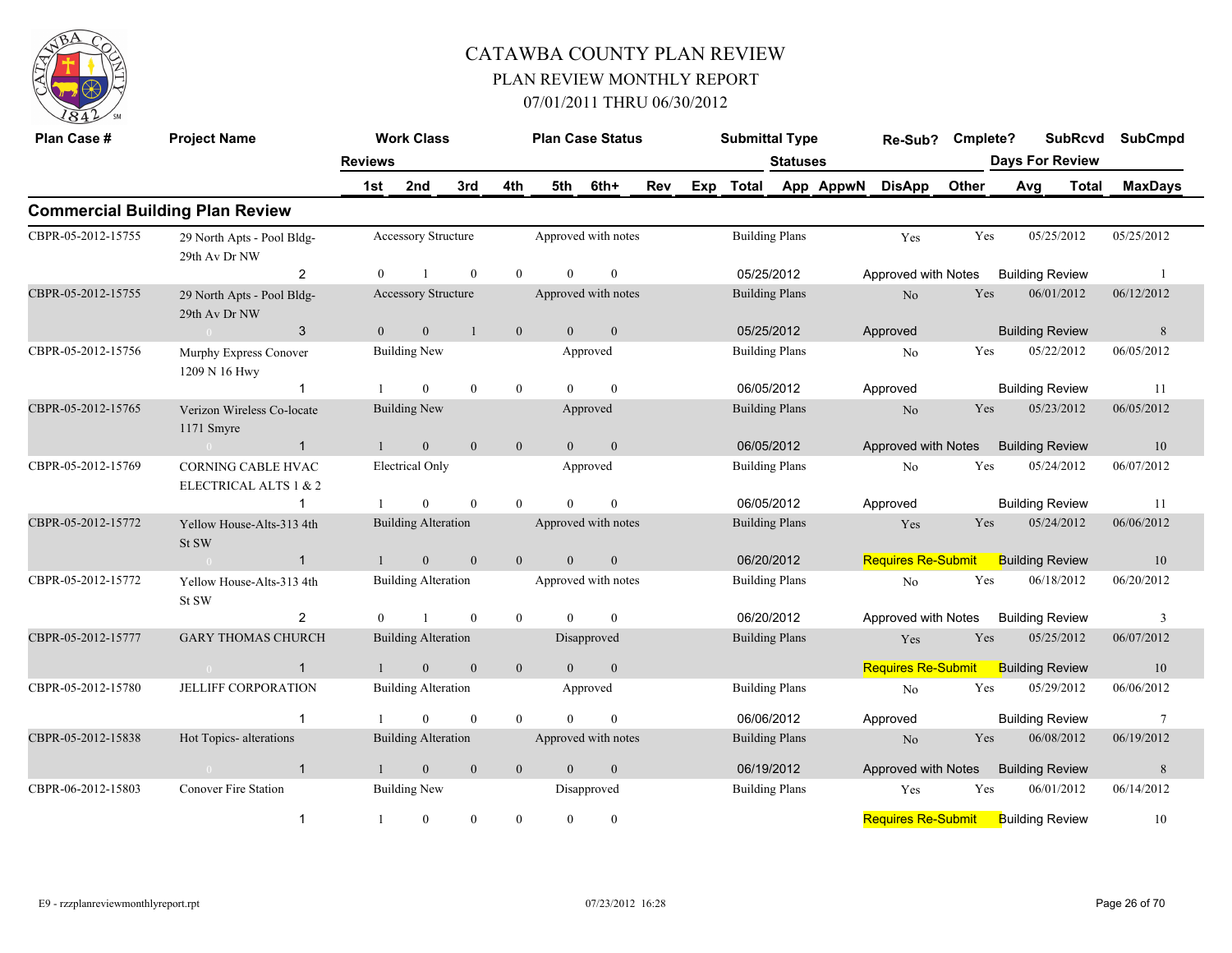# CATAWBA COUNTY PLAN REVIEW

## PLAN REVIEW MONTHLY REPORT

## 07/01/2011 THRU 06/30/2012

## Commercial Building Plan Review

| Plan Case # | Project Name | Reviews | 1st | 2nd | 3rd | 4th | 5th | 6th+ | Work Class | Plan Case Status | Submittal Type | Statuses | Re-Sub? | Cmplete? | SubRcvd | SubCmpd | Days For Review | MaxDays |
|---|---|---|---|---|---|---|---|---|---|---|---|---|---|---|---|---|---|---|
| CBPR-05-2012-15755 | 29 North Apts - Pool Bldg- 29th Av Dr NW | 2 | 0 | 1 | 0 | 0 | 0 | 0 | Accessory Structure | Approved with notes | Building Plans | 05/25/2012 Approved with Notes | Yes | Yes | 05/25/2012 | 05/25/2012 | Building Review | 1 |
| CBPR-05-2012-15755 | 29 North Apts - Pool Bldg- 29th Av Dr NW | 3 | 0 | 0 | 1 | 0 | 0 | 0 | Accessory Structure | Approved with notes | Building Plans | 05/25/2012 Approved | No | Yes | 06/01/2012 | 06/12/2012 | Building Review | 8 |
| CBPR-05-2012-15756 | Murphy Express Conover 1209 N 16 Hwy | 1 | 1 | 0 | 0 | 0 | 0 | 0 | Building New | Approved | Building Plans | 06/05/2012 Approved | No | Yes | 05/22/2012 | 06/05/2012 | Building Review | 11 |
| CBPR-05-2012-15765 | Verizon Wireless Co-locate 1171 Smyre | 1 | 1 | 0 | 0 | 0 | 0 | 0 | Building New | Approved | Building Plans | 06/05/2012 Approved with Notes | No | Yes | 05/23/2012 | 06/05/2012 | Building Review | 10 |
| CBPR-05-2012-15769 | CORNING CABLE HVAC ELECTRICAL ALTS 1 & 2 | 1 | 1 | 0 | 0 | 0 | 0 | 0 | Electrical Only | Approved | Building Plans | 06/05/2012 Approved | No | Yes | 05/24/2012 | 06/07/2012 | Building Review | 11 |
| CBPR-05-2012-15772 | Yellow House-Alts-313 4th St SW | 1 | 1 | 0 | 0 | 0 | 0 | 0 | Building Alteration | Approved with notes | Building Plans | 06/20/2012 Requires Re-Submit | Yes | Yes | 05/24/2012 | 06/06/2012 | Building Review | 10 |
| CBPR-05-2012-15772 | Yellow House-Alts-313 4th St SW | 2 | 0 | 1 | 0 | 0 | 0 | 0 | Building Alteration | Approved with notes | Building Plans | 06/20/2012 Approved with Notes | No | Yes | 06/18/2012 | 06/20/2012 | Building Review | 3 |
| CBPR-05-2012-15777 | GARY THOMAS CHURCH | 1 | 1 | 0 | 0 | 0 | 0 | 0 | Building Alteration | Disapproved | Building Plans | Requires Re-Submit | Yes | Yes | 05/25/2012 | 06/07/2012 | Building Review | 10 |
| CBPR-05-2012-15780 | JELLIFF CORPORATION | 1 | 1 | 0 | 0 | 0 | 0 | 0 | Building Alteration | Approved | Building Plans | 06/06/2012 Approved | No | Yes | 05/29/2012 | 06/06/2012 | Building Review | 7 |
| CBPR-05-2012-15838 | Hot Topics- alterations | 1 | 1 | 0 | 0 | 0 | 0 | 0 | Building Alteration | Approved with notes | Building Plans | 06/19/2012 Approved with Notes | No | Yes | 06/08/2012 | 06/19/2012 | Building Review | 8 |
| CBPR-06-2012-15803 | Conover Fire Station | 1 | 1 | 0 | 0 | 0 | 0 | 0 | Building New | Disapproved | Building Plans | Requires Re-Submit | Yes | Yes | 06/01/2012 | 06/14/2012 | Building Review | 10 |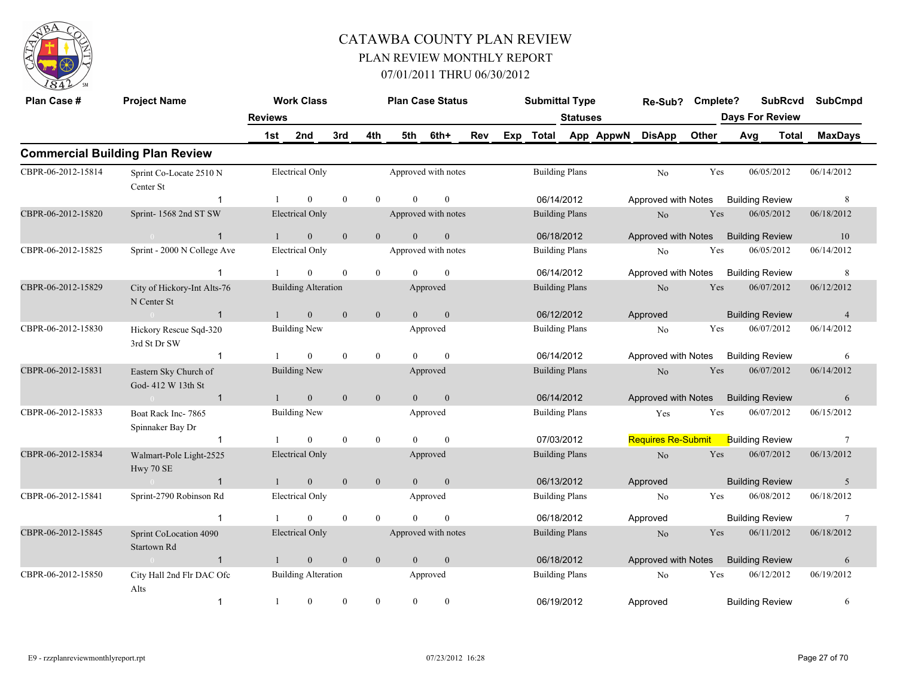# CATAWBA COUNTY PLAN REVIEW

## PLAN REVIEW MONTHLY REPORT

## 07/01/2011 THRU 06/30/2012

| Plan Case # | Project Name | Work Class | | | | Plan Case Status | | | | Submittal Type | | | Re-Sub? | Cmplete? | SubRcvd | SubCmpd |
|---|---|---|---|---|---|---|---|---|---|---|---|---|---|---|---|---|
| | Reviews | | | | | | | | | | Statuses | | | | Days For Review | |
| | | 1st | 2nd | 3rd | 4th | 5th | 6th+ | Rev | Exp | Total | App | AppwN | DisApp | Other | Avg | Total / MaxDays |

### Commercial Building Plan Review

| Plan Case # | Project Name | Work Class | Plan Case Status | Submittal Type | Re-Sub? | Cmplete? | SubRcvd | SubCmpd |
|---|---|---|---|---|---|---|---|---|
| CBPR-06-2012-15814 | Sprint Co-Locate 2510 N Center St | Electrical Only | Approved with notes | Building Plans | No | Yes | 06/05/2012 | 06/14/2012 |
| | 1 | 1 / 0 / 0 / 0 / 0 / 0 | | 06/14/2012 | Approved with Notes | | Building Review | 8 |
| CBPR-06-2012-15820 | Sprint- 1568 2nd ST SW | Electrical Only | Approved with notes | Building Plans | No | Yes | 06/05/2012 | 06/18/2012 |
| | 0 1 | 1 / 0 / 0 / 0 / 0 / 0 | | 06/18/2012 | Approved with Notes | | Building Review | 10 |
| CBPR-06-2012-15825 | Sprint - 2000 N College Ave | Electrical Only | Approved with notes | Building Plans | No | Yes | 06/05/2012 | 06/14/2012 |
| | 1 | 1 / 0 / 0 / 0 / 0 / 0 | | 06/14/2012 | Approved with Notes | | Building Review | 8 |
| CBPR-06-2012-15829 | City of Hickory-Int Alts-76 N Center St | Building Alteration | Approved | Building Plans | No | Yes | 06/07/2012 | 06/12/2012 |
| | 0 1 | 1 / 0 / 0 / 0 / 0 / 0 | | 06/12/2012 | Approved | | Building Review | 4 |
| CBPR-06-2012-15830 | Hickory Rescue Sqd-320 3rd St Dr SW | Building New | Approved | Building Plans | No | Yes | 06/07/2012 | 06/14/2012 |
| | 1 | 1 / 0 / 0 / 0 / 0 / 0 | | 06/14/2012 | Approved with Notes | | Building Review | 6 |
| CBPR-06-2012-15831 | Eastern Sky Church of God- 412 W 13th St | Building New | Approved | Building Plans | No | Yes | 06/07/2012 | 06/14/2012 |
| | 0 1 | 1 / 0 / 0 / 0 / 0 / 0 | | 06/14/2012 | Approved with Notes | | Building Review | 6 |
| CBPR-06-2012-15833 | Boat Rack Inc- 7865 Spinnaker Bay Dr | Building New | Approved | Building Plans | Yes | Yes | 06/07/2012 | 06/15/2012 |
| | 1 | 1 / 0 / 0 / 0 / 0 / 0 | | 07/03/2012 | Requires Re-Submit | | Building Review | 7 |
| CBPR-06-2012-15834 | Walmart-Pole Light-2525 Hwy 70 SE | Electrical Only | Approved | Building Plans | No | Yes | 06/07/2012 | 06/13/2012 |
| | 0 1 | 1 / 0 / 0 / 0 / 0 / 0 | | 06/13/2012 | Approved | | Building Review | 5 |
| CBPR-06-2012-15841 | Sprint-2790 Robinson Rd | Electrical Only | Approved | Building Plans | No | Yes | 06/08/2012 | 06/18/2012 |
| | 1 | 1 / 0 / 0 / 0 / 0 / 0 | | 06/18/2012 | Approved | | Building Review | 7 |
| CBPR-06-2012-15845 | Sprint CoLocation 4090 Startown Rd | Electrical Only | Approved with notes | Building Plans | No | Yes | 06/11/2012 | 06/18/2012 |
| | 0 1 | 1 / 0 / 0 / 0 / 0 / 0 | | 06/18/2012 | Approved with Notes | | Building Review | 6 |
| CBPR-06-2012-15850 | City Hall 2nd Flr DAC Ofc Alts | Building Alteration | Approved | Building Plans | No | Yes | 06/12/2012 | 06/19/2012 |
| | 1 | 1 / 0 / 0 / 0 / 0 / 0 | | 06/19/2012 | Approved | | Building Review | 6 |

E9 - rzzplanreviewmonthlyreport.rpt    07/23/2012 16:28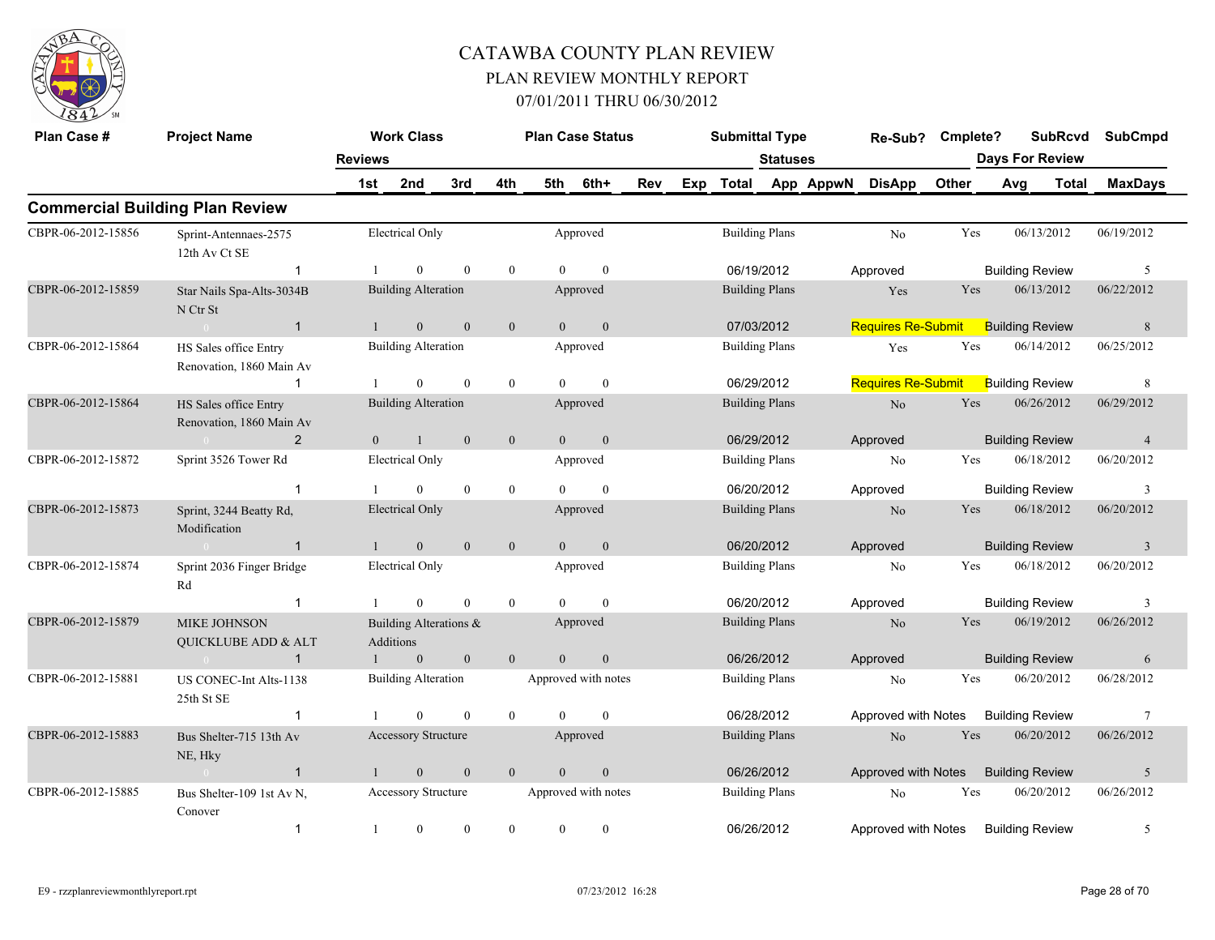# CATAWBA COUNTY PLAN REVIEW

## PLAN REVIEW MONTHLY REPORT

## 07/01/2011 THRU 06/30/2012

## Commercial Building Plan Review

| Plan Case # | Project Name | Work Class | Plan Case Status | Submittal Type | Re-Sub? | Cmplete? | SubRcvd | SubCmpd |
|---|---|---|---|---|---|---|---|---|
| | Reviews: 1st / 2nd / 3rd / 4th / 5th / 6th+ / Rev / Exp | | | Total / Statuses: App / AppwN / DisApp / Other | | | Days For Review: Avg / Total | MaxDays |
| CBPR-06-2012-15856 | Sprint-Antennaes-2575 12th Av Ct SE | Electrical Only | Approved | Building Plans | No | Yes | 06/13/2012 | 06/19/2012 |
| | 1 | 1 / 0 / 0 / 0 / 0 / 0 | | 06/19/2012 | Approved | | Building Review | 5 |
| CBPR-06-2012-15859 | Star Nails Spa-Alts-3034B N Ctr St | Building Alteration | Approved | Building Plans | Yes | Yes | 06/13/2012 | 06/22/2012 |
| | 1 | 1 / 0 / 0 / 0 / 0 / 0 | | 07/03/2012 | Requires Re-Submit | | Building Review | 8 |
| CBPR-06-2012-15864 | HS Sales office Entry Renovation, 1860 Main Av | Building Alteration | Approved | Building Plans | Yes | Yes | 06/14/2012 | 06/25/2012 |
| | 1 | 1 / 0 / 0 / 0 / 0 / 0 | | 06/29/2012 | Requires Re-Submit | | Building Review | 8 |
| CBPR-06-2012-15864 | HS Sales office Entry Renovation, 1860 Main Av | Building Alteration | Approved | Building Plans | No | Yes | 06/26/2012 | 06/29/2012 |
| | 2 | 0 / 1 / 0 / 0 / 0 / 0 | | 06/29/2012 | Approved | | Building Review | 4 |
| CBPR-06-2012-15872 | Sprint 3526 Tower Rd | Electrical Only | Approved | Building Plans | No | Yes | 06/18/2012 | 06/20/2012 |
| | 1 | 1 / 0 / 0 / 0 / 0 / 0 | | 06/20/2012 | Approved | | Building Review | 3 |
| CBPR-06-2012-15873 | Sprint, 3244 Beatty Rd, Modification | Electrical Only | Approved | Building Plans | No | Yes | 06/18/2012 | 06/20/2012 |
| | 1 | 1 / 0 / 0 / 0 / 0 / 0 | | 06/20/2012 | Approved | | Building Review | 3 |
| CBPR-06-2012-15874 | Sprint 2036 Finger Bridge Rd | Electrical Only | Approved | Building Plans | No | Yes | 06/18/2012 | 06/20/2012 |
| | 1 | 1 / 0 / 0 / 0 / 0 / 0 | | 06/20/2012 | Approved | | Building Review | 3 |
| CBPR-06-2012-15879 | MIKE JOHNSON QUICKLUBE ADD & ALT | Building Alterations & Additions | Approved | Building Plans | No | Yes | 06/19/2012 | 06/26/2012 |
| | 1 | 1 / 0 / 0 / 0 / 0 / 0 | | 06/26/2012 | Approved | | Building Review | 6 |
| CBPR-06-2012-15881 | US CONEC-Int Alts-1138 25th St SE | Building Alteration | Approved with notes | Building Plans | No | Yes | 06/20/2012 | 06/28/2012 |
| | 1 | 1 / 0 / 0 / 0 / 0 / 0 | | 06/28/2012 | Approved with Notes | | Building Review | 7 |
| CBPR-06-2012-15883 | Bus Shelter-715 13th Av NE, Hky | Accessory Structure | Approved | Building Plans | No | Yes | 06/20/2012 | 06/26/2012 |
| | 1 | 1 / 0 / 0 / 0 / 0 / 0 | | 06/26/2012 | Approved with Notes | | Building Review | 5 |
| CBPR-06-2012-15885 | Bus Shelter-109 1st Av N, Conover | Accessory Structure | Approved with notes | Building Plans | No | Yes | 06/20/2012 | 06/26/2012 |
| | 1 | 1 / 0 / 0 / 0 / 0 / 0 | | 06/26/2012 | Approved with Notes | | Building Review | 5 |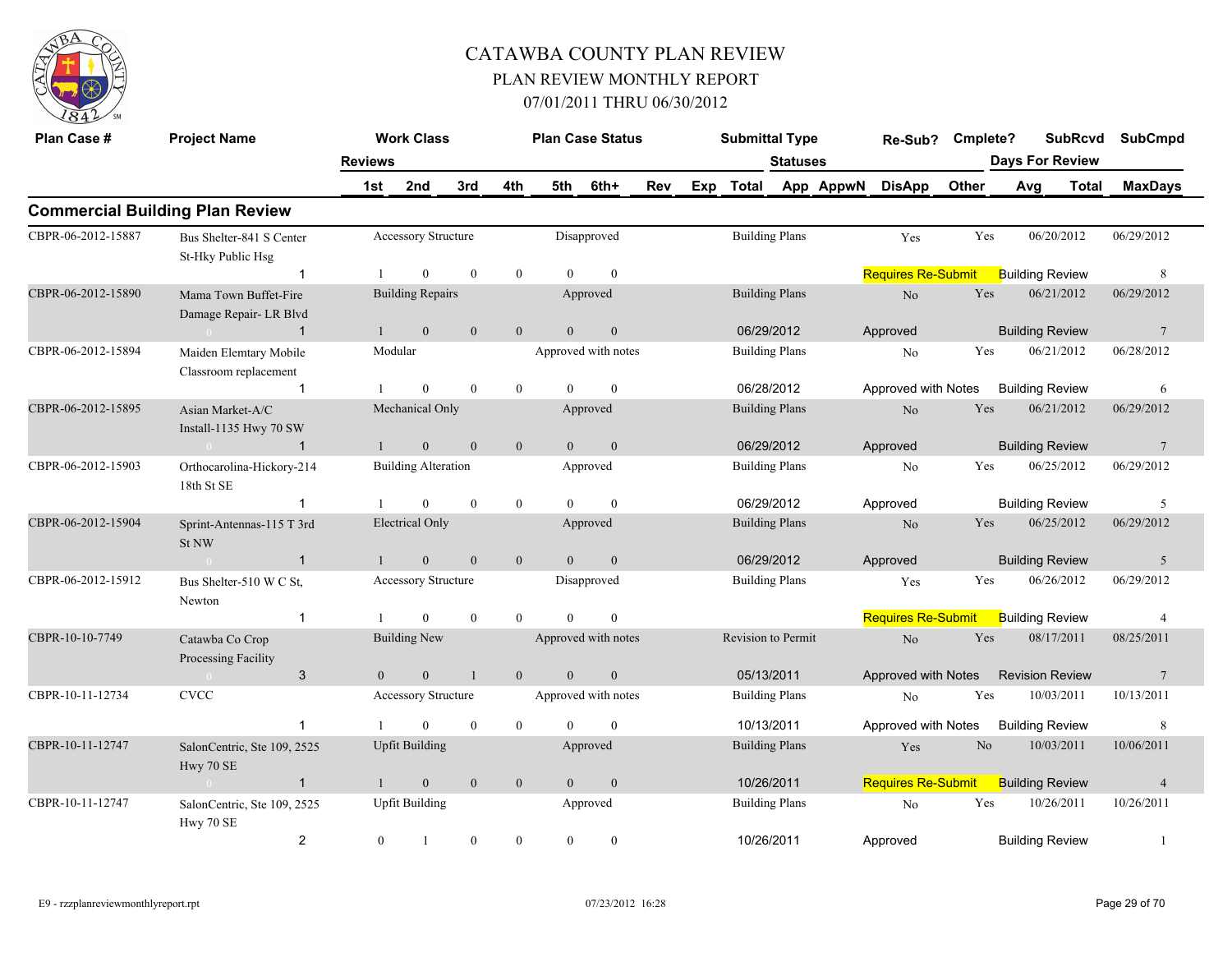# CATAWBA COUNTY PLAN REVIEW

## PLAN REVIEW MONTHLY REPORT

## 07/01/2011 THRU 06/30/2012

## Commercial Building Plan Review

| Plan Case # | Project Name | Reviews | Work Class 1st | 2nd | 3rd | 4th | Plan Case Status 5th | 6th+ | Rev | Exp | Submittal Type Total | Statuses App | AppwN | Re-Sub? DisApp | Cmplete? Other | SubRcvd Days For Review Avg | Total | SubCmpd MaxDays |
|---|---|---|---|---|---|---|---|---|---|---|---|---|---|---|---|---|---|---|
| CBPR-06-2012-15887 | Bus Shelter-841 S Center St-Hky Public Hsg | | Accessory Structure | | | | Disapproved | | | | Building Plans | | | Yes | Yes | 06/20/2012 | | 06/29/2012 |
| | | 1 | 1 | 0 | 0 | 0 | 0 | 0 | | | | | | Requires Re-Submit | | Building Review | | 8 |
| CBPR-06-2012-15890 | Mama Town Buffet-Fire Damage Repair- LR Blvd | | Building Repairs | | | | Approved | | | | Building Plans | | | No | Yes | 06/21/2012 | | 06/29/2012 |
| | 0 | 1 | 1 | 0 | 0 | 0 | 0 | 0 | | | 06/29/2012 | | | Approved | | Building Review | | 7 |
| CBPR-06-2012-15894 | Maiden Elemtary Mobile Classroom replacement | | Modular | | | | Approved with notes | | | | Building Plans | | | No | Yes | 06/21/2012 | | 06/28/2012 |
| | | 1 | 1 | 0 | 0 | 0 | 0 | 0 | | | 06/28/2012 | | | Approved with Notes | | Building Review | | 6 |
| CBPR-06-2012-15895 | Asian Market-A/C Install-1135 Hwy 70 SW | | Mechanical Only | | | | Approved | | | | Building Plans | | | No | Yes | 06/21/2012 | | 06/29/2012 |
| | 0 | 1 | 1 | 0 | 0 | 0 | 0 | 0 | | | 06/29/2012 | | | Approved | | Building Review | | 7 |
| CBPR-06-2012-15903 | Orthocarolina-Hickory-214 18th St SE | | Building Alteration | | | | Approved | | | | Building Plans | | | No | Yes | 06/25/2012 | | 06/29/2012 |
| | | 1 | 1 | 0 | 0 | 0 | 0 | 0 | | | 06/29/2012 | | | Approved | | Building Review | | 5 |
| CBPR-06-2012-15904 | Sprint-Antennas-115 T 3rd St NW | | Electrical Only | | | | Approved | | | | Building Plans | | | No | Yes | 06/25/2012 | | 06/29/2012 |
| | 0 | 1 | 1 | 0 | 0 | 0 | 0 | 0 | | | 06/29/2012 | | | Approved | | Building Review | | 5 |
| CBPR-06-2012-15912 | Bus Shelter-510 W C St, Newton | | Accessory Structure | | | | Disapproved | | | | Building Plans | | | Yes | Yes | 06/26/2012 | | 06/29/2012 |
| | | 1 | 1 | 0 | 0 | 0 | 0 | 0 | | | | | | Requires Re-Submit | | Building Review | | 4 |
| CBPR-10-10-7749 | Catawba Co Crop Processing Facility | | Building New | | | | Approved with notes | | | | Revision to Permit | | | No | Yes | 08/17/2011 | | 08/25/2011 |
| | 0 | 3 | 0 | 0 | 1 | 0 | 0 | 0 | | | 05/13/2011 | | | Approved with Notes | | Revision Review | | 7 |
| CBPR-10-11-12734 | CVCC | | Accessory Structure | | | | Approved with notes | | | | Building Plans | | | No | Yes | 10/03/2011 | | 10/13/2011 |
| | | 1 | 1 | 0 | 0 | 0 | 0 | 0 | | | 10/13/2011 | | | Approved with Notes | | Building Review | | 8 |
| CBPR-10-11-12747 | SalonCentric, Ste 109, 2525 Hwy 70 SE | | Upfit Building | | | | Approved | | | | Building Plans | | | Yes | No | 10/03/2011 | | 10/06/2011 |
| | 0 | 1 | 1 | 0 | 0 | 0 | 0 | 0 | | | 10/26/2011 | | | Requires Re-Submit | | Building Review | | 4 |
| CBPR-10-11-12747 | SalonCentric, Ste 109, 2525 Hwy 70 SE | | Upfit Building | | | | Approved | | | | Building Plans | | | No | Yes | 10/26/2011 | | 10/26/2011 |
| | | 2 | 0 | 1 | 0 | 0 | 0 | 0 | | | 10/26/2011 | | | Approved | | Building Review | | 1 |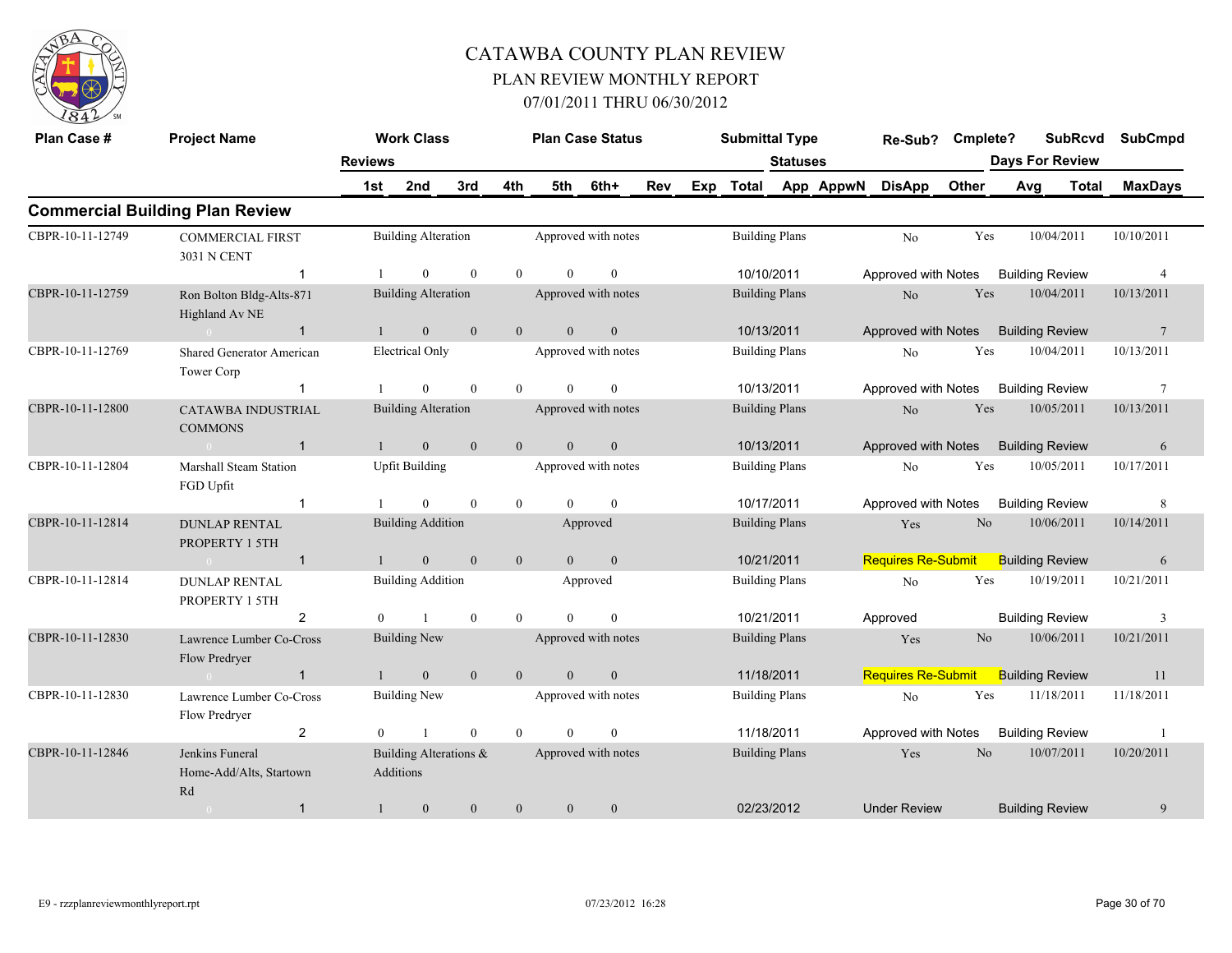# CATAWBA COUNTY PLAN REVIEW
## PLAN REVIEW MONTHLY REPORT
### 07/01/2011 THRU 06/30/2012

## Commercial Building Plan Review

| Plan Case # | Project Name | Reviews | 1st | 2nd | 3rd | 4th | 5th | 6th+ | Work Class | Plan Case Status | Submittal Type | Statuses | Re-Sub? | Cmplete? | SubRcvd | SubCmpd | Days For Review MaxDays |
|---|---|---|---|---|---|---|---|---|---|---|---|---|---|---|---|---|---|
| CBPR-10-11-12749 | COMMERCIAL FIRST 3031 N CENT | 1 | 1 | 0 | 0 | 0 | 0 | 0 | Building Alteration | Approved with notes | Building Plans 10/10/2011 | Approved with Notes | No | Yes | 10/04/2011 | 10/10/2011 | Building Review 4 |
| CBPR-10-11-12759 | Ron Bolton Bldg-Alts-871 Highland Av NE | 1 | 1 | 0 | 0 | 0 | 0 | 0 | Building Alteration | Approved with notes | Building Plans 10/13/2011 | Approved with Notes | No | Yes | 10/04/2011 | 10/13/2011 | Building Review 7 |
| CBPR-10-11-12769 | Shared Generator American Tower Corp | 1 | 1 | 0 | 0 | 0 | 0 | 0 | Electrical Only | Approved with notes | Building Plans 10/13/2011 | Approved with Notes | No | Yes | 10/04/2011 | 10/13/2011 | Building Review 7 |
| CBPR-10-11-12800 | CATAWBA INDUSTRIAL COMMONS | 1 | 1 | 0 | 0 | 0 | 0 | 0 | Building Alteration | Approved with notes | Building Plans 10/13/2011 | Approved with Notes | No | Yes | 10/05/2011 | 10/13/2011 | Building Review 6 |
| CBPR-10-11-12804 | Marshall Steam Station FGD Upfit | 1 | 1 | 0 | 0 | 0 | 0 | 0 | Upfit Building | Approved with notes | Building Plans 10/17/2011 | Approved with Notes | No | Yes | 10/05/2011 | 10/17/2011 | Building Review 8 |
| CBPR-10-11-12814 | DUNLAP RENTAL PROPERTY 1 5TH | 1 | 1 | 0 | 0 | 0 | 0 | 0 | Building Addition | Approved | Building Plans 10/21/2011 | Requires Re-Submit | Yes | No | 10/06/2011 | 10/14/2011 | Building Review 6 |
| CBPR-10-11-12814 | DUNLAP RENTAL PROPERTY 1 5TH | 2 | 0 | 1 | 0 | 0 | 0 | 0 | Building Addition | Approved | Building Plans 10/21/2011 | Approved | No | Yes | 10/19/2011 | 10/21/2011 | Building Review 3 |
| CBPR-10-11-12830 | Lawrence Lumber Co-Cross Flow Predryer | 1 | 1 | 0 | 0 | 0 | 0 | 0 | Building New | Approved with notes | Building Plans 11/18/2011 | Requires Re-Submit | Yes | No | 10/06/2011 | 10/21/2011 | Building Review 11 |
| CBPR-10-11-12830 | Lawrence Lumber Co-Cross Flow Predryer | 2 | 0 | 1 | 0 | 0 | 0 | 0 | Building New | Approved with notes | Building Plans 11/18/2011 | Approved with Notes | No | Yes | 11/18/2011 | 11/18/2011 | Building Review 1 |
| CBPR-10-11-12846 | Jenkins Funeral Home-Add/Alts, Startown Rd | 1 | 1 | 0 | 0 | 0 | 0 | 0 | Building Alterations & Additions | Approved with notes | Building Plans 02/23/2012 | Under Review | Yes | No | 10/07/2011 | 10/20/2011 | Building Review 9 |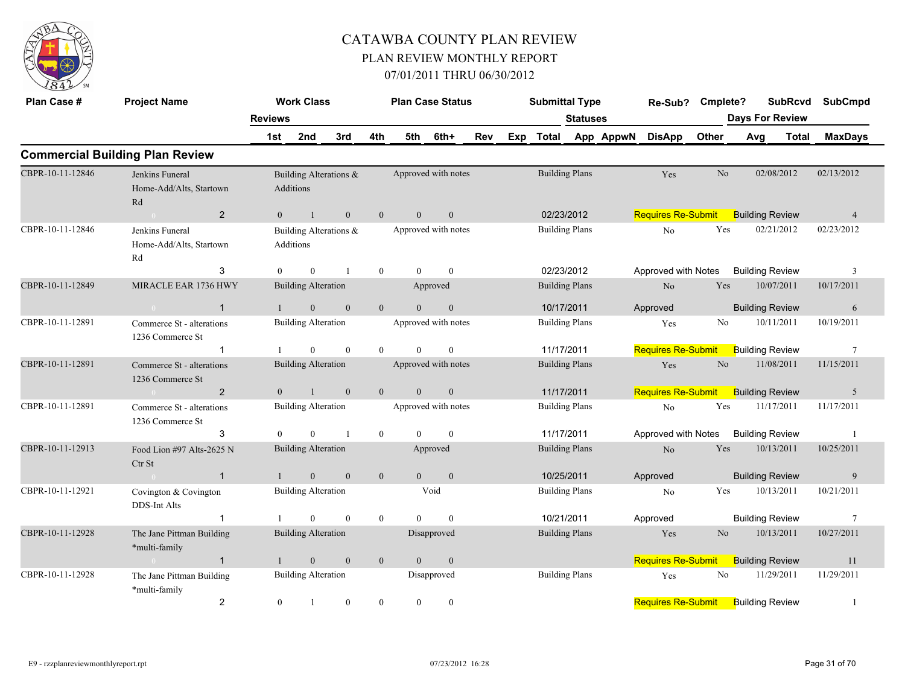# CATAWBA COUNTY PLAN REVIEW

## PLAN REVIEW MONTHLY REPORT

## 07/01/2011 THRU 06/30/2012

## Commercial Building Plan Review

| Plan Case # | Project Name | Work Class | Plan Case Status | Submittal Type | Re-Sub? | Cmplete? | SubRcvd | SubCmpd |
|---|---|---|---|---|---|---|---|---|
| | Reviews | 1st / 2nd / 3rd / 4th / 5th / 6th+ / Rev / Exp | Total | Statuses: App / AppwN / DisApp / Other | | | Days For Review: Avg / Total | MaxDays |
| CBPR-10-11-12846 | Jenkins Funeral Home-Add/Alts, Startown Rd | Building Alterations & Additions | Approved with notes | Building Plans | Yes | No | 02/08/2012 | 02/13/2012 |
| | 2 | 0 / 1 / 0 / 0 / 0 / 0 | 02/23/2012 | Requires Re-Submit | | | Building Review | 4 |
| CBPR-10-11-12846 | Jenkins Funeral Home-Add/Alts, Startown Rd | Building Alterations & Additions | Approved with notes | Building Plans | No | Yes | 02/21/2012 | 02/23/2012 |
| | 3 | 0 / 0 / 1 / 0 / 0 / 0 | 02/23/2012 | Approved with Notes | | | Building Review | 3 |
| CBPR-10-11-12849 | MIRACLE EAR 1736 HWY | Building Alteration | Approved | Building Plans | No | Yes | 10/07/2011 | 10/17/2011 |
| | 1 | 1 / 0 / 0 / 0 / 0 / 0 | 10/17/2011 | Approved | | | Building Review | 6 |
| CBPR-10-11-12891 | Commerce St - alterations 1236 Commerce St | Building Alteration | Approved with notes | Building Plans | Yes | No | 10/11/2011 | 10/19/2011 |
| | 1 | 1 / 0 / 0 / 0 / 0 / 0 | 11/17/2011 | Requires Re-Submit | | | Building Review | 7 |
| CBPR-10-11-12891 | Commerce St - alterations 1236 Commerce St | Building Alteration | Approved with notes | Building Plans | Yes | No | 11/08/2011 | 11/15/2011 |
| | 2 | 0 / 1 / 0 / 0 / 0 / 0 | 11/17/2011 | Requires Re-Submit | | | Building Review | 5 |
| CBPR-10-11-12891 | Commerce St - alterations 1236 Commerce St | Building Alteration | Approved with notes | Building Plans | No | Yes | 11/17/2011 | 11/17/2011 |
| | 3 | 0 / 0 / 1 / 0 / 0 / 0 | 11/17/2011 | Approved with Notes | | | Building Review | 1 |
| CBPR-10-11-12913 | Food Lion #97 Alts-2625 N Ctr St | Building Alteration | Approved | Building Plans | No | Yes | 10/13/2011 | 10/25/2011 |
| | 1 | 1 / 0 / 0 / 0 / 0 / 0 | 10/25/2011 | Approved | | | Building Review | 9 |
| CBPR-10-11-12921 | Covington & Covington DDS-Int Alts | Building Alteration | Void | Building Plans | No | Yes | 10/13/2011 | 10/21/2011 |
| | 1 | 1 / 0 / 0 / 0 / 0 / 0 | 10/21/2011 | Approved | | | Building Review | 7 |
| CBPR-10-11-12928 | The Jane Pittman Building *multi-family | Building Alteration | Disapproved | Building Plans | Yes | No | 10/13/2011 | 10/27/2011 |
| | 1 | 1 / 0 / 0 / 0 / 0 / 0 | | Requires Re-Submit | | | Building Review | 11 |
| CBPR-10-11-12928 | The Jane Pittman Building *multi-family | Building Alteration | Disapproved | Building Plans | Yes | No | 11/29/2011 | 11/29/2011 |
| | 2 | 0 / 1 / 0 / 0 / 0 / 0 | | Requires Re-Submit | | | Building Review | 1 |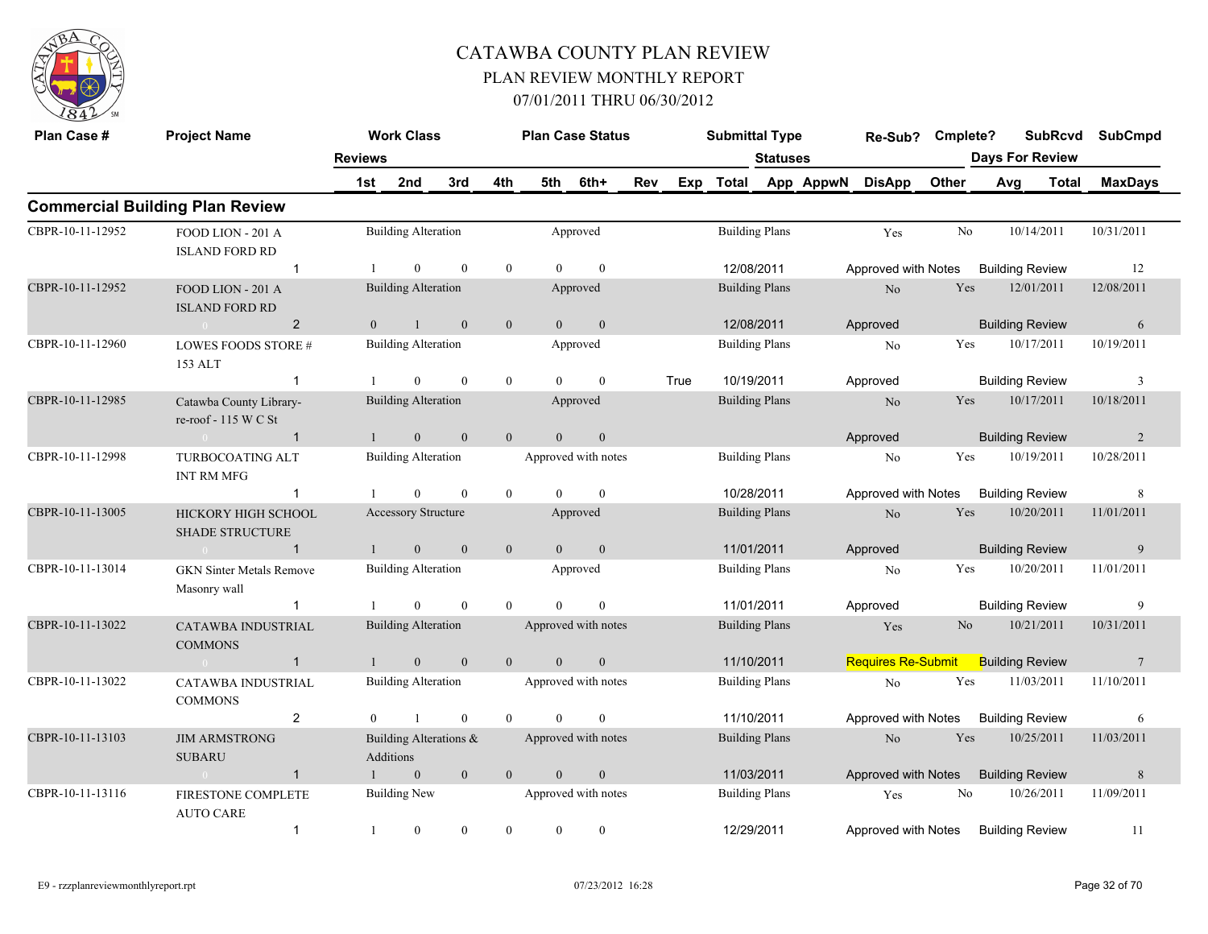# CATAWBA COUNTY PLAN REVIEW

## PLAN REVIEW MONTHLY REPORT

### 07/01/2011 THRU 06/30/2012

## Commercial Building Plan Review

| Plan Case # | Project Name | Reviews | Work Class | | | Plan Case Status | | | | Submittal Type | | Statuses | Re-Sub? | Cmplete? | SubRcvd | SubCmpd |
|---|---|---|---|---|---|---|---|---|---|---|---|---|---|---|---|---|
| | | | 1st | 2nd | 3rd | 4th | 5th | 6th+ | Rev | Exp | Total | App AppwN | DisApp | Other | Days For Review Avg Total | MaxDays |
| CBPR-10-11-12952 | FOOD LION - 201 A ISLAND FORD RD | | Building Alteration | | | Approved | | | | Building Plans | | | Yes | No | 10/14/2011 | 10/31/2011 |
| | | 1 | 1 | 0 | 0 | 0 | 0 | 0 | | | 12/08/2011 | | Approved with Notes | | Building Review | 12 |
| CBPR-10-11-12952 | FOOD LION - 201 A ISLAND FORD RD | | Building Alteration | | | Approved | | | | Building Plans | | | No | Yes | 12/01/2011 | 12/08/2011 |
| | | 2 | 0 | 1 | 0 | 0 | 0 | 0 | | | 12/08/2011 | | Approved | | Building Review | 6 |
| CBPR-10-11-12960 | LOWES FOODS STORE # 153 ALT | | Building Alteration | | | Approved | | | | Building Plans | | | No | Yes | 10/17/2011 | 10/19/2011 |
| | | 1 | 1 | 0 | 0 | 0 | 0 | 0 | | True | 10/19/2011 | | Approved | | Building Review | 3 |
| CBPR-10-11-12985 | Catawba County Library-re-roof - 115 W C St | | Building Alteration | | | Approved | | | | Building Plans | | | No | Yes | 10/17/2011 | 10/18/2011 |
| | | 1 | 1 | 0 | 0 | 0 | 0 | 0 | | | | | Approved | | Building Review | 2 |
| CBPR-10-11-12998 | TURBOCOATING ALT INT RM MFG | | Building Alteration | | | Approved with notes | | | | Building Plans | | | No | Yes | 10/19/2011 | 10/28/2011 |
| | | 1 | 1 | 0 | 0 | 0 | 0 | 0 | | | 10/28/2011 | | Approved with Notes | | Building Review | 8 |
| CBPR-10-11-13005 | HICKORY HIGH SCHOOL SHADE STRUCTURE | | Accessory Structure | | | Approved | | | | Building Plans | | | No | Yes | 10/20/2011 | 11/01/2011 |
| | | 1 | 1 | 0 | 0 | 0 | 0 | 0 | | | 11/01/2011 | | Approved | | Building Review | 9 |
| CBPR-10-11-13014 | GKN Sinter Metals Remove Masonry wall | | Building Alteration | | | Approved | | | | Building Plans | | | No | Yes | 10/20/2011 | 11/01/2011 |
| | | 1 | 1 | 0 | 0 | 0 | 0 | 0 | | | 11/01/2011 | | Approved | | Building Review | 9 |
| CBPR-10-11-13022 | CATAWBA INDUSTRIAL COMMONS | | Building Alteration | | | Approved with notes | | | | Building Plans | | | Yes | No | 10/21/2011 | 10/31/2011 |
| | | 1 | 1 | 0 | 0 | 0 | 0 | 0 | | | 11/10/2011 | | Requires Re-Submit | | Building Review | 7 |
| CBPR-10-11-13022 | CATAWBA INDUSTRIAL COMMONS | | Building Alteration | | | Approved with notes | | | | Building Plans | | | No | Yes | 11/03/2011 | 11/10/2011 |
| | | 2 | 0 | 1 | 0 | 0 | 0 | 0 | | | 11/10/2011 | | Approved with Notes | | Building Review | 6 |
| CBPR-10-11-13103 | JIM ARMSTRONG SUBARU | | Building Alterations & Additions | | | Approved with notes | | | | Building Plans | | | No | Yes | 10/25/2011 | 11/03/2011 |
| | | 1 | 1 | 0 | 0 | 0 | 0 | 0 | | | 11/03/2011 | | Approved with Notes | | Building Review | 8 |
| CBPR-10-11-13116 | FIRESTONE COMPLETE AUTO CARE | | Building New | | | Approved with notes | | | | Building Plans | | | Yes | No | 10/26/2011 | 11/09/2011 |
| | | 1 | 1 | 0 | 0 | 0 | 0 | 0 | | | 12/29/2011 | | Approved with Notes | | Building Review | 11 |

E9 - rzzplanreviewmonthlyreport.rpt 07/23/2012 16:28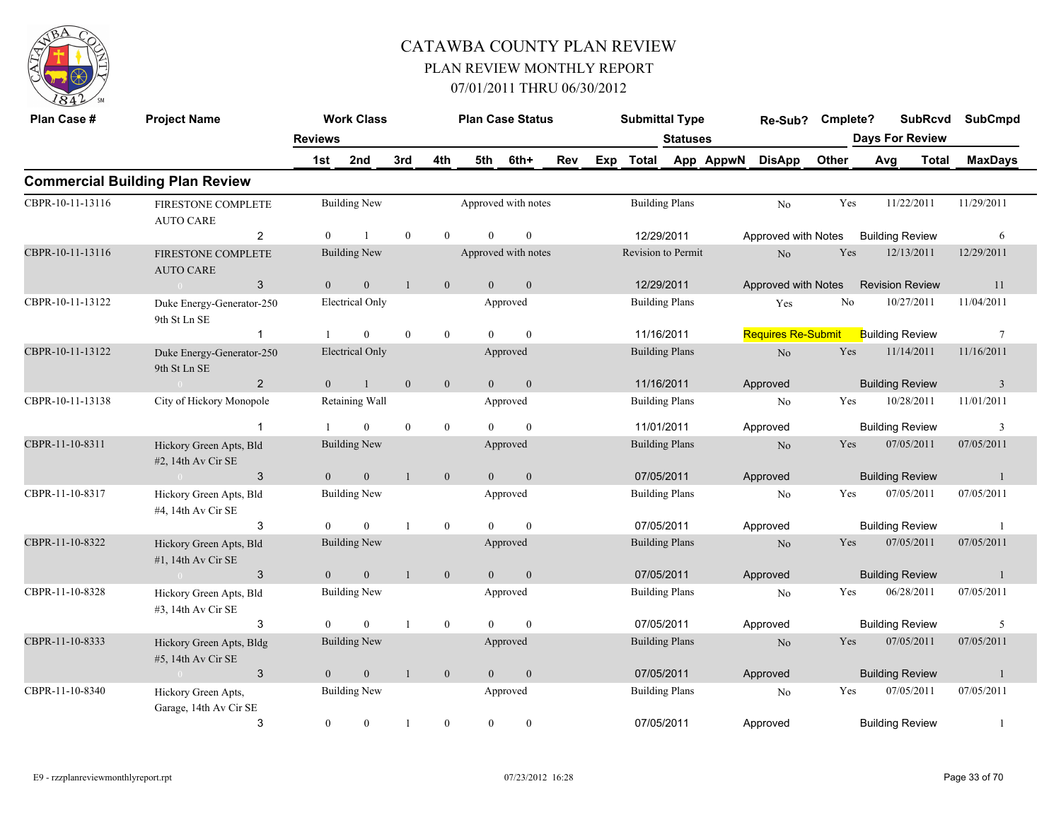# CATAWBA COUNTY PLAN REVIEW

## PLAN REVIEW MONTHLY REPORT

## 07/01/2011 THRU 06/30/2012

## Commercial Building Plan Review

| Plan Case # | Project Name | Reviews | Work Class 1st | 2nd | 3rd | 4th | Plan Case Status 5th | 6th+ | Rev | Exp | Submittal Type Total | Statuses App | AppwN | Re-Sub? DisApp | Cmplete? Other | Days For Review Avg | SubRcvd Total | SubCmpd MaxDays |
|---|---|---|---|---|---|---|---|---|---|---|---|---|---|---|---|---|---|---|
| CBPR-10-11-13116 | FIRESTONE COMPLETE AUTO CARE | | Building New | | | | Approved with notes | | | | Building Plans | | | No | Yes | | 11/22/2011 | 11/29/2011 |
| | | 2 | 0 | 1 | 0 | 0 | 0 | 0 | | | 12/29/2011 | | | Approved with Notes | | Building Review | | 6 |
| CBPR-10-11-13116 | FIRESTONE COMPLETE AUTO CARE | | Building New | | | | Approved with notes | | | | Revision to Permit | | | No | Yes | | 12/13/2011 | 12/29/2011 |
| | 0 | 3 | 0 | 0 | 1 | 0 | 0 | 0 | | | 12/29/2011 | | | Approved with Notes | | Revision Review | | 11 |
| CBPR-10-11-13122 | Duke Energy-Generator-250 9th St Ln SE | | Electrical Only | | | | Approved | | | | Building Plans | | | Yes | No | | 10/27/2011 | 11/04/2011 |
| | | 1 | 1 | 0 | 0 | 0 | 0 | 0 | | | 11/16/2011 | | | Requires Re-Submit | | Building Review | | 7 |
| CBPR-10-11-13122 | Duke Energy-Generator-250 9th St Ln SE | | Electrical Only | | | | Approved | | | | Building Plans | | | No | Yes | | 11/14/2011 | 11/16/2011 |
| | 0 | 2 | 0 | 1 | 0 | 0 | 0 | 0 | | | 11/16/2011 | | | Approved | | Building Review | | 3 |
| CBPR-10-11-13138 | City of Hickory Monopole | | Retaining Wall | | | | Approved | | | | Building Plans | | | No | Yes | | 10/28/2011 | 11/01/2011 |
| | | 1 | 1 | 0 | 0 | 0 | 0 | 0 | | | 11/01/2011 | | | Approved | | Building Review | | 3 |
| CBPR-11-10-8311 | Hickory Green Apts, Bld #2, 14th Av Cir SE | | Building New | | | | Approved | | | | Building Plans | | | No | Yes | | 07/05/2011 | 07/05/2011 |
| | 0 | 3 | 0 | 0 | 1 | 0 | 0 | 0 | | | 07/05/2011 | | | Approved | | Building Review | | 1 |
| CBPR-11-10-8317 | Hickory Green Apts, Bld #4, 14th Av Cir SE | | Building New | | | | Approved | | | | Building Plans | | | No | Yes | | 07/05/2011 | 07/05/2011 |
| | | 3 | 0 | 0 | 1 | 0 | 0 | 0 | | | 07/05/2011 | | | Approved | | Building Review | | 1 |
| CBPR-11-10-8322 | Hickory Green Apts, Bld #1, 14th Av Cir SE | | Building New | | | | Approved | | | | Building Plans | | | No | Yes | | 07/05/2011 | 07/05/2011 |
| | 0 | 3 | 0 | 0 | 1 | 0 | 0 | 0 | | | 07/05/2011 | | | Approved | | Building Review | | 1 |
| CBPR-11-10-8328 | Hickory Green Apts, Bld #3, 14th Av Cir SE | | Building New | | | | Approved | | | | Building Plans | | | No | Yes | | 06/28/2011 | 07/05/2011 |
| | | 3 | 0 | 0 | 1 | 0 | 0 | 0 | | | 07/05/2011 | | | Approved | | Building Review | | 5 |
| CBPR-11-10-8333 | Hickory Green Apts, Bldg #5, 14th Av Cir SE | | Building New | | | | Approved | | | | Building Plans | | | No | Yes | | 07/05/2011 | 07/05/2011 |
| | 0 | 3 | 0 | 0 | 1 | 0 | 0 | 0 | | | 07/05/2011 | | | Approved | | Building Review | | 1 |
| CBPR-11-10-8340 | Hickory Green Apts, Garage, 14th Av Cir SE | | Building New | | | | Approved | | | | Building Plans | | | No | Yes | | 07/05/2011 | 07/05/2011 |
| | | 3 | 0 | 0 | 1 | 0 | 0 | 0 | | | 07/05/2011 | | | Approved | | Building Review | | 1 |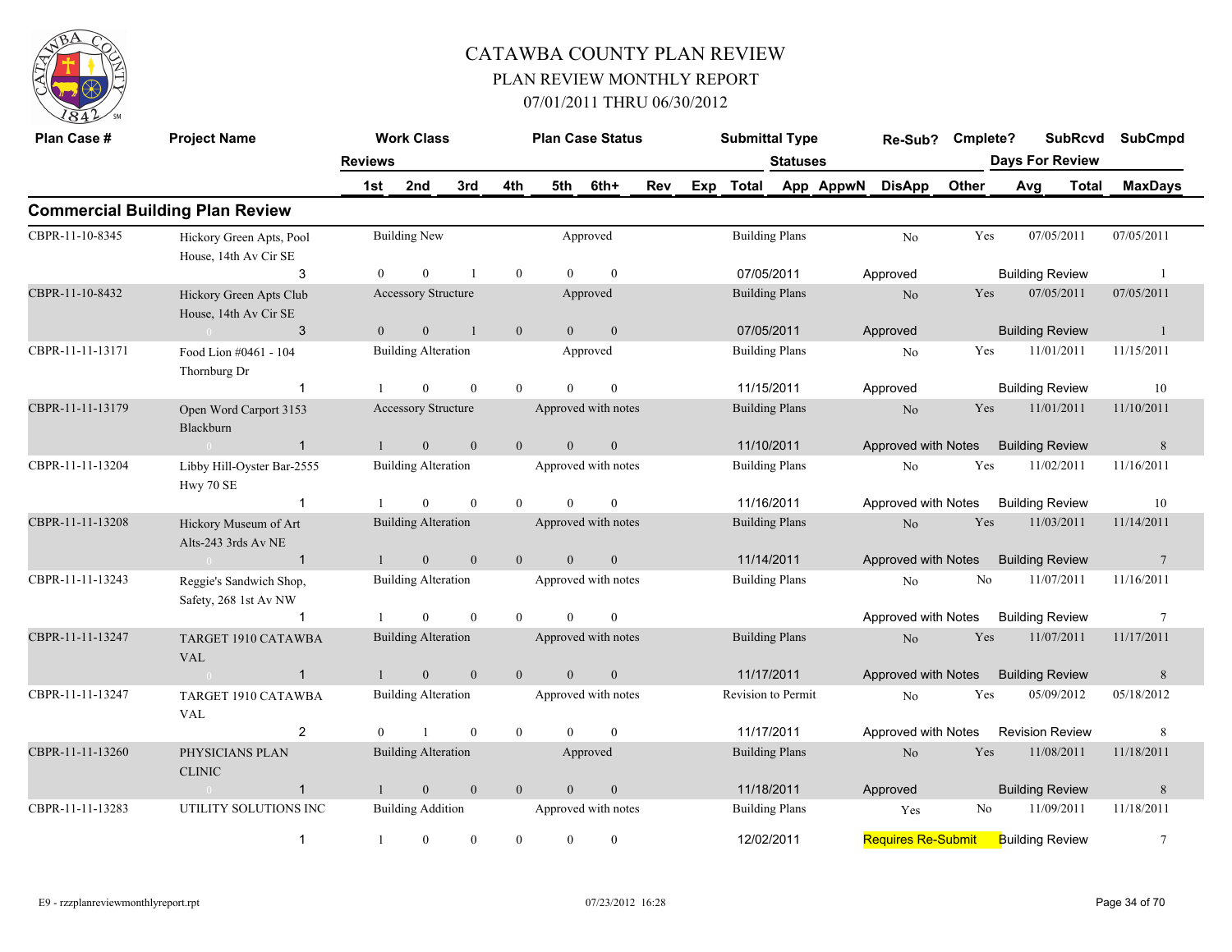# CATAWBA COUNTY PLAN REVIEW

## PLAN REVIEW MONTHLY REPORT

## 07/01/2011 THRU 06/30/2012

## Commercial Building Plan Review

| Plan Case # | Project Name | Reviews | Work Class 1st | 2nd | 3rd | 4th | Plan Case Status 5th | 6th+ | Rev | Exp | Submittal Type Total | Statuses App | AppwN | Re-Sub? DisApp | Cmplete? Other | SubRcvd Days For Review Avg | Total | SubCmpd MaxDays |
|---|---|---|---|---|---|---|---|---|---|---|---|---|---|---|---|---|---|---|
| CBPR-11-10-8345 | Hickory Green Apts, Pool House, 14th Av Cir SE | 3 | Building New | | | | Approved | | | | Building Plans | | | No | Yes | 07/05/2011 | | 07/05/2011 |
| | | | 0 | 0 | 1 | 0 | 0 | 0 | | | 07/05/2011 | | | Approved | | Building Review | | 1 |
| CBPR-11-10-8432 | Hickory Green Apts Club House, 14th Av Cir SE | 3 | Accessory Structure | | | | Approved | | | | Building Plans | | | No | Yes | 07/05/2011 | | 07/05/2011 |
| | | | 0 | 0 | 1 | 0 | 0 | 0 | | | 07/05/2011 | | | Approved | | Building Review | | 1 |
| CBPR-11-11-13171 | Food Lion #0461 - 104 Thornburg Dr | 1 | Building Alteration | | | | Approved | | | | Building Plans | | | No | Yes | 11/01/2011 | | 11/15/2011 |
| | | | 1 | 0 | 0 | 0 | 0 | 0 | | | 11/15/2011 | | | Approved | | Building Review | | 10 |
| CBPR-11-11-13179 | Open Word Carport 3153 Blackburn | 1 | Accessory Structure | | | | Approved with notes | | | | Building Plans | | | No | Yes | 11/01/2011 | | 11/10/2011 |
| | | | 1 | 0 | 0 | 0 | 0 | 0 | | | 11/10/2011 | | | Approved with Notes | | Building Review | | 8 |
| CBPR-11-11-13204 | Libby Hill-Oyster Bar-2555 Hwy 70 SE | 1 | Building Alteration | | | | Approved with notes | | | | Building Plans | | | No | Yes | 11/02/2011 | | 11/16/2011 |
| | | | 1 | 0 | 0 | 0 | 0 | 0 | | | 11/16/2011 | | | Approved with Notes | | Building Review | | 10 |
| CBPR-11-11-13208 | Hickory Museum of Art Alts-243 3rds Av NE | 1 | Building Alteration | | | | Approved with notes | | | | Building Plans | | | No | Yes | 11/03/2011 | | 11/14/2011 |
| | | | 1 | 0 | 0 | 0 | 0 | 0 | | | 11/14/2011 | | | Approved with Notes | | Building Review | | 7 |
| CBPR-11-11-13243 | Reggie's Sandwich Shop, Safety, 268 1st Av NW | 1 | Building Alteration | | | | Approved with notes | | | | Building Plans | | | No | No | 11/07/2011 | | 11/16/2011 |
| | | | 1 | 0 | 0 | 0 | 0 | 0 | | | | | | Approved with Notes | | Building Review | | 7 |
| CBPR-11-11-13247 | TARGET 1910 CATAWBA VAL | 1 | Building Alteration | | | | Approved with notes | | | | Building Plans | | | No | Yes | 11/07/2011 | | 11/17/2011 |
| | | | 1 | 0 | 0 | 0 | 0 | 0 | | | 11/17/2011 | | | Approved with Notes | | Building Review | | 8 |
| CBPR-11-11-13247 | TARGET 1910 CATAWBA VAL | 2 | Building Alteration | | | | Approved with notes | | | | Revision to Permit | | | No | Yes | 05/09/2012 | | 05/18/2012 |
| | | | 0 | 1 | 0 | 0 | 0 | 0 | | | 11/17/2011 | | | Approved with Notes | | Revision Review | | 8 |
| CBPR-11-11-13260 | PHYSICIANS PLAN CLINIC | 1 | Building Alteration | | | | Approved | | | | Building Plans | | | No | Yes | 11/08/2011 | | 11/18/2011 |
| | | | 1 | 0 | 0 | 0 | 0 | 0 | | | 11/18/2011 | | | Approved | | Building Review | | 8 |
| CBPR-11-11-13283 | UTILITY SOLUTIONS INC | 1 | Building Addition | | | | Approved with notes | | | | Building Plans | | | Yes | No | 11/09/2011 | | 11/18/2011 |
| | | | 1 | 0 | 0 | 0 | 0 | 0 | | | 12/02/2011 | | | Requires Re-Submit | | Building Review | | 7 |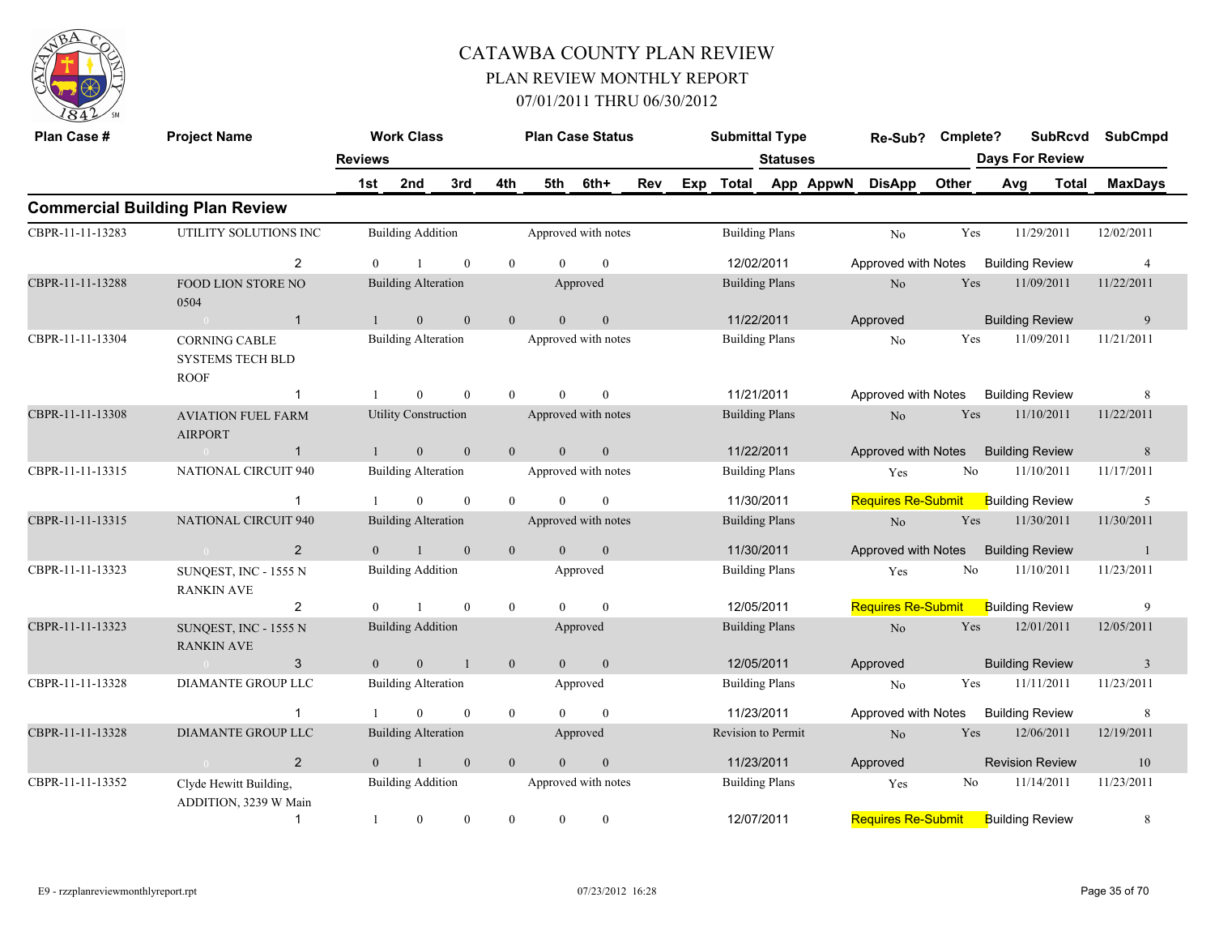# CATAWBA COUNTY PLAN REVIEW

## PLAN REVIEW MONTHLY REPORT

## 07/01/2011 THRU 06/30/2012

## Commercial Building Plan Review

| Plan Case # | Project Name | Reviews | Work Class | | | Plan Case Status | | | | Submittal Type | Statuses | | Re-Sub? | Cmplete? | SubRcvd | SubCmpd |
|---|---|---|---|---|---|---|---|---|---|---|---|---|---|---|---|---|
| | | 1st | 2nd | 3rd | 4th | 5th | 6th+ | Rev | Exp | Total | App | AppwN | DisApp | Other | Days For Review Avg | Total MaxDays |
| CBPR-11-11-13283 | UTILITY SOLUTIONS INC | | Building Addition | | | Approved with notes | | | | Building Plans | | | No | Yes | 11/29/2011 | 12/02/2011 |
| | 2 | 0 | 1 | 0 | 0 | 0 | 0 | | | 12/02/2011 | | | Approved with Notes | | Building Review | 4 |
| CBPR-11-11-13288 | FOOD LION STORE NO 0504 | | Building Alteration | | | Approved | | | | Building Plans | | | No | Yes | 11/09/2011 | 11/22/2011 |
| | 1 | 1 | 0 | 0 | 0 | 0 | 0 | | | 11/22/2011 | | | Approved | | Building Review | 9 |
| CBPR-11-11-13304 | CORNING CABLE SYSTEMS TECH BLD ROOF | | Building Alteration | | | Approved with notes | | | | Building Plans | | | No | Yes | 11/09/2011 | 11/21/2011 |
| | 1 | 1 | 0 | 0 | 0 | 0 | 0 | | | 11/21/2011 | | | Approved with Notes | | Building Review | 8 |
| CBPR-11-11-13308 | AVIATION FUEL FARM AIRPORT | | Utility Construction | | | Approved with notes | | | | Building Plans | | | No | Yes | 11/10/2011 | 11/22/2011 |
| | 1 | 1 | 0 | 0 | 0 | 0 | 0 | | | 11/22/2011 | | | Approved with Notes | | Building Review | 8 |
| CBPR-11-11-13315 | NATIONAL CIRCUIT 940 | | Building Alteration | | | Approved with notes | | | | Building Plans | | | Yes | No | 11/10/2011 | 11/17/2011 |
| | 1 | 1 | 0 | 0 | 0 | 0 | 0 | | | 11/30/2011 | | | Requires Re-Submit | | Building Review | 5 |
| CBPR-11-11-13315 | NATIONAL CIRCUIT 940 | | Building Alteration | | | Approved with notes | | | | Building Plans | | | No | Yes | 11/30/2011 | 11/30/2011 |
| | 2 | 0 | 1 | 0 | 0 | 0 | 0 | | | 11/30/2011 | | | Approved with Notes | | Building Review | 1 |
| CBPR-11-11-13323 | SUNQEST, INC - 1555 N RANKIN AVE | | Building Addition | | | Approved | | | | Building Plans | | | Yes | No | 11/10/2011 | 11/23/2011 |
| | 2 | 0 | 1 | 0 | 0 | 0 | 0 | | | 12/05/2011 | | | Requires Re-Submit | | Building Review | 9 |
| CBPR-11-11-13323 | SUNQEST, INC - 1555 N RANKIN AVE | | Building Addition | | | Approved | | | | Building Plans | | | No | Yes | 12/01/2011 | 12/05/2011 |
| | 3 | 0 | 0 | 1 | 0 | 0 | 0 | | | 12/05/2011 | | | Approved | | Building Review | 3 |
| CBPR-11-11-13328 | DIAMANTE GROUP LLC | | Building Alteration | | | Approved | | | | Building Plans | | | No | Yes | 11/11/2011 | 11/23/2011 |
| | 1 | 1 | 0 | 0 | 0 | 0 | 0 | | | 11/23/2011 | | | Approved with Notes | | Building Review | 8 |
| CBPR-11-11-13328 | DIAMANTE GROUP LLC | | Building Alteration | | | Approved | | | | Revision to Permit | | | No | Yes | 12/06/2011 | 12/19/2011 |
| | 2 | 0 | 1 | 0 | 0 | 0 | 0 | | | 11/23/2011 | | | Approved | | Revision Review | 10 |
| CBPR-11-11-13352 | Clyde Hewitt Building, ADDITION, 3239 W Main | | Building Addition | | | Approved with notes | | | | Building Plans | | | Yes | No | 11/14/2011 | 11/23/2011 |
| | 1 | 1 | 0 | 0 | 0 | 0 | 0 | | | 12/07/2011 | | | Requires Re-Submit | | Building Review | 8 |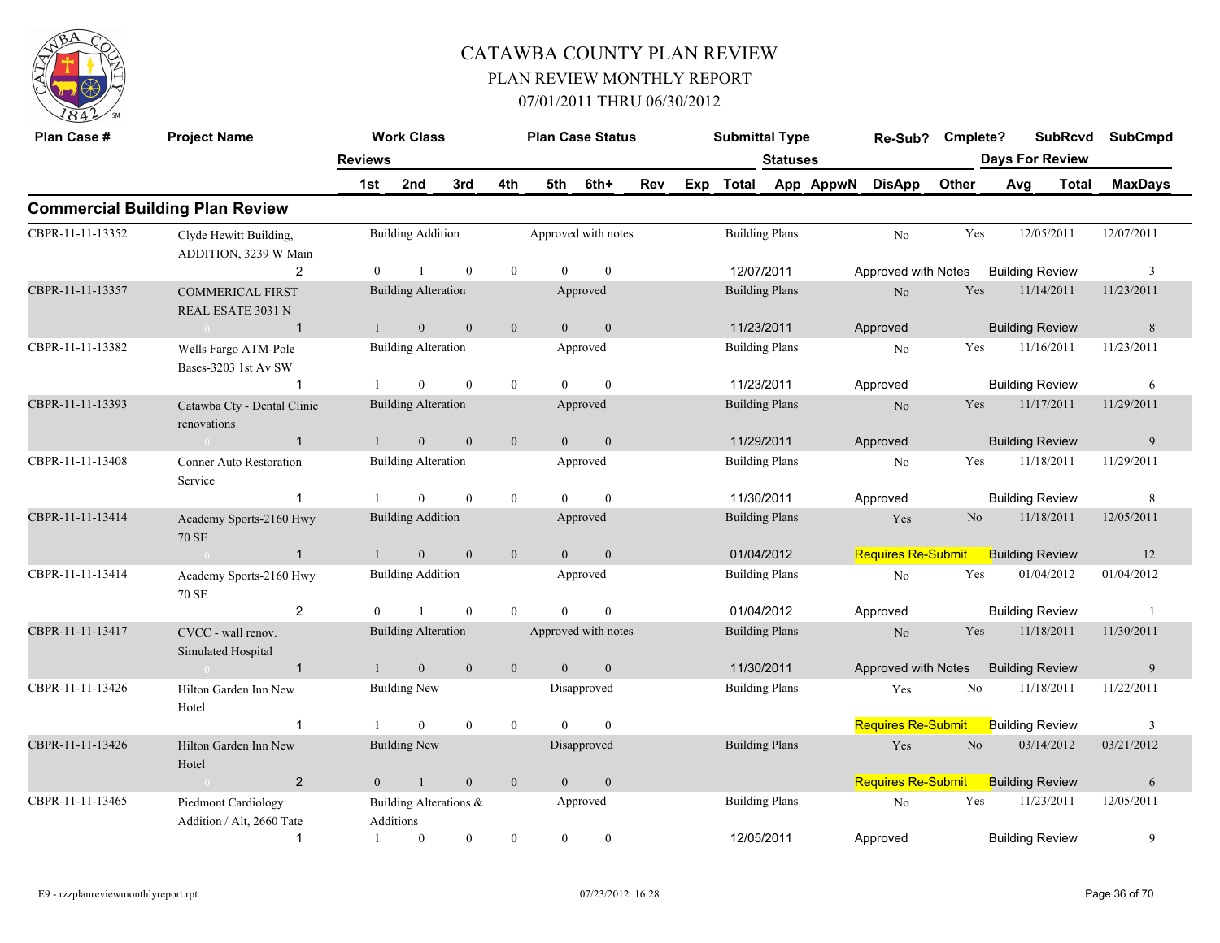# CATAWBA COUNTY PLAN REVIEW

## PLAN REVIEW MONTHLY REPORT

### 07/01/2011 THRU 06/30/2012

## Commercial Building Plan Review

| Plan Case # | Project Name | Work Class | Plan Case Status | Submittal Type | Re-Sub? | Cmplete? | SubRcvd | SubCmpd |
|---|---|---|---|---|---|---|---|---|
| | | Reviews: 1st / 2nd / 3rd / 4th / 5th / 6th+ / Rev | | Exp / Total | Statuses: App / AppwN / DisApp / Other | | Days For Review: Avg / Total | MaxDays |
| CBPR-11-11-13352 | Clyde Hewitt Building, ADDITION, 3239 W Main | Building Addition | Approved with notes | Building Plans | No | Yes | 12/05/2011 | 12/07/2011 |
| | 2 | 0 / 1 / 0 / 0 / 0 / 0 | | 12/07/2011 | Approved with Notes | | Building Review | 3 |
| CBPR-11-11-13357 | COMMERICAL FIRST REAL ESATE 3031 N | Building Alteration | Approved | Building Plans | No | Yes | 11/14/2011 | 11/23/2011 |
| | 1 | 1 / 0 / 0 / 0 / 0 / 0 | | 11/23/2011 | Approved | | Building Review | 8 |
| CBPR-11-11-13382 | Wells Fargo ATM-Pole Bases-3203 1st Av SW | Building Alteration | Approved | Building Plans | No | Yes | 11/16/2011 | 11/23/2011 |
| | 1 | 1 / 0 / 0 / 0 / 0 / 0 | | 11/23/2011 | Approved | | Building Review | 6 |
| CBPR-11-11-13393 | Catawba Cty - Dental Clinic renovations | Building Alteration | Approved | Building Plans | No | Yes | 11/17/2011 | 11/29/2011 |
| | 1 | 1 / 0 / 0 / 0 / 0 / 0 | | 11/29/2011 | Approved | | Building Review | 9 |
| CBPR-11-11-13408 | Conner Auto Restoration Service | Building Alteration | Approved | Building Plans | No | Yes | 11/18/2011 | 11/29/2011 |
| | 1 | 1 / 0 / 0 / 0 / 0 / 0 | | 11/30/2011 | Approved | | Building Review | 8 |
| CBPR-11-11-13414 | Academy Sports-2160 Hwy 70 SE | Building Addition | Approved | Building Plans | Yes | No | 11/18/2011 | 12/05/2011 |
| | 1 | 1 / 0 / 0 / 0 / 0 / 0 | | 01/04/2012 | Requires Re-Submit | | Building Review | 12 |
| CBPR-11-11-13414 | Academy Sports-2160 Hwy 70 SE | Building Addition | Approved | Building Plans | No | Yes | 01/04/2012 | 01/04/2012 |
| | 2 | 0 / 1 / 0 / 0 / 0 / 0 | | 01/04/2012 | Approved | | Building Review | 1 |
| CBPR-11-11-13417 | CVCC - wall renov. Simulated Hospital | Building Alteration | Approved with notes | Building Plans | No | Yes | 11/18/2011 | 11/30/2011 |
| | 1 | 1 / 0 / 0 / 0 / 0 / 0 | | 11/30/2011 | Approved with Notes | | Building Review | 9 |
| CBPR-11-11-13426 | Hilton Garden Inn New Hotel | Building New | Disapproved | Building Plans | Yes | No | 11/18/2011 | 11/22/2011 |
| | 1 | 1 / 0 / 0 / 0 / 0 / 0 | | | Requires Re-Submit | | Building Review | 3 |
| CBPR-11-11-13426 | Hilton Garden Inn New Hotel | Building New | Disapproved | Building Plans | Yes | No | 03/14/2012 | 03/21/2012 |
| | 2 | 0 / 1 / 0 / 0 / 0 / 0 | | | Requires Re-Submit | | Building Review | 6 |
| CBPR-11-11-13465 | Piedmont Cardiology Addition / Alt, 2660 Tate | Building Alterations & Additions | Approved | Building Plans | No | Yes | 11/23/2011 | 12/05/2011 |
| | 1 | 1 / 0 / 0 / 0 / 0 / 0 | | 12/05/2011 | Approved | | Building Review | 9 |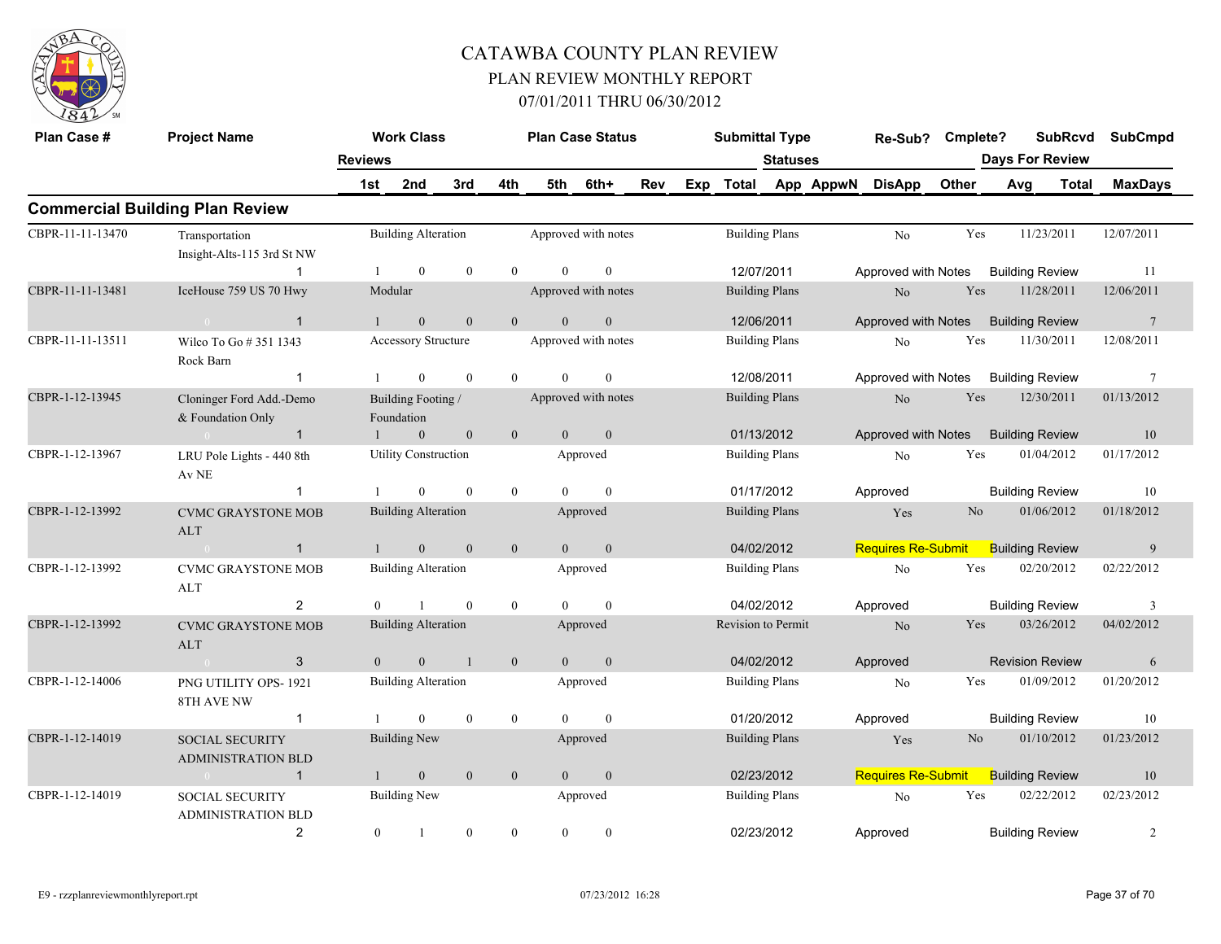# CATAWBA COUNTY PLAN REVIEW

## PLAN REVIEW MONTHLY REPORT

## 07/01/2011 THRU 06/30/2012

| Plan Case # | Project Name | Work Class | | | | Plan Case Status | | Submittal Type | Re-Sub? | Cmplete? | SubRcvd | SubCmpd |
|---|---|---|---|---|---|---|---|---|---|---|---|---|
| | Reviews | 1st | 2nd | 3rd | 4th | 5th | 6th+ | Total / Statuses | DisApp | Other | Days For Review Avg | MaxDays |

## Commercial Building Plan Review

| Plan Case # | Project Name | Work Class | Plan Case Status | Submittal Type | Re-Sub? | Cmplete? | SubRcvd | SubCmpd |
|---|---|---|---|---|---|---|---|---|
| CBPR-11-11-13470 | Transportation Insight-Alts-115 3rd St NW | Building Alteration | Approved with notes | Building Plans | No | Yes | 11/23/2011 | 12/07/2011 |
| | Reviews: 1 | 1st: 1, 2nd: 0, 3rd: 0, 4th: 0, 5th: 0, 6th+: 0 | | 12/07/2011 | Approved with Notes | | Building Review | 11 |
| CBPR-11-11-13481 | IceHouse 759 US 70 Hwy | Modular | Approved with notes | Building Plans | No | Yes | 11/28/2011 | 12/06/2011 |
| | Reviews: 1 | 1st: 1, 2nd: 0, 3rd: 0, 4th: 0, 5th: 0, 6th+: 0 | | 12/06/2011 | Approved with Notes | | Building Review | 7 |
| CBPR-11-11-13511 | Wilco To Go # 351 1343 Rock Barn | Accessory Structure | Approved with notes | Building Plans | No | Yes | 11/30/2011 | 12/08/2011 |
| | Reviews: 1 | 1st: 1, 2nd: 0, 3rd: 0, 4th: 0, 5th: 0, 6th+: 0 | | 12/08/2011 | Approved with Notes | | Building Review | 7 |
| CBPR-1-12-13945 | Cloninger Ford Add.-Demo & Foundation Only | Building Footing / Foundation | Approved with notes | Building Plans | No | Yes | 12/30/2011 | 01/13/2012 |
| | Reviews: 1 | 1st: 1, 2nd: 0, 3rd: 0, 4th: 0, 5th: 0, 6th+: 0 | | 01/13/2012 | Approved with Notes | | Building Review | 10 |
| CBPR-1-12-13967 | LRU Pole Lights - 440 8th Av NE | Utility Construction | Approved | Building Plans | No | Yes | 01/04/2012 | 01/17/2012 |
| | Reviews: 1 | 1st: 1, 2nd: 0, 3rd: 0, 4th: 0, 5th: 0, 6th+: 0 | | 01/17/2012 | Approved | | Building Review | 10 |
| CBPR-1-12-13992 | CVMC GRAYSTONE MOB ALT | Building Alteration | Approved | Building Plans | Yes | No | 01/06/2012 | 01/18/2012 |
| | Reviews: 1 | 1st: 1, 2nd: 0, 3rd: 0, 4th: 0, 5th: 0, 6th+: 0 | | 04/02/2012 | Requires Re-Submit | | Building Review | 9 |
| CBPR-1-12-13992 | CVMC GRAYSTONE MOB ALT | Building Alteration | Approved | Building Plans | No | Yes | 02/20/2012 | 02/22/2012 |
| | Reviews: 2 | 1st: 0, 2nd: 1, 3rd: 0, 4th: 0, 5th: 0, 6th+: 0 | | 04/02/2012 | Approved | | Building Review | 3 |
| CBPR-1-12-13992 | CVMC GRAYSTONE MOB ALT | Building Alteration | Approved | Revision to Permit | No | Yes | 03/26/2012 | 04/02/2012 |
| | Reviews: 3 | 1st: 0, 2nd: 0, 3rd: 1, 4th: 0, 5th: 0, 6th+: 0 | | 04/02/2012 | Approved | | Revision Review | 6 |
| CBPR-1-12-14006 | PNG UTILITY OPS- 1921 8TH AVE NW | Building Alteration | Approved | Building Plans | No | Yes | 01/09/2012 | 01/20/2012 |
| | Reviews: 1 | 1st: 1, 2nd: 0, 3rd: 0, 4th: 0, 5th: 0, 6th+: 0 | | 01/20/2012 | Approved | | Building Review | 10 |
| CBPR-1-12-14019 | SOCIAL SECURITY ADMINISTRATION BLD | Building New | Approved | Building Plans | Yes | No | 01/10/2012 | 01/23/2012 |
| | Reviews: 1 | 1st: 1, 2nd: 0, 3rd: 0, 4th: 0, 5th: 0, 6th+: 0 | | 02/23/2012 | Requires Re-Submit | | Building Review | 10 |
| CBPR-1-12-14019 | SOCIAL SECURITY ADMINISTRATION BLD | Building New | Approved | Building Plans | No | Yes | 02/22/2012 | 02/23/2012 |
| | Reviews: 2 | 1st: 0, 2nd: 1, 3rd: 0, 4th: 0, 5th: 0, 6th+: 0 | | 02/23/2012 | Approved | | Building Review | 2 |

E9 - rzzplanreviewmonthlyreport.rpt 07/23/2012 16:28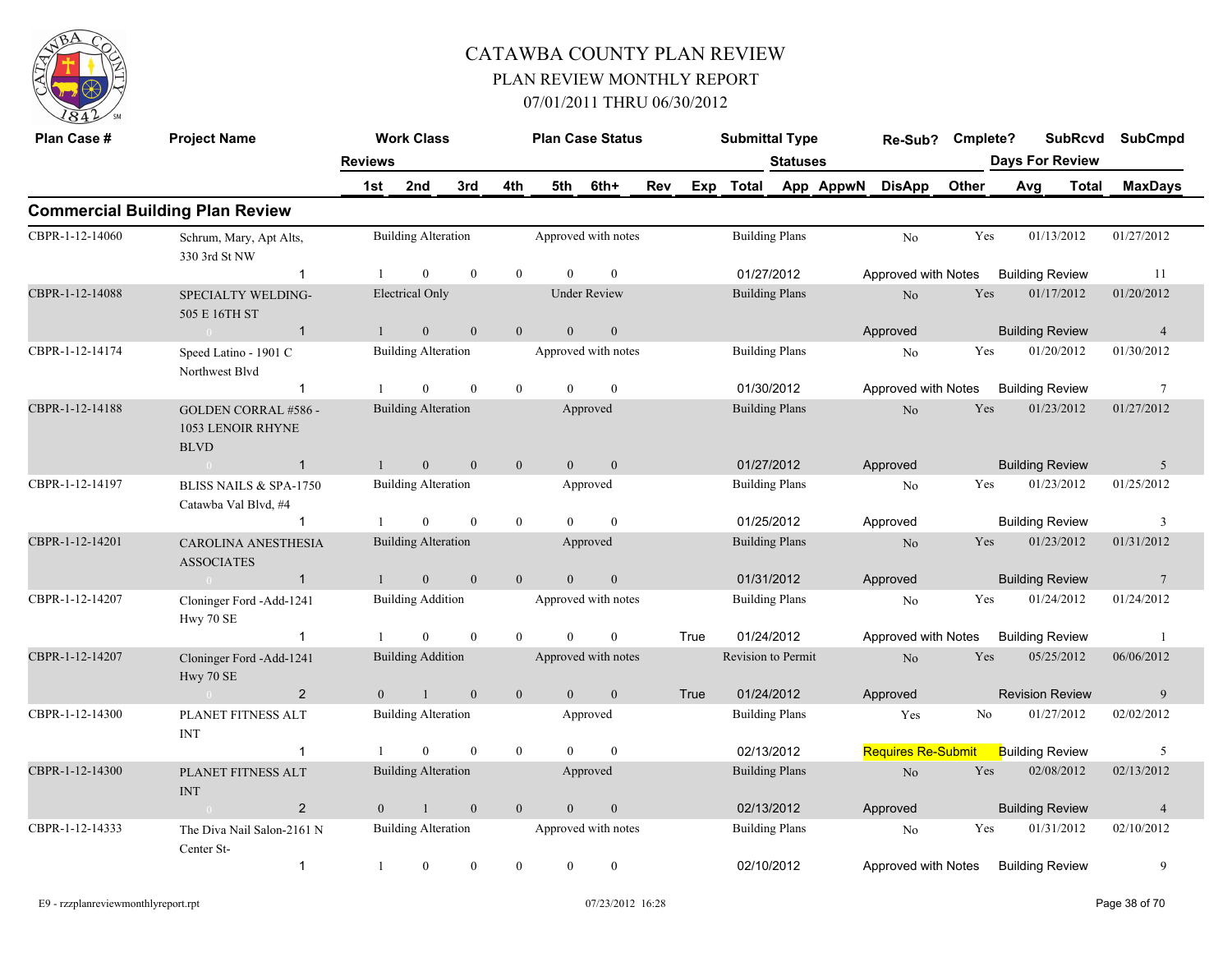# CATAWBA COUNTY PLAN REVIEW

## PLAN REVIEW MONTHLY REPORT

### 07/01/2011 THRU 06/30/2012

## Commercial Building Plan Review

| Plan Case # | Project Name | Reviews | Work Class 1st | 2nd | 3rd | 4th | Plan Case Status 5th | 6th+ | Rev | Exp | Submittal Type Total | Statuses App | AppwN | Re-Sub? DisApp | Cmplete? Other | Days For Review Avg | SubRcvd Total | SubCmpd MaxDays |
|---|---|---|---|---|---|---|---|---|---|---|---|---|---|---|---|---|---|---|
| CBPR-1-12-14060 | Schrum, Mary, Apt Alts, 330 3rd St NW | | Building Alteration | | | | Approved with notes | | | | Building Plans | | | No | Yes | | 01/13/2012 | 01/27/2012 |
| | | 1 | 1 | 0 | 0 | 0 | 0 | 0 | | | 01/27/2012 | | | Approved with Notes | | Building Review | | 11 |
| CBPR-1-12-14088 | SPECIALTY WELDING- 505 E 16TH ST | | Electrical Only | | | | Under Review | | | | Building Plans | | | No | Yes | | 01/17/2012 | 01/20/2012 |
| | 0 | 1 | 1 | 0 | 0 | 0 | 0 | 0 | | | | | | Approved | | Building Review | | 4 |
| CBPR-1-12-14174 | Speed Latino - 1901 C Northwest Blvd | | Building Alteration | | | | Approved with notes | | | | Building Plans | | | No | Yes | | 01/20/2012 | 01/30/2012 |
| | | 1 | 1 | 0 | 0 | 0 | 0 | 0 | | | 01/30/2012 | | | Approved with Notes | | Building Review | | 7 |
| CBPR-1-12-14188 | GOLDEN CORRAL #586 - 1053 LENOIR RHYNE BLVD | | Building Alteration | | | | Approved | | | | Building Plans | | | No | Yes | | 01/23/2012 | 01/27/2012 |
| | 0 | 1 | 1 | 0 | 0 | 0 | 0 | 0 | | | 01/27/2012 | | | Approved | | Building Review | | 5 |
| CBPR-1-12-14197 | BLISS NAILS & SPA-1750 Catawba Val Blvd, #4 | | Building Alteration | | | | Approved | | | | Building Plans | | | No | Yes | | 01/23/2012 | 01/25/2012 |
| | | 1 | 1 | 0 | 0 | 0 | 0 | 0 | | | 01/25/2012 | | | Approved | | Building Review | | 3 |
| CBPR-1-12-14201 | CAROLINA ANESTHESIA ASSOCIATES | | Building Alteration | | | | Approved | | | | Building Plans | | | No | Yes | | 01/23/2012 | 01/31/2012 |
| | 0 | 1 | 1 | 0 | 0 | 0 | 0 | 0 | | | 01/31/2012 | | | Approved | | Building Review | | 7 |
| CBPR-1-12-14207 | Cloninger Ford -Add-1241 Hwy 70 SE | | Building Addition | | | | Approved with notes | | | | Building Plans | | | No | Yes | | 01/24/2012 | 01/24/2012 |
| | | 1 | 1 | 0 | 0 | 0 | 0 | 0 | | True | 01/24/2012 | | | Approved with Notes | | Building Review | | 1 |
| CBPR-1-12-14207 | Cloninger Ford -Add-1241 Hwy 70 SE | | Building Addition | | | | Approved with notes | | | | Revision to Permit | | | No | Yes | | 05/25/2012 | 06/06/2012 |
| | 0 | 2 | 0 | 1 | 0 | 0 | 0 | 0 | | True | 01/24/2012 | | | Approved | | Revision Review | | 9 |
| CBPR-1-12-14300 | PLANET FITNESS ALT INT | | Building Alteration | | | | Approved | | | | Building Plans | | | Yes | No | | 01/27/2012 | 02/02/2012 |
| | | 1 | 1 | 0 | 0 | 0 | 0 | 0 | | | 02/13/2012 | | | Requires Re-Submit | | Building Review | | 5 |
| CBPR-1-12-14300 | PLANET FITNESS ALT INT | | Building Alteration | | | | Approved | | | | Building Plans | | | No | Yes | | 02/08/2012 | 02/13/2012 |
| | 0 | 2 | 0 | 1 | 0 | 0 | 0 | 0 | | | 02/13/2012 | | | Approved | | Building Review | | 4 |
| CBPR-1-12-14333 | The Diva Nail Salon-2161 N Center St- | | Building Alteration | | | | Approved with notes | | | | Building Plans | | | No | Yes | | 01/31/2012 | 02/10/2012 |
| | | 1 | 1 | 0 | 0 | 0 | 0 | 0 | | | 02/10/2012 | | | Approved with Notes | | Building Review | | 9 |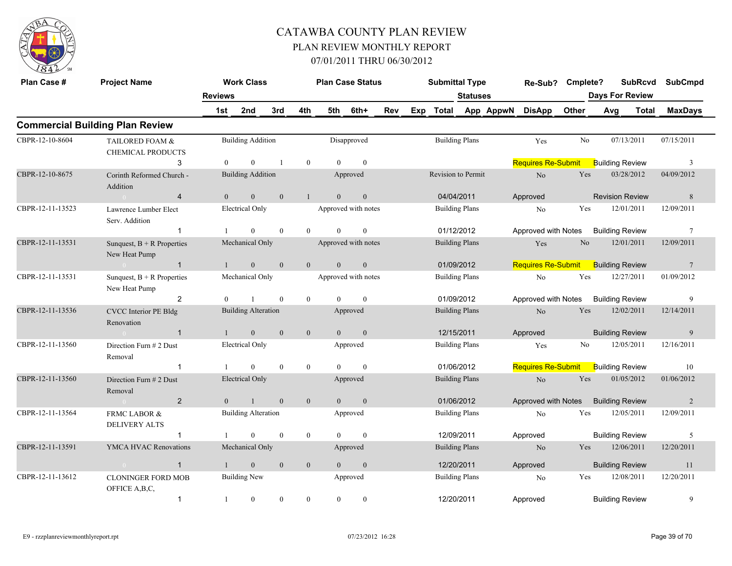# CATAWBA COUNTY PLAN REVIEW

## PLAN REVIEW MONTHLY REPORT

### 07/01/2011 THRU 06/30/2012

| Plan Case # | Project Name | Reviews | Work Class | | | Plan Case Status | | Submittal Type | | Re-Sub? | Cmplete? | SubRcvd | SubCmpd |
|---|---|---|---|---|---|---|---|---|---|---|---|---|---|
| | | | | | | | | Statuses | | | | Days For Review | |
| | | 1st | 2nd | 3rd | 4th | 5th | 6th+ | Rev Exp Total | App AppwN | DisApp | Other | Avg Total | MaxDays |

## Commercial Building Plan Review

| Plan Case # | Project Name | Reviews | 1st | 2nd | 3rd | 4th | 5th | 6th+ | Work Class | Plan Case Status | Submittal Type | Date | Re-Sub? | Cmplete? | Status | Review Type | SubRcvd | SubCmpd | MaxDays |
|---|---|---|---|---|---|---|---|---|---|---|---|---|---|---|---|---|---|---|---|
| CBPR-12-10-8604 | TAILORED FOAM & CHEMICAL PRODUCTS | 3 | 0 | 0 | 1 | 0 | 0 | 0 | Building Addition | Disapproved | Building Plans | | Yes | No | Requires Re-Submit | Building Review | 07/13/2011 | 07/15/2011 | 3 |
| CBPR-12-10-8675 | Corinth Reformed Church - Addition | 4 | 0 | 0 | 0 | 1 | 0 | 0 | Building Addition | Approved | Revision to Permit | 04/04/2011 | No | Yes | Approved | Revision Review | 03/28/2012 | 04/09/2012 | 8 |
| CBPR-12-11-13523 | Lawrence Lumber Elect Serv. Addition | 1 | 1 | 0 | 0 | 0 | 0 | 0 | Electrical Only | Approved with notes | Building Plans | 01/12/2012 | No | Yes | Approved with Notes | Building Review | 12/01/2011 | 12/09/2011 | 7 |
| CBPR-12-11-13531 | Sunquest, B + R Properties New Heat Pump | 1 | 1 | 0 | 0 | 0 | 0 | 0 | Mechanical Only | Approved with notes | Building Plans | 01/09/2012 | Yes | No | Requires Re-Submit | Building Review | 12/01/2011 | 12/09/2011 | 7 |
| CBPR-12-11-13531 | Sunquest, B + R Properties New Heat Pump | 2 | 0 | 1 | 0 | 0 | 0 | 0 | Mechanical Only | Approved with notes | Building Plans | 01/09/2012 | No | Yes | Approved with Notes | Building Review | 12/27/2011 | 01/09/2012 | 9 |
| CBPR-12-11-13536 | CVCC Interior PE Bldg Renovation | 1 | 1 | 0 | 0 | 0 | 0 | 0 | Building Alteration | Approved | Building Plans | 12/15/2011 | No | Yes | Approved | Building Review | 12/02/2011 | 12/14/2011 | 9 |
| CBPR-12-11-13560 | Direction Furn # 2 Dust Removal | 1 | 1 | 0 | 0 | 0 | 0 | 0 | Electrical Only | Approved | Building Plans | 01/06/2012 | Yes | No | Requires Re-Submit | Building Review | 12/05/2011 | 12/16/2011 | 10 |
| CBPR-12-11-13560 | Direction Furn # 2 Dust Removal | 2 | 0 | 1 | 0 | 0 | 0 | 0 | Electrical Only | Approved | Building Plans | 01/06/2012 | No | Yes | Approved with Notes | Building Review | 01/05/2012 | 01/06/2012 | 2 |
| CBPR-12-11-13564 | FRMC LABOR & DELIVERY ALTS | 1 | 1 | 0 | 0 | 0 | 0 | 0 | Building Alteration | Approved | Building Plans | 12/09/2011 | No | Yes | Approved | Building Review | 12/05/2011 | 12/09/2011 | 5 |
| CBPR-12-11-13591 | YMCA HVAC Renovations | 1 | 1 | 0 | 0 | 0 | 0 | 0 | Mechanical Only | Approved | Building Plans | 12/20/2011 | No | Yes | Approved | Building Review | 12/06/2011 | 12/20/2011 | 11 |
| CBPR-12-11-13612 | CLONINGER FORD MOB OFFICE A,B,C, | 1 | 1 | 0 | 0 | 0 | 0 | 0 | Building New | Approved | Building Plans | 12/20/2011 | No | Yes | Approved | Building Review | 12/08/2011 | 12/20/2011 | 9 |

E9 - rzzplanreviewmonthlyreport.rpt 07/23/2012 16:28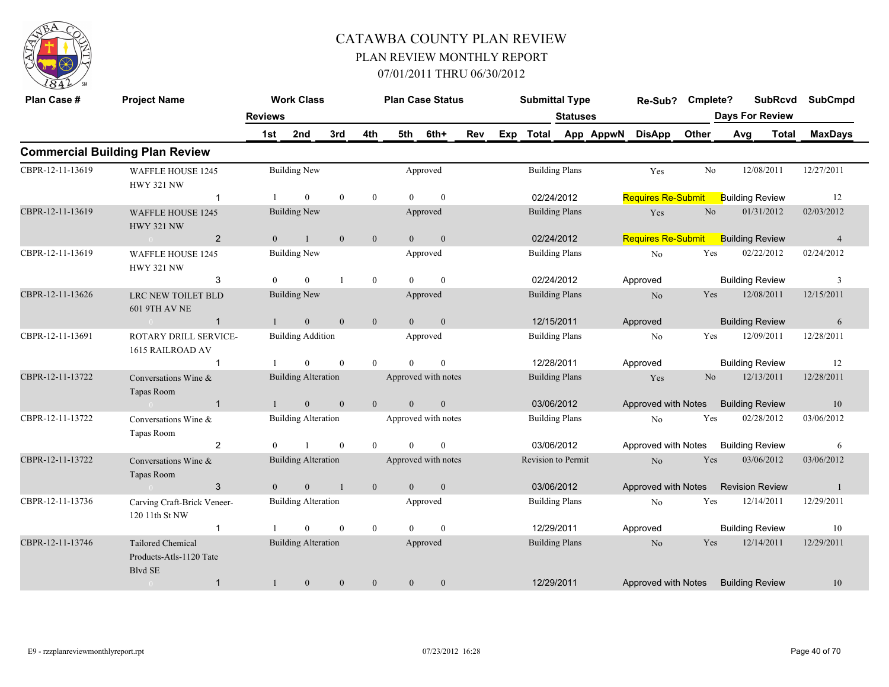# CATAWBA COUNTY PLAN REVIEW

## PLAN REVIEW MONTHLY REPORT

## 07/01/2011 THRU 06/30/2012

| Plan Case # | Project Name | Work Class | | | | | | Plan Case Status | | Submittal Type | | Re-Sub? | Cmplete? | SubRcvd | SubCmpd |
|---|---|---|---|---|---|---|---|---|---|---|---|---|---|---|---|
| | | Reviews | | | | | | | | Statuses | | | | Days For Review | |
| | | 1st | 2nd | 3rd | 4th | 5th | 6th+ | Rev | Exp | Total | App AppwN | DisApp | Other | Avg Total | MaxDays |

### Commercial Building Plan Review

| Plan Case # | Project Name | Work Class | Plan Case Status | Submittal Type | Re-Sub? | Cmplete? | SubRcvd | SubCmpd |
|---|---|---|---|---|---|---|---|---|
| CBPR-12-11-13619 | WAFFLE HOUSE 1245 HWY 321 NW | Building New | Approved | Building Plans | Yes | No | 12/08/2011 | 12/27/2011 |
| 1 | | 1 / 0 / 0 / 0 / 0 / 0 | | 02/24/2012 | Requires Re-Submit | | Building Review | 12 |
| CBPR-12-11-13619 | WAFFLE HOUSE 1245 HWY 321 NW | Building New | Approved | Building Plans | Yes | No | 01/31/2012 | 02/03/2012 |
| 2 | | 0 / 1 / 0 / 0 / 0 / 0 | | 02/24/2012 | Requires Re-Submit | | Building Review | 4 |
| CBPR-12-11-13619 | WAFFLE HOUSE 1245 HWY 321 NW | Building New | Approved | Building Plans | No | Yes | 02/22/2012 | 02/24/2012 |
| 3 | | 0 / 0 / 1 / 0 / 0 / 0 | | 02/24/2012 | Approved | | Building Review | 3 |
| CBPR-12-11-13626 | LRC NEW TOILET BLD 601 9TH AV NE | Building New | Approved | Building Plans | No | Yes | 12/08/2011 | 12/15/2011 |
| 1 | | 1 / 0 / 0 / 0 / 0 / 0 | | 12/15/2011 | Approved | | Building Review | 6 |
| CBPR-12-11-13691 | ROTARY DRILL SERVICE-1615 RAILROAD AV | Building Addition | Approved | Building Plans | No | Yes | 12/09/2011 | 12/28/2011 |
| 1 | | 1 / 0 / 0 / 0 / 0 / 0 | | 12/28/2011 | Approved | | Building Review | 12 |
| CBPR-12-11-13722 | Conversations Wine & Tapas Room | Building Alteration | Approved with notes | Building Plans | Yes | No | 12/13/2011 | 12/28/2011 |
| 1 | | 1 / 0 / 0 / 0 / 0 / 0 | | 03/06/2012 | Approved with Notes | | Building Review | 10 |
| CBPR-12-11-13722 | Conversations Wine & Tapas Room | Building Alteration | Approved with notes | Building Plans | No | Yes | 02/28/2012 | 03/06/2012 |
| 2 | | 0 / 1 / 0 / 0 / 0 / 0 | | 03/06/2012 | Approved with Notes | | Building Review | 6 |
| CBPR-12-11-13722 | Conversations Wine & Tapas Room | Building Alteration | Approved with notes | Revision to Permit | No | Yes | 03/06/2012 | 03/06/2012 |
| 3 | | 0 / 0 / 1 / 0 / 0 / 0 | | 03/06/2012 | Approved with Notes | | Revision Review | 1 |
| CBPR-12-11-13736 | Carving Craft-Brick Veneer-120 11th St NW | Building Alteration | Approved | Building Plans | No | Yes | 12/14/2011 | 12/29/2011 |
| 1 | | 1 / 0 / 0 / 0 / 0 / 0 | | 12/29/2011 | Approved | | Building Review | 10 |
| CBPR-12-11-13746 | Tailored Chemical Products-Atls-1120 Tate Blvd SE | Building Alteration | Approved | Building Plans | No | Yes | 12/14/2011 | 12/29/2011 |
| 1 | | 1 / 0 / 0 / 0 / 0 / 0 | | 12/29/2011 | Approved with Notes | | Building Review | 10 |

E9 - rzzplanreviewmonthlyreport.rpt &nbsp;&nbsp;&nbsp; 07/23/2012 16:28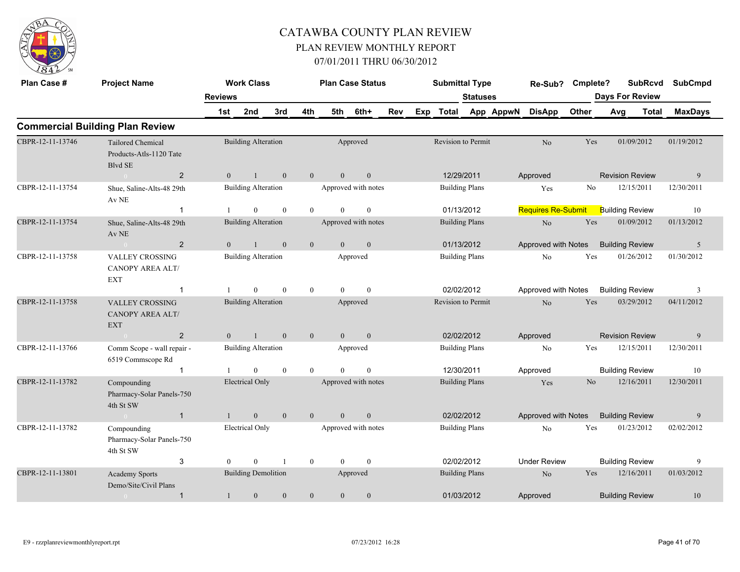# CATAWBA COUNTY PLAN REVIEW

## PLAN REVIEW MONTHLY REPORT

### 07/01/2011 THRU 06/30/2012

## Commercial Building Plan Review

| Plan Case # | Project Name | Reviews | 1st | 2nd | 3rd | 4th | 5th | 6th+ | Rev | Exp | Total | Work Class | Plan Case Status | Submittal Type | Statuses | Re-Sub? | Cmplete? | SubRcvd | SubCmpd | Days For Review | MaxDays |
|---|---|---|---|---|---|---|---|---|---|---|---|---|---|---|---|---|---|---|---|---|---|
| CBPR-12-11-13746 | Tailored Chemical Products-Atls-1120 Tate Blvd SE | 2 | 0 | 1 | 0 | 0 | 0 | 0 | | | 12/29/2011 | Building Alteration | Approved | Revision to Permit | Approved | No | Yes | 01/09/2012 | 01/19/2012 | Revision Review | 9 |
| CBPR-12-11-13754 | Shue, Saline-Alts-48 29th Av NE | 1 | 1 | 0 | 0 | 0 | 0 | 0 | | | 01/13/2012 | Building Alteration | Approved with notes | Building Plans | Requires Re-Submit | Yes | No | 12/15/2011 | 12/30/2011 | Building Review | 10 |
| CBPR-12-11-13754 | Shue, Saline-Alts-48 29th Av NE | 2 | 0 | 1 | 0 | 0 | 0 | 0 | | | 01/13/2012 | Building Alteration | Approved with notes | Building Plans | Approved with Notes | No | Yes | 01/09/2012 | 01/13/2012 | Building Review | 5 |
| CBPR-12-11-13758 | VALLEY CROSSING CANOPY AREA ALT/ EXT | 1 | 1 | 0 | 0 | 0 | 0 | 0 | | | 02/02/2012 | Building Alteration | Approved | Building Plans | Approved with Notes | No | Yes | 01/26/2012 | 01/30/2012 | Building Review | 3 |
| CBPR-12-11-13758 | VALLEY CROSSING CANOPY AREA ALT/ EXT | 2 | 0 | 1 | 0 | 0 | 0 | 0 | | | 02/02/2012 | Building Alteration | Approved | Revision to Permit | Approved | No | Yes | 03/29/2012 | 04/11/2012 | Revision Review | 9 |
| CBPR-12-11-13766 | Comm Scope - wall repair - 6519 Commscope Rd | 1 | 1 | 0 | 0 | 0 | 0 | 0 | | | 12/30/2011 | Building Alteration | Approved | Building Plans | Approved | No | Yes | 12/15/2011 | 12/30/2011 | Building Review | 10 |
| CBPR-12-11-13782 | Compounding Pharmacy-Solar Panels-750 4th St SW | 1 | 1 | 0 | 0 | 0 | 0 | 0 | | | 02/02/2012 | Electrical Only | Approved with notes | Building Plans | Approved with Notes | Yes | No | 12/16/2011 | 12/30/2011 | Building Review | 9 |
| CBPR-12-11-13782 | Compounding Pharmacy-Solar Panels-750 4th St SW | 3 | 0 | 0 | 1 | 0 | 0 | 0 | | | 02/02/2012 | Electrical Only | Approved with notes | Building Plans | Under Review | No | Yes | 01/23/2012 | 02/02/2012 | Building Review | 9 |
| CBPR-12-11-13801 | Academy Sports Demo/Site/Civil Plans | 1 | 1 | 0 | 0 | 0 | 0 | 0 | | | 01/03/2012 | Building Demolition | Approved | Building Plans | Approved | No | Yes | 12/16/2011 | 01/03/2012 | Building Review | 10 |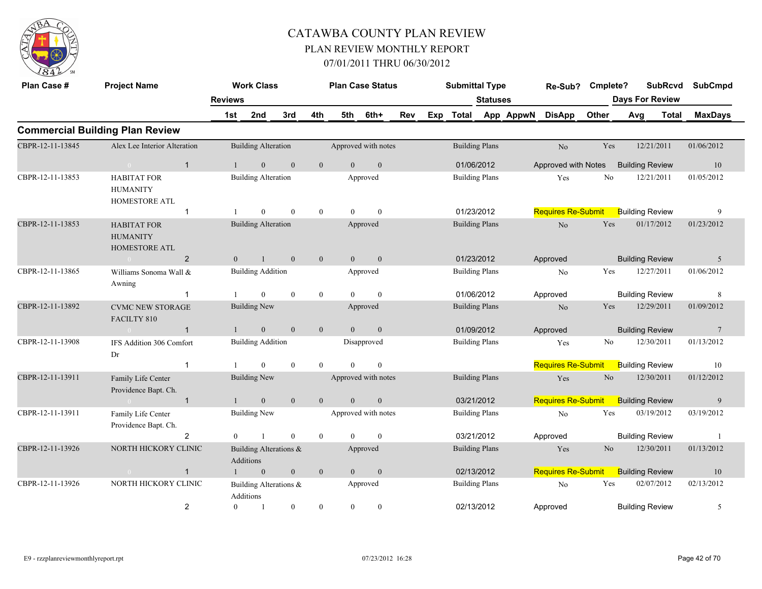# CATAWBA COUNTY PLAN REVIEW

## PLAN REVIEW MONTHLY REPORT

### 07/01/2011 THRU 06/30/2012

## Commercial Building Plan Review

| Plan Case # | Project Name | Reviews | Work Class | Plan Case Status | Submittal Type | Statuses | Re-Sub? | Cmplete? | SubRcvd | SubCmpd |
|---|---|---|---|---|---|---|---|---|---|---|
| | | 1st / 2nd / 3rd / 4th / 5th / 6th+ / Rev / Exp | | | Total | App / AppwN / DisApp / Other | | | Days For Review Avg / Total | MaxDays |
| CBPR-12-11-13845 | Alex Lee Interior Alteration | 1 | Building Alteration | Approved with notes | Building Plans | | No | Yes | 12/21/2011 | 01/06/2012 |
| | 0 / 1 | 1 / 0 / 0 / 0 / 0 / 0 | | | 01/06/2012 | Approved with Notes | | | Building Review | 10 |
| CBPR-12-11-13853 | HABITAT FOR HUMANITY HOMESTORE ATL | | Building Alteration | Approved | Building Plans | | Yes | No | 12/21/2011 | 01/05/2012 |
| | 1 | 1 / 0 / 0 / 0 / 0 / 0 | | | 01/23/2012 | Requires Re-Submit | | | Building Review | 9 |
| CBPR-12-11-13853 | HABITAT FOR HUMANITY HOMESTORE ATL | | Building Alteration | Approved | Building Plans | | No | Yes | 01/17/2012 | 01/23/2012 |
| | 0 / 2 | 0 / 1 / 0 / 0 / 0 / 0 | | | 01/23/2012 | Approved | | | Building Review | 5 |
| CBPR-12-11-13865 | Williams Sonoma Wall & Awning | | Building Addition | Approved | Building Plans | | No | Yes | 12/27/2011 | 01/06/2012 |
| | 1 | 1 / 0 / 0 / 0 / 0 / 0 | | | 01/06/2012 | Approved | | | Building Review | 8 |
| CBPR-12-11-13892 | CVMC NEW STORAGE FACILTY 810 | | Building New | Approved | Building Plans | | No | Yes | 12/29/2011 | 01/09/2012 |
| | 0 / 1 | 1 / 0 / 0 / 0 / 0 / 0 | | | 01/09/2012 | Approved | | | Building Review | 7 |
| CBPR-12-11-13908 | IFS Addition 306 Comfort Dr | | Building Addition | Disapproved | Building Plans | | Yes | No | 12/30/2011 | 01/13/2012 |
| | 1 | 1 / 0 / 0 / 0 / 0 / 0 | | | | Requires Re-Submit | | | Building Review | 10 |
| CBPR-12-11-13911 | Family Life Center Providence Bapt. Ch. | | Building New | Approved with notes | Building Plans | | Yes | No | 12/30/2011 | 01/12/2012 |
| | 0 / 1 | 1 / 0 / 0 / 0 / 0 / 0 | | | 03/21/2012 | Requires Re-Submit | | | Building Review | 9 |
| CBPR-12-11-13911 | Family Life Center Providence Bapt. Ch. | | Building New | Approved with notes | Building Plans | | No | Yes | 03/19/2012 | 03/19/2012 |
| | 2 | 0 / 1 / 0 / 0 / 0 / 0 | | | 03/21/2012 | Approved | | | Building Review | 1 |
| CBPR-12-11-13926 | NORTH HICKORY CLINIC | | Building Alterations & Additions | Approved | Building Plans | | Yes | No | 12/30/2011 | 01/13/2012 |
| | 0 / 1 | 1 / 0 / 0 / 0 / 0 / 0 | | | 02/13/2012 | Requires Re-Submit | | | Building Review | 10 |
| CBPR-12-11-13926 | NORTH HICKORY CLINIC | | Building Alterations & Additions | Approved | Building Plans | | No | Yes | 02/07/2012 | 02/13/2012 |
| | 2 | 0 / 1 / 0 / 0 / 0 / 0 | | | 02/13/2012 | Approved | | | Building Review | 5 |

E9 - rzzplanreviewmonthlyreport.rpt 07/23/2012 16:28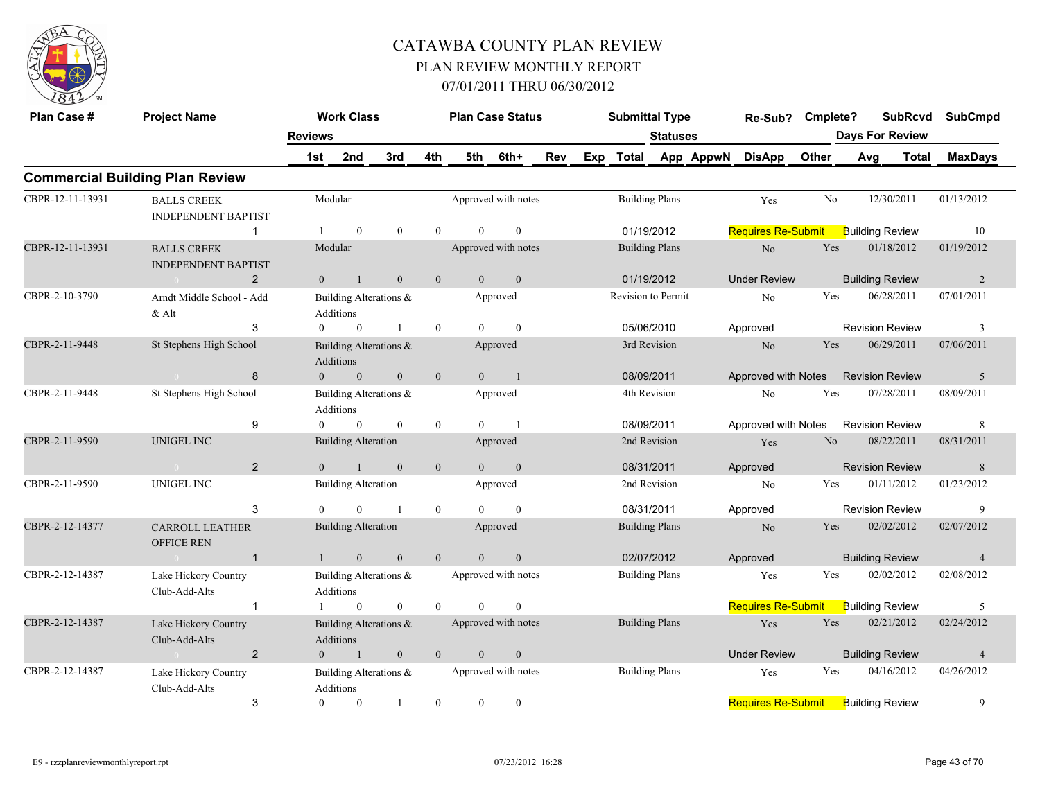# CATAWBA COUNTY PLAN REVIEW

## PLAN REVIEW MONTHLY REPORT

## 07/01/2011 THRU 06/30/2012

| Plan Case # | Project Name | | Work Class | | | | Plan Case Status | | | | Submittal Type | | | Re-Sub? | Cmplete? | SubRcvd | SubCmpd |
|---|---|---|---|---|---|---|---|---|---|---|---|---|---|---|---|---|---|
| | | Reviews | | | | | | | | | | Statuses | | | | Days For Review | |
| | | 1st | 2nd | 3rd | 4th | 5th | 6th+ | Rev | Exp | Total | App | AppwN | DisApp | Other | Avg | Total | MaxDays |

## Commercial Building Plan Review

| Plan Case # | Project Name | # | Work Class | 1st | 2nd | 3rd | 4th | 5th | 6th+ | Plan Case Status | Submittal Type | Date | Re-Sub? | Cmplete? | Statuses | Review Type | SubRcvd | SubCmpd | MaxDays |
|---|---|---|---|---|---|---|---|---|---|---|---|---|---|---|---|---|---|---|---|
| CBPR-12-11-13931 | BALLS CREEK INDEPENDENT BAPTIST | 1 | Modular | 1 | 0 | 0 | 0 | 0 | 0 | Approved with notes | Building Plans | 01/19/2012 | Yes | No | Requires Re-Submit | Building Review | 12/30/2011 | 01/13/2012 | 10 |
| CBPR-12-11-13931 | BALLS CREEK INDEPENDENT BAPTIST | 2 | Modular | 0 | 1 | 0 | 0 | 0 | 0 | Approved with notes | Building Plans | 01/19/2012 | No | Yes | Under Review | Building Review | 01/18/2012 | 01/19/2012 | 2 |
| CBPR-2-10-3790 | Arndt Middle School - Add & Alt | 3 | Building Alterations & Additions | 0 | 0 | 1 | 0 | 0 | 0 | Approved | Revision to Permit | 05/06/2010 | No | Yes | Approved | Revision Review | 06/28/2011 | 07/01/2011 | 3 |
| CBPR-2-11-9448 | St Stephens High School | 8 | Building Alterations & Additions | 0 | 0 | 0 | 0 | 0 | 1 | Approved | 3rd Revision | 08/09/2011 | No | Yes | Approved with Notes | Revision Review | 06/29/2011 | 07/06/2011 | 5 |
| CBPR-2-11-9448 | St Stephens High School | 9 | Building Alterations & Additions | 0 | 0 | 0 | 0 | 0 | 1 | Approved | 4th Revision | 08/09/2011 | No | Yes | Approved with Notes | Revision Review | 07/28/2011 | 08/09/2011 | 8 |
| CBPR-2-11-9590 | UNIGEL INC | 2 | Building Alteration | 0 | 1 | 0 | 0 | 0 | 0 | Approved | 2nd Revision | 08/31/2011 | Yes | No | Approved | Revision Review | 08/22/2011 | 08/31/2011 | 8 |
| CBPR-2-11-9590 | UNIGEL INC | 3 | Building Alteration | 0 | 0 | 1 | 0 | 0 | 0 | Approved | 2nd Revision | 08/31/2011 | No | Yes | Approved | Revision Review | 01/11/2012 | 01/23/2012 | 9 |
| CBPR-2-12-14377 | CARROLL LEATHER OFFICE REN | 1 | Building Alteration | 1 | 0 | 0 | 0 | 0 | 0 | Approved | Building Plans | 02/07/2012 | No | Yes | Approved | Building Review | 02/02/2012 | 02/07/2012 | 4 |
| CBPR-2-12-14387 | Lake Hickory Country Club-Add-Alts | 1 | Building Alterations & Additions | 1 | 0 | 0 | 0 | 0 | 0 | Approved with notes | Building Plans | | Yes | Yes | Requires Re-Submit | Building Review | 02/02/2012 | 02/08/2012 | 5 |
| CBPR-2-12-14387 | Lake Hickory Country Club-Add-Alts | 2 | Building Alterations & Additions | 0 | 1 | 0 | 0 | 0 | 0 | Approved with notes | Building Plans | | Yes | Yes | Under Review | Building Review | 02/21/2012 | 02/24/2012 | 4 |
| CBPR-2-12-14387 | Lake Hickory Country Club-Add-Alts | 3 | Building Alterations & Additions | 0 | 0 | 1 | 0 | 0 | 0 | Approved with notes | Building Plans | | Yes | Yes | Requires Re-Submit | Building Review | 04/16/2012 | 04/26/2012 | 9 |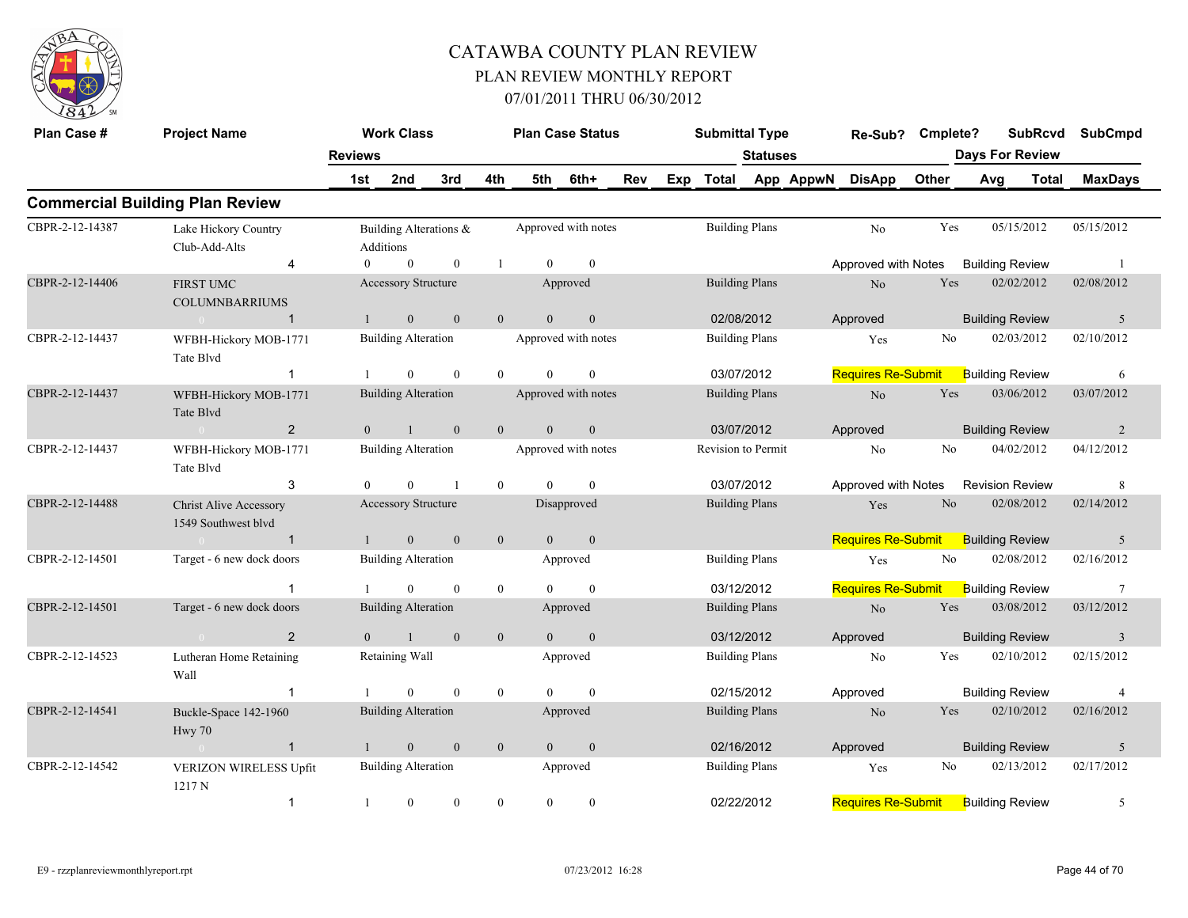# CATAWBA COUNTY PLAN REVIEW

## PLAN REVIEW MONTHLY REPORT

### 07/01/2011 THRU 06/30/2012

## Commercial Building Plan Review

| Plan Case # | Project Name | Reviews | Work Class | | | | | Plan Case Status | Submittal Type | Re-Sub? | Cmplete? | SubRcvd | SubCmpd |
|---|---|---|---|---|---|---|---|---|---|---|---|---|---|
| | | | 1st | 2nd | 3rd | 4th | 5th / 6th+ | | Statuses (Total) | DisApp | Other | Days For Review (Avg / Total) | MaxDays |
| CBPR-2-12-14387 | Lake Hickory Country Club-Add-Alts | 4 | Building Alterations & Additions | | | | | Approved with notes | Building Plans | No | Yes | 05/15/2012 | 05/15/2012 |
| | | | 0 | 0 | 0 | 1 | 0 / 0 | | | Approved with Notes | | Building Review | 1 |
| CBPR-2-12-14406 | FIRST UMC COLUMNBARRIUMS | 1 | Accessory Structure | | | | | Approved | Building Plans | No | Yes | 02/02/2012 | 02/08/2012 |
| | | | 1 | 0 | 0 | 0 | 0 / 0 | | 02/08/2012 | Approved | | Building Review | 5 |
| CBPR-2-12-14437 | WFBH-Hickory MOB-1771 Tate Blvd | 1 | Building Alteration | | | | | Approved with notes | Building Plans | Yes | No | 02/03/2012 | 02/10/2012 |
| | | | 1 | 0 | 0 | 0 | 0 / 0 | | 03/07/2012 | Requires Re-Submit | | Building Review | 6 |
| CBPR-2-12-14437 | WFBH-Hickory MOB-1771 Tate Blvd | 2 | Building Alteration | | | | | Approved with notes | Building Plans | No | Yes | 03/06/2012 | 03/07/2012 |
| | | | 0 | 1 | 0 | 0 | 0 / 0 | | 03/07/2012 | Approved | | Building Review | 2 |
| CBPR-2-12-14437 | WFBH-Hickory MOB-1771 Tate Blvd | 3 | Building Alteration | | | | | Approved with notes | Revision to Permit | No | No | 04/02/2012 | 04/12/2012 |
| | | | 0 | 0 | 1 | 0 | 0 / 0 | | 03/07/2012 | Approved with Notes | | Revision Review | 8 |
| CBPR-2-12-14488 | Christ Alive Accessory 1549 Southwest blvd | 1 | Accessory Structure | | | | | Disapproved | Building Plans | Yes | No | 02/08/2012 | 02/14/2012 |
| | | | 1 | 0 | 0 | 0 | 0 / 0 | | | Requires Re-Submit | | Building Review | 5 |
| CBPR-2-12-14501 | Target - 6 new dock doors | 1 | Building Alteration | | | | | Approved | Building Plans | Yes | No | 02/08/2012 | 02/16/2012 |
| | | | 1 | 0 | 0 | 0 | 0 / 0 | | 03/12/2012 | Requires Re-Submit | | Building Review | 7 |
| CBPR-2-12-14501 | Target - 6 new dock doors | 2 | Building Alteration | | | | | Approved | Building Plans | No | Yes | 03/08/2012 | 03/12/2012 |
| | | | 0 | 1 | 0 | 0 | 0 / 0 | | 03/12/2012 | Approved | | Building Review | 3 |
| CBPR-2-12-14523 | Lutheran Home Retaining Wall | 1 | Retaining Wall | | | | | Approved | Building Plans | No | Yes | 02/10/2012 | 02/15/2012 |
| | | | 1 | 0 | 0 | 0 | 0 / 0 | | 02/15/2012 | Approved | | Building Review | 4 |
| CBPR-2-12-14541 | Buckle-Space 142-1960 Hwy 70 | 1 | Building Alteration | | | | | Approved | Building Plans | No | Yes | 02/10/2012 | 02/16/2012 |
| | | | 1 | 0 | 0 | 0 | 0 / 0 | | 02/16/2012 | Approved | | Building Review | 5 |
| CBPR-2-12-14542 | VERIZON WIRELESS Upfit 1217 N | 1 | Building Alteration | | | | | Approved | Building Plans | Yes | No | 02/13/2012 | 02/17/2012 |
| | | | 1 | 0 | 0 | 0 | 0 / 0 | | 02/22/2012 | Requires Re-Submit | | Building Review | 5 |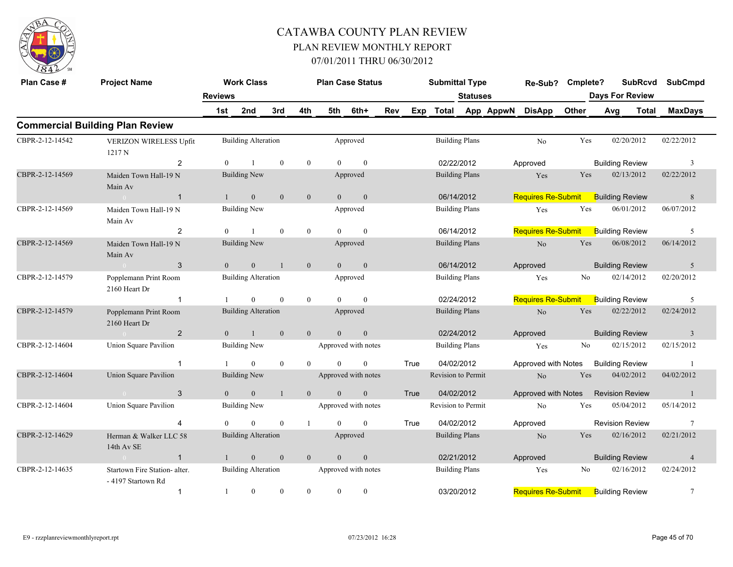# CATAWBA COUNTY PLAN REVIEW

## PLAN REVIEW MONTHLY REPORT

### 07/01/2011 THRU 06/30/2012

## Commercial Building Plan Review

| Plan Case # | Project Name | Work Class | | | | Plan Case Status | | | | Submittal Type | | | Re-Sub? | Cmplete? | SubRcvd | SubCmpd |
|---|---|---|---|---|---|---|---|---|---|---|---|---|---|---|---|---|
| | | Reviews | | | | | | | | Statuses | | | | | Days For Review | |
| | | 1st | 2nd | 3rd | 4th | 5th | 6th+ | Rev | Exp | Total | App | AppwN | DisApp | Other | Avg Total | MaxDays |
| CBPR-2-12-14542 | VERIZON WIRELESS Upfit 1217 N | Building Alteration | | | | Approved | | | | Building Plans | | | No | Yes | 02/20/2012 | 02/22/2012 |
| | 2 | 0 | 1 | 0 | 0 | 0 | 0 | | | 02/22/2012 | | | Approved | | Building Review | 3 |
| CBPR-2-12-14569 | Maiden Town Hall-19 N Main Av | Building New | | | | Approved | | | | Building Plans | | | Yes | Yes | 02/13/2012 | 02/22/2012 |
| | 1 | 1 | 0 | 0 | 0 | 0 | 0 | | | 06/14/2012 | | | Requires Re-Submit | | Building Review | 8 |
| CBPR-2-12-14569 | Maiden Town Hall-19 N Main Av | Building New | | | | Approved | | | | Building Plans | | | Yes | Yes | 06/01/2012 | 06/07/2012 |
| | 2 | 0 | 1 | 0 | 0 | 0 | 0 | | | 06/14/2012 | | | Requires Re-Submit | | Building Review | 5 |
| CBPR-2-12-14569 | Maiden Town Hall-19 N Main Av | Building New | | | | Approved | | | | Building Plans | | | No | Yes | 06/08/2012 | 06/14/2012 |
| | 3 | 0 | 0 | 1 | 0 | 0 | 0 | | | 06/14/2012 | | | Approved | | Building Review | 5 |
| CBPR-2-12-14579 | Popplemann Print Room 2160 Heart Dr | Building Alteration | | | | Approved | | | | Building Plans | | | Yes | No | 02/14/2012 | 02/20/2012 |
| | 1 | 1 | 0 | 0 | 0 | 0 | 0 | | | 02/24/2012 | | | Requires Re-Submit | | Building Review | 5 |
| CBPR-2-12-14579 | Popplemann Print Room 2160 Heart Dr | Building Alteration | | | | Approved | | | | Building Plans | | | No | Yes | 02/22/2012 | 02/24/2012 |
| | 2 | 0 | 1 | 0 | 0 | 0 | 0 | | | 02/24/2012 | | | Approved | | Building Review | 3 |
| CBPR-2-12-14604 | Union Square Pavilion | Building New | | | | Approved with notes | | | | Building Plans | | | Yes | No | 02/15/2012 | 02/15/2012 |
| | 1 | 1 | 0 | 0 | 0 | 0 | 0 | | True | 04/02/2012 | | | Approved with Notes | | Building Review | 1 |
| CBPR-2-12-14604 | Union Square Pavilion | Building New | | | | Approved with notes | | | | Revision to Permit | | | No | Yes | 04/02/2012 | 04/02/2012 |
| | 3 | 0 | 0 | 1 | 0 | 0 | 0 | | True | 04/02/2012 | | | Approved with Notes | | Revision Review | 1 |
| CBPR-2-12-14604 | Union Square Pavilion | Building New | | | | Approved with notes | | | | Revision to Permit | | | No | Yes | 05/04/2012 | 05/14/2012 |
| | 4 | 0 | 0 | 0 | 1 | 0 | 0 | | True | 04/02/2012 | | | Approved | | Revision Review | 7 |
| CBPR-2-12-14629 | Herman & Walker LLC 58 14th Av SE | Building Alteration | | | | Approved | | | | Building Plans | | | No | Yes | 02/16/2012 | 02/21/2012 |
| | 1 | 1 | 0 | 0 | 0 | 0 | 0 | | | 02/21/2012 | | | Approved | | Building Review | 4 |
| CBPR-2-12-14635 | Startown Fire Station- alter. - 4197 Startown Rd | Building Alteration | | | | Approved with notes | | | | Building Plans | | | Yes | No | 02/16/2012 | 02/24/2012 |
| | 1 | 1 | 0 | 0 | 0 | 0 | 0 | | | 03/20/2012 | | | Requires Re-Submit | | Building Review | 7 |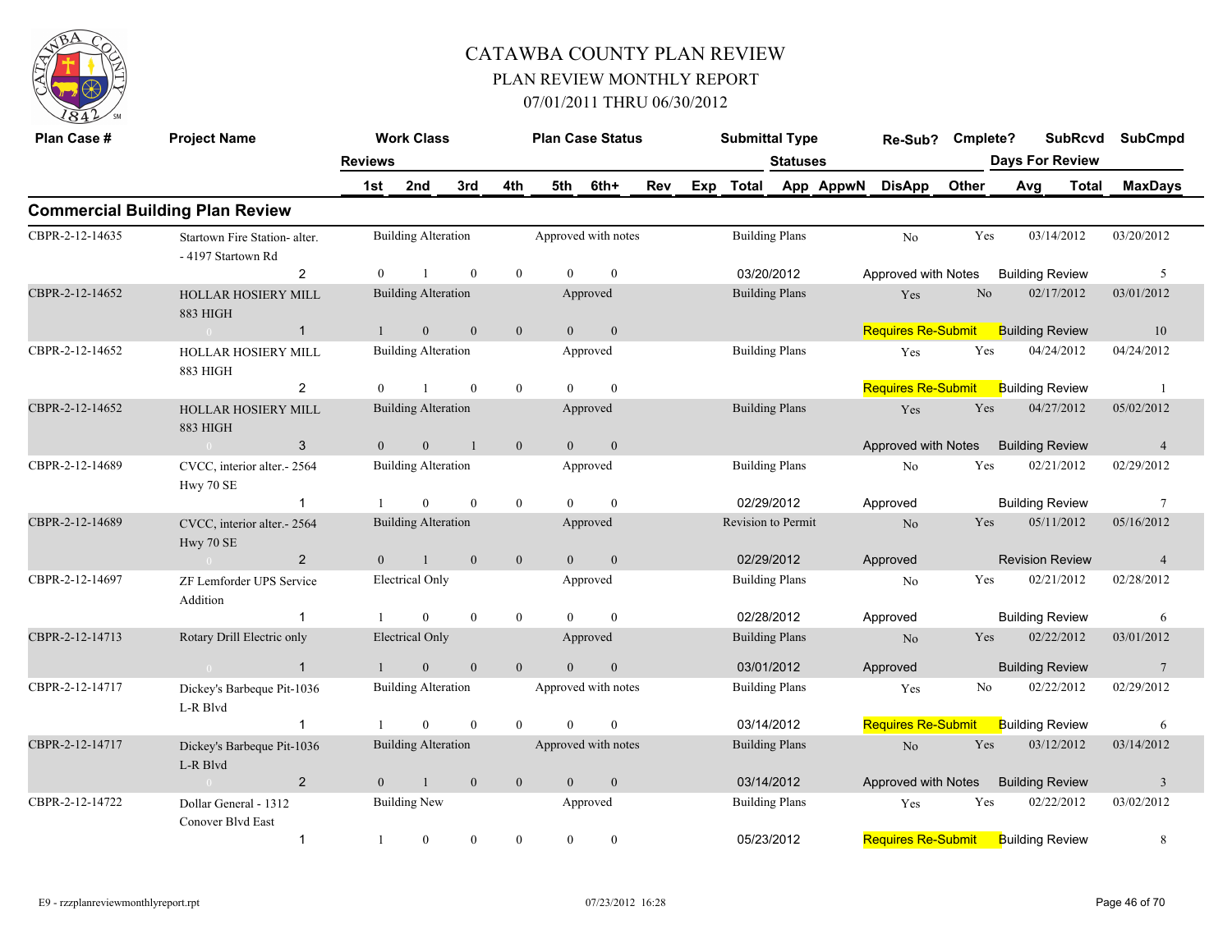# CATAWBA COUNTY PLAN REVIEW

## PLAN REVIEW MONTHLY REPORT

## 07/01/2011 THRU 06/30/2012

## Commercial Building Plan Review

| Plan Case # | Project Name | Reviews | Work Class | | | | | Plan Case Status | | | Submittal Type | Statuses | Re-Sub? | Cmplete? | SubRcvd | SubCmpd |
|---|---|---|---|---|---|---|---|---|---|---|---|---|---|---|---|---|
| | | | 1st | 2nd | 3rd | 4th | 5th | 6th+ | Rev | Exp | Total | App AppwN | DisApp | Other | Days For Review Avg | Total / MaxDays |
| CBPR-2-12-14635 | Startown Fire Station- alter. - 4197 Startown Rd | 2 | Building Alteration | | | | | Approved with notes | | | Building Plans | | No | Yes | 03/14/2012 | 03/20/2012 |
| | | | 0 | 1 | 0 | 0 | 0 | 0 | | | 03/20/2012 | | Approved with Notes | Building Review | | 5 |
| CBPR-2-12-14652 | HOLLAR HOSIERY MILL 883 HIGH | 1 | Building Alteration | | | | | Approved | | | Building Plans | | Yes | No | 02/17/2012 | 03/01/2012 |
| | | | 1 | 0 | 0 | 0 | 0 | 0 | | | | | Requires Re-Submit | Building Review | | 10 |
| CBPR-2-12-14652 | HOLLAR HOSIERY MILL 883 HIGH | 2 | Building Alteration | | | | | Approved | | | Building Plans | | Yes | Yes | 04/24/2012 | 04/24/2012 |
| | | | 0 | 1 | 0 | 0 | 0 | 0 | | | | | Requires Re-Submit | Building Review | | 1 |
| CBPR-2-12-14652 | HOLLAR HOSIERY MILL 883 HIGH | 3 | Building Alteration | | | | | Approved | | | Building Plans | | Yes | Yes | 04/27/2012 | 05/02/2012 |
| | | | 0 | 0 | 1 | 0 | 0 | 0 | | | | | Approved with Notes | Building Review | | 4 |
| CBPR-2-12-14689 | CVCC, interior alter.- 2564 Hwy 70 SE | 1 | Building Alteration | | | | | Approved | | | Building Plans | | No | Yes | 02/21/2012 | 02/29/2012 |
| | | | 1 | 0 | 0 | 0 | 0 | 0 | | | 02/29/2012 | | Approved | Building Review | | 7 |
| CBPR-2-12-14689 | CVCC, interior alter.- 2564 Hwy 70 SE | 2 | Building Alteration | | | | | Approved | | | Revision to Permit | | No | Yes | 05/11/2012 | 05/16/2012 |
| | | | 0 | 1 | 0 | 0 | 0 | 0 | | | 02/29/2012 | | Approved | Revision Review | | 4 |
| CBPR-2-12-14697 | ZF Lemforder UPS Service Addition | 1 | Electrical Only | | | | | Approved | | | Building Plans | | No | Yes | 02/21/2012 | 02/28/2012 |
| | | | 1 | 0 | 0 | 0 | 0 | 0 | | | 02/28/2012 | | Approved | Building Review | | 6 |
| CBPR-2-12-14713 | Rotary Drill Electric only | 1 | Electrical Only | | | | | Approved | | | Building Plans | | No | Yes | 02/22/2012 | 03/01/2012 |
| | | | 1 | 0 | 0 | 0 | 0 | 0 | | | 03/01/2012 | | Approved | Building Review | | 7 |
| CBPR-2-12-14717 | Dickey's Barbeque Pit-1036 L-R Blvd | 1 | Building Alteration | | | | | Approved with notes | | | Building Plans | | Yes | No | 02/22/2012 | 02/29/2012 |
| | | | 1 | 0 | 0 | 0 | 0 | 0 | | | 03/14/2012 | | Requires Re-Submit | Building Review | | 6 |
| CBPR-2-12-14717 | Dickey's Barbeque Pit-1036 L-R Blvd | 2 | Building Alteration | | | | | Approved with notes | | | Building Plans | | No | Yes | 03/12/2012 | 03/14/2012 |
| | | | 0 | 1 | 0 | 0 | 0 | 0 | | | 03/14/2012 | | Approved with Notes | Building Review | | 3 |
| CBPR-2-12-14722 | Dollar General - 1312 Conover Blvd East | 1 | Building New | | | | | Approved | | | Building Plans | | Yes | Yes | 02/22/2012 | 03/02/2012 |
| | | | 1 | 0 | 0 | 0 | 0 | 0 | | | 05/23/2012 | | Requires Re-Submit | Building Review | | 8 |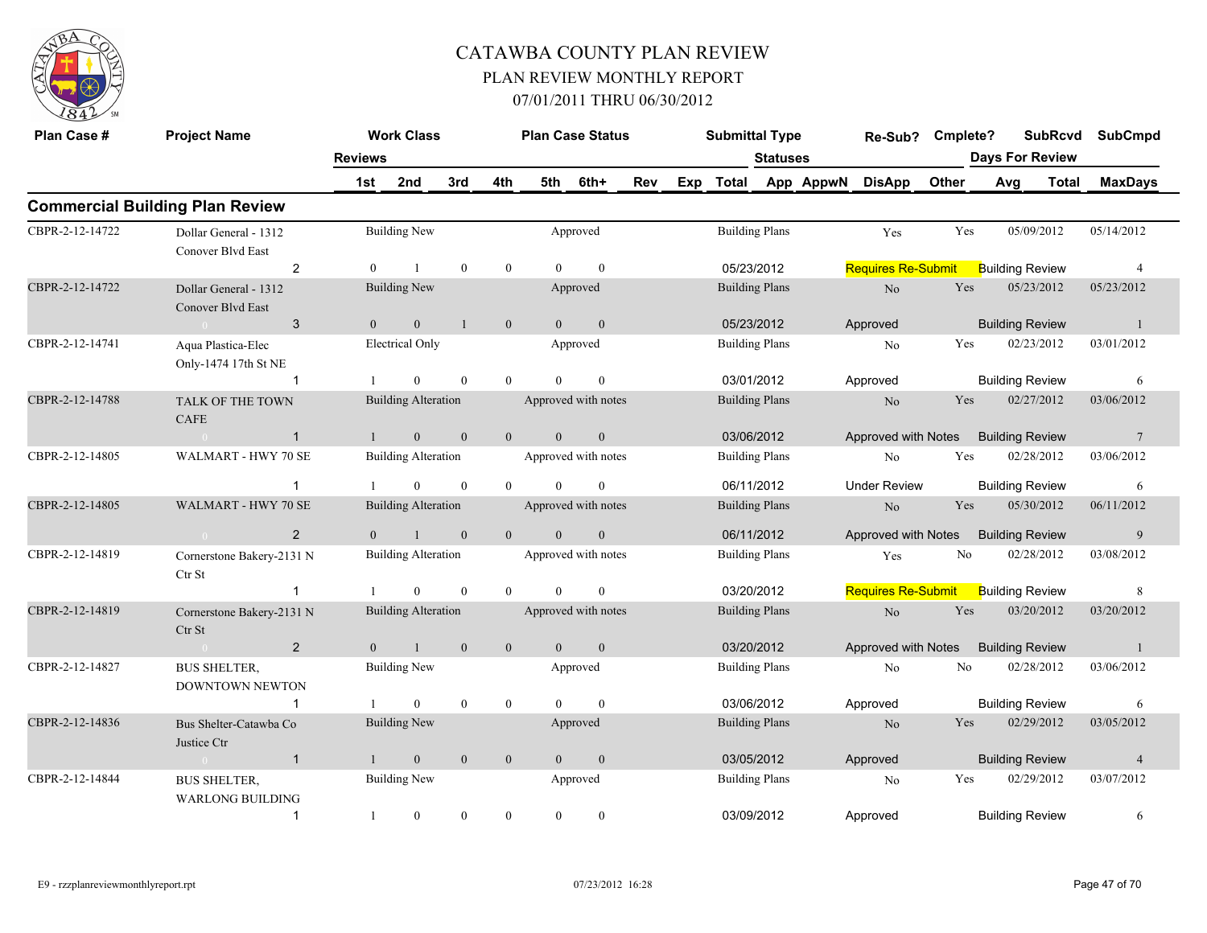# CATAWBA COUNTY PLAN REVIEW

## PLAN REVIEW MONTHLY REPORT

### 07/01/2011 THRU 06/30/2012

## Commercial Building Plan Review

| Plan Case # | Project Name | Reviews | Work Class 1st | 2nd | 3rd | 4th | Plan Case Status 5th | 6th+ | Rev | Exp | Submittal Type Total | Statuses App | AppwN | Re-Sub? DisApp | Cmplete? Other | Days For Review Avg | SubRcvd Total | SubCmpd MaxDays |
|---|---|---|---|---|---|---|---|---|---|---|---|---|---|---|---|---|---|---|
| CBPR-2-12-14722 | Dollar General - 1312 Conover Blvd East | 2 | Building New 0 | 1 | 0 | 0 | Approved 0 | 0 | | | Building Plans 05/23/2012 | | | Yes Requires Re-Submit | Yes | Building Review | 05/09/2012 | 05/14/2012 4 |
| CBPR-2-12-14722 | Dollar General - 1312 Conover Blvd East | 3 | Building New 0 | 0 | 1 | 0 | Approved 0 | 0 | | | Building Plans 05/23/2012 | | | No Approved | Yes | Building Review | 05/23/2012 | 05/23/2012 1 |
| CBPR-2-12-14741 | Aqua Plastica-Elec Only-1474 17th St NE | 1 | Electrical Only 1 | 0 | 0 | 0 | Approved 0 | 0 | | | Building Plans 03/01/2012 | | | No Approved | Yes | Building Review | 02/23/2012 | 03/01/2012 6 |
| CBPR-2-12-14788 | TALK OF THE TOWN CAFE | 1 | Building Alteration 1 | 0 | 0 | 0 | Approved with notes 0 | 0 | | | Building Plans 03/06/2012 | | | No Approved with Notes | Yes | Building Review | 02/27/2012 | 03/06/2012 7 |
| CBPR-2-12-14805 | WALMART - HWY 70 SE | 1 | Building Alteration 1 | 0 | 0 | 0 | Approved with notes 0 | 0 | | | Building Plans 06/11/2012 | | | No Under Review | Yes | Building Review | 02/28/2012 | 03/06/2012 6 |
| CBPR-2-12-14805 | WALMART - HWY 70 SE | 2 | Building Alteration 0 | 1 | 0 | 0 | Approved with notes 0 | 0 | | | Building Plans 06/11/2012 | | | No Approved with Notes | Yes | Building Review | 05/30/2012 | 06/11/2012 9 |
| CBPR-2-12-14819 | Cornerstone Bakery-2131 N Ctr St | 1 | Building Alteration 1 | 0 | 0 | 0 | Approved with notes 0 | 0 | | | Building Plans 03/20/2012 | | | Yes Requires Re-Submit | No | Building Review | 02/28/2012 | 03/08/2012 8 |
| CBPR-2-12-14819 | Cornerstone Bakery-2131 N Ctr St | 2 | Building Alteration 0 | 1 | 0 | 0 | Approved with notes 0 | 0 | | | Building Plans 03/20/2012 | | | No Approved with Notes | Yes | Building Review | 03/20/2012 | 03/20/2012 1 |
| CBPR-2-12-14827 | BUS SHELTER, DOWNTOWN NEWTON | 1 | Building New 1 | 0 | 0 | 0 | Approved 0 | 0 | | | Building Plans 03/06/2012 | | | No Approved | No | Building Review | 02/28/2012 | 03/06/2012 6 |
| CBPR-2-12-14836 | Bus Shelter-Catawba Co Justice Ctr | 1 | Building New 1 | 0 | 0 | 0 | Approved 0 | 0 | | | Building Plans 03/05/2012 | | | No Approved | Yes | Building Review | 02/29/2012 | 03/05/2012 4 |
| CBPR-2-12-14844 | BUS SHELTER, WARLONG BUILDING | 1 | Building New 1 | 0 | 0 | 0 | Approved 0 | 0 | | | Building Plans 03/09/2012 | | | No Approved | Yes | Building Review | 02/29/2012 | 03/07/2012 6 |

E9 - rzzplanreviewmonthlyreport.rpt 07/23/2012 16:28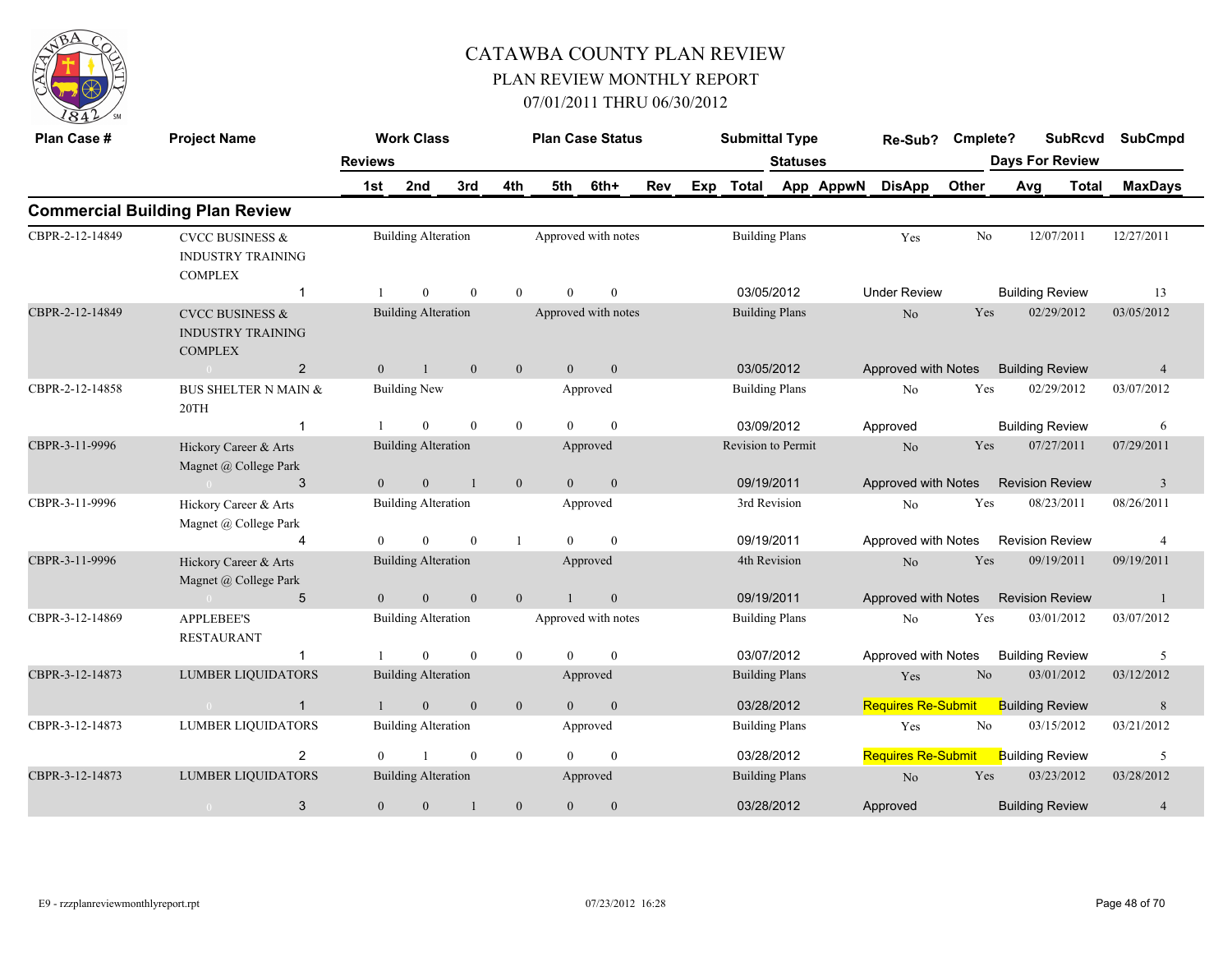# CATAWBA COUNTY PLAN REVIEW

## PLAN REVIEW MONTHLY REPORT

## 07/01/2011 THRU 06/30/2012

## Commercial Building Plan Review

| Plan Case # | Project Name | Reviews | Work Class | | | Plan Case Status | | Submittal Type | Re-Sub? | Cmplete? | SubRcvd | SubCmpd |
|---|---|---|---|---|---|---|---|---|---|---|---|---|
| | | 1st | 2nd | 3rd | 4th | 5th | 6th+ | Rev Exp Total / Statuses | App AppwN DisApp | Other | Days For Review Avg | Total MaxDays |
| CBPR-2-12-14849 | CVCC BUSINESS & INDUSTRY TRAINING COMPLEX | | Building Alteration | | | Approved with notes | | Building Plans | Yes | No | 12/07/2011 | 12/27/2011 |
| | 1 | 1 | 0 | 0 | 0 | 0 | 0 | 03/05/2012 | Under Review | | Building Review | 13 |
| CBPR-2-12-14849 | CVCC BUSINESS & INDUSTRY TRAINING COMPLEX | | Building Alteration | | | Approved with notes | | Building Plans | No | Yes | 02/29/2012 | 03/05/2012 |
| | 2 | 0 | 1 | 0 | 0 | 0 | 0 | 03/05/2012 | Approved with Notes | | Building Review | 4 |
| CBPR-2-12-14858 | BUS SHELTER N MAIN & 20TH | | Building New | | | Approved | | Building Plans | No | Yes | 02/29/2012 | 03/07/2012 |
| | 1 | 1 | 0 | 0 | 0 | 0 | 0 | 03/09/2012 | Approved | | Building Review | 6 |
| CBPR-3-11-9996 | Hickory Career & Arts Magnet @ College Park | | Building Alteration | | | Approved | | Revision to Permit | No | Yes | 07/27/2011 | 07/29/2011 |
| | 3 | 0 | 0 | 1 | 0 | 0 | 0 | 09/19/2011 | Approved with Notes | | Revision Review | 3 |
| CBPR-3-11-9996 | Hickory Career & Arts Magnet @ College Park | | Building Alteration | | | Approved | | 3rd Revision | No | Yes | 08/23/2011 | 08/26/2011 |
| | 4 | 0 | 0 | 0 | 1 | 0 | 0 | 09/19/2011 | Approved with Notes | | Revision Review | 4 |
| CBPR-3-11-9996 | Hickory Career & Arts Magnet @ College Park | | Building Alteration | | | Approved | | 4th Revision | No | Yes | 09/19/2011 | 09/19/2011 |
| | 5 | 0 | 0 | 0 | 0 | 1 | 0 | 09/19/2011 | Approved with Notes | | Revision Review | 1 |
| CBPR-3-12-14869 | APPLEBEE'S RESTAURANT | | Building Alteration | | | Approved with notes | | Building Plans | No | Yes | 03/01/2012 | 03/07/2012 |
| | 1 | 1 | 0 | 0 | 0 | 0 | 0 | 03/07/2012 | Approved with Notes | | Building Review | 5 |
| CBPR-3-12-14873 | LUMBER LIQUIDATORS | | Building Alteration | | | Approved | | Building Plans | Yes | No | 03/01/2012 | 03/12/2012 |
| | 1 | 1 | 0 | 0 | 0 | 0 | 0 | 03/28/2012 | Requires Re-Submit | | Building Review | 8 |
| CBPR-3-12-14873 | LUMBER LIQUIDATORS | | Building Alteration | | | Approved | | Building Plans | Yes | No | 03/15/2012 | 03/21/2012 |
| | 2 | 0 | 1 | 0 | 0 | 0 | 0 | 03/28/2012 | Requires Re-Submit | | Building Review | 5 |
| CBPR-3-12-14873 | LUMBER LIQUIDATORS | | Building Alteration | | | Approved | | Building Plans | No | Yes | 03/23/2012 | 03/28/2012 |
| | 3 | 0 | 0 | 1 | 0 | 0 | 0 | 03/28/2012 | Approved | | Building Review | 4 |

E9 - rzzplanreviewmonthlyreport.rpt 07/23/2012 16:28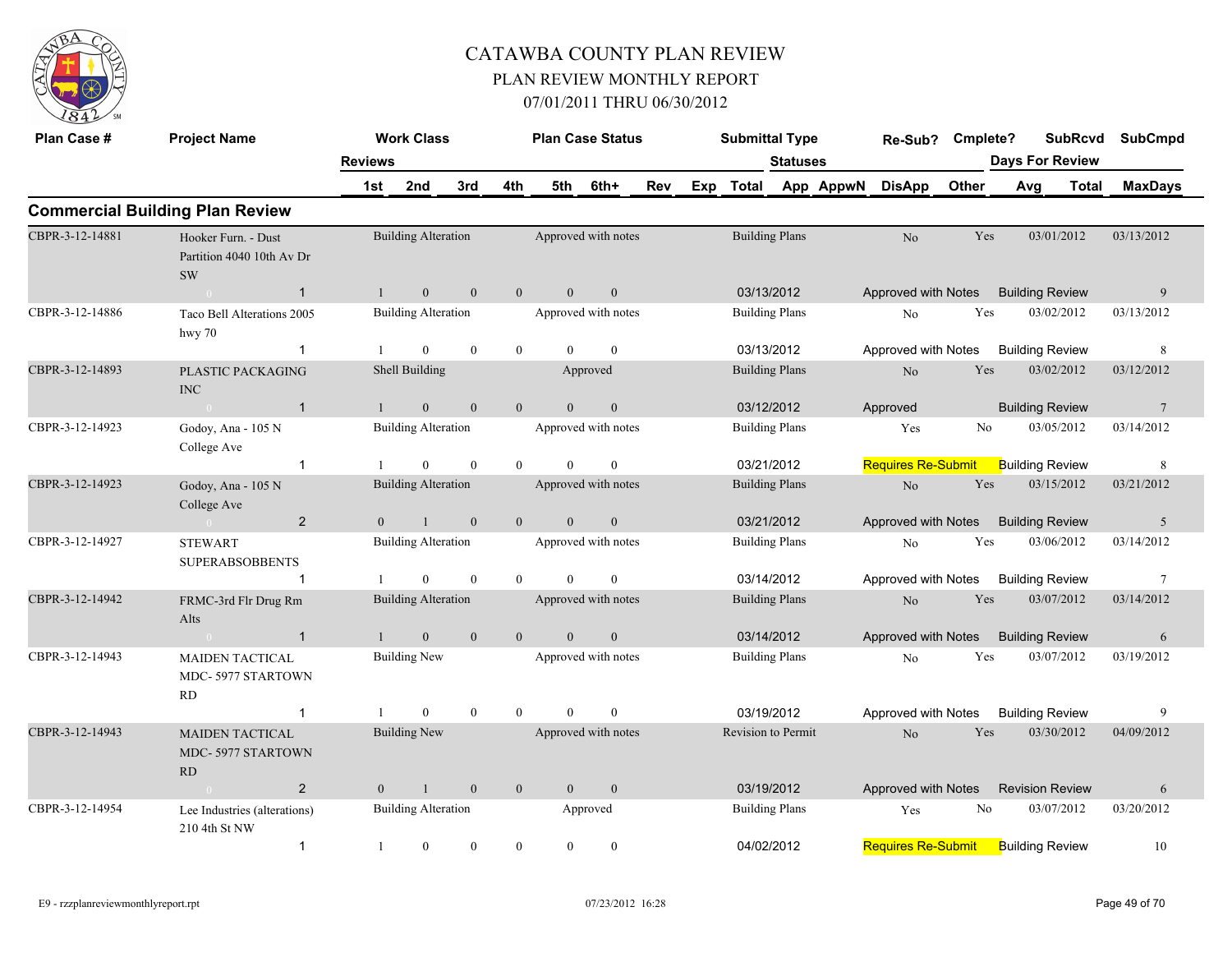# CATAWBA COUNTY PLAN REVIEW

## PLAN REVIEW MONTHLY REPORT

### 07/01/2011 THRU 06/30/2012

## Commercial Building Plan Review

| Plan Case # | Project Name | Work Class | Plan Case Status | Submittal Type | Re-Sub? | Cmplete? | SubRcvd | SubCmpd |
|---|---|---|---|---|---|---|---|---|
| Reviews: 1st / 2nd / 3rd / 4th / 5th / 6th+ / Rev / Exp / Total | | | | Statuses: App / AppwN / DisApp / Other | | | Days For Review: Avg / Total | MaxDays |
| CBPR-3-12-14881 | Hooker Furn. - Dust Partition 4040 10th Av Dr SW | Building Alteration | Approved with notes | Building Plans | No | Yes | 03/01/2012 | 03/13/2012 |
| | 0 / 1 | 1 / 0 / 0 / 0 / 0 / 0 | | 03/13/2012 | Approved with Notes | | Building Review | 9 |
| CBPR-3-12-14886 | Taco Bell Alterations 2005 hwy 70 | Building Alteration | Approved with notes | Building Plans | No | Yes | 03/02/2012 | 03/13/2012 |
| | 1 | 1 / 0 / 0 / 0 / 0 / 0 | | 03/13/2012 | Approved with Notes | | Building Review | 8 |
| CBPR-3-12-14893 | PLASTIC PACKAGING INC | Shell Building | Approved | Building Plans | No | Yes | 03/02/2012 | 03/12/2012 |
| | 0 / 1 | 1 / 0 / 0 / 0 / 0 / 0 | | 03/12/2012 | Approved | | Building Review | 7 |
| CBPR-3-12-14923 | Godoy, Ana - 105 N College Ave | Building Alteration | Approved with notes | Building Plans | Yes | No | 03/05/2012 | 03/14/2012 |
| | 1 | 1 / 0 / 0 / 0 / 0 / 0 | | 03/21/2012 | Requires Re-Submit | | Building Review | 8 |
| CBPR-3-12-14923 | Godoy, Ana - 105 N College Ave | Building Alteration | Approved with notes | Building Plans | No | Yes | 03/15/2012 | 03/21/2012 |
| | 0 / 2 | 0 / 1 / 0 / 0 / 0 / 0 | | 03/21/2012 | Approved with Notes | | Building Review | 5 |
| CBPR-3-12-14927 | STEWART SUPERABSOBBENTS | Building Alteration | Approved with notes | Building Plans | No | Yes | 03/06/2012 | 03/14/2012 |
| | 1 | 1 / 0 / 0 / 0 / 0 / 0 | | 03/14/2012 | Approved with Notes | | Building Review | 7 |
| CBPR-3-12-14942 | FRMC-3rd Flr Drug Rm Alts | Building Alteration | Approved with notes | Building Plans | No | Yes | 03/07/2012 | 03/14/2012 |
| | 0 / 1 | 1 / 0 / 0 / 0 / 0 / 0 | | 03/14/2012 | Approved with Notes | | Building Review | 6 |
| CBPR-3-12-14943 | MAIDEN TACTICAL MDC- 5977 STARTOWN RD | Building New | Approved with notes | Building Plans | No | Yes | 03/07/2012 | 03/19/2012 |
| | 1 | 1 / 0 / 0 / 0 / 0 / 0 | | 03/19/2012 | Approved with Notes | | Building Review | 9 |
| CBPR-3-12-14943 | MAIDEN TACTICAL MDC- 5977 STARTOWN RD | Building New | Approved with notes | Revision to Permit | No | Yes | 03/30/2012 | 04/09/2012 |
| | 0 / 2 | 0 / 1 / 0 / 0 / 0 / 0 | | 03/19/2012 | Approved with Notes | | Revision Review | 6 |
| CBPR-3-12-14954 | Lee Industries (alterations) 210 4th St NW | Building Alteration | Approved | Building Plans | Yes | No | 03/07/2012 | 03/20/2012 |
| | 1 | 1 / 0 / 0 / 0 / 0 / 0 | | 04/02/2012 | Requires Re-Submit | | Building Review | 10 |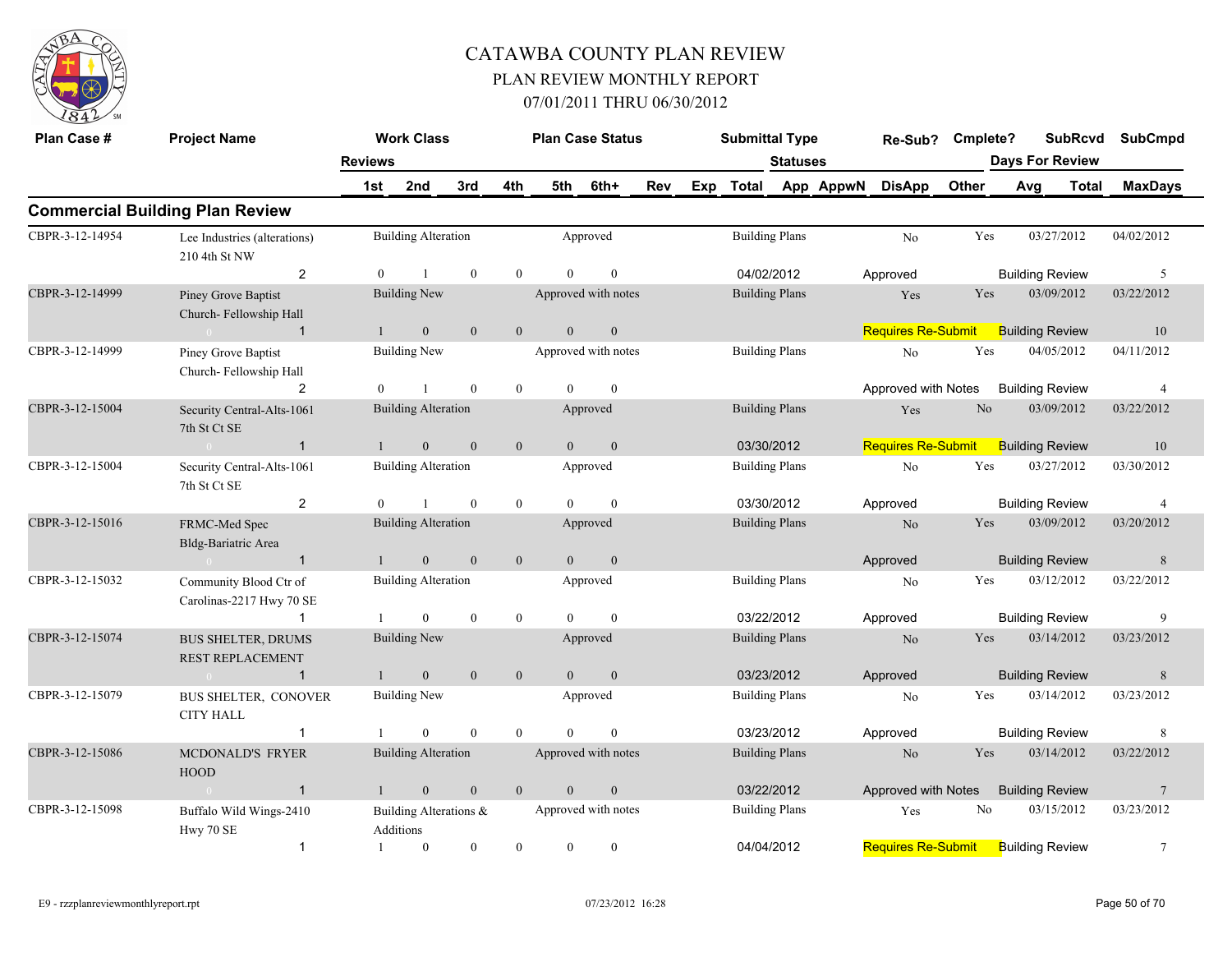# CATAWBA COUNTY PLAN REVIEW

## PLAN REVIEW MONTHLY REPORT

### 07/01/2011 THRU 06/30/2012

## Commercial Building Plan Review

| Plan Case # | Project Name | Reviews | Work Class | | | | | Plan Case Status | | Submittal Type | Statuses | Re-Sub? | Cmplete? | SubRcvd | SubCmpd |
|---|---|---|---|---|---|---|---|---|---|---|---|---|---|---|---|
| | | | 1st | 2nd | 3rd | 4th | 5th | 6th+ | Rev | Exp Total | App AppwN DisApp Other | | | Days For Review Avg Total | MaxDays |
| CBPR-3-12-14954 | Lee Industries (alterations) 210 4th St NW | 2 | Building Alteration<br>0 | 1 | 0 | 0 | 0 | Approved<br>0 | | Building Plans<br>04/02/2012 | Approved | No | Yes | 03/27/2012<br>Building Review | 04/02/2012<br>5 |
| CBPR-3-12-14999 | Piney Grove Baptist Church- Fellowship Hall | 1 | Building New<br>1 | 0 | 0 | 0 | 0 | Approved with notes<br>0 | | Building Plans | Requires Re-Submit | Yes | Yes | 03/09/2012<br>Building Review | 03/22/2012<br>10 |
| CBPR-3-12-14999 | Piney Grove Baptist Church- Fellowship Hall | 2 | Building New<br>0 | 1 | 0 | 0 | 0 | Approved with notes<br>0 | | Building Plans | Approved with Notes | No | Yes | 04/05/2012<br>Building Review | 04/11/2012<br>4 |
| CBPR-3-12-15004 | Security Central-Alts-1061 7th St Ct SE | 1 | Building Alteration<br>1 | 0 | 0 | 0 | 0 | Approved<br>0 | | Building Plans<br>03/30/2012 | Requires Re-Submit | Yes | No | 03/09/2012<br>Building Review | 03/22/2012<br>10 |
| CBPR-3-12-15004 | Security Central-Alts-1061 7th St Ct SE | 2 | Building Alteration<br>0 | 1 | 0 | 0 | 0 | Approved<br>0 | | Building Plans<br>03/30/2012 | Approved | No | Yes | 03/27/2012<br>Building Review | 03/30/2012<br>4 |
| CBPR-3-12-15016 | FRMC-Med Spec Bldg-Bariatric Area | 1 | Building Alteration<br>1 | 0 | 0 | 0 | 0 | Approved<br>0 | | Building Plans | Approved | No | Yes | 03/09/2012<br>Building Review | 03/20/2012<br>8 |
| CBPR-3-12-15032 | Community Blood Ctr of Carolinas-2217 Hwy 70 SE | 1 | Building Alteration<br>1 | 0 | 0 | 0 | 0 | Approved<br>0 | | Building Plans<br>03/22/2012 | Approved | No | Yes | 03/12/2012<br>Building Review | 03/22/2012<br>9 |
| CBPR-3-12-15074 | BUS SHELTER, DRUMS REST REPLACEMENT | 1 | Building New<br>1 | 0 | 0 | 0 | 0 | Approved<br>0 | | Building Plans<br>03/23/2012 | Approved | No | Yes | 03/14/2012<br>Building Review | 03/23/2012<br>8 |
| CBPR-3-12-15079 | BUS SHELTER, CONOVER CITY HALL | 1 | Building New<br>1 | 0 | 0 | 0 | 0 | Approved<br>0 | | Building Plans<br>03/23/2012 | Approved | No | Yes | 03/14/2012<br>Building Review | 03/23/2012<br>8 |
| CBPR-3-12-15086 | MCDONALD'S FRYER HOOD | 1 | Building Alteration<br>1 | 0 | 0 | 0 | 0 | Approved with notes<br>0 | | Building Plans<br>03/22/2012 | Approved with Notes | No | Yes | 03/14/2012<br>Building Review | 03/22/2012<br>7 |
| CBPR-3-12-15098 | Buffalo Wild Wings-2410 Hwy 70 SE | 1 | Building Alterations & Additions<br>1 | 0 | 0 | 0 | 0 | Approved with notes<br>0 | | Building Plans<br>04/04/2012 | Requires Re-Submit | Yes | No | 03/15/2012<br>Building Review | 03/23/2012<br>7 |

E9 - rzzplanreviewmonthlyreport.rpt    07/23/2012 16:28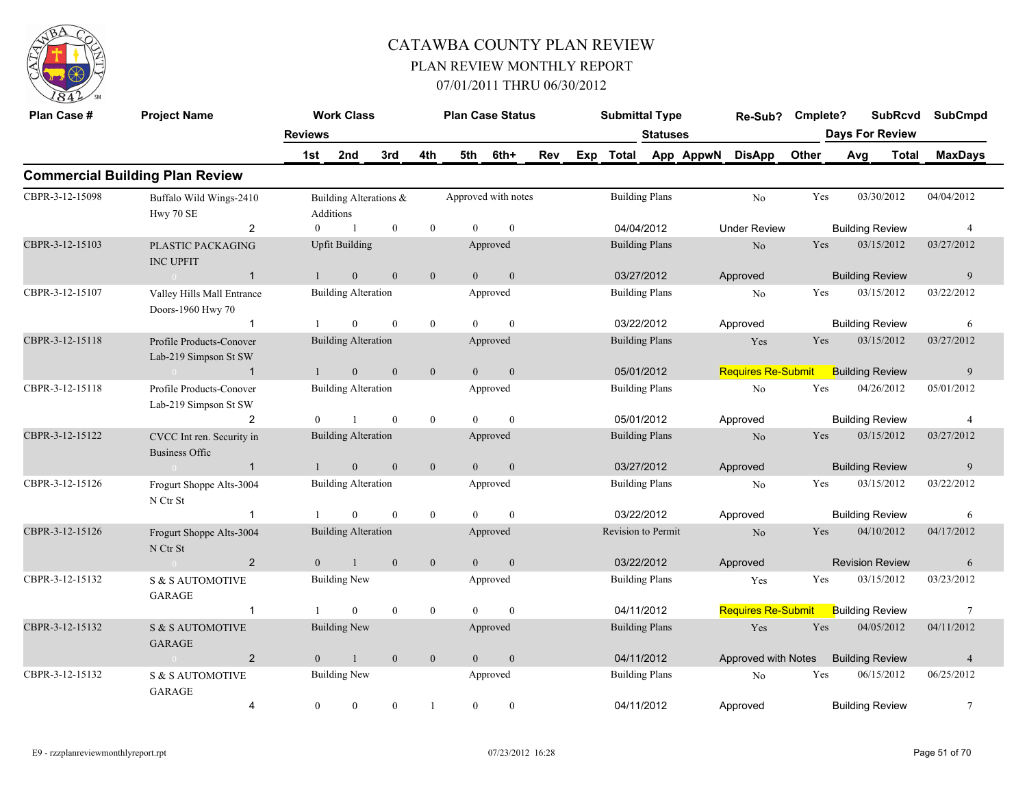# CATAWBA COUNTY PLAN REVIEW
## PLAN REVIEW MONTHLY REPORT
### 07/01/2011 THRU 06/30/2012

## Commercial Building Plan Review

| Plan Case # | Project Name | Reviews | Work Class | | | Plan Case Status | | | Submittal Type | Statuses | Re-Sub? | Cmplete? | SubRcvd | SubCmpd |
|---|---|---|---|---|---|---|---|---|---|---|---|---|---|---|
| | | 1st | 2nd | 3rd | 4th | 5th | 6th+ | Rev | Exp Total | App AppwN DisApp Other | | | Days For Review Avg Total | MaxDays |
| CBPR-3-12-15098 | Buffalo Wild Wings-2410 Hwy 70 SE | | Building Alterations & Additions | | | Approved with notes | | | Building Plans | | No | Yes | 03/30/2012 | 04/04/2012 |
| | 2 | 0 | 1 | 0 | 0 | 0 | 0 | | 04/04/2012 | Under Review | | | Building Review | 4 |
| CBPR-3-12-15103 | PLASTIC PACKAGING INC UPFIT | | Upfit Building | | | Approved | | | Building Plans | | No | Yes | 03/15/2012 | 03/27/2012 |
| | 1 | 1 | 0 | 0 | 0 | 0 | 0 | | 03/27/2012 | Approved | | | Building Review | 9 |
| CBPR-3-12-15107 | Valley Hills Mall Entrance Doors-1960 Hwy 70 | | Building Alteration | | | Approved | | | Building Plans | | No | Yes | 03/15/2012 | 03/22/2012 |
| | 1 | 1 | 0 | 0 | 0 | 0 | 0 | | 03/22/2012 | Approved | | | Building Review | 6 |
| CBPR-3-12-15118 | Profile Products-Conover Lab-219 Simpson St SW | | Building Alteration | | | Approved | | | Building Plans | | Yes | Yes | 03/15/2012 | 03/27/2012 |
| | 1 | 1 | 0 | 0 | 0 | 0 | 0 | | 05/01/2012 | Requires Re-Submit | | | Building Review | 9 |
| CBPR-3-12-15118 | Profile Products-Conover Lab-219 Simpson St SW | | Building Alteration | | | Approved | | | Building Plans | | No | Yes | 04/26/2012 | 05/01/2012 |
| | 2 | 0 | 1 | 0 | 0 | 0 | 0 | | 05/01/2012 | Approved | | | Building Review | 4 |
| CBPR-3-12-15122 | CVCC Int ren. Security in Business Offic | | Building Alteration | | | Approved | | | Building Plans | | No | Yes | 03/15/2012 | 03/27/2012 |
| | 1 | 1 | 0 | 0 | 0 | 0 | 0 | | 03/27/2012 | Approved | | | Building Review | 9 |
| CBPR-3-12-15126 | Frogurt Shoppe Alts-3004 N Ctr St | | Building Alteration | | | Approved | | | Building Plans | | No | Yes | 03/15/2012 | 03/22/2012 |
| | 1 | 1 | 0 | 0 | 0 | 0 | 0 | | 03/22/2012 | Approved | | | Building Review | 6 |
| CBPR-3-12-15126 | Frogurt Shoppe Alts-3004 N Ctr St | | Building Alteration | | | Approved | | | Revision to Permit | | No | Yes | 04/10/2012 | 04/17/2012 |
| | 2 | 0 | 1 | 0 | 0 | 0 | 0 | | 03/22/2012 | Approved | | | Revision Review | 6 |
| CBPR-3-12-15132 | S & S AUTOMOTIVE GARAGE | | Building New | | | Approved | | | Building Plans | | Yes | Yes | 03/15/2012 | 03/23/2012 |
| | 1 | 1 | 0 | 0 | 0 | 0 | 0 | | 04/11/2012 | Requires Re-Submit | | | Building Review | 7 |
| CBPR-3-12-15132 | S & S AUTOMOTIVE GARAGE | | Building New | | | Approved | | | Building Plans | | Yes | Yes | 04/05/2012 | 04/11/2012 |
| | 2 | 0 | 1 | 0 | 0 | 0 | 0 | | 04/11/2012 | Approved with Notes | | | Building Review | 4 |
| CBPR-3-12-15132 | S & S AUTOMOTIVE GARAGE | | Building New | | | Approved | | | Building Plans | | No | Yes | 06/15/2012 | 06/25/2012 |
| | 4 | 0 | 0 | 0 | 1 | 0 | 0 | | 04/11/2012 | Approved | | | Building Review | 7 |

E9 - rzzplanreviewmonthlyreport.rpt 07/23/2012 16:28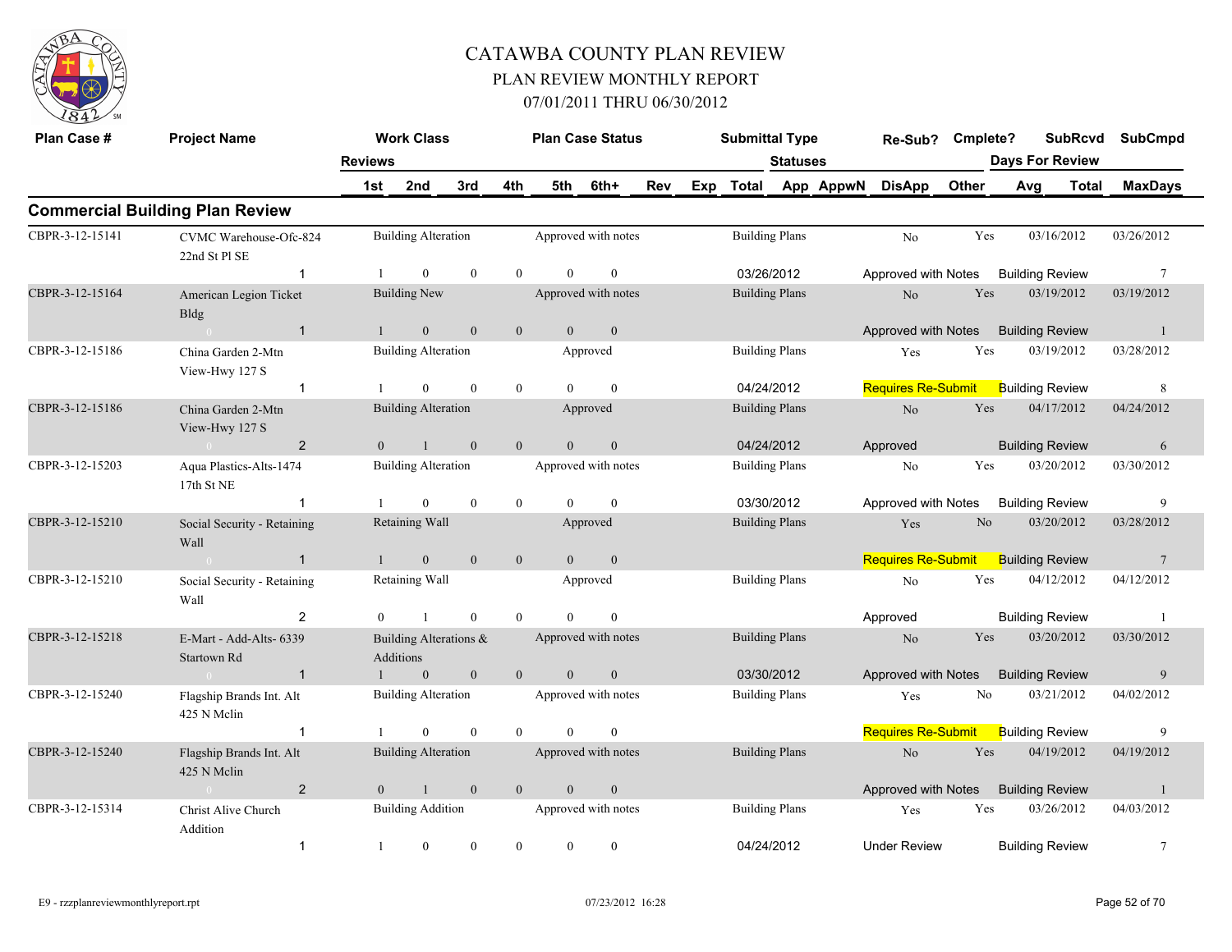# CATAWBA COUNTY PLAN REVIEW

## PLAN REVIEW MONTHLY REPORT

### 07/01/2011 THRU 06/30/2012

## Commercial Building Plan Review

| Plan Case # | Project Name | Reviews | Work Class | | | | | Plan Case Status | | Submittal Type | Re-Sub? | Cmplete? | SubRcvd | SubCmpd |
|---|---|---|---|---|---|---|---|---|---|---|---|---|---|---|
| | | | 1st | 2nd | 3rd | 4th | 5th | 6th+ | Rev Exp Total | Statuses App AppwN | DisApp | Other | Days For Review Avg | Total MaxDays |
| CBPR-3-12-15141 | CVMC Warehouse-Ofc-824 22nd St Pl SE | | Building Alteration | | | | | Approved with notes | | Building Plans | No | Yes | 03/16/2012 | 03/26/2012 |
| | | 1 | 1 | 0 | 0 | 0 | 0 | 0 | 03/26/2012 | | Approved with Notes | | Building Review | 7 |
| CBPR-3-12-15164 | American Legion Ticket Bldg | | Building New | | | | | Approved with notes | | Building Plans | No | Yes | 03/19/2012 | 03/19/2012 |
| | | 1 | 1 | 0 | 0 | 0 | 0 | 0 | | | Approved with Notes | | Building Review | 1 |
| CBPR-3-12-15186 | China Garden 2-Mtn View-Hwy 127 S | | Building Alteration | | | | | Approved | | Building Plans | Yes | Yes | 03/19/2012 | 03/28/2012 |
| | | 1 | 1 | 0 | 0 | 0 | 0 | 0 | 04/24/2012 | | Requires Re-Submit | | Building Review | 8 |
| CBPR-3-12-15186 | China Garden 2-Mtn View-Hwy 127 S | | Building Alteration | | | | | Approved | | Building Plans | No | Yes | 04/17/2012 | 04/24/2012 |
| | | 2 | 0 | 1 | 0 | 0 | 0 | 0 | 04/24/2012 | | Approved | | Building Review | 6 |
| CBPR-3-12-15203 | Aqua Plastics-Alts-1474 17th St NE | | Building Alteration | | | | | Approved with notes | | Building Plans | No | Yes | 03/20/2012 | 03/30/2012 |
| | | 1 | 1 | 0 | 0 | 0 | 0 | 0 | 03/30/2012 | | Approved with Notes | | Building Review | 9 |
| CBPR-3-12-15210 | Social Security - Retaining Wall | | Retaining Wall | | | | | Approved | | Building Plans | Yes | No | 03/20/2012 | 03/28/2012 |
| | | 1 | 1 | 0 | 0 | 0 | 0 | 0 | | | Requires Re-Submit | | Building Review | 7 |
| CBPR-3-12-15210 | Social Security - Retaining Wall | | Retaining Wall | | | | | Approved | | Building Plans | No | Yes | 04/12/2012 | 04/12/2012 |
| | | 2 | 0 | 1 | 0 | 0 | 0 | 0 | | | Approved | | Building Review | 1 |
| CBPR-3-12-15218 | E-Mart - Add-Alts- 6339 Startown Rd | | Building Alterations & Additions | | | | | Approved with notes | | Building Plans | No | Yes | 03/20/2012 | 03/30/2012 |
| | | 1 | 1 | 0 | 0 | 0 | 0 | 0 | 03/30/2012 | | Approved with Notes | | Building Review | 9 |
| CBPR-3-12-15240 | Flagship Brands Int. Alt 425 N Mclin | | Building Alteration | | | | | Approved with notes | | Building Plans | Yes | No | 03/21/2012 | 04/02/2012 |
| | | 1 | 1 | 0 | 0 | 0 | 0 | 0 | | | Requires Re-Submit | | Building Review | 9 |
| CBPR-3-12-15240 | Flagship Brands Int. Alt 425 N Mclin | | Building Alteration | | | | | Approved with notes | | Building Plans | No | Yes | 04/19/2012 | 04/19/2012 |
| | | 2 | 0 | 1 | 0 | 0 | 0 | 0 | | | Approved with Notes | | Building Review | 1 |
| CBPR-3-12-15314 | Christ Alive Church Addition | | Building Addition | | | | | Approved with notes | | Building Plans | Yes | Yes | 03/26/2012 | 04/03/2012 |
| | | 1 | 1 | 0 | 0 | 0 | 0 | 0 | 04/24/2012 | | Under Review | | Building Review | 7 |

E9 - rzzplanreviewmonthlyreport.rpt 07/23/2012 16:28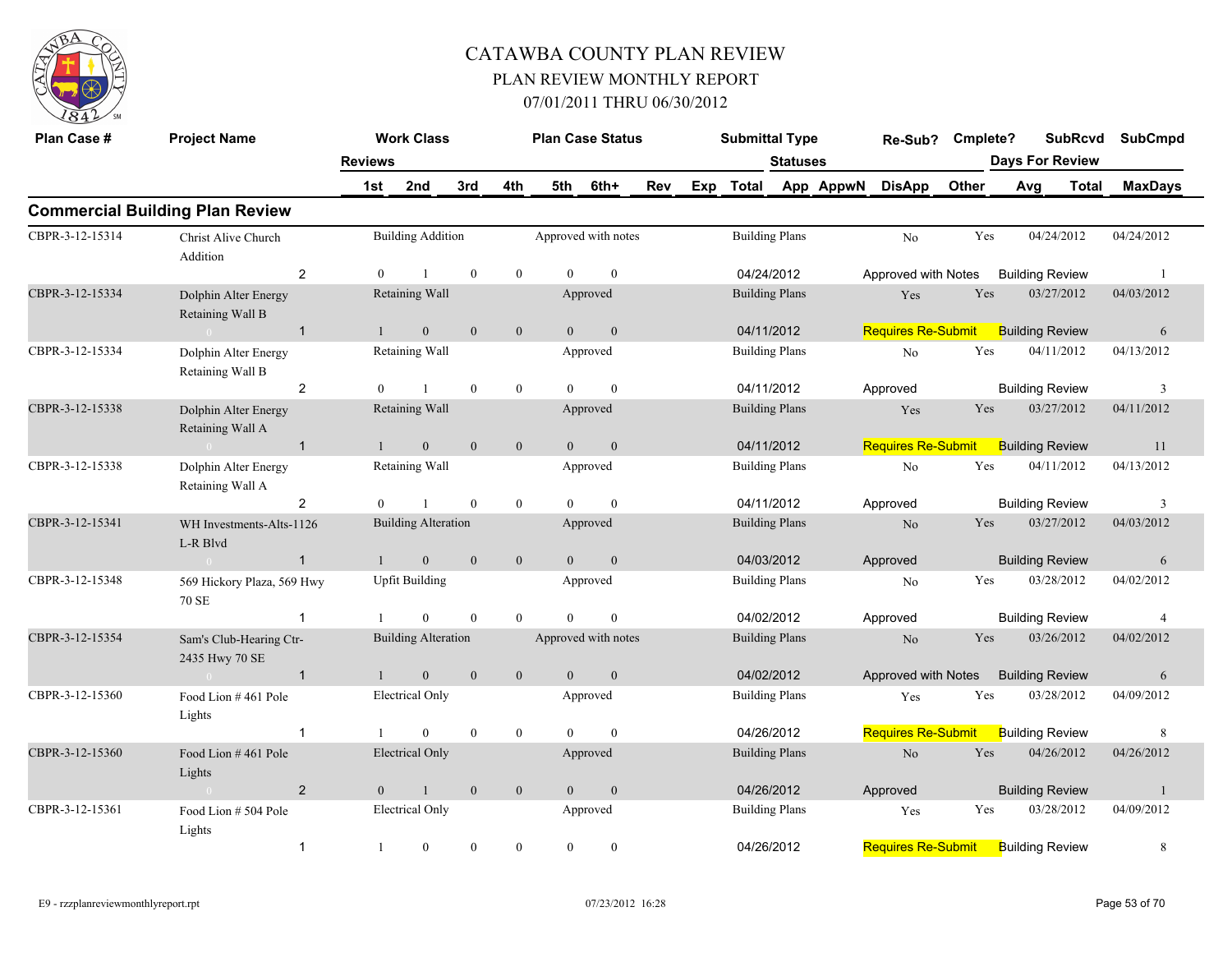# CATAWBA COUNTY PLAN REVIEW

## PLAN REVIEW MONTHLY REPORT

## 07/01/2011 THRU 06/30/2012

| Plan Case # | Project Name | Reviews | Work Class | | | Plan Case Status | | | | Submittal Type | Statuses | | Re-Sub? | Cmplete? | SubRcvd | SubCmpd |
|---|---|---|---|---|---|---|---|---|---|---|---|---|---|---|---|---|
| | | | 1st | 2nd | 3rd | 4th | 5th | 6th+ | Rev | Exp Total | App | AppwN DisApp | Other | Days For Review Avg | Total | MaxDays |

## Commercial Building Plan Review

| Plan Case # | Project Name | Reviews | 1st | 2nd | 3rd | 4th | 5th | 6th+ | Work Class | Plan Case Status | Submittal Type | Date | Status | Review Type | Re-Sub? | Cmplete? | SubRcvd | SubCmpd | MaxDays |
|---|---|---|---|---|---|---|---|---|---|---|---|---|---|---|---|---|---|---|---|
| CBPR-3-12-15314 | Christ Alive Church Addition | 2 | 0 | 1 | 0 | 0 | 0 | 0 | Building Addition | Approved with notes | Building Plans | 04/24/2012 | Approved with Notes | Building Review | No | Yes | 04/24/2012 | 04/24/2012 | 1 |
| CBPR-3-12-15334 | Dolphin Alter Energy Retaining Wall B | 1 | 1 | 0 | 0 | 0 | 0 | 0 | Retaining Wall | Approved | Building Plans | 04/11/2012 | Requires Re-Submit | Building Review | Yes | Yes | 03/27/2012 | 04/03/2012 | 6 |
| CBPR-3-12-15334 | Dolphin Alter Energy Retaining Wall B | 2 | 0 | 1 | 0 | 0 | 0 | 0 | Retaining Wall | Approved | Building Plans | 04/11/2012 | Approved | Building Review | No | Yes | 04/11/2012 | 04/13/2012 | 3 |
| CBPR-3-12-15338 | Dolphin Alter Energy Retaining Wall A | 1 | 1 | 0 | 0 | 0 | 0 | 0 | Retaining Wall | Approved | Building Plans | 04/11/2012 | Requires Re-Submit | Building Review | Yes | Yes | 03/27/2012 | 04/11/2012 | 11 |
| CBPR-3-12-15338 | Dolphin Alter Energy Retaining Wall A | 2 | 0 | 1 | 0 | 0 | 0 | 0 | Retaining Wall | Approved | Building Plans | 04/11/2012 | Approved | Building Review | No | Yes | 04/11/2012 | 04/13/2012 | 3 |
| CBPR-3-12-15341 | WH Investments-Alts-1126 L-R Blvd | 1 | 1 | 0 | 0 | 0 | 0 | 0 | Building Alteration | Approved | Building Plans | 04/03/2012 | Approved | Building Review | No | Yes | 03/27/2012 | 04/03/2012 | 6 |
| CBPR-3-12-15348 | 569 Hickory Plaza, 569 Hwy 70 SE | 1 | 1 | 0 | 0 | 0 | 0 | 0 | Upfit Building | Approved | Building Plans | 04/02/2012 | Approved | Building Review | No | Yes | 03/28/2012 | 04/02/2012 | 4 |
| CBPR-3-12-15354 | Sam's Club-Hearing Ctr-2435 Hwy 70 SE | 1 | 1 | 0 | 0 | 0 | 0 | 0 | Building Alteration | Approved with notes | Building Plans | 04/02/2012 | Approved with Notes | Building Review | No | Yes | 03/26/2012 | 04/02/2012 | 6 |
| CBPR-3-12-15360 | Food Lion # 461 Pole Lights | 1 | 1 | 0 | 0 | 0 | 0 | 0 | Electrical Only | Approved | Building Plans | 04/26/2012 | Requires Re-Submit | Building Review | Yes | Yes | 03/28/2012 | 04/09/2012 | 8 |
| CBPR-3-12-15360 | Food Lion # 461 Pole Lights | 2 | 0 | 1 | 0 | 0 | 0 | 0 | Electrical Only | Approved | Building Plans | 04/26/2012 | Approved | Building Review | No | Yes | 04/26/2012 | 04/26/2012 | 1 |
| CBPR-3-12-15361 | Food Lion # 504 Pole Lights | 1 | 1 | 0 | 0 | 0 | 0 | 0 | Electrical Only | Approved | Building Plans | 04/26/2012 | Requires Re-Submit | Building Review | Yes | Yes | 03/28/2012 | 04/09/2012 | 8 |

E9 - rzzplanreviewmonthlyreport.rpt 07/23/2012 16:28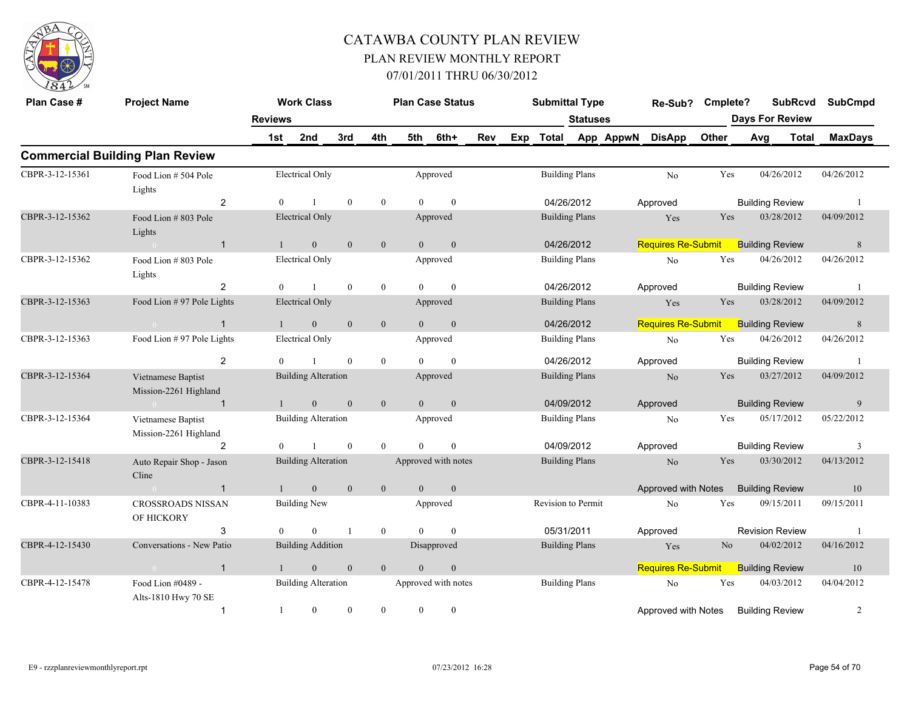# CATAWBA COUNTY PLAN REVIEW

## PLAN REVIEW MONTHLY REPORT

## 07/01/2011 THRU 06/30/2012

| Plan Case # | Project Name | Reviews | Work Class 1st | 2nd | 3rd | 4th | Plan Case Status 5th | 6th+ | Rev | Exp | Submittal Type Total | Statuses App | AppwN | Re-Sub? DisApp | Cmplete? Other | Days For Review Avg | SubRcvd Total | SubCmpd MaxDays |
|---|---|---|---|---|---|---|---|---|---|---|---|---|---|---|---|---|---|---|

## Commercial Building Plan Review

| Plan Case # | Project Name | Reviews | Work Class | Plan Case Status | Submittal Type | Re-Sub? | Cmplete? | SubRcvd | SubCmpd |
|---|---|---|---|---|---|---|---|---|---|
| CBPR-3-12-15361 | Food Lion # 504 Pole Lights | 2 | Electrical Only | Approved | Building Plans | No | Yes | 04/26/2012 | 04/26/2012 |
| | 1st: 0, 2nd: 1, 3rd: 0, 4th: 0, 5th: 0, 6th+: 0 | | | | 04/26/2012 | Approved | | Building Review | 1 |
| CBPR-3-12-15362 | Food Lion # 803 Pole Lights | 1 | Electrical Only | Approved | Building Plans | Yes | Yes | 03/28/2012 | 04/09/2012 |
| | 1st: 1, 2nd: 0, 3rd: 0, 4th: 0, 5th: 0, 6th+: 0 | | | | 04/26/2012 | Requires Re-Submit | | Building Review | 8 |
| CBPR-3-12-15362 | Food Lion # 803 Pole Lights | 2 | Electrical Only | Approved | Building Plans | No | Yes | 04/26/2012 | 04/26/2012 |
| | 1st: 0, 2nd: 1, 3rd: 0, 4th: 0, 5th: 0, 6th+: 0 | | | | 04/26/2012 | Approved | | Building Review | 1 |
| CBPR-3-12-15363 | Food Lion # 97 Pole Lights | 1 | Electrical Only | Approved | Building Plans | Yes | Yes | 03/28/2012 | 04/09/2012 |
| | 1st: 1, 2nd: 0, 3rd: 0, 4th: 0, 5th: 0, 6th+: 0 | | | | 04/26/2012 | Requires Re-Submit | | Building Review | 8 |
| CBPR-3-12-15363 | Food Lion # 97 Pole Lights | 2 | Electrical Only | Approved | Building Plans | No | Yes | 04/26/2012 | 04/26/2012 |
| | 1st: 0, 2nd: 1, 3rd: 0, 4th: 0, 5th: 0, 6th+: 0 | | | | 04/26/2012 | Approved | | Building Review | 1 |
| CBPR-3-12-15364 | Vietnamese Baptist Mission-2261 Highland | 1 | Building Alteration | Approved | Building Plans | No | Yes | 03/27/2012 | 04/09/2012 |
| | 1st: 1, 2nd: 0, 3rd: 0, 4th: 0, 5th: 0, 6th+: 0 | | | | 04/09/2012 | Approved | | Building Review | 9 |
| CBPR-3-12-15364 | Vietnamese Baptist Mission-2261 Highland | 2 | Building Alteration | Approved | Building Plans | No | Yes | 05/17/2012 | 05/22/2012 |
| | 1st: 0, 2nd: 1, 3rd: 0, 4th: 0, 5th: 0, 6th+: 0 | | | | 04/09/2012 | Approved | | Building Review | 3 |
| CBPR-3-12-15418 | Auto Repair Shop - Jason Cline | 1 | Building Alteration | Approved with notes | Building Plans | No | Yes | 03/30/2012 | 04/13/2012 |
| | 1st: 1, 2nd: 0, 3rd: 0, 4th: 0, 5th: 0, 6th+: 0 | | | | | Approved with Notes | | Building Review | 10 |
| CBPR-4-11-10383 | CROSSROADS NISSAN OF HICKORY | 3 | Building New | Approved | Revision to Permit | No | Yes | 09/15/2011 | 09/15/2011 |
| | 1st: 0, 2nd: 0, 3rd: 1, 4th: 0, 5th: 0, 6th+: 0 | | | | 05/31/2011 | Approved | | Revision Review | 1 |
| CBPR-4-12-15430 | Conversations - New Patio | 1 | Building Addition | Disapproved | Building Plans | Yes | No | 04/02/2012 | 04/16/2012 |
| | 1st: 1, 2nd: 0, 3rd: 0, 4th: 0, 5th: 0, 6th+: 0 | | | | | Requires Re-Submit | | Building Review | 10 |
| CBPR-4-12-15478 | Food Lion #0489 - Alts-1810 Hwy 70 SE | 1 | Building Alteration | Approved with notes | Building Plans | No | Yes | 04/03/2012 | 04/04/2012 |
| | 1st: 1, 2nd: 0, 3rd: 0, 4th: 0, 5th: 0, 6th+: 0 | | | | | Approved with Notes | | Building Review | 2 |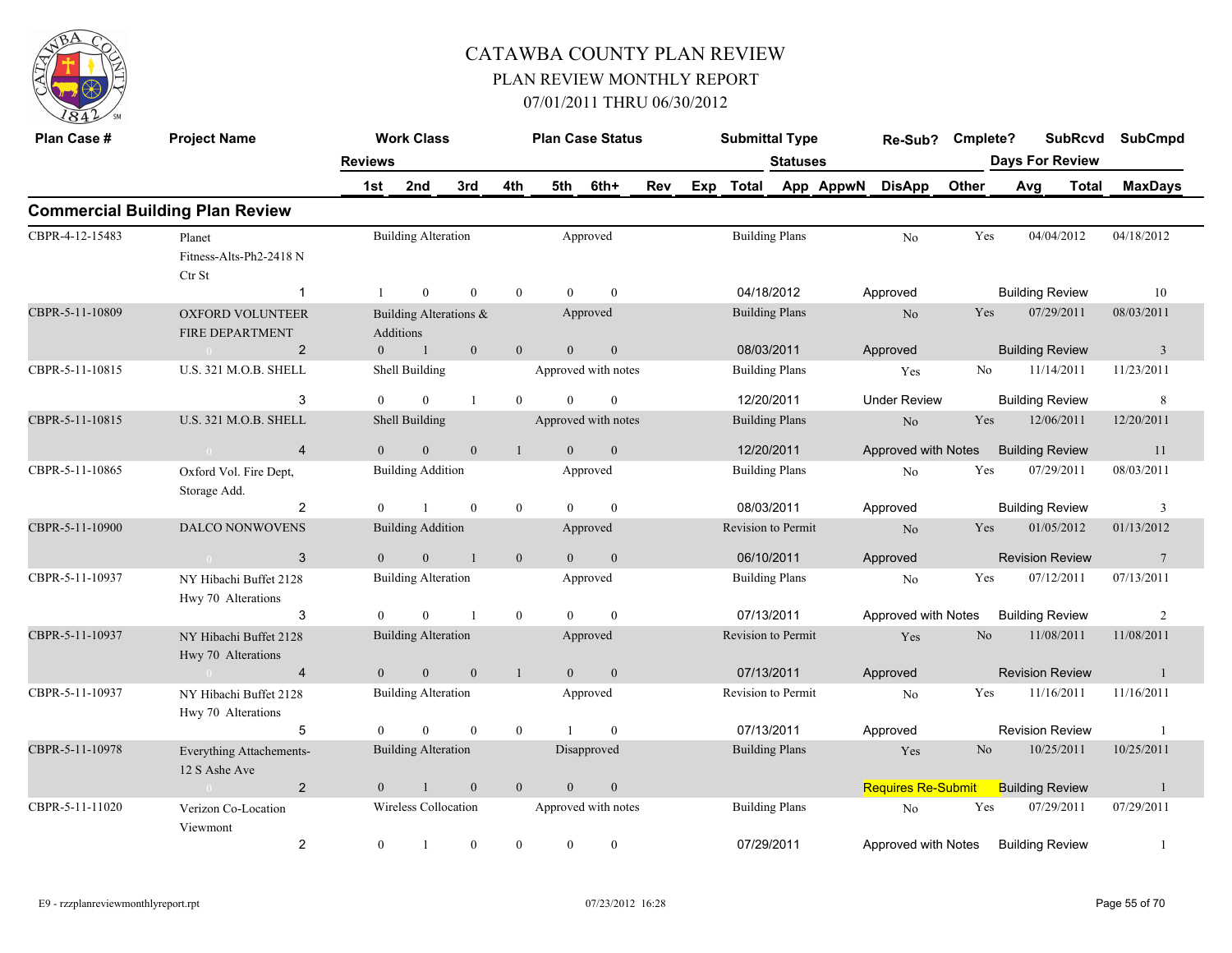# CATAWBA COUNTY PLAN REVIEW

## PLAN REVIEW MONTHLY REPORT

### 07/01/2011 THRU 06/30/2012

## Commercial Building Plan Review

| Plan Case # | Project Name | Work Class | Plan Case Status | Submittal Type | Re-Sub? | Cmplete? | SubRcvd | SubCmpd |
|---|---|---|---|---|---|---|---|---|
| | Reviews | 1st / 2nd / 3rd / 4th / 5th / 6th+ | Rev / Exp / Total | Statuses: App / AppwN / DisApp / Other | | | Days For Review: Avg / Total | MaxDays |
| CBPR-4-12-15483 | Planet Fitness-Alts-Ph2-2418 N Ctr St | Building Alteration | Approved | Building Plans | No | Yes | 04/04/2012 | 04/18/2012 |
| | 1 | 1 / 0 / 0 / 0 / 0 / 0 | 04/18/2012 | Approved | | | Building Review | 10 |
| CBPR-5-11-10809 | OXFORD VOLUNTEER FIRE DEPARTMENT | Building Alterations & Additions | Approved | Building Plans | No | Yes | 07/29/2011 | 08/03/2011 |
| | 2 | 0 / 1 / 0 / 0 / 0 / 0 | 08/03/2011 | Approved | | | Building Review | 3 |
| CBPR-5-11-10815 | U.S. 321 M.O.B. SHELL | Shell Building | Approved with notes | Building Plans | Yes | No | 11/14/2011 | 11/23/2011 |
| | 3 | 0 / 0 / 1 / 0 / 0 / 0 | 12/20/2011 | Under Review | | | Building Review | 8 |
| CBPR-5-11-10815 | U.S. 321 M.O.B. SHELL | Shell Building | Approved with notes | Building Plans | No | Yes | 12/06/2011 | 12/20/2011 |
| | 4 | 0 / 0 / 0 / 1 / 0 / 0 | 12/20/2011 | Approved with Notes | | | Building Review | 11 |
| CBPR-5-11-10865 | Oxford Vol. Fire Dept, Storage Add. | Building Addition | Approved | Building Plans | No | Yes | 07/29/2011 | 08/03/2011 |
| | 2 | 0 / 1 / 0 / 0 / 0 / 0 | 08/03/2011 | Approved | | | Building Review | 3 |
| CBPR-5-11-10900 | DALCO NONWOVENS | Building Addition | Approved | Revision to Permit | No | Yes | 01/05/2012 | 01/13/2012 |
| | 3 | 0 / 0 / 1 / 0 / 0 / 0 | 06/10/2011 | Approved | | | Revision Review | 7 |
| CBPR-5-11-10937 | NY Hibachi Buffet 2128 Hwy 70 Alterations | Building Alteration | Approved | Building Plans | No | Yes | 07/12/2011 | 07/13/2011 |
| | 3 | 0 / 0 / 1 / 0 / 0 / 0 | 07/13/2011 | Approved with Notes | | | Building Review | 2 |
| CBPR-5-11-10937 | NY Hibachi Buffet 2128 Hwy 70 Alterations | Building Alteration | Approved | Revision to Permit | Yes | No | 11/08/2011 | 11/08/2011 |
| | 4 | 0 / 0 / 0 / 1 / 0 / 0 | 07/13/2011 | Approved | | | Revision Review | 1 |
| CBPR-5-11-10937 | NY Hibachi Buffet 2128 Hwy 70 Alterations | Building Alteration | Approved | Revision to Permit | No | Yes | 11/16/2011 | 11/16/2011 |
| | 5 | 0 / 0 / 0 / 0 / 1 / 0 | 07/13/2011 | Approved | | | Revision Review | 1 |
| CBPR-5-11-10978 | Everything Attachements-12 S Ashe Ave | Building Alteration | Disapproved | Building Plans | Yes | No | 10/25/2011 | 10/25/2011 |
| | 2 | 0 / 1 / 0 / 0 / 0 / 0 | | Requires Re-Submit | | | Building Review | 1 |
| CBPR-5-11-11020 | Verizon Co-Location Viewmont | Wireless Collocation | Approved with notes | Building Plans | No | Yes | 07/29/2011 | 07/29/2011 |
| | 2 | 0 / 1 / 0 / 0 / 0 / 0 | 07/29/2011 | Approved with Notes | | | Building Review | 1 |

E9 - rzzplanreviewmonthlyreport.rpt 07/23/2012 16:28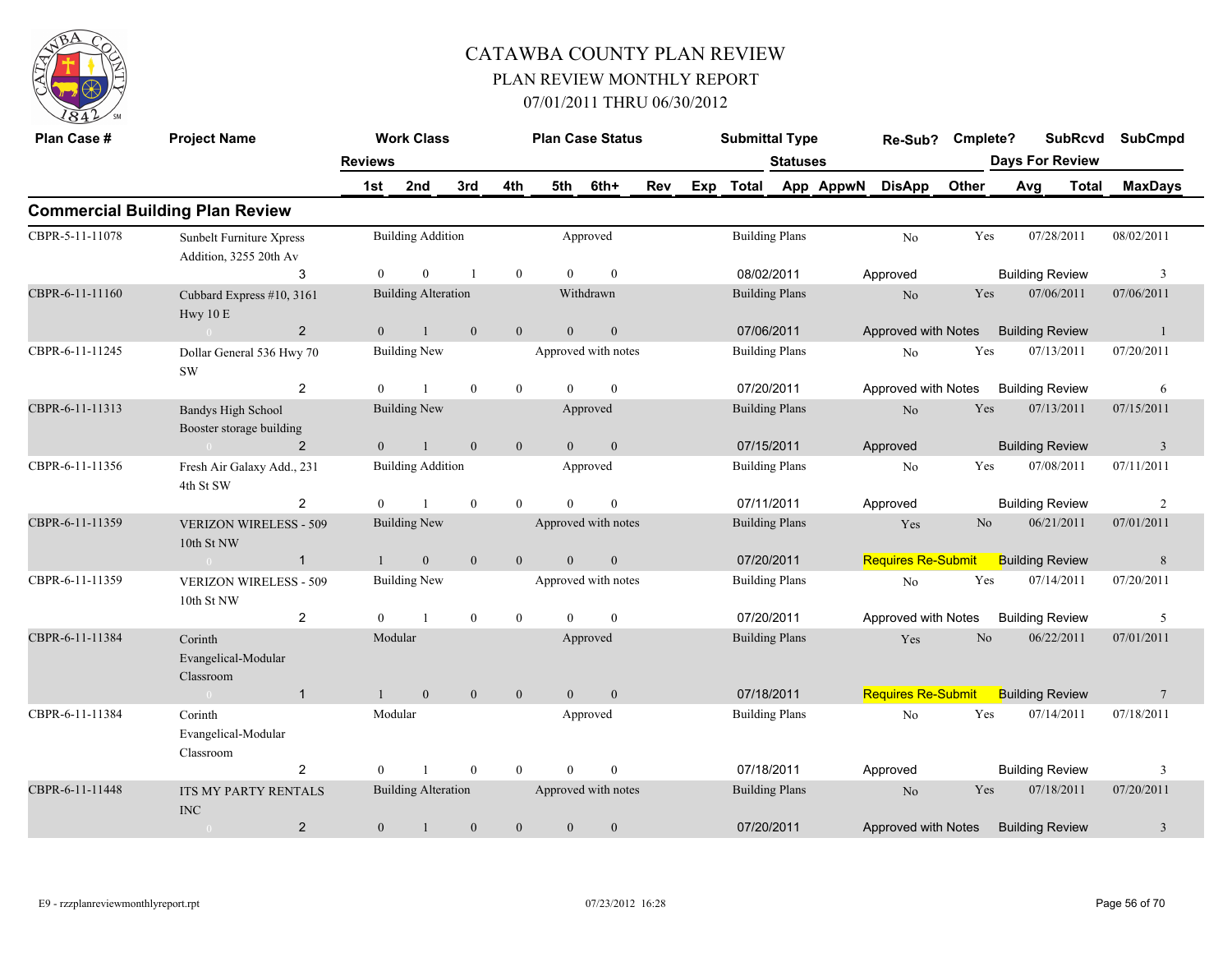# CATAWBA COUNTY PLAN REVIEW

## PLAN REVIEW MONTHLY REPORT

### 07/01/2011 THRU 06/30/2012

| Plan Case # | Project Name | Work Class | | | | Plan Case Status | | | | Submittal Type | | | Re-Sub? | Cmplete? | SubRcvd | SubCmpd |
|---|---|---|---|---|---|---|---|---|---|---|---|---|---|---|---|---|
| | Reviews | 1st | 2nd | 3rd | 4th | 5th | 6th+ | Rev | Exp | Total | Statuses App | AppwN | DisApp | Other | Days For Review Avg | Total / MaxDays |

## Commercial Building Plan Review

| Plan Case # | Project Name | Reviews | 1st | 2nd | 3rd | 4th | 5th | 6th+ | Work Class / Plan Case Status | Submittal Type / Date | Re-Sub? | Cmplete? | Status | Review | SubRcvd | SubCmpd | MaxDays |
|---|---|---|---|---|---|---|---|---|---|---|---|---|---|---|---|---|---|
| CBPR-5-11-11078 | Sunbelt Furniture Xpress Addition, 3255 20th Av | 3 | 0 | 0 | 1 | 0 | 0 | 0 | Building Addition / Approved | Building Plans / 08/02/2011 | No | Yes | Approved | Building Review | 07/28/2011 | 08/02/2011 | 3 |
| CBPR-6-11-11160 | Cubbard Express #10, 3161 Hwy 10 E | 2 | 0 | 1 | 0 | 0 | 0 | 0 | Building Alteration / Withdrawn | Building Plans / 07/06/2011 | No | Yes | Approved with Notes | Building Review | 07/06/2011 | 07/06/2011 | 1 |
| CBPR-6-11-11245 | Dollar General 536 Hwy 70 SW | 2 | 0 | 1 | 0 | 0 | 0 | 0 | Building New / Approved with notes | Building Plans / 07/20/2011 | No | Yes | Approved with Notes | Building Review | 07/13/2011 | 07/20/2011 | 6 |
| CBPR-6-11-11313 | Bandys High School Booster storage building | 2 | 0 | 1 | 0 | 0 | 0 | 0 | Building New / Approved | Building Plans / 07/15/2011 | No | Yes | Approved | Building Review | 07/13/2011 | 07/15/2011 | 3 |
| CBPR-6-11-11356 | Fresh Air Galaxy Add., 231 4th St SW | 2 | 0 | 1 | 0 | 0 | 0 | 0 | Building Addition / Approved | Building Plans / 07/11/2011 | No | Yes | Approved | Building Review | 07/08/2011 | 07/11/2011 | 2 |
| CBPR-6-11-11359 | VERIZON WIRELESS - 509 10th St NW | 1 | 1 | 0 | 0 | 0 | 0 | 0 | Building New / Approved with notes | Building Plans / 07/20/2011 | Yes | No | Requires Re-Submit | Building Review | 06/21/2011 | 07/01/2011 | 8 |
| CBPR-6-11-11359 | VERIZON WIRELESS - 509 10th St NW | 2 | 0 | 1 | 0 | 0 | 0 | 0 | Building New / Approved with notes | Building Plans / 07/20/2011 | No | Yes | Approved with Notes | Building Review | 07/14/2011 | 07/20/2011 | 5 |
| CBPR-6-11-11384 | Corinth Evangelical-Modular Classroom | 1 | 1 | 0 | 0 | 0 | 0 | 0 | Modular / Approved | Building Plans / 07/18/2011 | Yes | No | Requires Re-Submit | Building Review | 06/22/2011 | 07/01/2011 | 7 |
| CBPR-6-11-11384 | Corinth Evangelical-Modular Classroom | 2 | 0 | 1 | 0 | 0 | 0 | 0 | Modular / Approved | Building Plans / 07/18/2011 | No | Yes | Approved | Building Review | 07/14/2011 | 07/18/2011 | 3 |
| CBPR-6-11-11448 | ITS MY PARTY RENTALS INC | 2 | 0 | 1 | 0 | 0 | 0 | 0 | Building Alteration / Approved with notes | Building Plans / 07/20/2011 | No | Yes | Approved with Notes | Building Review | 07/18/2011 | 07/20/2011 | 3 |

E9 - rzzplanreviewmonthlyreport.rpt 07/23/2012 16:28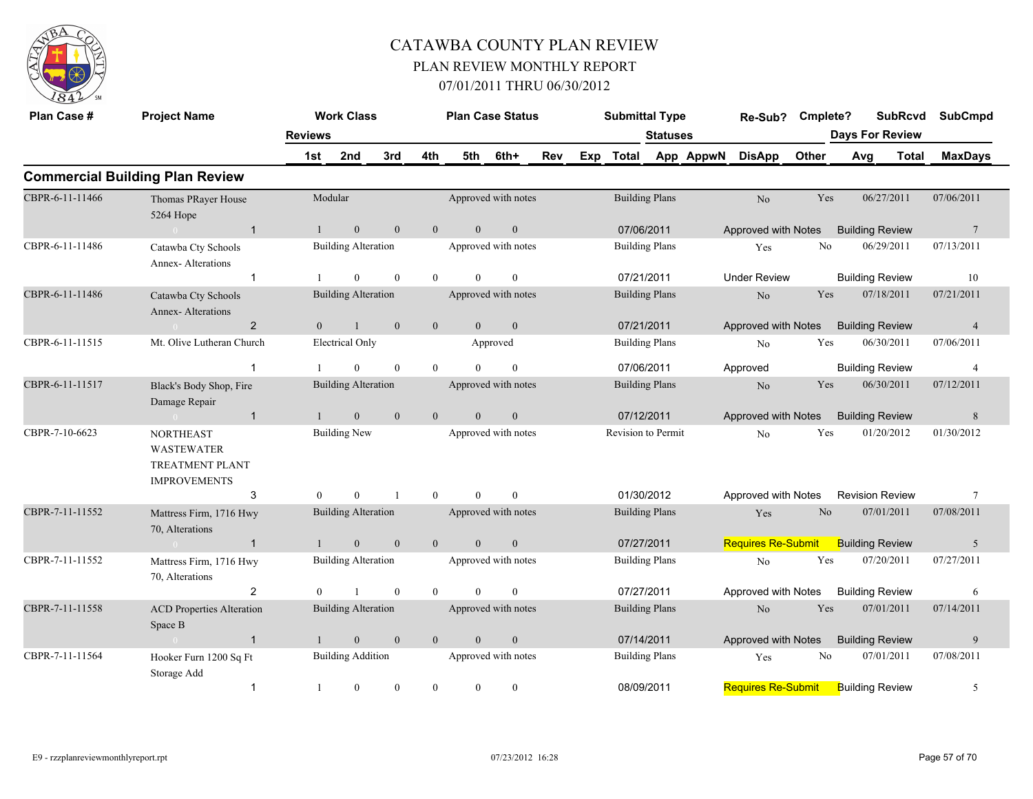# CATAWBA COUNTY PLAN REVIEW

## PLAN REVIEW MONTHLY REPORT

### 07/01/2011 THRU 06/30/2012

## Commercial Building Plan Review

| Plan Case # | Project Name | Reviews | Work Class | | | | Plan Case Status | | Submittal Type | Statuses | Re-Sub? | Cmplete? | SubRcvd | SubCmpd |
|---|---|---|---|---|---|---|---|---|---|---|---|---|---|---|
| | | | 1st | 2nd | 3rd | 4th | 5th | 6th+ | Total | | DisApp | Other | Days For Review | MaxDays |
| CBPR-6-11-11466 | Thomas PRayer House 5264 Hope | 1 | Modular 1 | 0 | 0 | 0 | Approved with notes 0 | 0 | Building Plans 07/06/2011 | Approved with Notes | No | Yes | 06/27/2011 Building Review | 07/06/2011 7 |
| CBPR-6-11-11486 | Catawba Cty Schools Annex- Alterations | 1 | Building Alteration 1 | 0 | 0 | 0 | Approved with notes 0 | 0 | Building Plans 07/21/2011 | Under Review | Yes | No | 06/29/2011 Building Review | 07/13/2011 10 |
| CBPR-6-11-11486 | Catawba Cty Schools Annex- Alterations | 2 | Building Alteration 0 | 1 | 0 | 0 | Approved with notes 0 | 0 | Building Plans 07/21/2011 | Approved with Notes | No | Yes | 07/18/2011 Building Review | 07/21/2011 4 |
| CBPR-6-11-11515 | Mt. Olive Lutheran Church | 1 | Electrical Only 1 | 0 | 0 | 0 | Approved 0 | 0 | Building Plans 07/06/2011 | Approved | No | Yes | 06/30/2011 Building Review | 07/06/2011 4 |
| CBPR-6-11-11517 | Black's Body Shop, Fire Damage Repair | 1 | Building Alteration 1 | 0 | 0 | 0 | Approved with notes 0 | 0 | Building Plans 07/12/2011 | Approved with Notes | No | Yes | 06/30/2011 Building Review | 07/12/2011 8 |
| CBPR-7-10-6623 | NORTHEAST WASTEWATER TREATMENT PLANT IMPROVEMENTS | 3 | Building New 0 | 0 | 1 | 0 | Approved with notes 0 | 0 | Revision to Permit 01/30/2012 | Approved with Notes | No | Yes | 01/20/2012 Revision Review | 01/30/2012 7 |
| CBPR-7-11-11552 | Mattress Firm, 1716 Hwy 70, Alterations | 1 | Building Alteration 1 | 0 | 0 | 0 | Approved with notes 0 | 0 | Building Plans 07/27/2011 | Requires Re-Submit | Yes | No | 07/01/2011 Building Review | 07/08/2011 5 |
| CBPR-7-11-11552 | Mattress Firm, 1716 Hwy 70, Alterations | 2 | Building Alteration 0 | 1 | 0 | 0 | Approved with notes 0 | 0 | Building Plans 07/27/2011 | Approved with Notes | No | Yes | 07/20/2011 Building Review | 07/27/2011 6 |
| CBPR-7-11-11558 | ACD Properties Alteration Space B | 1 | Building Alteration 1 | 0 | 0 | 0 | Approved with notes 0 | 0 | Building Plans 07/14/2011 | Approved with Notes | No | Yes | 07/01/2011 Building Review | 07/14/2011 9 |
| CBPR-7-11-11564 | Hooker Furn 1200 Sq Ft Storage Add | 1 | Building Addition 1 | 0 | 0 | 0 | Approved with notes 0 | 0 | Building Plans 08/09/2011 | Requires Re-Submit | Yes | No | 07/01/2011 Building Review | 07/08/2011 5 |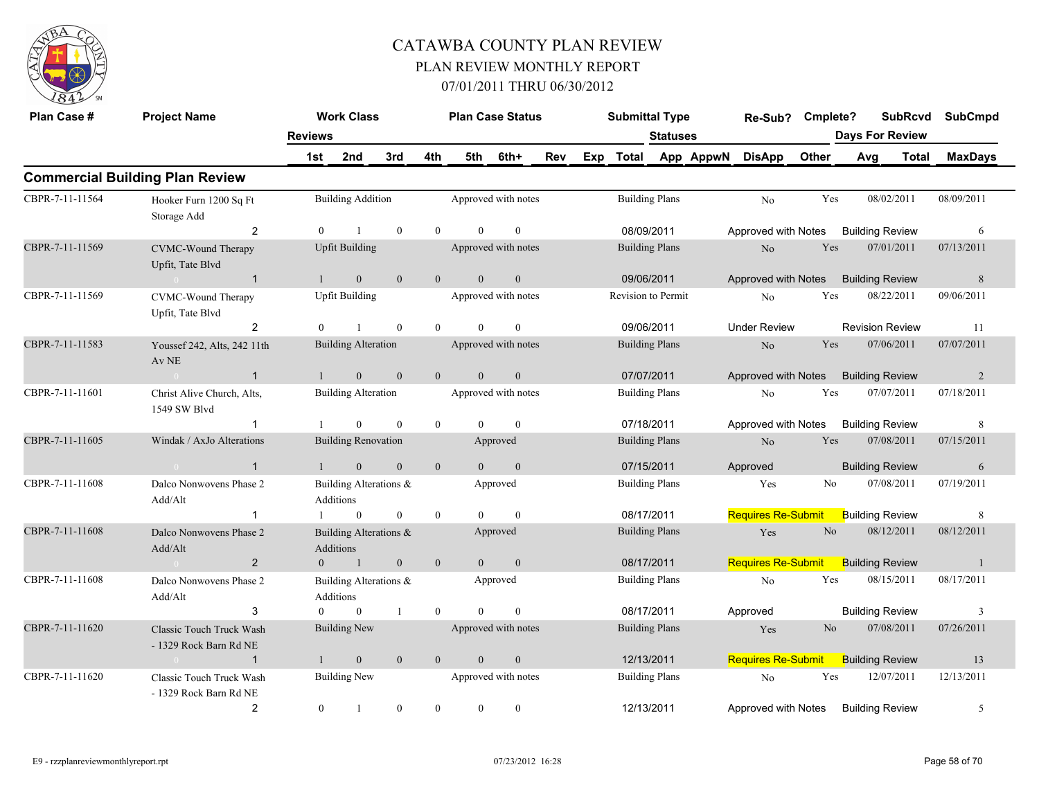# CATAWBA COUNTY PLAN REVIEW

## PLAN REVIEW MONTHLY REPORT

### 07/01/2011 THRU 06/30/2012

## Commercial Building Plan Review

| Plan Case # | Project Name | Reviews | Work Class 1st | 2nd | 3rd | 4th | Plan Case Status 5th | 6th+ | Rev | Exp | Submittal Type Total | Statuses App | AppwN | Re-Sub? DisApp | Cmplete? Other | Days For Review Avg | SubRcvd Total | SubCmpd MaxDays |
|---|---|---|---|---|---|---|---|---|---|---|---|---|---|---|---|---|---|---|
| CBPR-7-11-11564 | Hooker Furn 1200 Sq Ft Storage Add | | Building Addition | | | | Approved with notes | | | | Building Plans | | | No | Yes | | 08/02/2011 | 08/09/2011 |
| | | 2 | 0 | 1 | 0 | 0 | 0 | 0 | | | 08/09/2011 | | | Approved with Notes | | Building Review | | 6 |
| CBPR-7-11-11569 | CVMC-Wound Therapy Upfit, Tate Blvd | | Upfit Building | | | | Approved with notes | | | | Building Plans | | | No | Yes | | 07/01/2011 | 07/13/2011 |
| | 0 | 1 | 1 | 0 | 0 | 0 | 0 | 0 | | | 09/06/2011 | | | Approved with Notes | | Building Review | | 8 |
| CBPR-7-11-11569 | CVMC-Wound Therapy Upfit, Tate Blvd | | Upfit Building | | | | Approved with notes | | | | Revision to Permit | | | No | Yes | | 08/22/2011 | 09/06/2011 |
| | | 2 | 0 | 1 | 0 | 0 | 0 | 0 | | | 09/06/2011 | | | Under Review | | Revision Review | | 11 |
| CBPR-7-11-11583 | Youssef 242, Alts, 242 11th Av NE | | Building Alteration | | | | Approved with notes | | | | Building Plans | | | No | Yes | | 07/06/2011 | 07/07/2011 |
| | 0 | 1 | 1 | 0 | 0 | 0 | 0 | 0 | | | 07/07/2011 | | | Approved with Notes | | Building Review | | 2 |
| CBPR-7-11-11601 | Christ Alive Church, Alts, 1549 SW Blvd | | Building Alteration | | | | Approved with notes | | | | Building Plans | | | No | Yes | | 07/07/2011 | 07/18/2011 |
| | | 1 | 1 | 0 | 0 | 0 | 0 | 0 | | | 07/18/2011 | | | Approved with Notes | | Building Review | | 8 |
| CBPR-7-11-11605 | Windak / AxJo Alterations | | Building Renovation | | | | Approved | | | | Building Plans | | | No | Yes | | 07/08/2011 | 07/15/2011 |
| | 0 | 1 | 1 | 0 | 0 | 0 | 0 | 0 | | | 07/15/2011 | | | Approved | | Building Review | | 6 |
| CBPR-7-11-11608 | Dalco Nonwovens Phase 2 Add/Alt | | Building Alterations & Additions | | | | Approved | | | | Building Plans | | | Yes | No | | 07/08/2011 | 07/19/2011 |
| | | 1 | 1 | 0 | 0 | 0 | 0 | 0 | | | 08/17/2011 | | | Requires Re-Submit | | Building Review | | 8 |
| CBPR-7-11-11608 | Dalco Nonwovens Phase 2 Add/Alt | | Building Alterations & Additions | | | | Approved | | | | Building Plans | | | Yes | No | | 08/12/2011 | 08/12/2011 |
| | 0 | 2 | 0 | 1 | 0 | 0 | 0 | 0 | | | 08/17/2011 | | | Requires Re-Submit | | Building Review | | 1 |
| CBPR-7-11-11608 | Dalco Nonwovens Phase 2 Add/Alt | | Building Alterations & Additions | | | | Approved | | | | Building Plans | | | No | Yes | | 08/15/2011 | 08/17/2011 |
| | | 3 | 0 | 0 | 1 | 0 | 0 | 0 | | | 08/17/2011 | | | Approved | | Building Review | | 3 |
| CBPR-7-11-11620 | Classic Touch Truck Wash - 1329 Rock Barn Rd NE | | Building New | | | | Approved with notes | | | | Building Plans | | | Yes | No | | 07/08/2011 | 07/26/2011 |
| | 0 | 1 | 1 | 0 | 0 | 0 | 0 | 0 | | | 12/13/2011 | | | Requires Re-Submit | | Building Review | | 13 |
| CBPR-7-11-11620 | Classic Touch Truck Wash - 1329 Rock Barn Rd NE | | Building New | | | | Approved with notes | | | | Building Plans | | | No | Yes | | 12/07/2011 | 12/13/2011 |
| | | 2 | 0 | 1 | 0 | 0 | 0 | 0 | | | 12/13/2011 | | | Approved with Notes | | Building Review | | 5 |

E9 - rzzplanreviewmonthlyreport.rpt 07/23/2012 16:28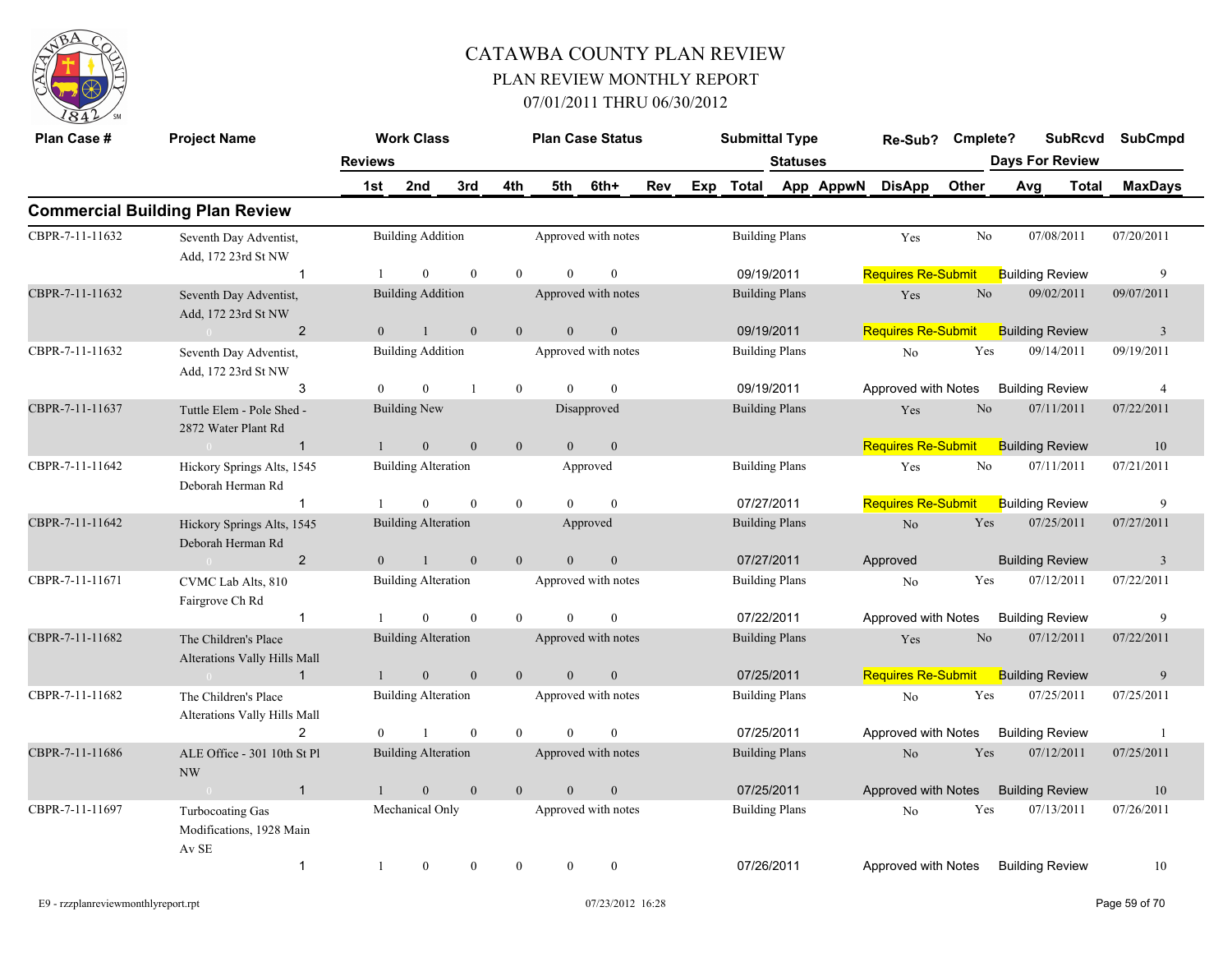# CATAWBA COUNTY PLAN REVIEW
## PLAN REVIEW MONTHLY REPORT
### 07/01/2011 THRU 06/30/2012

## Commercial Building Plan Review

| Plan Case # | Project Name | Reviews | Work Class 1st | 2nd | 3rd | 4th | Plan Case Status 5th | 6th+ | Rev | Exp | Submittal Type Total | Statuses App | AppwN | Re-Sub? DisApp | Cmplete? Other | SubRcvd Days For Review Avg | Total | SubCmpd MaxDays |
|---|---|---|---|---|---|---|---|---|---|---|---|---|---|---|---|---|---|---|
| CBPR-7-11-11632 | Seventh Day Adventist, Add, 172 23rd St NW | 1 | Building Addition 1 | 0 | 0 | 0 | Approved with notes 0 | 0 | | | Building Plans 09/19/2011 | | | Yes Requires Re-Submit | No | 07/08/2011 Building Review | | 07/20/2011 9 |
| CBPR-7-11-11632 | Seventh Day Adventist, Add, 172 23rd St NW | 2 | Building Addition 0 | 1 | 0 | 0 | Approved with notes 0 | 0 | | | Building Plans 09/19/2011 | | | Yes Requires Re-Submit | No | 09/02/2011 Building Review | | 09/07/2011 3 |
| CBPR-7-11-11632 | Seventh Day Adventist, Add, 172 23rd St NW | 3 | Building Addition 0 | 0 | 1 | 0 | Approved with notes 0 | 0 | | | Building Plans 09/19/2011 | | | No Approved with Notes | Yes | 09/14/2011 Building Review | | 09/19/2011 4 |
| CBPR-7-11-11637 | Tuttle Elem - Pole Shed - 2872 Water Plant Rd | 1 | Building New 1 | 0 | 0 | 0 | Disapproved 0 | 0 | | | Building Plans | | | Yes Requires Re-Submit | No | 07/11/2011 Building Review | | 07/22/2011 10 |
| CBPR-7-11-11642 | Hickory Springs Alts, 1545 Deborah Herman Rd | 1 | Building Alteration 1 | 0 | 0 | 0 | Approved 0 | 0 | | | Building Plans 07/27/2011 | | | Yes Requires Re-Submit | No | 07/11/2011 Building Review | | 07/21/2011 9 |
| CBPR-7-11-11642 | Hickory Springs Alts, 1545 Deborah Herman Rd | 2 | Building Alteration 0 | 1 | 0 | 0 | Approved 0 | 0 | | | Building Plans 07/27/2011 | | | No Approved | Yes | 07/25/2011 Building Review | | 07/27/2011 3 |
| CBPR-7-11-11671 | CVMC Lab Alts, 810 Fairgrove Ch Rd | 1 | Building Alteration 1 | 0 | 0 | 0 | Approved with notes 0 | 0 | | | Building Plans 07/22/2011 | | | No Approved with Notes | Yes | 07/12/2011 Building Review | | 07/22/2011 9 |
| CBPR-7-11-11682 | The Children's Place Alterations Vally Hills Mall | 1 | Building Alteration 1 | 0 | 0 | 0 | Approved with notes 0 | 0 | | | Building Plans 07/25/2011 | | | Yes Requires Re-Submit | No | 07/12/2011 Building Review | | 07/22/2011 9 |
| CBPR-7-11-11682 | The Children's Place Alterations Vally Hills Mall | 2 | Building Alteration 0 | 1 | 0 | 0 | Approved with notes 0 | 0 | | | Building Plans 07/25/2011 | | | No Approved with Notes | Yes | 07/25/2011 Building Review | | 07/25/2011 1 |
| CBPR-7-11-11686 | ALE Office - 301 10th St Pl NW | 1 | Building Alteration 1 | 0 | 0 | 0 | Approved with notes 0 | 0 | | | Building Plans 07/25/2011 | | | No Approved with Notes | Yes | 07/12/2011 Building Review | | 07/25/2011 10 |
| CBPR-7-11-11697 | Turbocoating Gas Modifications, 1928 Main Av SE | 1 | Mechanical Only 1 | 0 | 0 | 0 | Approved with notes 0 | 0 | | | Building Plans 07/26/2011 | | | No Approved with Notes | Yes | 07/13/2011 Building Review | | 07/26/2011 10 |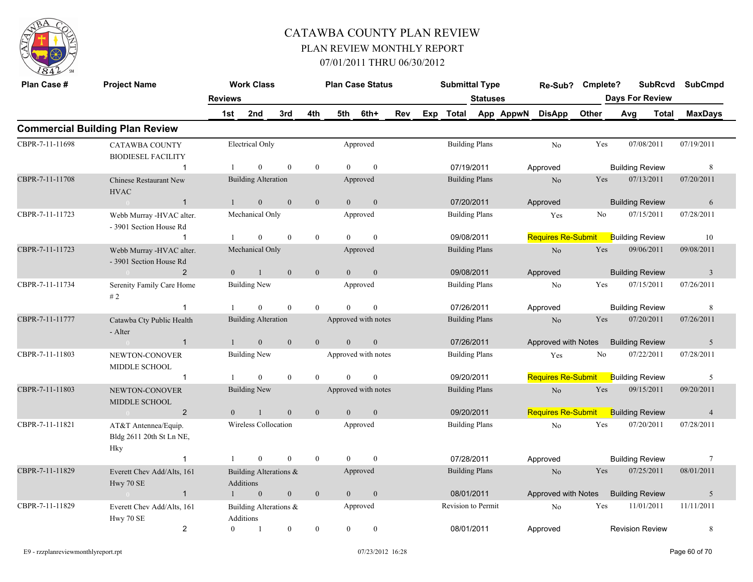# CATAWBA COUNTY PLAN REVIEW

## PLAN REVIEW MONTHLY REPORT

### 07/01/2011 THRU 06/30/2012

## Commercial Building Plan Review

| Plan Case # | Project Name | Reviews | Work Class / 1st | 2nd | 3rd | 4th | 5th | Plan Case Status / 6th+ | Rev | Exp | Submittal Type / Total | Statuses App | AppwN | Re-Sub? / DisApp | Cmplete? / Other | SubRcvd Days For Review Avg | Total | SubCmpd MaxDays |
|---|---|---|---|---|---|---|---|---|---|---|---|---|---|---|---|---|---|---|
| CBPR-7-11-11698 | CATAWBA COUNTY BIODIESEL FACILITY | | Electrical Only | | | | | Approved | | | Building Plans | | | No | Yes | 07/08/2011 | | 07/19/2011 |
| | | 1 | 1 | 0 | 0 | 0 | 0 | 0 | | | 07/19/2011 | | | Approved | | Building Review | | 8 |
| CBPR-7-11-11708 | Chinese Restaurant New HVAC | | Building Alteration | | | | | Approved | | | Building Plans | | | No | Yes | 07/13/2011 | | 07/20/2011 |
| | | 1 | 1 | 0 | 0 | 0 | 0 | 0 | | | 07/20/2011 | | | Approved | | Building Review | | 6 |
| CBPR-7-11-11723 | Webb Murray -HVAC alter. - 3901 Section House Rd | | Mechanical Only | | | | | Approved | | | Building Plans | | | Yes | No | 07/15/2011 | | 07/28/2011 |
| | | 1 | 1 | 0 | 0 | 0 | 0 | 0 | | | 09/08/2011 | | | Requires Re-Submit | | Building Review | | 10 |
| CBPR-7-11-11723 | Webb Murray -HVAC alter. - 3901 Section House Rd | | Mechanical Only | | | | | Approved | | | Building Plans | | | No | Yes | 09/06/2011 | | 09/08/2011 |
| | | 2 | 0 | 1 | 0 | 0 | 0 | 0 | | | 09/08/2011 | | | Approved | | Building Review | | 3 |
| CBPR-7-11-11734 | Serenity Family Care Home # 2 | | Building New | | | | | Approved | | | Building Plans | | | No | Yes | 07/15/2011 | | 07/26/2011 |
| | | 1 | 1 | 0 | 0 | 0 | 0 | 0 | | | 07/26/2011 | | | Approved | | Building Review | | 8 |
| CBPR-7-11-11777 | Catawba Cty Public Health - Alter | | Building Alteration | | | | | Approved with notes | | | Building Plans | | | No | Yes | 07/20/2011 | | 07/26/2011 |
| | | 1 | 1 | 0 | 0 | 0 | 0 | 0 | | | 07/26/2011 | | | Approved with Notes | | Building Review | | 5 |
| CBPR-7-11-11803 | NEWTON-CONOVER MIDDLE SCHOOL | | Building New | | | | | Approved with notes | | | Building Plans | | | Yes | No | 07/22/2011 | | 07/28/2011 |
| | | 1 | 1 | 0 | 0 | 0 | 0 | 0 | | | 09/20/2011 | | | Requires Re-Submit | | Building Review | | 5 |
| CBPR-7-11-11803 | NEWTON-CONOVER MIDDLE SCHOOL | | Building New | | | | | Approved with notes | | | Building Plans | | | No | Yes | 09/15/2011 | | 09/20/2011 |
| | | 2 | 0 | 1 | 0 | 0 | 0 | 0 | | | 09/20/2011 | | | Requires Re-Submit | | Building Review | | 4 |
| CBPR-7-11-11821 | AT&T Antennea/Equip. Bldg 2611 20th St Ln NE, Hky | | Wireless Collocation | | | | | Approved | | | Building Plans | | | No | Yes | 07/20/2011 | | 07/28/2011 |
| | | 1 | 1 | 0 | 0 | 0 | 0 | 0 | | | 07/28/2011 | | | Approved | | Building Review | | 7 |
| CBPR-7-11-11829 | Everett Chev Add/Alts, 161 Hwy 70 SE | | Building Alterations & Additions | | | | | Approved | | | Building Plans | | | No | Yes | 07/25/2011 | | 08/01/2011 |
| | | 1 | 1 | 0 | 0 | 0 | 0 | 0 | | | 08/01/2011 | | | Approved with Notes | | Building Review | | 5 |
| CBPR-7-11-11829 | Everett Chev Add/Alts, 161 Hwy 70 SE | | Building Alterations & Additions | | | | | Approved | | | Revision to Permit | | | No | Yes | 11/01/2011 | | 11/11/2011 |
| | | 2 | 0 | 1 | 0 | 0 | 0 | 0 | | | 08/01/2011 | | | Approved | | Revision Review | | 8 |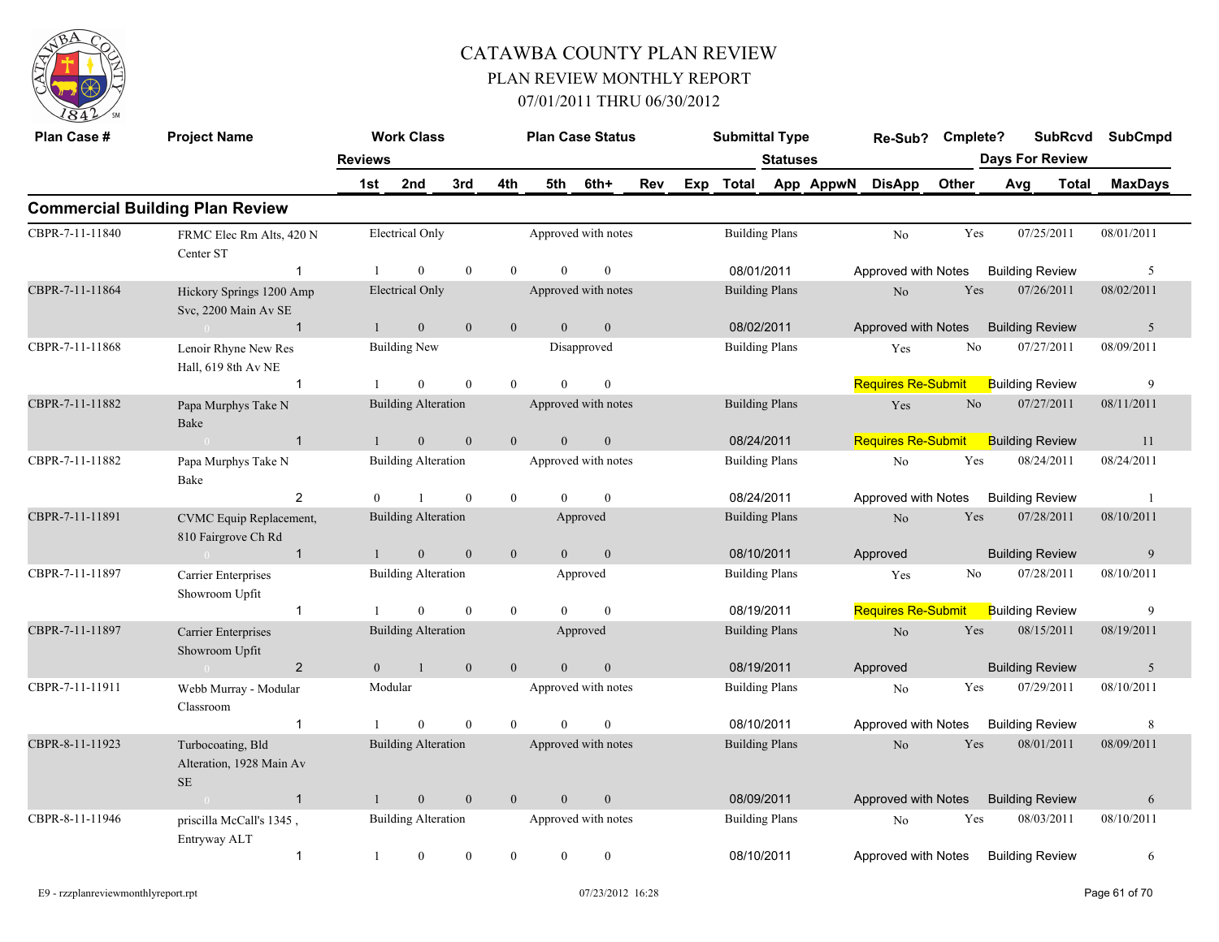# CATAWBA COUNTY PLAN REVIEW

## PLAN REVIEW MONTHLY REPORT

### 07/01/2011 THRU 06/30/2012

## Commercial Building Plan Review

| Plan Case # | Project Name | Reviews | Work Class | | | Plan Case Status | | | | Submittal Type | Statuses | | Re-Sub? | Cmplete? | SubRcvd | SubCmpd |
|---|---|---|---|---|---|---|---|---|---|---|---|---|---|---|---|---|
| | | 1st | 2nd | 3rd | 4th | 5th | 6th+ | Rev | Exp | Total | App | AppwN | DisApp | Other | Days For Review Avg | Total MaxDays |
| CBPR-7-11-11840 | FRMC Elec Rm Alts, 420 N Center ST | | Electrical Only | | | Approved with notes | | | | Building Plans | | | No | Yes | 07/25/2011 | 08/01/2011 |
| | 1 | 1 | 0 | 0 | 0 | 0 | 0 | | | 08/01/2011 | | | Approved with Notes | | Building Review | 5 |
| CBPR-7-11-11864 | Hickory Springs 1200 Amp Svc, 2200 Main Av SE | | Electrical Only | | | Approved with notes | | | | Building Plans | | | No | Yes | 07/26/2011 | 08/02/2011 |
| | 1 | 1 | 0 | 0 | 0 | 0 | 0 | | | 08/02/2011 | | | Approved with Notes | | Building Review | 5 |
| CBPR-7-11-11868 | Lenoir Rhyne New Res Hall, 619 8th Av NE | | Building New | | | Disapproved | | | | Building Plans | | | Yes | No | 07/27/2011 | 08/09/2011 |
| | 1 | 1 | 0 | 0 | 0 | 0 | 0 | | | | | | Requires Re-Submit | | Building Review | 9 |
| CBPR-7-11-11882 | Papa Murphys Take N Bake | | Building Alteration | | | Approved with notes | | | | Building Plans | | | Yes | No | 07/27/2011 | 08/11/2011 |
| | 1 | 1 | 0 | 0 | 0 | 0 | 0 | | | 08/24/2011 | | | Requires Re-Submit | | Building Review | 11 |
| CBPR-7-11-11882 | Papa Murphys Take N Bake | | Building Alteration | | | Approved with notes | | | | Building Plans | | | No | Yes | 08/24/2011 | 08/24/2011 |
| | 2 | 0 | 1 | 0 | 0 | 0 | 0 | | | 08/24/2011 | | | Approved with Notes | | Building Review | 1 |
| CBPR-7-11-11891 | CVMC Equip Replacement, 810 Fairgrove Ch Rd | | Building Alteration | | | Approved | | | | Building Plans | | | No | Yes | 07/28/2011 | 08/10/2011 |
| | 1 | 1 | 0 | 0 | 0 | 0 | 0 | | | 08/10/2011 | | | Approved | | Building Review | 9 |
| CBPR-7-11-11897 | Carrier Enterprises Showroom Upfit | | Building Alteration | | | Approved | | | | Building Plans | | | Yes | No | 07/28/2011 | 08/10/2011 |
| | 1 | 1 | 0 | 0 | 0 | 0 | 0 | | | 08/19/2011 | | | Requires Re-Submit | | Building Review | 9 |
| CBPR-7-11-11897 | Carrier Enterprises Showroom Upfit | | Building Alteration | | | Approved | | | | Building Plans | | | No | Yes | 08/15/2011 | 08/19/2011 |
| | 2 | 0 | 1 | 0 | 0 | 0 | 0 | | | 08/19/2011 | | | Approved | | Building Review | 5 |
| CBPR-7-11-11911 | Webb Murray - Modular Classroom | | Modular | | | Approved with notes | | | | Building Plans | | | No | Yes | 07/29/2011 | 08/10/2011 |
| | 1 | 1 | 0 | 0 | 0 | 0 | 0 | | | 08/10/2011 | | | Approved with Notes | | Building Review | 8 |
| CBPR-8-11-11923 | Turbocoating, Bld Alteration, 1928 Main Av SE | | Building Alteration | | | Approved with notes | | | | Building Plans | | | No | Yes | 08/01/2011 | 08/09/2011 |
| | 1 | 1 | 0 | 0 | 0 | 0 | 0 | | | 08/09/2011 | | | Approved with Notes | | Building Review | 6 |
| CBPR-8-11-11946 | priscilla McCall's 1345 , Entryway ALT | | Building Alteration | | | Approved with notes | | | | Building Plans | | | No | Yes | 08/03/2011 | 08/10/2011 |
| | 1 | 1 | 0 | 0 | 0 | 0 | 0 | | | 08/10/2011 | | | Approved with Notes | | Building Review | 6 |

E9 - rzzplanreviewmonthlyreport.rpt 07/23/2012 16:28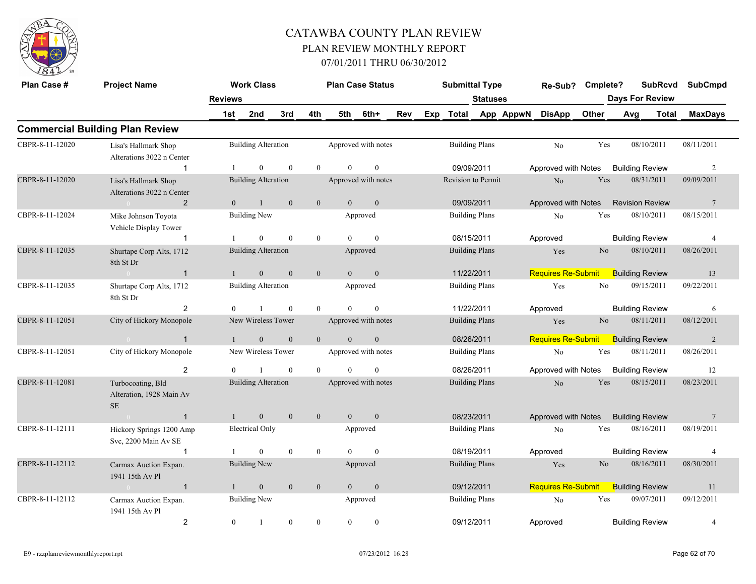# CATAWBA COUNTY PLAN REVIEW

## PLAN REVIEW MONTHLY REPORT

### 07/01/2011 THRU 06/30/2012

## Commercial Building Plan Review

| Plan Case # | Project Name | Reviews | Work Class 1st | 2nd | 3rd | 4th | Plan Case Status 5th | 6th+ | Rev | Exp | Submittal Type Total | Statuses App | AppwN | Re-Sub? DisApp | Cmplete? Other | Days For Review Avg | SubRcvd Total | SubCmpd MaxDays |
|---|---|---|---|---|---|---|---|---|---|---|---|---|---|---|---|---|---|---|
| CBPR-8-11-12020 | Lisa's Hallmark Shop Alterations 3022 n Center | 1 | 1 | 0 | 0 | 0 | 0 | 0 | | | 09/09/2011 | | | Approved with Notes | | Building Review | | 2 |
| | | | Building Alteration | | | | Approved with notes | | | | Building Plans | | | No | Yes | | 08/10/2011 | 08/11/2011 |
| CBPR-8-11-12020 | Lisa's Hallmark Shop Alterations 3022 n Center | 2 | 0 | 1 | 0 | 0 | 0 | 0 | | | 09/09/2011 | | | Approved with Notes | | Revision Review | | 7 |
| | | | Building Alteration | | | | Approved with notes | | | | Revision to Permit | | | No | Yes | | 08/31/2011 | 09/09/2011 |
| CBPR-8-11-12024 | Mike Johnson Toyota Vehicle Display Tower | 1 | 1 | 0 | 0 | 0 | 0 | 0 | | | 08/15/2011 | | | Approved | | Building Review | | 4 |
| | | | Building New | | | | Approved | | | | Building Plans | | | No | Yes | | 08/10/2011 | 08/15/2011 |
| CBPR-8-11-12035 | Shurtape Corp Alts, 1712 8th St Dr | 1 | 1 | 0 | 0 | 0 | 0 | 0 | | | 11/22/2011 | | | Requires Re-Submit | | Building Review | | 13 |
| | | | Building Alteration | | | | Approved | | | | Building Plans | | | Yes | No | | 08/10/2011 | 08/26/2011 |
| CBPR-8-11-12035 | Shurtape Corp Alts, 1712 8th St Dr | 2 | 0 | 1 | 0 | 0 | 0 | 0 | | | 11/22/2011 | | | Approved | | Building Review | | 6 |
| | | | Building Alteration | | | | Approved | | | | Building Plans | | | Yes | No | | 09/15/2011 | 09/22/2011 |
| CBPR-8-11-12051 | City of Hickory Monopole | 1 | 1 | 0 | 0 | 0 | 0 | 0 | | | 08/26/2011 | | | Requires Re-Submit | | Building Review | | 2 |
| | | | New Wireless Tower | | | | Approved with notes | | | | Building Plans | | | Yes | No | | 08/11/2011 | 08/12/2011 |
| CBPR-8-11-12051 | City of Hickory Monopole | 2 | 0 | 1 | 0 | 0 | 0 | 0 | | | 08/26/2011 | | | Approved with Notes | | Building Review | | 12 |
| | | | New Wireless Tower | | | | Approved with notes | | | | Building Plans | | | No | Yes | | 08/11/2011 | 08/26/2011 |
| CBPR-8-11-12081 | Turbocoating, Bld Alteration, 1928 Main Av SE | 1 | 1 | 0 | 0 | 0 | 0 | 0 | | | 08/23/2011 | | | Approved with Notes | | Building Review | | 7 |
| | | | Building Alteration | | | | Approved with notes | | | | Building Plans | | | No | Yes | | 08/15/2011 | 08/23/2011 |
| CBPR-8-11-12111 | Hickory Springs 1200 Amp Svc, 2200 Main Av SE | 1 | 1 | 0 | 0 | 0 | 0 | 0 | | | 08/19/2011 | | | Approved | | Building Review | | 4 |
| | | | Electrical Only | | | | Approved | | | | Building Plans | | | No | Yes | | 08/16/2011 | 08/19/2011 |
| CBPR-8-11-12112 | Carmax Auction Expan. 1941 15th Av Pl | 1 | 1 | 0 | 0 | 0 | 0 | 0 | | | 09/12/2011 | | | Requires Re-Submit | | Building Review | | 11 |
| | | | Building New | | | | Approved | | | | Building Plans | | | Yes | No | | 08/16/2011 | 08/30/2011 |
| CBPR-8-11-12112 | Carmax Auction Expan. 1941 15th Av Pl | 2 | 0 | 1 | 0 | 0 | 0 | 0 | | | 09/12/2011 | | | Approved | | Building Review | | 4 |
| | | | Building New | | | | Approved | | | | Building Plans | | | No | Yes | | 09/07/2011 | 09/12/2011 |

E9 - rzzplanreviewmonthlyreport.rpt 07/23/2012 16:28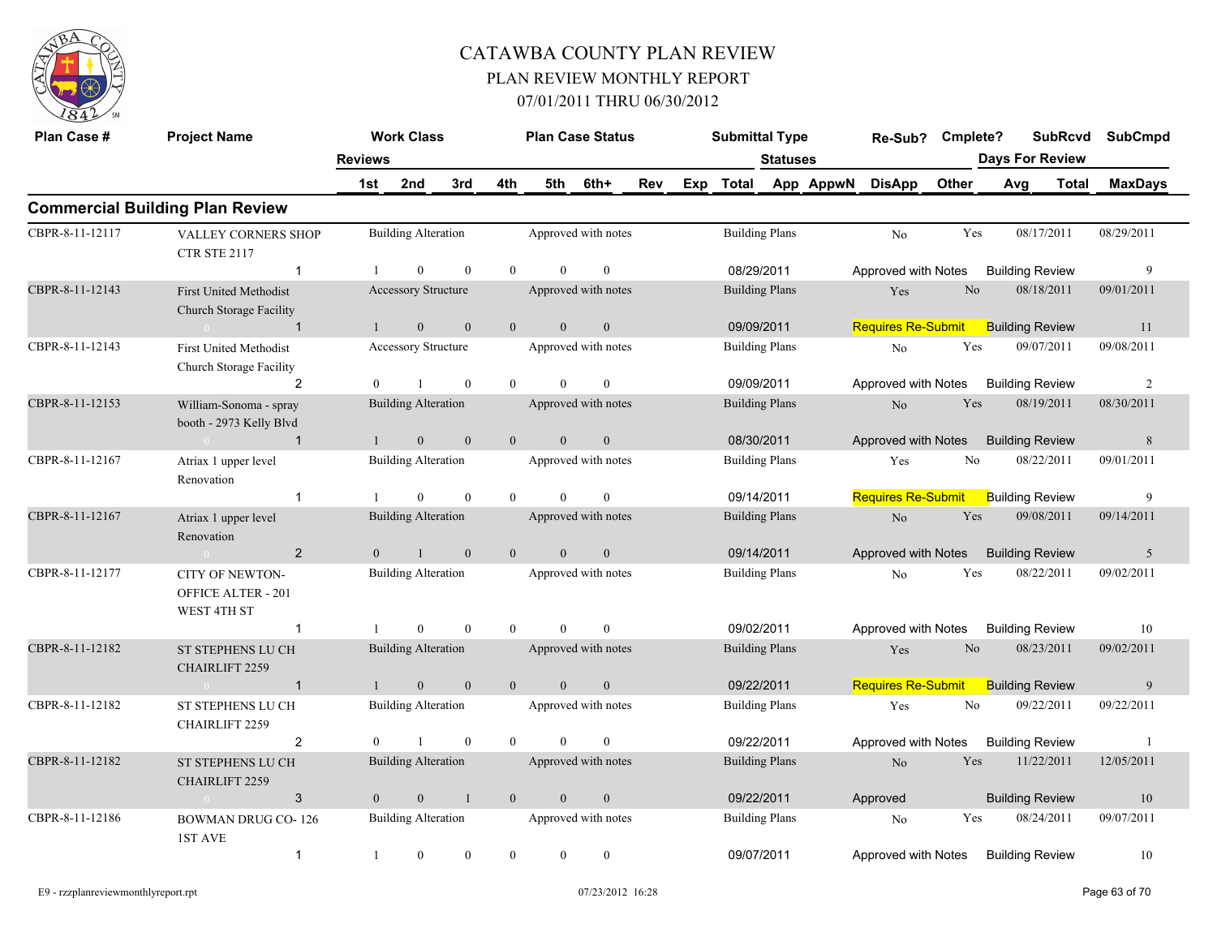# CATAWBA COUNTY PLAN REVIEW

## PLAN REVIEW MONTHLY REPORT

### 07/01/2011 THRU 06/30/2012

## Commercial Building Plan Review

| Plan Case # | Project Name | Reviews 1st | 2nd | 3rd | 4th | 5th | 6th+ | Rev | Exp | Total | Statuses App | AppwN | DisApp | Other | Re-Sub? | Cmplete? | Days For Review Avg | SubRcvd Total | SubCmpd MaxDays |
|---|---|---|---|---|---|---|---|---|---|---|---|---|---|---|---|---|---|---|---|
| CBPR-8-11-12117 | VALLEY CORNERS SHOP CTR STE 2117 | Work Class: Building Alteration | | | | Plan Case Status: Approved with notes | | | | Submittal Type: Building Plans | | | | | No | Yes | | 08/17/2011 | 08/29/2011 |
| | 1 | 1 | 0 | 0 | 0 | 0 | 0 | | | 08/29/2011 | | | Approved with Notes | | | | Building Review | | 9 |
| CBPR-8-11-12143 | First United Methodist Church Storage Facility | Work Class: Accessory Structure | | | | Plan Case Status: Approved with notes | | | | Submittal Type: Building Plans | | | | | Yes | No | | 08/18/2011 | 09/01/2011 |
| | 1 | 1 | 0 | 0 | 0 | 0 | 0 | | | 09/09/2011 | | | Requires Re-Submit | | | | Building Review | | 11 |
| CBPR-8-11-12143 | First United Methodist Church Storage Facility | Work Class: Accessory Structure | | | | Plan Case Status: Approved with notes | | | | Submittal Type: Building Plans | | | | | No | Yes | | 09/07/2011 | 09/08/2011 |
| | 2 | 0 | 1 | 0 | 0 | 0 | 0 | | | 09/09/2011 | | | Approved with Notes | | | | Building Review | | 2 |
| CBPR-8-11-12153 | William-Sonoma - spray booth - 2973 Kelly Blvd | Work Class: Building Alteration | | | | Plan Case Status: Approved with notes | | | | Submittal Type: Building Plans | | | | | No | Yes | | 08/19/2011 | 08/30/2011 |
| | 1 | 1 | 0 | 0 | 0 | 0 | 0 | | | 08/30/2011 | | | Approved with Notes | | | | Building Review | | 8 |
| CBPR-8-11-12167 | Atriax 1 upper level Renovation | Work Class: Building Alteration | | | | Plan Case Status: Approved with notes | | | | Submittal Type: Building Plans | | | | | Yes | No | | 08/22/2011 | 09/01/2011 |
| | 1 | 1 | 0 | 0 | 0 | 0 | 0 | | | 09/14/2011 | | | Requires Re-Submit | | | | Building Review | | 9 |
| CBPR-8-11-12167 | Atriax 1 upper level Renovation | Work Class: Building Alteration | | | | Plan Case Status: Approved with notes | | | | Submittal Type: Building Plans | | | | | No | Yes | | 09/08/2011 | 09/14/2011 |
| | 2 | 0 | 1 | 0 | 0 | 0 | 0 | | | 09/14/2011 | | | Approved with Notes | | | | Building Review | | 5 |
| CBPR-8-11-12177 | CITY OF NEWTON- OFFICE ALTER - 201 WEST 4TH ST | Work Class: Building Alteration | | | | Plan Case Status: Approved with notes | | | | Submittal Type: Building Plans | | | | | No | Yes | | 08/22/2011 | 09/02/2011 |
| | 1 | 1 | 0 | 0 | 0 | 0 | 0 | | | 09/02/2011 | | | Approved with Notes | | | | Building Review | | 10 |
| CBPR-8-11-12182 | ST STEPHENS LU CH CHAIRLIFT 2259 | Work Class: Building Alteration | | | | Plan Case Status: Approved with notes | | | | Submittal Type: Building Plans | | | | | Yes | No | | 08/23/2011 | 09/02/2011 |
| | 1 | 1 | 0 | 0 | 0 | 0 | 0 | | | 09/22/2011 | | | Requires Re-Submit | | | | Building Review | | 9 |
| CBPR-8-11-12182 | ST STEPHENS LU CH CHAIRLIFT 2259 | Work Class: Building Alteration | | | | Plan Case Status: Approved with notes | | | | Submittal Type: Building Plans | | | | | Yes | No | | 09/22/2011 | 09/22/2011 |
| | 2 | 0 | 1 | 0 | 0 | 0 | 0 | | | 09/22/2011 | | | Approved with Notes | | | | Building Review | | 1 |
| CBPR-8-11-12182 | ST STEPHENS LU CH CHAIRLIFT 2259 | Work Class: Building Alteration | | | | Plan Case Status: Approved with notes | | | | Submittal Type: Building Plans | | | | | No | Yes | | 11/22/2011 | 12/05/2011 |
| | 3 | 0 | 0 | 1 | 0 | 0 | 0 | | | 09/22/2011 | | | Approved | | | | Building Review | | 10 |
| CBPR-8-11-12186 | BOWMAN DRUG CO- 126 1ST AVE | Work Class: Building Alteration | | | | Plan Case Status: Approved with notes | | | | Submittal Type: Building Plans | | | | | No | Yes | | 08/24/2011 | 09/07/2011 |
| | 1 | 1 | 0 | 0 | 0 | 0 | 0 | | | 09/07/2011 | | | Approved with Notes | | | | Building Review | | 10 |

E9 - rzzplanreviewmonthlyreport.rpt 07/23/2012 16:28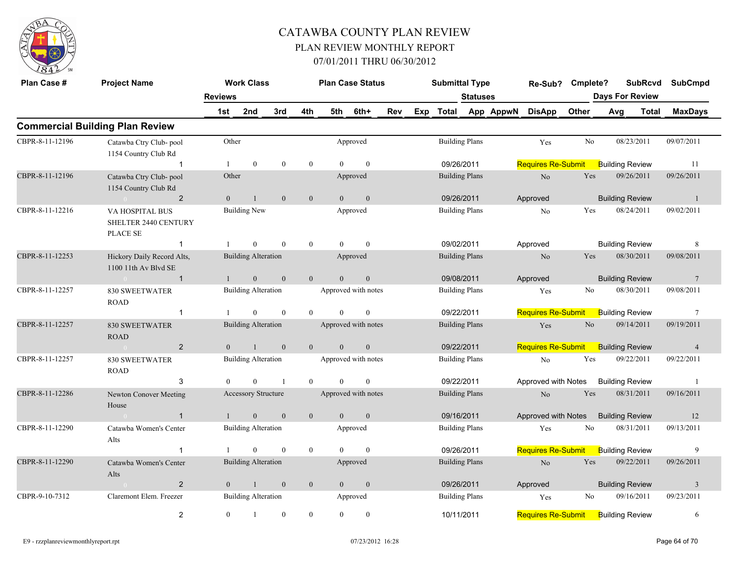# CATAWBA COUNTY PLAN REVIEW

## PLAN REVIEW MONTHLY REPORT

### 07/01/2011 THRU 06/30/2012

## Commercial Building Plan Review

| Plan Case # | Project Name | Reviews | Work Class / 1st | 2nd | 3rd | 4th | Plan Case Status / 5th | 6th+ | Rev | Exp | Submittal Type / Total | Statuses | Re-Sub? / DisApp | Cmplete? / Other | SubRcvd / Days For Review Avg | Total | SubCmpd / MaxDays |
|---|---|---|---|---|---|---|---|---|---|---|---|---|---|---|---|---|---|
| CBPR-8-11-12196 | Catawba Ctry Club- pool 1154 Country Club Rd | | Other | | | | Approved | | | | Building Plans | | Yes | No | 08/23/2011 | | 09/07/2011 |
| | | 1 | 1 | 0 | 0 | 0 | 0 | 0 | | | 09/26/2011 | | Requires Re-Submit | | Building Review | | 11 |
| CBPR-8-11-12196 | Catawba Ctry Club- pool 1154 Country Club Rd | | Other | | | | Approved | | | | Building Plans | | No | Yes | 09/26/2011 | | 09/26/2011 |
| | | 2 | 0 | 1 | 0 | 0 | 0 | 0 | | | 09/26/2011 | | Approved | | Building Review | | 1 |
| CBPR-8-11-12216 | VA HOSPITAL BUS SHELTER 2440 CENTURY PLACE SE | | Building New | | | | Approved | | | | Building Plans | | No | Yes | 08/24/2011 | | 09/02/2011 |
| | | 1 | 1 | 0 | 0 | 0 | 0 | 0 | | | 09/02/2011 | | Approved | | Building Review | | 8 |
| CBPR-8-11-12253 | Hickory Daily Record Alts, 1100 11th Av Blvd SE | | Building Alteration | | | | Approved | | | | Building Plans | | No | Yes | 08/30/2011 | | 09/08/2011 |
| | | 1 | 1 | 0 | 0 | 0 | 0 | 0 | | | 09/08/2011 | | Approved | | Building Review | | 7 |
| CBPR-8-11-12257 | 830 SWEETWATER ROAD | | Building Alteration | | | | Approved with notes | | | | Building Plans | | Yes | No | 08/30/2011 | | 09/08/2011 |
| | | 1 | 1 | 0 | 0 | 0 | 0 | 0 | | | 09/22/2011 | | Requires Re-Submit | | Building Review | | 7 |
| CBPR-8-11-12257 | 830 SWEETWATER ROAD | | Building Alteration | | | | Approved with notes | | | | Building Plans | | Yes | No | 09/14/2011 | | 09/19/2011 |
| | | 2 | 0 | 1 | 0 | 0 | 0 | 0 | | | 09/22/2011 | | Requires Re-Submit | | Building Review | | 4 |
| CBPR-8-11-12257 | 830 SWEETWATER ROAD | | Building Alteration | | | | Approved with notes | | | | Building Plans | | No | Yes | 09/22/2011 | | 09/22/2011 |
| | | 3 | 0 | 0 | 1 | 0 | 0 | 0 | | | 09/22/2011 | | Approved with Notes | | Building Review | | 1 |
| CBPR-8-11-12286 | Newton Conover Meeting House | | Accessory Structure | | | | Approved with notes | | | | Building Plans | | No | Yes | 08/31/2011 | | 09/16/2011 |
| | | 1 | 1 | 0 | 0 | 0 | 0 | 0 | | | 09/16/2011 | | Approved with Notes | | Building Review | | 12 |
| CBPR-8-11-12290 | Catawba Women's Center Alts | | Building Alteration | | | | Approved | | | | Building Plans | | Yes | No | 08/31/2011 | | 09/13/2011 |
| | | 1 | 1 | 0 | 0 | 0 | 0 | 0 | | | 09/26/2011 | | Requires Re-Submit | | Building Review | | 9 |
| CBPR-8-11-12290 | Catawba Women's Center Alts | | Building Alteration | | | | Approved | | | | Building Plans | | No | Yes | 09/22/2011 | | 09/26/2011 |
| | | 2 | 0 | 1 | 0 | 0 | 0 | 0 | | | 09/26/2011 | | Approved | | Building Review | | 3 |
| CBPR-9-10-7312 | Claremont Elem. Freezer | | Building Alteration | | | | Approved | | | | Building Plans | | Yes | No | 09/16/2011 | | 09/23/2011 |
| | | 2 | 0 | 1 | 0 | 0 | 0 | 0 | | | 10/11/2011 | | Requires Re-Submit | | Building Review | | 6 |

E9 - rzzplanreviewmonthlyreport.rpt 07/23/2012 16:28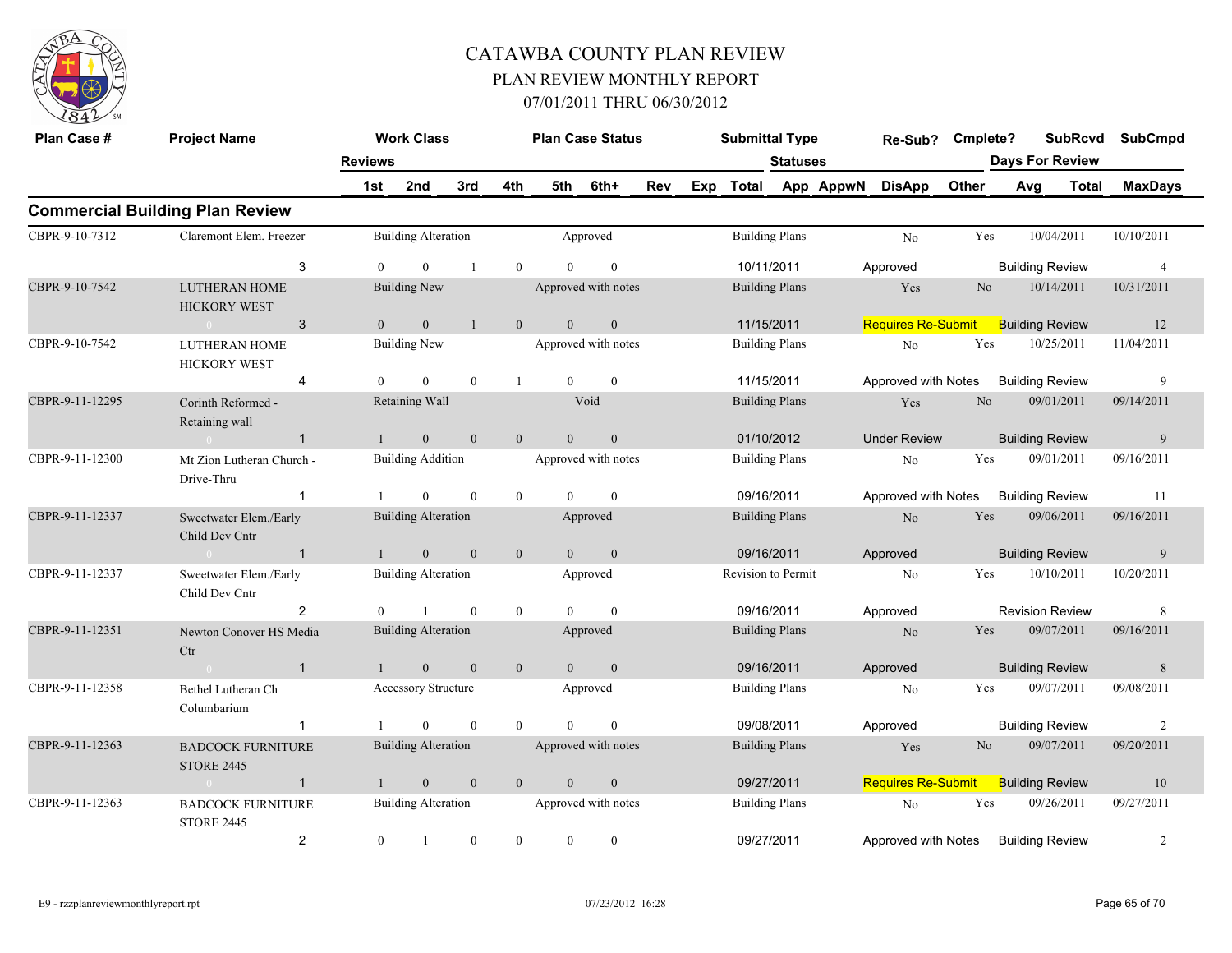# CATAWBA COUNTY PLAN REVIEW

## PLAN REVIEW MONTHLY REPORT

### 07/01/2011 THRU 06/30/2012

| Plan Case # | Project Name | Work Class | | | | Plan Case Status | | | | Submittal Type | | | Re-Sub? | Cmplete? | SubRcvd | SubCmpd |
|---|---|---|---|---|---|---|---|---|---|---|---|---|---|---|---|---|
| | Reviews | 1st | 2nd | 3rd | 4th | 5th | 6th+ | Rev | Exp | Total | Statuses App | AppwN | DisApp | Other | Days For Review Avg | Total / MaxDays |

## Commercial Building Plan Review

| Plan Case # | Project Name | Reviews | Work Class | 1st | 2nd | 3rd | 4th | 5th | 6th+ | Plan Case Status | Submittal Type | Total | Statuses | Re-Sub? | Cmplete? | SubRcvd | SubCmpd | Days For Review | MaxDays |
|---|---|---|---|---|---|---|---|---|---|---|---|---|---|---|---|---|---|---|---|
| CBPR-9-10-7312 | Claremont Elem. Freezer | 3 | Building Alteration | 0 | 0 | 1 | 0 | 0 | 0 | Approved | Building Plans | 10/11/2011 | Approved | No | Yes | 10/04/2011 | 10/10/2011 | Building Review | 4 |
| CBPR-9-10-7542 | LUTHERAN HOME HICKORY WEST | 3 | Building New | 0 | 0 | 1 | 0 | 0 | 0 | Approved with notes | Building Plans | 11/15/2011 | Requires Re-Submit | Yes | No | 10/14/2011 | 10/31/2011 | Building Review | 12 |
| CBPR-9-10-7542 | LUTHERAN HOME HICKORY WEST | 4 | Building New | 0 | 0 | 0 | 1 | 0 | 0 | Approved with notes | Building Plans | 11/15/2011 | Approved with Notes | No | Yes | 10/25/2011 | 11/04/2011 | Building Review | 9 |
| CBPR-9-11-12295 | Corinth Reformed - Retaining wall | 1 | Retaining Wall | 1 | 0 | 0 | 0 | 0 | 0 | Void | Building Plans | 01/10/2012 | Under Review | Yes | No | 09/01/2011 | 09/14/2011 | Building Review | 9 |
| CBPR-9-11-12300 | Mt Zion Lutheran Church - Drive-Thru | 1 | Building Addition | 1 | 0 | 0 | 0 | 0 | 0 | Approved with notes | Building Plans | 09/16/2011 | Approved with Notes | No | Yes | 09/01/2011 | 09/16/2011 | Building Review | 11 |
| CBPR-9-11-12337 | Sweetwater Elem./Early Child Dev Cntr | 1 | Building Alteration | 1 | 0 | 0 | 0 | 0 | 0 | Approved | Building Plans | 09/16/2011 | Approved | No | Yes | 09/06/2011 | 09/16/2011 | Building Review | 9 |
| CBPR-9-11-12337 | Sweetwater Elem./Early Child Dev Cntr | 2 | Building Alteration | 0 | 1 | 0 | 0 | 0 | 0 | Approved | Revision to Permit | 09/16/2011 | Approved | No | Yes | 10/10/2011 | 10/20/2011 | Revision Review | 8 |
| CBPR-9-11-12351 | Newton Conover HS Media Ctr | 1 | Building Alteration | 1 | 0 | 0 | 0 | 0 | 0 | Approved | Building Plans | 09/16/2011 | Approved | No | Yes | 09/07/2011 | 09/16/2011 | Building Review | 8 |
| CBPR-9-11-12358 | Bethel Lutheran Ch Columbarium | 1 | Accessory Structure | 1 | 0 | 0 | 0 | 0 | 0 | Approved | Building Plans | 09/08/2011 | Approved | No | Yes | 09/07/2011 | 09/08/2011 | Building Review | 2 |
| CBPR-9-11-12363 | BADCOCK FURNITURE STORE 2445 | 1 | Building Alteration | 1 | 0 | 0 | 0 | 0 | 0 | Approved with notes | Building Plans | 09/27/2011 | Requires Re-Submit | Yes | No | 09/07/2011 | 09/20/2011 | Building Review | 10 |
| CBPR-9-11-12363 | BADCOCK FURNITURE STORE 2445 | 2 | Building Alteration | 0 | 1 | 0 | 0 | 0 | 0 | Approved with notes | Building Plans | 09/27/2011 | Approved with Notes | No | Yes | 09/26/2011 | 09/27/2011 | Building Review | 2 |

E9 - rzzplanreviewmonthlyreport.rpt 07/23/2012 16:28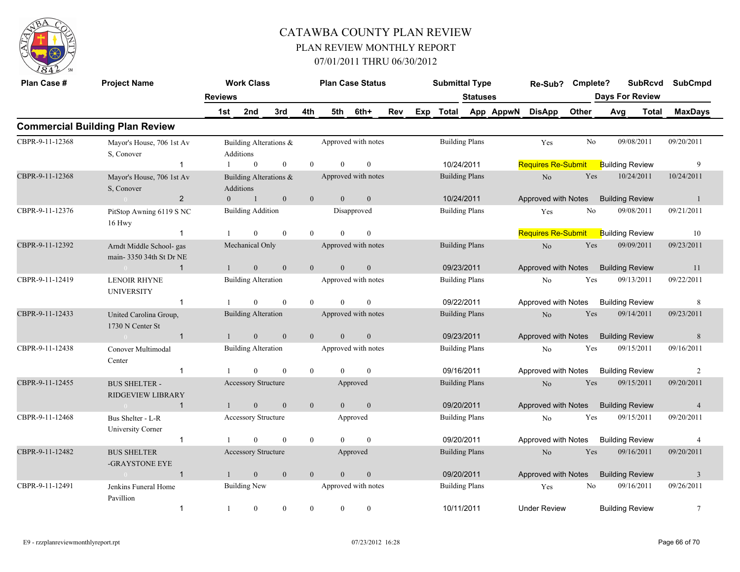# CATAWBA COUNTY PLAN REVIEW

## PLAN REVIEW MONTHLY REPORT

## 07/01/2011 THRU 06/30/2012

## Commercial Building Plan Review

| Plan Case # | Project Name | Reviews | Work Class 1st | 2nd | 3rd | 4th | Plan Case Status 5th | 6th+ | Rev | Exp | Submittal Type Total | Statuses App | AppwN | Re-Sub? DisApp | Cmplete? Other | SubRcvd Days For Review Avg | Total | SubCmpd MaxDays |
|---|---|---|---|---|---|---|---|---|---|---|---|---|---|---|---|---|---|---|
| CBPR-9-11-12368 | Mayor's House, 706 1st Av S, Conover | | Building Alterations & Additions | | | | Approved with notes | | | | Building Plans | | | Yes | No | 09/08/2011 | | 09/20/2011 |
| | | 1 | 1 | 0 | 0 | 0 | 0 | 0 | | | 10/24/2011 | | | Requires Re-Submit | | Building Review | | 9 |
| CBPR-9-11-12368 | Mayor's House, 706 1st Av S, Conover | | Building Alterations & Additions | | | | Approved with notes | | | | Building Plans | | | No | Yes | 10/24/2011 | | 10/24/2011 |
| | 0 | 2 | 0 | 1 | 0 | 0 | 0 | 0 | | | 10/24/2011 | | | Approved with Notes | | Building Review | | 1 |
| CBPR-9-11-12376 | PitStop Awning 6119 S NC 16 Hwy | | Building Addition | | | | Disapproved | | | | Building Plans | | | Yes | No | 09/08/2011 | | 09/21/2011 |
| | | 1 | 1 | 0 | 0 | 0 | 0 | 0 | | | | | | Requires Re-Submit | | Building Review | | 10 |
| CBPR-9-11-12392 | Arndt Middle School- gas main- 3350 34th St Dr NE | | Mechanical Only | | | | Approved with notes | | | | Building Plans | | | No | Yes | 09/09/2011 | | 09/23/2011 |
| | 0 | 1 | 1 | 0 | 0 | 0 | 0 | 0 | | | 09/23/2011 | | | Approved with Notes | | Building Review | | 11 |
| CBPR-9-11-12419 | LENOIR RHYNE UNIVERSITY | | Building Alteration | | | | Approved with notes | | | | Building Plans | | | No | Yes | 09/13/2011 | | 09/22/2011 |
| | | 1 | 1 | 0 | 0 | 0 | 0 | 0 | | | 09/22/2011 | | | Approved with Notes | | Building Review | | 8 |
| CBPR-9-11-12433 | United Carolina Group, 1730 N Center St | | Building Alteration | | | | Approved with notes | | | | Building Plans | | | No | Yes | 09/14/2011 | | 09/23/2011 |
| | 0 | 1 | 1 | 0 | 0 | 0 | 0 | 0 | | | 09/23/2011 | | | Approved with Notes | | Building Review | | 8 |
| CBPR-9-11-12438 | Conover Multimodal Center | | Building Alteration | | | | Approved with notes | | | | Building Plans | | | No | Yes | 09/15/2011 | | 09/16/2011 |
| | | 1 | 1 | 0 | 0 | 0 | 0 | 0 | | | 09/16/2011 | | | Approved with Notes | | Building Review | | 2 |
| CBPR-9-11-12455 | BUS SHELTER - RIDGEVIEW LIBRARY | | Accessory Structure | | | | Approved | | | | Building Plans | | | No | Yes | 09/15/2011 | | 09/20/2011 |
| | 0 | 1 | 1 | 0 | 0 | 0 | 0 | 0 | | | 09/20/2011 | | | Approved with Notes | | Building Review | | 4 |
| CBPR-9-11-12468 | Bus Shelter - L-R University Corner | | Accessory Structure | | | | Approved | | | | Building Plans | | | No | Yes | 09/15/2011 | | 09/20/2011 |
| | | 1 | 1 | 0 | 0 | 0 | 0 | 0 | | | 09/20/2011 | | | Approved with Notes | | Building Review | | 4 |
| CBPR-9-11-12482 | BUS SHELTER -GRAYSTONE EYE | | Accessory Structure | | | | Approved | | | | Building Plans | | | No | Yes | 09/16/2011 | | 09/20/2011 |
| | 0 | 1 | 1 | 0 | 0 | 0 | 0 | 0 | | | 09/20/2011 | | | Approved with Notes | | Building Review | | 3 |
| CBPR-9-11-12491 | Jenkins Funeral Home Pavillion | | Building New | | | | Approved with notes | | | | Building Plans | | | Yes | No | 09/16/2011 | | 09/26/2011 |
| | | 1 | 1 | 0 | 0 | 0 | 0 | 0 | | | 10/11/2011 | | | Under Review | | Building Review | | 7 |

E9 - rzzplanreviewmonthlyreport.rpt 07/23/2012 16:28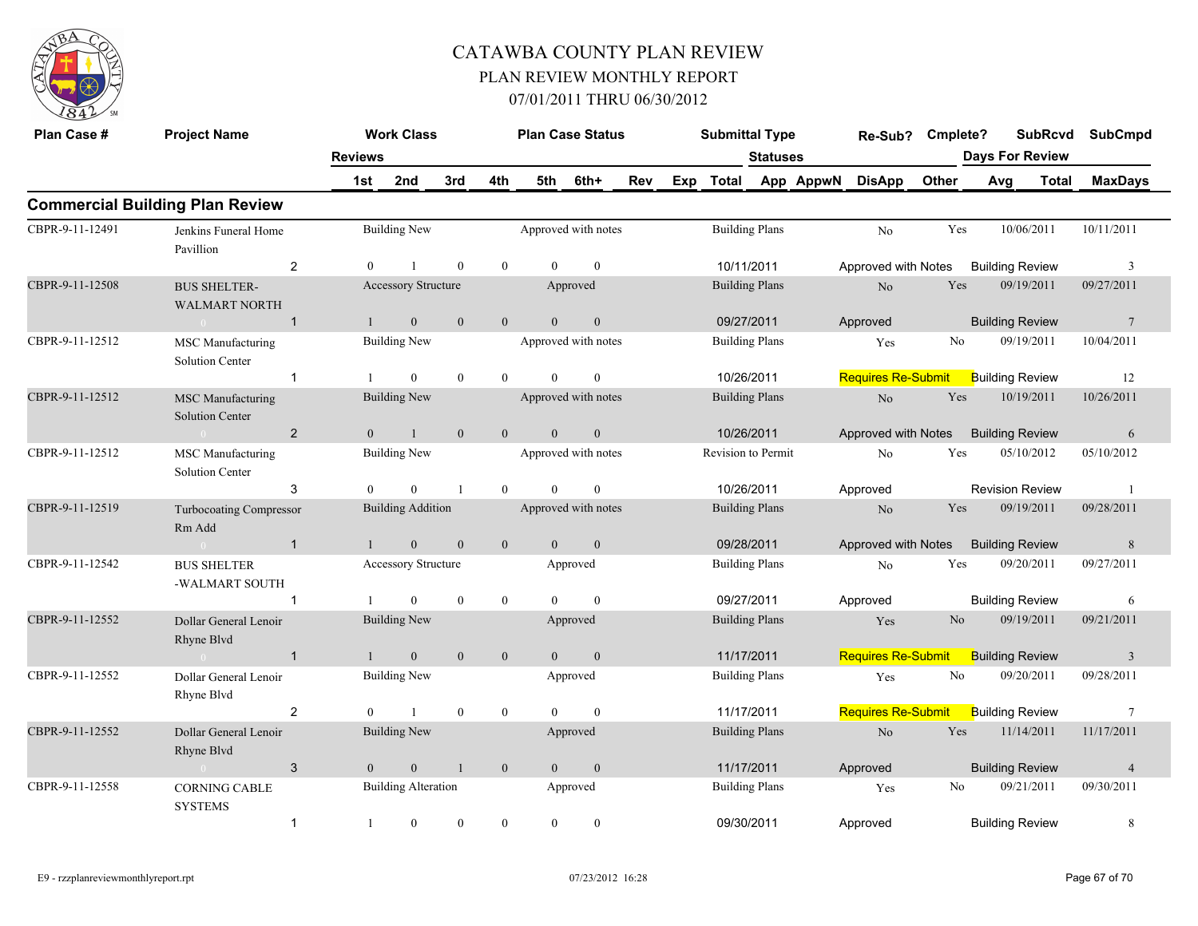# CATAWBA COUNTY PLAN REVIEW

## PLAN REVIEW MONTHLY REPORT

### 07/01/2011 THRU 06/30/2012

## Commercial Building Plan Review

| Plan Case # | Project Name | Reviews | 1st | 2nd | 3rd | 4th | 5th | 6th+ | Work Class | Plan Case Status | Submittal Type | Total (Date) | Statuses (DisApp) | Re-Sub? | Cmplete? | SubRcvd | SubCmpd | Days For Review | MaxDays |
|---|---|---|---|---|---|---|---|---|---|---|---|---|---|---|---|---|---|---|---|
| CBPR-9-11-12491 | Jenkins Funeral Home Pavillion | 2 | 0 | 1 | 0 | 0 | 0 | 0 | Building New | Approved with notes | Building Plans | 10/11/2011 | Approved with Notes | No | Yes | 10/06/2011 | 10/11/2011 | Building Review | 3 |
| CBPR-9-11-12508 | BUS SHELTER-WALMART NORTH | 1 | 1 | 0 | 0 | 0 | 0 | 0 | Accessory Structure | Approved | Building Plans | 09/27/2011 | Approved | No | Yes | 09/19/2011 | 09/27/2011 | Building Review | 7 |
| CBPR-9-11-12512 | MSC Manufacturing Solution Center | 1 | 1 | 0 | 0 | 0 | 0 | 0 | Building New | Approved with notes | Building Plans | 10/26/2011 | Requires Re-Submit | Yes | No | 09/19/2011 | 10/04/2011 | Building Review | 12 |
| CBPR-9-11-12512 | MSC Manufacturing Solution Center | 2 | 0 | 1 | 0 | 0 | 0 | 0 | Building New | Approved with notes | Building Plans | 10/26/2011 | Approved with Notes | No | Yes | 10/19/2011 | 10/26/2011 | Building Review | 6 |
| CBPR-9-11-12512 | MSC Manufacturing Solution Center | 3 | 0 | 0 | 1 | 0 | 0 | 0 | Building New | Approved with notes | Revision to Permit | 10/26/2011 | Approved | No | Yes | 05/10/2012 | 05/10/2012 | Revision Review | 1 |
| CBPR-9-11-12519 | Turbocoating Compressor Rm Add | 1 | 1 | 0 | 0 | 0 | 0 | 0 | Building Addition | Approved with notes | Building Plans | 09/28/2011 | Approved with Notes | No | Yes | 09/19/2011 | 09/28/2011 | Building Review | 8 |
| CBPR-9-11-12542 | BUS SHELTER -WALMART SOUTH | 1 | 1 | 0 | 0 | 0 | 0 | 0 | Accessory Structure | Approved | Building Plans | 09/27/2011 | Approved | No | Yes | 09/20/2011 | 09/27/2011 | Building Review | 6 |
| CBPR-9-11-12552 | Dollar General Lenoir Rhyne Blvd | 1 | 1 | 0 | 0 | 0 | 0 | 0 | Building New | Approved | Building Plans | 11/17/2011 | Requires Re-Submit | Yes | No | 09/19/2011 | 09/21/2011 | Building Review | 3 |
| CBPR-9-11-12552 | Dollar General Lenoir Rhyne Blvd | 2 | 0 | 1 | 0 | 0 | 0 | 0 | Building New | Approved | Building Plans | 11/17/2011 | Requires Re-Submit | Yes | No | 09/20/2011 | 09/28/2011 | Building Review | 7 |
| CBPR-9-11-12552 | Dollar General Lenoir Rhyne Blvd | 3 | 0 | 0 | 1 | 0 | 0 | 0 | Building New | Approved | Building Plans | 11/17/2011 | Approved | No | Yes | 11/14/2011 | 11/17/2011 | Building Review | 4 |
| CBPR-9-11-12558 | CORNING CABLE SYSTEMS | 1 | 1 | 0 | 0 | 0 | 0 | 0 | Building Alteration | Approved | Building Plans | 09/30/2011 | Approved | Yes | No | 09/21/2011 | 09/30/2011 | Building Review | 8 |

E9 - rzzplanreviewmonthlyreport.rpt 07/23/2012 16:28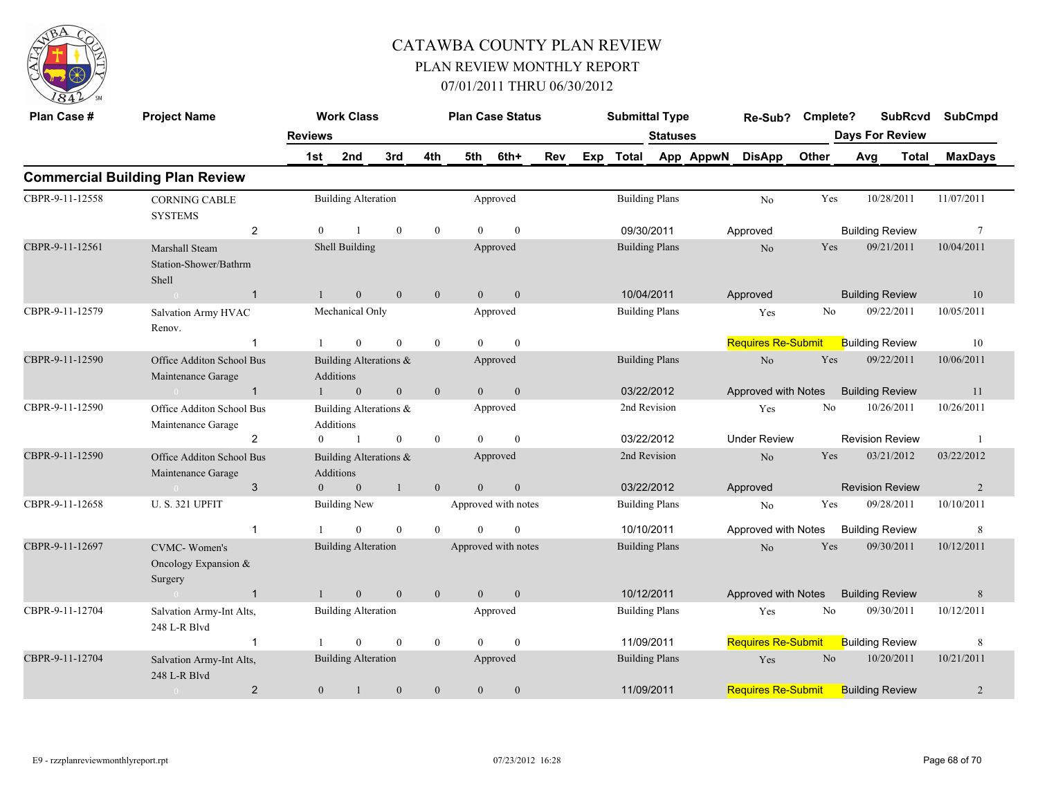# CATAWBA COUNTY PLAN REVIEW
## PLAN REVIEW MONTHLY REPORT
### 07/01/2011 THRU 06/30/2012

## Commercial Building Plan Review

| Plan Case # | Project Name | Reviews | Work Class | | | | Plan Case Status | | | | Submittal Type | Statuses | | Re-Sub? | Cmplete? | SubRcvd | SubCmpd |
|---|---|---|---|---|---|---|---|---|---|---|---|---|---|---|---|---|---|
| | | | 1st | 2nd | 3rd | 4th | 5th | 6th+ | Rev | Exp | Total | App | AppwN | DisApp | Other | Days For Review Avg | Total / MaxDays |
| CBPR-9-11-12558 | CORNING CABLE SYSTEMS | 2 | 0 | 1 | 0 | 0 | 0 | 0 | | | Building Alteration / Approved / Building Plans / 09/30/2011 | Approved | | No | Yes | 10/28/2011 / Building Review | 11/07/2011 / 7 |
| CBPR-9-11-12561 | Marshall Steam Station-Shower/Bathrm Shell | 1 | 1 | 0 | 0 | 0 | 0 | 0 | | | Shell Building / Approved / Building Plans / 10/04/2011 | Approved | | No | Yes | 09/21/2011 / Building Review | 10/04/2011 / 10 |
| CBPR-9-11-12579 | Salvation Army HVAC Renov. | 1 | 1 | 0 | 0 | 0 | 0 | 0 | | | Mechanical Only / Approved / Building Plans | Requires Re-Submit | | Yes | No | 09/22/2011 / Building Review | 10/05/2011 / 10 |
| CBPR-9-11-12590 | Office Additon School Bus Maintenance Garage | 1 | 1 | 0 | 0 | 0 | 0 | 0 | | | Building Alterations & Additions / Approved / Building Plans / 03/22/2012 | Approved with Notes | | No | Yes | 09/22/2011 / Building Review | 10/06/2011 / 11 |
| CBPR-9-11-12590 | Office Additon School Bus Maintenance Garage | 2 | 0 | 1 | 0 | 0 | 0 | 0 | | | Building Alterations & Additions / Approved / 2nd Revision / 03/22/2012 | Under Review | | Yes | No | 10/26/2011 / Revision Review | 10/26/2011 / 1 |
| CBPR-9-11-12590 | Office Additon School Bus Maintenance Garage | 3 | 0 | 0 | 1 | 0 | 0 | 0 | | | Building Alterations & Additions / Approved / 2nd Revision / 03/22/2012 | Approved | | No | Yes | 03/21/2012 / Revision Review | 03/22/2012 / 2 |
| CBPR-9-11-12658 | U. S. 321 UPFIT | 1 | 1 | 0 | 0 | 0 | 0 | 0 | | | Building New / Approved with notes / Building Plans / 10/10/2011 | Approved with Notes | | No | Yes | 09/28/2011 / Building Review | 10/10/2011 / 8 |
| CBPR-9-11-12697 | CVMC- Women's Oncology Expansion & Surgery | 1 | 1 | 0 | 0 | 0 | 0 | 0 | | | Building Alteration / Approved with notes / Building Plans / 10/12/2011 | Approved with Notes | | No | Yes | 09/30/2011 / Building Review | 10/12/2011 / 8 |
| CBPR-9-11-12704 | Salvation Army-Int Alts, 248 L-R Blvd | 1 | 1 | 0 | 0 | 0 | 0 | 0 | | | Building Alteration / Approved / Building Plans / 11/09/2011 | Requires Re-Submit | | Yes | No | 09/30/2011 / Building Review | 10/12/2011 / 8 |
| CBPR-9-11-12704 | Salvation Army-Int Alts, 248 L-R Blvd | 2 | 0 | 1 | 0 | 0 | 0 | 0 | | | Building Alteration / Approved / Building Plans / 11/09/2011 | Requires Re-Submit | | Yes | No | 10/20/2011 / Building Review | 10/21/2011 / 2 |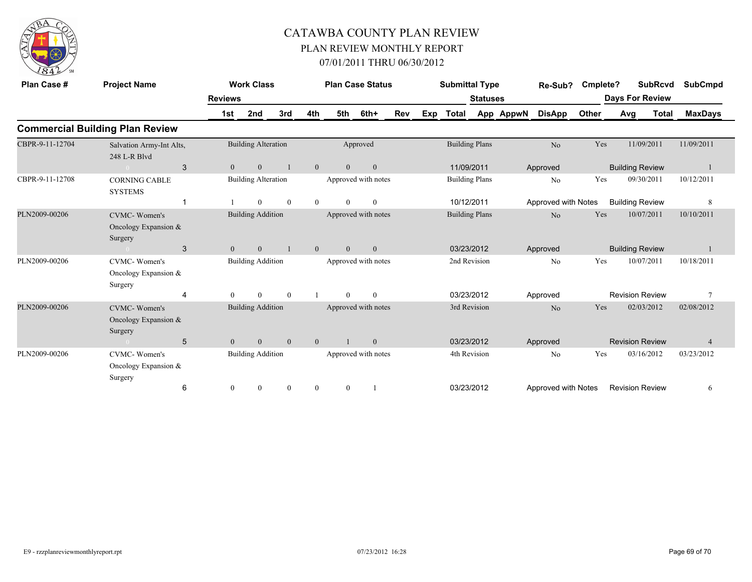# CATAWBA COUNTY PLAN REVIEW

## PLAN REVIEW MONTHLY REPORT

## 07/01/2011 THRU 06/30/2012

| Plan Case # | Project Name | Reviews | Work Class | | | Plan Case Status | | | | Submittal Type | Statuses | | Re-Sub? | Cmplete? | SubRcvd | Days For Review | SubCmpd |
|---|---|---|---|---|---|---|---|---|---|---|---|---|---|---|---|---|---|
| | | 1st | 2nd | 3rd | 4th | 5th | 6th+ | Rev | Exp | Total | App | AppwN | DisApp | Other | Avg | Total | MaxDays |

## Commercial Building Plan Review

| Plan Case # | Project Name | Reviews | 1st | 2nd | 3rd | 4th | 5th | 6th+ | Work Class | Plan Case Status | Submittal Type | Date | Status | Re-Sub? | Cmplete? | SubRcvd | SubCmpd | Review Type | MaxDays |
|---|---|---|---|---|---|---|---|---|---|---|---|---|---|---|---|---|---|---|---|
| CBPR-9-11-12704 | Salvation Army-Int Alts, 248 L-R Blvd | 3 | 0 | 0 | 1 | 0 | 0 | 0 | Building Alteration | Approved | Building Plans | 11/09/2011 | Approved | No | Yes | 11/09/2011 | 11/09/2011 | Building Review | 1 |
| CBPR-9-11-12708 | CORNING CABLE SYSTEMS | 1 | 1 | 0 | 0 | 0 | 0 | 0 | Building Alteration | Approved with notes | Building Plans | 10/12/2011 | Approved with Notes | No | Yes | 09/30/2011 | 10/12/2011 | Building Review | 8 |
| PLN2009-00206 | CVMC- Women's Oncology Expansion & Surgery | 3 | 0 | 0 | 1 | 0 | 0 | 0 | Building Addition | Approved with notes | Building Plans | 03/23/2012 | Approved | No | Yes | 10/07/2011 | 10/10/2011 | Building Review | 1 |
| PLN2009-00206 | CVMC- Women's Oncology Expansion & Surgery | 4 | 0 | 0 | 0 | 1 | 0 | 0 | Building Addition | Approved with notes | 2nd Revision | 03/23/2012 | Approved | No | Yes | 10/07/2011 | 10/18/2011 | Revision Review | 7 |
| PLN2009-00206 | CVMC- Women's Oncology Expansion & Surgery | 5 | 0 | 0 | 0 | 0 | 1 | 0 | Building Addition | Approved with notes | 3rd Revision | 03/23/2012 | Approved | No | Yes | 02/03/2012 | 02/08/2012 | Revision Review | 4 |
| PLN2009-00206 | CVMC- Women's Oncology Expansion & Surgery | 6 | 0 | 0 | 0 | 0 | 0 | 1 | Building Addition | Approved with notes | 4th Revision | 03/23/2012 | Approved with Notes | No | Yes | 03/16/2012 | 03/23/2012 | Revision Review | 6 |

E9 - rzzplanreviewmonthlyreport.rpt 07/23/2012 16:28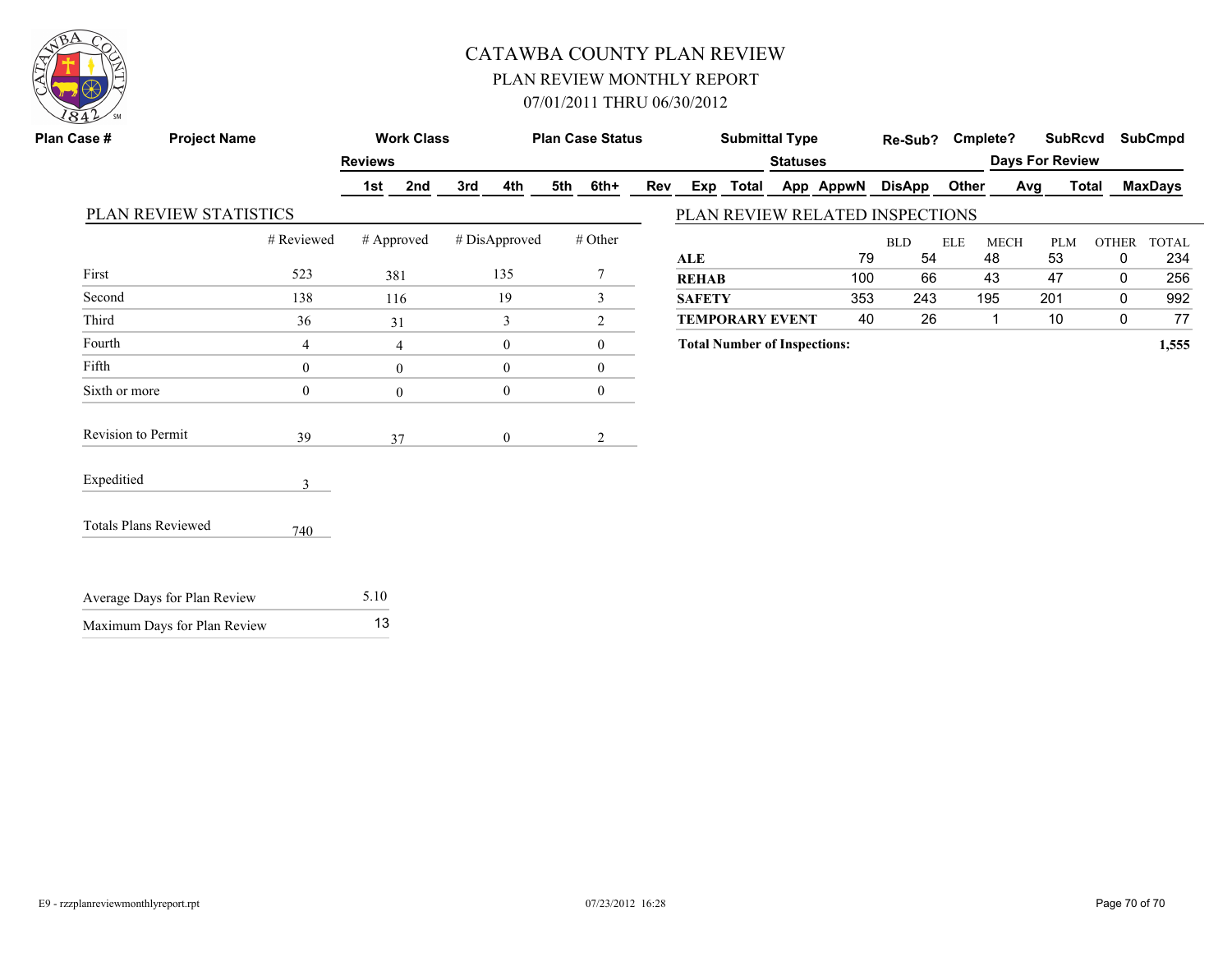# CATAWBA COUNTY PLAN REVIEW

## PLAN REVIEW MONTHLY REPORT

### 07/01/2011 THRU 06/30/2012

| Plan Case # | Project Name | Work Class | | Plan Case Status | | Submittal Type | | Re-Sub? | Cmplete? | SubRcvd | | SubCmpd |
|---|---|---|---|---|---|---|---|---|---|---|---|---|
| Reviews | | | | | | | Statuses | | | Days For Review | | |
| 1st | 2nd | 3rd | 4th | 5th | 6th+ | Rev | Exp | Total | App | AppwN | DisApp | Other | Avg | Total | MaxDays |

## PLAN REVIEW STATISTICS

| | # Reviewed | # Approved | # DisApproved | # Other |
|---|---|---|---|---|
| First | 523 | 381 | 135 | 7 |
| Second | 138 | 116 | 19 | 3 |
| Third | 36 | 31 | 3 | 2 |
| Fourth | 4 | 4 | 0 | 0 |
| Fifth | 0 | 0 | 0 | 0 |
| Sixth or more | 0 | 0 | 0 | 0 |
| Revision to Permit | 39 | 37 | 0 | 2 |
| Expeditied | 3 | | | |
| Totals Plans Reviewed | 740 | | | |

| | |
|---|---|
| Average Days for Plan Review | 5.10 |
| Maximum Days for Plan Review | 13 |

## PLAN REVIEW RELATED INSPECTIONS

| | | BLD | ELE | MECH | PLM | OTHER | TOTAL |
|---|---|---|---|---|---|---|---|
| **ALE** | 79 | 54 | 48 | 53 | 0 | 234 |
| **REHAB** | 100 | 66 | 43 | 47 | 0 | 256 |
| **SAFETY** | 353 | 243 | 195 | 201 | 0 | 992 |
| **TEMPORARY EVENT** | 40 | 26 | 1 | 10 | 0 | 77 |
| **Total Number of Inspections:** | | | | | | **1,555** |

E9 - rzzplanreviewmonthlyreport.rpt 07/23/2012 16:28